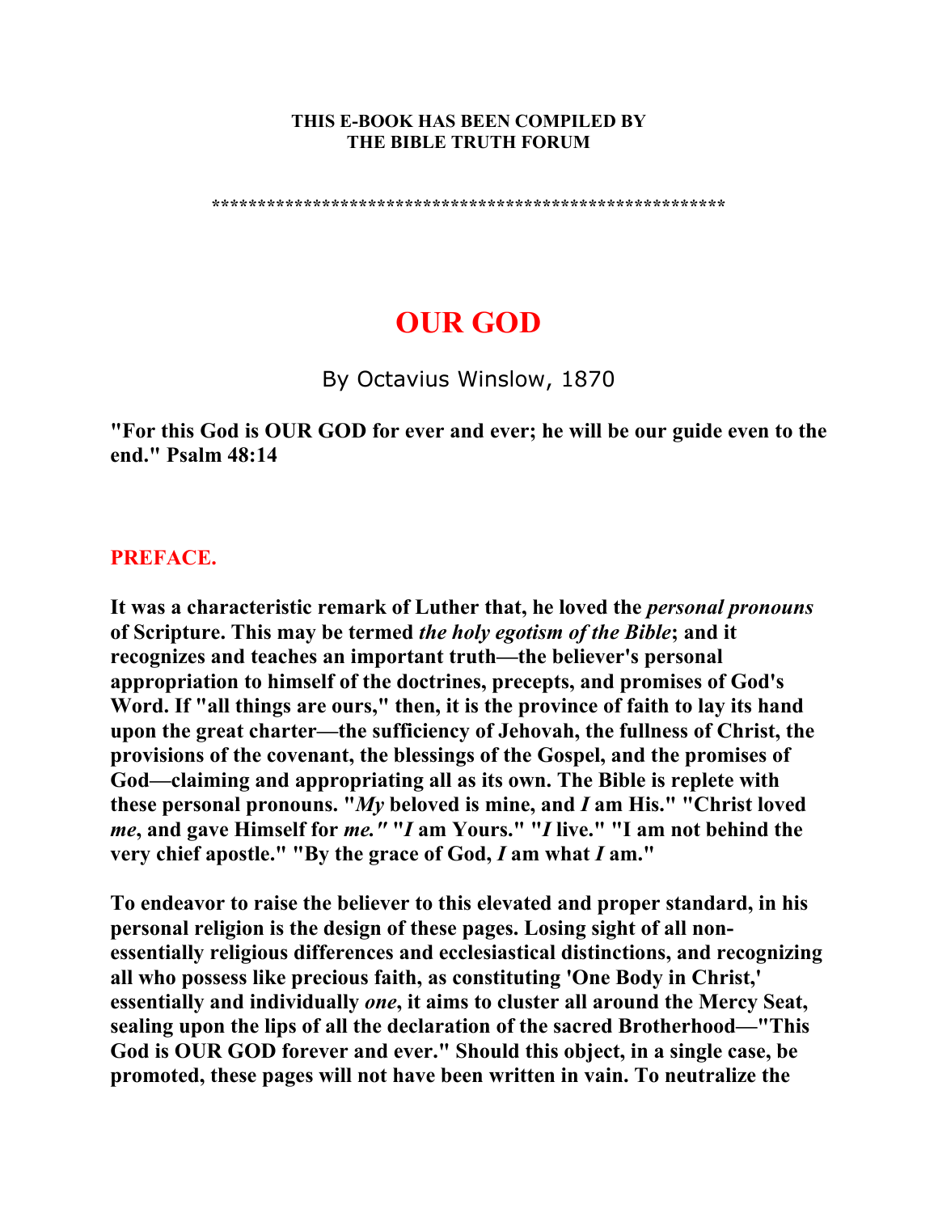**THIS E-BOOK HAS BEEN COMPILED BY**
**THE BIBLE TRUTH FORUM**

*******************************************************

# OUR GOD

By Octavius Winslow, 1870

**"For this God is OUR GOD for ever and ever; he will be our guide even to the end." Psalm 48:14**

## PREFACE.

**It was a characteristic remark of Luther that, he loved the *personal pronouns* of Scripture. This may be termed *the holy egotism of the Bible*; and it recognizes and teaches an important truth—the believer's personal appropriation to himself of the doctrines, precepts, and promises of God's Word. If "all things are ours," then, it is the province of faith to lay its hand upon the great charter—the sufficiency of Jehovah, the fullness of Christ, the provisions of the covenant, the blessings of the Gospel, and the promises of God—claiming and appropriating all as its own. The Bible is replete with these personal pronouns. "*My* beloved is mine, and *I* am His." "Christ loved *me*, and gave Himself for *me."* "*I* am Yours." "*I* live." "I am not behind the very chief apostle." "By the grace of God, *I* am what *I* am."**

**To endeavor to raise the believer to this elevated and proper standard, in his personal religion is the design of these pages. Losing sight of all non-essentially religious differences and ecclesiastical distinctions, and recognizing all who possess like precious faith, as constituting 'One Body in Christ,' essentially and individually *one*, it aims to cluster all around the Mercy Seat, sealing upon the lips of all the declaration of the sacred Brotherhood—"This God is OUR GOD forever and ever." Should this object, in a single case, be promoted, these pages will not have been written in vain. To neutralize the**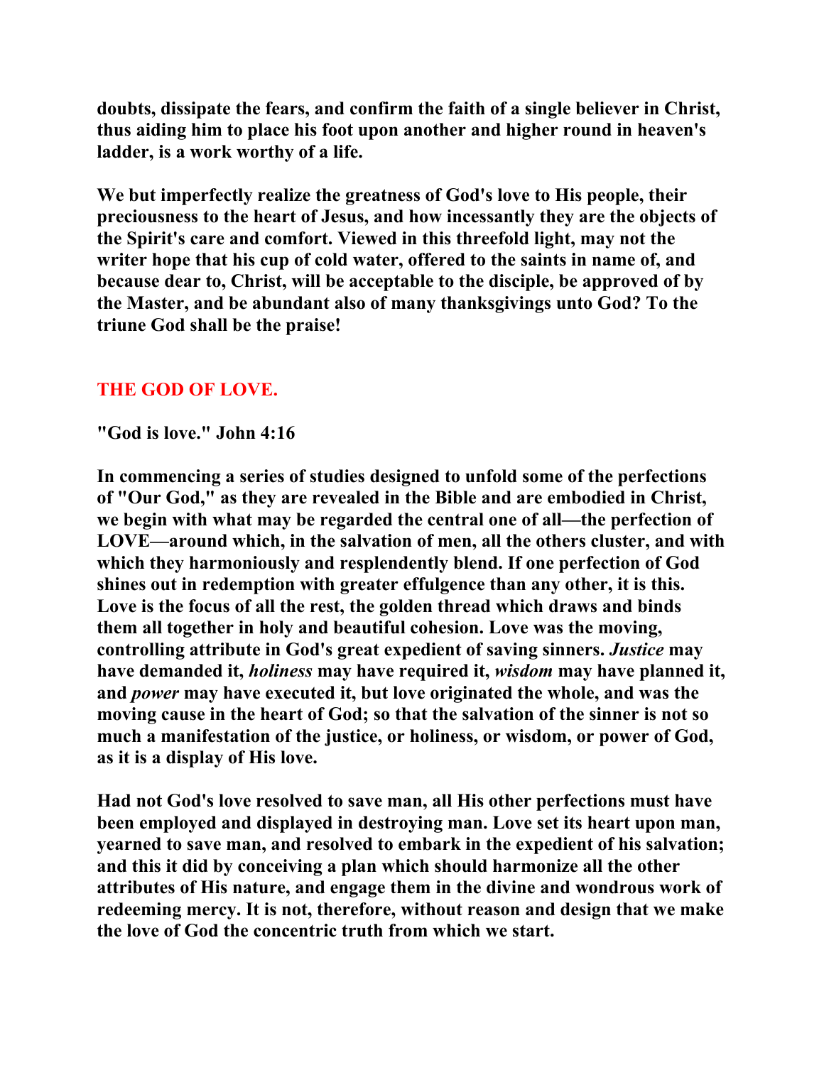**doubts, dissipate the fears, and confirm the faith of a single believer in Christ, thus aiding him to place his foot upon another and higher round in heaven's ladder, is a work worthy of a life.**

**We but imperfectly realize the greatness of God's love to His people, their preciousness to the heart of Jesus, and how incessantly they are the objects of the Spirit's care and comfort. Viewed in this threefold light, may not the writer hope that his cup of cold water, offered to the saints in name of, and because dear to, Christ, will be acceptable to the disciple, be approved of by the Master, and be abundant also of many thanksgivings unto God? To the triune God shall be the praise!**

## THE GOD OF LOVE.

**"God is love." John 4:16**

**In commencing a series of studies designed to unfold some of the perfections of "Our God," as they are revealed in the Bible and are embodied in Christ, we begin with what may be regarded the central one of all—the perfection of LOVE—around which, in the salvation of men, all the others cluster, and with which they harmoniously and resplendently blend. If one perfection of God shines out in redemption with greater effulgence than any other, it is this. Love is the focus of all the rest, the golden thread which draws and binds them all together in holy and beautiful cohesion. Love was the moving, controlling attribute in God's great expedient of saving sinners. *Justice* may have demanded it, *holiness* may have required it, *wisdom* may have planned it, and *power* may have executed it, but love originated the whole, and was the moving cause in the heart of God; so that the salvation of the sinner is not so much a manifestation of the justice, or holiness, or wisdom, or power of God, as it is a display of His love.**

**Had not God's love resolved to save man, all His other perfections must have been employed and displayed in destroying man. Love set its heart upon man, yearned to save man, and resolved to embark in the expedient of his salvation; and this it did by conceiving a plan which should harmonize all the other attributes of His nature, and engage them in the divine and wondrous work of redeeming mercy. It is not, therefore, without reason and design that we make the love of God the concentric truth from which we start.**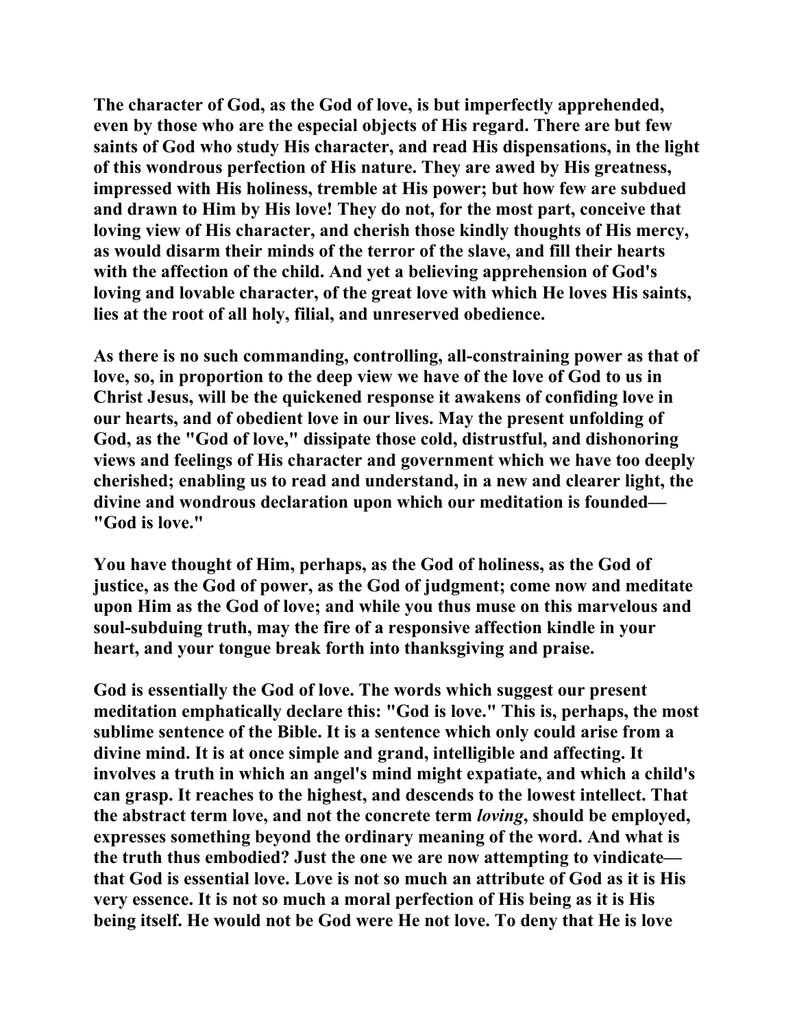The character of God, as the God of love, is but imperfectly apprehended, even by those who are the especial objects of His regard. There are but few saints of God who study His character, and read His dispensations, in the light of this wondrous perfection of His nature. They are awed by His greatness, impressed with His holiness, tremble at His power; but how few are subdued and drawn to Him by His love! They do not, for the most part, conceive that loving view of His character, and cherish those kindly thoughts of His mercy, as would disarm their minds of the terror of the slave, and fill their hearts with the affection of the child. And yet a believing apprehension of God's loving and lovable character, of the great love with which He loves His saints, lies at the root of all holy, filial, and unreserved obedience.

As there is no such commanding, controlling, all-constraining power as that of love, so, in proportion to the deep view we have of the love of God to us in Christ Jesus, will be the quickened response it awakens of confiding love in our hearts, and of obedient love in our lives. May the present unfolding of God, as the "God of love," dissipate those cold, distrustful, and dishonoring views and feelings of His character and government which we have too deeply cherished; enabling us to read and understand, in a new and clearer light, the divine and wondrous declaration upon which our meditation is founded—"God is love."

You have thought of Him, perhaps, as the God of holiness, as the God of justice, as the God of power, as the God of judgment; come now and meditate upon Him as the God of love; and while you thus muse on this marvelous and soul-subduing truth, may the fire of a responsive affection kindle in your heart, and your tongue break forth into thanksgiving and praise.

God is essentially the God of love. The words which suggest our present meditation emphatically declare this: "God is love." This is, perhaps, the most sublime sentence of the Bible. It is a sentence which only could arise from a divine mind. It is at once simple and grand, intelligible and affecting. It involves a truth in which an angel's mind might expatiate, and which a child's can grasp. It reaches to the highest, and descends to the lowest intellect. That the abstract term love, and not the concrete term *loving*, should be employed, expresses something beyond the ordinary meaning of the word. And what is the truth thus embodied? Just the one we are now attempting to vindicate—that God is essential love. Love is not so much an attribute of God as it is His very essence. It is not so much a moral perfection of His being as it is His being itself. He would not be God were He not love. To deny that He is love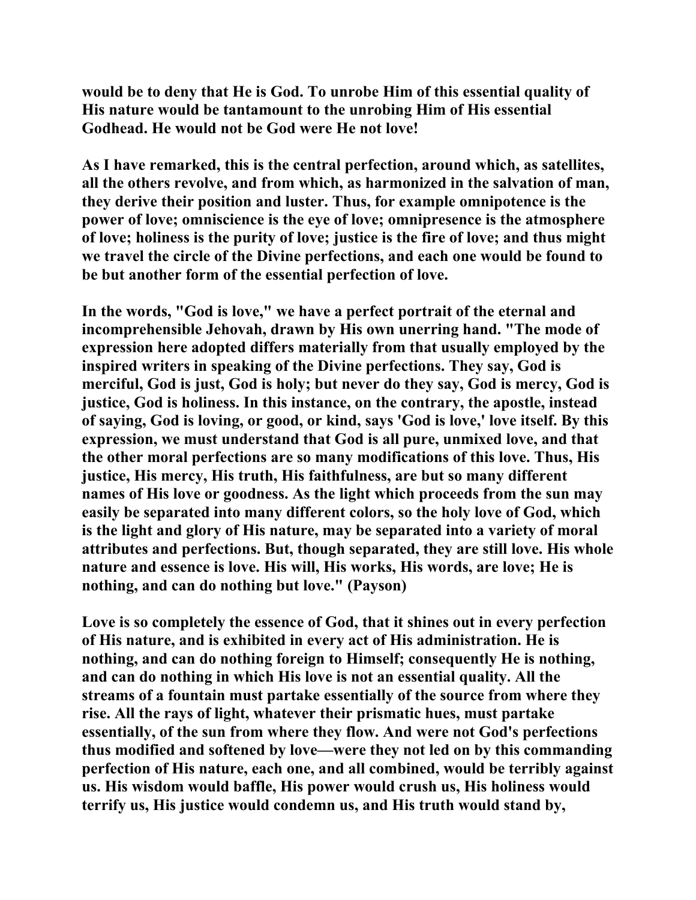would be to deny that He is God. To unrobe Him of this essential quality of His nature would be tantamount to the unrobing Him of His essential Godhead. He would not be God were He not love!

As I have remarked, this is the central perfection, around which, as satellites, all the others revolve, and from which, as harmonized in the salvation of man, they derive their position and luster. Thus, for example omnipotence is the power of love; omniscience is the eye of love; omnipresence is the atmosphere of love; holiness is the purity of love; justice is the fire of love; and thus might we travel the circle of the Divine perfections, and each one would be found to be but another form of the essential perfection of love.

In the words, "God is love," we have a perfect portrait of the eternal and incomprehensible Jehovah, drawn by His own unerring hand. "The mode of expression here adopted differs materially from that usually employed by the inspired writers in speaking of the Divine perfections. They say, God is merciful, God is just, God is holy; but never do they say, God is mercy, God is justice, God is holiness. In this instance, on the contrary, the apostle, instead of saying, God is loving, or good, or kind, says 'God is love,' love itself. By this expression, we must understand that God is all pure, unmixed love, and that the other moral perfections are so many modifications of this love. Thus, His justice, His mercy, His truth, His faithfulness, are but so many different names of His love or goodness. As the light which proceeds from the sun may easily be separated into many different colors, so the holy love of God, which is the light and glory of His nature, may be separated into a variety of moral attributes and perfections. But, though separated, they are still love. His whole nature and essence is love. His will, His works, His words, are love; He is nothing, and can do nothing but love." (Payson)

Love is so completely the essence of God, that it shines out in every perfection of His nature, and is exhibited in every act of His administration. He is nothing, and can do nothing foreign to Himself; consequently He is nothing, and can do nothing in which His love is not an essential quality. All the streams of a fountain must partake essentially of the source from where they rise. All the rays of light, whatever their prismatic hues, must partake essentially, of the sun from where they flow. And were not God's perfections thus modified and softened by love—were they not led on by this commanding perfection of His nature, each one, and all combined, would be terribly against us. His wisdom would baffle, His power would crush us, His holiness would terrify us, His justice would condemn us, and His truth would stand by,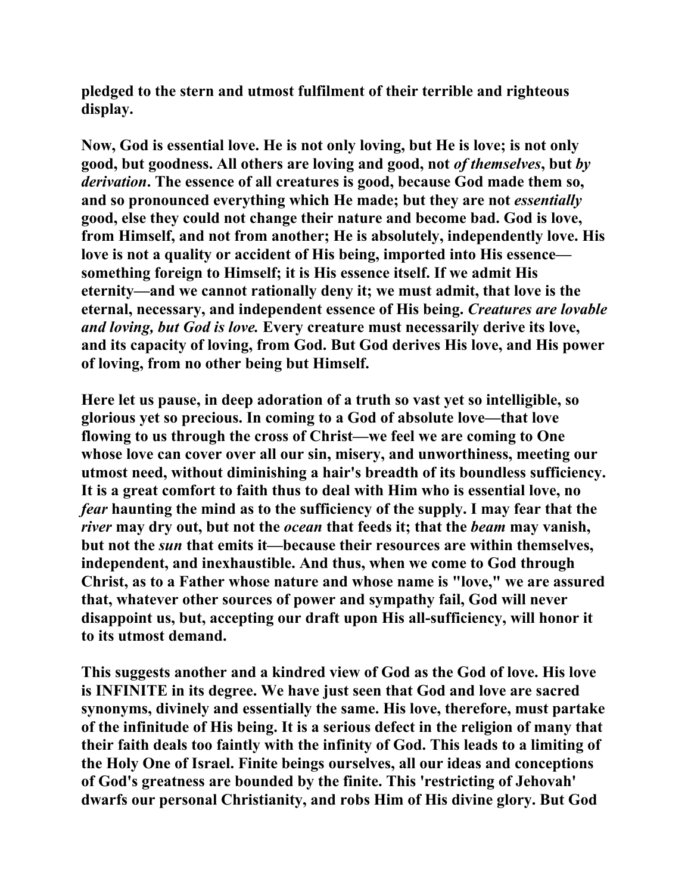**pledged to the stern and utmost fulfilment of their terrible and righteous display.**

**Now, God is essential love. He is not only loving, but He is love; is not only good, but goodness. All others are loving and good, not *of themselves*, but *by derivation*. The essence of all creatures is good, because God made them so, and so pronounced everything which He made; but they are not *essentially* good, else they could not change their nature and become bad. God is love, from Himself, and not from another; He is absolutely, independently love. His love is not a quality or accident of His being, imported into His essence—something foreign to Himself; it is His essence itself. If we admit His eternity—and we cannot rationally deny it; we must admit, that love is the eternal, necessary, and independent essence of His being. *Creatures are lovable and loving, but God is love.* Every creature must necessarily derive its love, and its capacity of loving, from God. But God derives His love, and His power of loving, from no other being but Himself.**

**Here let us pause, in deep adoration of a truth so vast yet so intelligible, so glorious yet so precious. In coming to a God of absolute love—that love flowing to us through the cross of Christ—we feel we are coming to One whose love can cover over all our sin, misery, and unworthiness, meeting our utmost need, without diminishing a hair's breadth of its boundless sufficiency. It is a great comfort to faith thus to deal with Him who is essential love, no *fear* haunting the mind as to the sufficiency of the supply. I may fear that the *river* may dry out, but not the *ocean* that feeds it; that the *beam* may vanish, but not the *sun* that emits it—because their resources are within themselves, independent, and inexhaustible. And thus, when we come to God through Christ, as to a Father whose nature and whose name is "love," we are assured that, whatever other sources of power and sympathy fail, God will never disappoint us, but, accepting our draft upon His all-sufficiency, will honor it to its utmost demand.**

**This suggests another and a kindred view of God as the God of love. His love is INFINITE in its degree. We have just seen that God and love are sacred synonyms, divinely and essentially the same. His love, therefore, must partake of the infinitude of His being. It is a serious defect in the religion of many that their faith deals too faintly with the infinity of God. This leads to a limiting of the Holy One of Israel. Finite beings ourselves, all our ideas and conceptions of God's greatness are bounded by the finite. This 'restricting of Jehovah' dwarfs our personal Christianity, and robs Him of His divine glory. But God**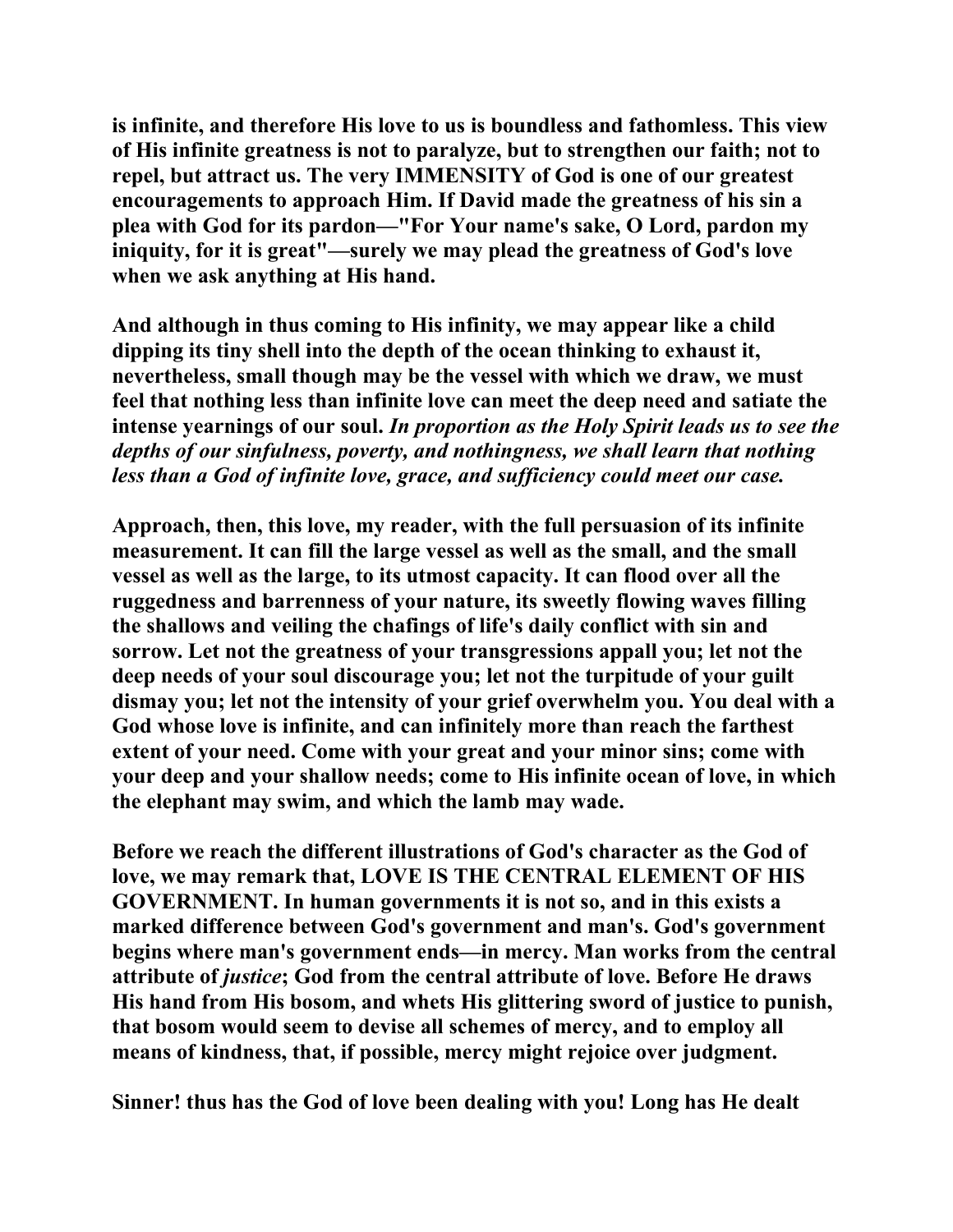**is infinite, and therefore His love to us is boundless and fathomless. This view of His infinite greatness is not to paralyze, but to strengthen our faith; not to repel, but attract us. The very IMMENSITY of God is one of our greatest encouragements to approach Him. If David made the greatness of his sin a plea with God for its pardon—"For Your name's sake, O Lord, pardon my iniquity, for it is great"—surely we may plead the greatness of God's love when we ask anything at His hand.**

**And although in thus coming to His infinity, we may appear like a child dipping its tiny shell into the depth of the ocean thinking to exhaust it, nevertheless, small though may be the vessel with which we draw, we must feel that nothing less than infinite love can meet the deep need and satiate the intense yearnings of our soul.** ***In proportion as the Holy Spirit leads us to see the depths of our sinfulness, poverty, and nothingness, we shall learn that nothing less than a God of infinite love, grace, and sufficiency could meet our case.***

**Approach, then, this love, my reader, with the full persuasion of its infinite measurement. It can fill the large vessel as well as the small, and the small vessel as well as the large, to its utmost capacity. It can flood over all the ruggedness and barrenness of your nature, its sweetly flowing waves filling the shallows and veiling the chafings of life's daily conflict with sin and sorrow. Let not the greatness of your transgressions appall you; let not the deep needs of your soul discourage you; let not the turpitude of your guilt dismay you; let not the intensity of your grief overwhelm you. You deal with a God whose love is infinite, and can infinitely more than reach the farthest extent of your need. Come with your great and your minor sins; come with your deep and your shallow needs; come to His infinite ocean of love, in which the elephant may swim, and which the lamb may wade.**

**Before we reach the different illustrations of God's character as the God of love, we may remark that, LOVE IS THE CENTRAL ELEMENT OF HIS GOVERNMENT. In human governments it is not so, and in this exists a marked difference between God's government and man's. God's government begins where man's government ends—in mercy. Man works from the central attribute of *justice*; God from the central attribute of love. Before He draws His hand from His bosom, and whets His glittering sword of justice to punish, that bosom would seem to devise all schemes of mercy, and to employ all means of kindness, that, if possible, mercy might rejoice over judgment.**

**Sinner! thus has the God of love been dealing with you! Long has He dealt**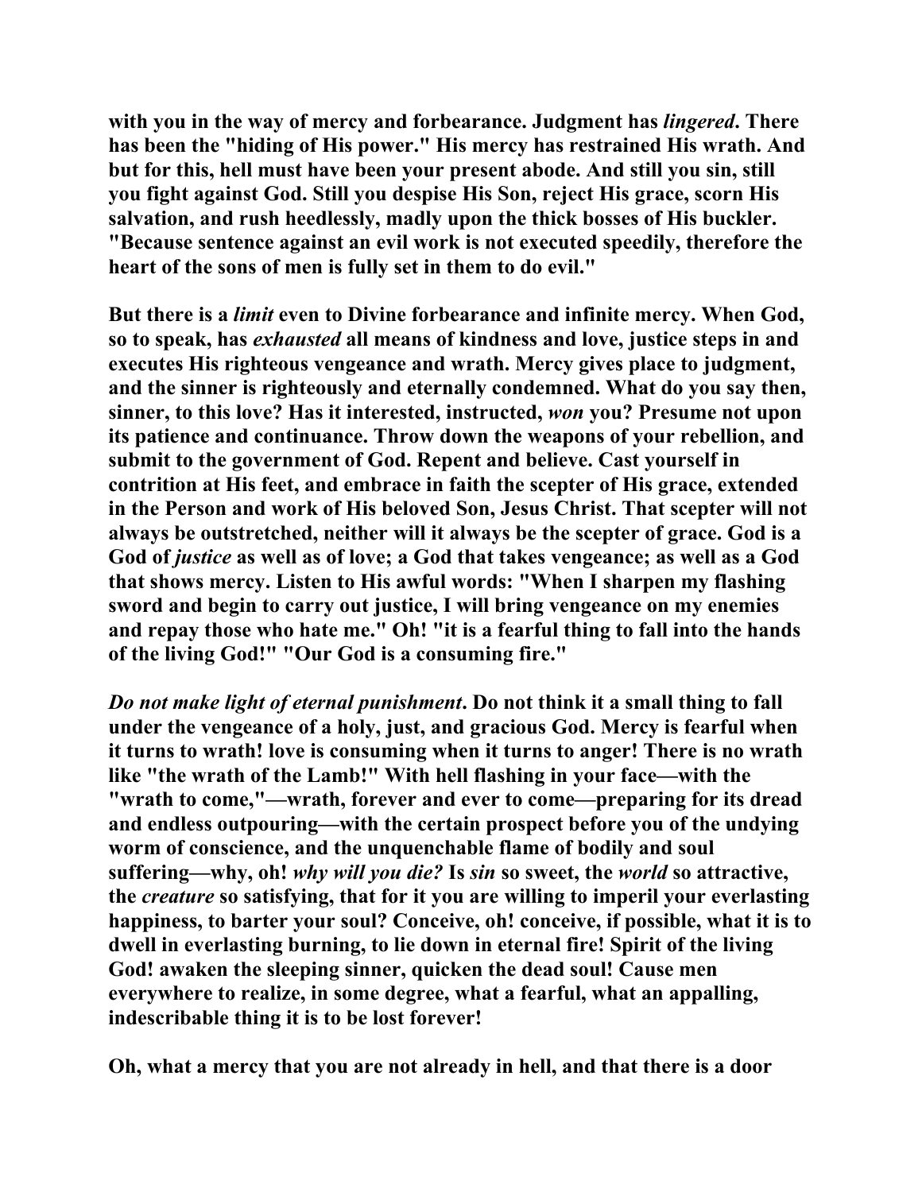**with you in the way of mercy and forbearance. Judgment has *lingered*. There has been the "hiding of His power." His mercy has restrained His wrath. And but for this, hell must have been your present abode. And still you sin, still you fight against God. Still you despise His Son, reject His grace, scorn His salvation, and rush heedlessly, madly upon the thick bosses of His buckler. "Because sentence against an evil work is not executed speedily, therefore the heart of the sons of men is fully set in them to do evil."**

**But there is a *limit* even to Divine forbearance and infinite mercy. When God, so to speak, has *exhausted* all means of kindness and love, justice steps in and executes His righteous vengeance and wrath. Mercy gives place to judgment, and the sinner is righteously and eternally condemned. What do you say then, sinner, to this love? Has it interested, instructed, *won* you? Presume not upon its patience and continuance. Throw down the weapons of your rebellion, and submit to the government of God. Repent and believe. Cast yourself in contrition at His feet, and embrace in faith the scepter of His grace, extended in the Person and work of His beloved Son, Jesus Christ. That scepter will not always be outstretched, neither will it always be the scepter of grace. God is a God of *justice* as well as of love; a God that takes vengeance; as well as a God that shows mercy. Listen to His awful words: "When I sharpen my flashing sword and begin to carry out justice, I will bring vengeance on my enemies and repay those who hate me." Oh! "it is a fearful thing to fall into the hands of the living God!" "Our God is a consuming fire."**

***Do not make light of eternal punishment*. Do not think it a small thing to fall under the vengeance of a holy, just, and gracious God. Mercy is fearful when it turns to wrath! love is consuming when it turns to anger! There is no wrath like "the wrath of the Lamb!" With hell flashing in your face—with the "wrath to come,"—wrath, forever and ever to come—preparing for its dread and endless outpouring—with the certain prospect before you of the undying worm of conscience, and the unquenchable flame of bodily and soul suffering—why, oh! *why will you die?* Is *sin* so sweet, the *world* so attractive, the *creature* so satisfying, that for it you are willing to imperil your everlasting happiness, to barter your soul? Conceive, oh! conceive, if possible, what it is to dwell in everlasting burning, to lie down in eternal fire! Spirit of the living God! awaken the sleeping sinner, quicken the dead soul! Cause men everywhere to realize, in some degree, what a fearful, what an appalling, indescribable thing it is to be lost forever!**

**Oh, what a mercy that you are not already in hell, and that there is a door**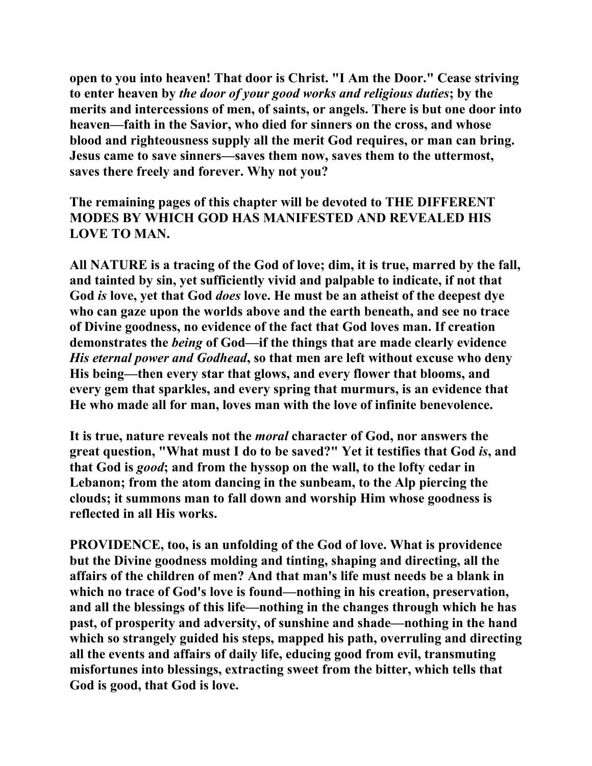open to you into heaven! That door is Christ. "I Am the Door." Cease striving to enter heaven by *the door of your good works and religious duties*; by the merits and intercessions of men, of saints, or angels. There is but one door into heaven—faith in the Savior, who died for sinners on the cross, and whose blood and righteousness supply all the merit God requires, or man can bring. Jesus came to save sinners—saves them now, saves them to the uttermost, saves there freely and forever. Why not you?

The remaining pages of this chapter will be devoted to THE DIFFERENT MODES BY WHICH GOD HAS MANIFESTED AND REVEALED HIS LOVE TO MAN.

All NATURE is a tracing of the God of love; dim, it is true, marred by the fall, and tainted by sin, yet sufficiently vivid and palpable to indicate, if not that God *is* love, yet that God *does* love. He must be an atheist of the deepest dye who can gaze upon the worlds above and the earth beneath, and see no trace of Divine goodness, no evidence of the fact that God loves man. If creation demonstrates the *being* of God—if the things that are made clearly evidence *His eternal power and Godhead*, so that men are left without excuse who deny His being—then every star that glows, and every flower that blooms, and every gem that sparkles, and every spring that murmurs, is an evidence that He who made all for man, loves man with the love of infinite benevolence.

It is true, nature reveals not the *moral* character of God, nor answers the great question, "What must I do to be saved?" Yet it testifies that God *is*, and that God is *good*; and from the hyssop on the wall, to the lofty cedar in Lebanon; from the atom dancing in the sunbeam, to the Alp piercing the clouds; it summons man to fall down and worship Him whose goodness is reflected in all His works.

PROVIDENCE, too, is an unfolding of the God of love. What is providence but the Divine goodness molding and tinting, shaping and directing, all the affairs of the children of men? And that man's life must needs be a blank in which no trace of God's love is found—nothing in his creation, preservation, and all the blessings of this life—nothing in the changes through which he has past, of prosperity and adversity, of sunshine and shade—nothing in the hand which so strangely guided his steps, mapped his path, overruling and directing all the events and affairs of daily life, educing good from evil, transmuting misfortunes into blessings, extracting sweet from the bitter, which tells that God is good, that God is love.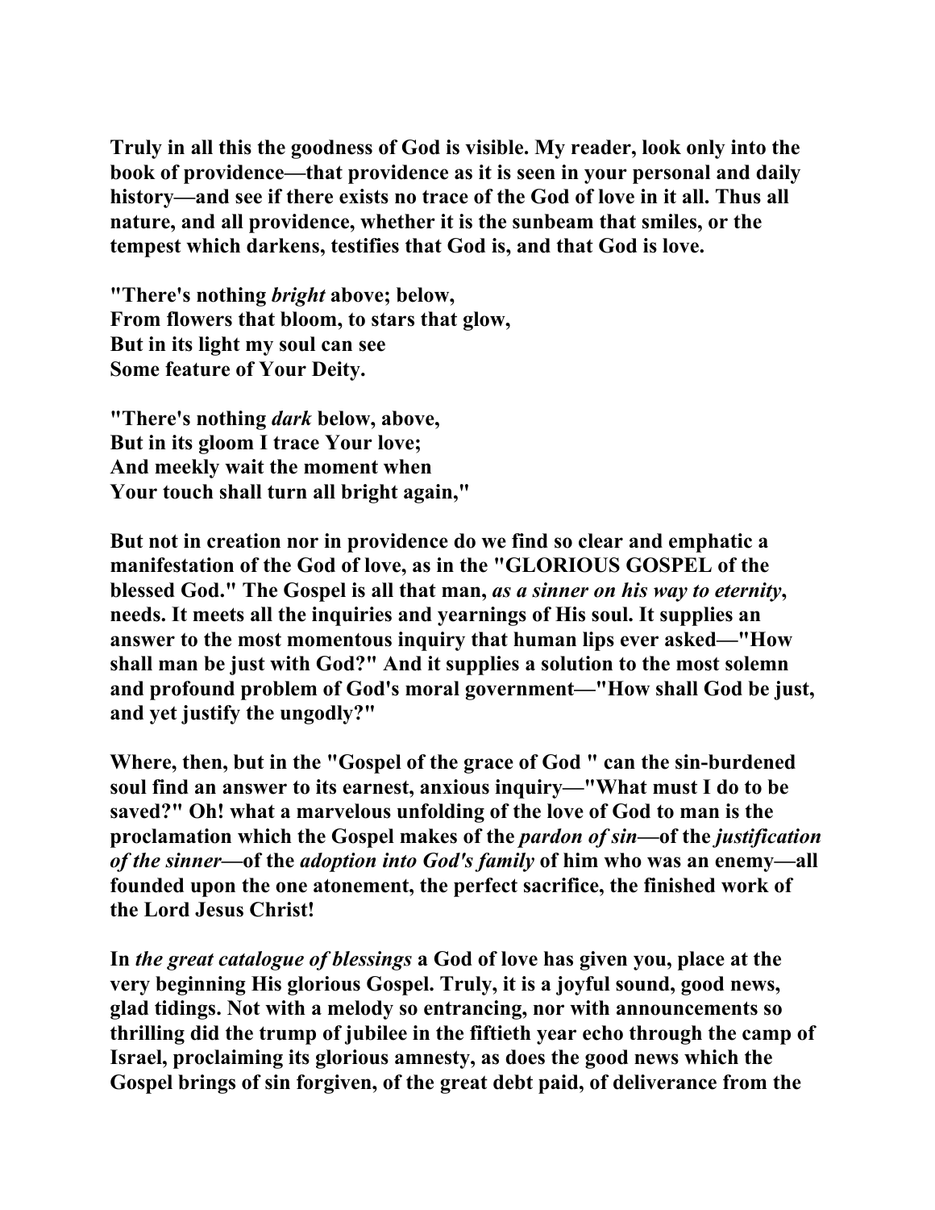**Truly in all this the goodness of God is visible. My reader, look only into the book of providence—that providence as it is seen in your personal and daily history—and see if there exists no trace of the God of love in it all. Thus all nature, and all providence, whether it is the sunbeam that smiles, or the tempest which darkens, testifies that God is, and that God is love.**

**"There's nothing *bright* above; below,**
**From flowers that bloom, to stars that glow,**
**But in its light my soul can see**
**Some feature of Your Deity.**

**"There's nothing *dark* below, above,**
**But in its gloom I trace Your love;**
**And meekly wait the moment when**
**Your touch shall turn all bright again,"**

**But not in creation nor in providence do we find so clear and emphatic a manifestation of the God of love, as in the "GLORIOUS GOSPEL of the blessed God." The Gospel is all that man, *as a sinner on his way to eternity*, needs. It meets all the inquiries and yearnings of His soul. It supplies an answer to the most momentous inquiry that human lips ever asked—"How shall man be just with God?" And it supplies a solution to the most solemn and profound problem of God's moral government—"How shall God be just, and yet justify the ungodly?"**

**Where, then, but in the "Gospel of the grace of God " can the sin-burdened soul find an answer to its earnest, anxious inquiry—"What must I do to be saved?" Oh! what a marvelous unfolding of the love of God to man is the proclamation which the Gospel makes of the *pardon of sin*—of the *justification of the sinner*—of the *adoption into God's family* of him who was an enemy—all founded upon the one atonement, the perfect sacrifice, the finished work of the Lord Jesus Christ!**

**In *the great catalogue of blessings* a God of love has given you, place at the very beginning His glorious Gospel. Truly, it is a joyful sound, good news, glad tidings. Not with a melody so entrancing, nor with announcements so thrilling did the trump of jubilee in the fiftieth year echo through the camp of Israel, proclaiming its glorious amnesty, as does the good news which the Gospel brings of sin forgiven, of the great debt paid, of deliverance from the**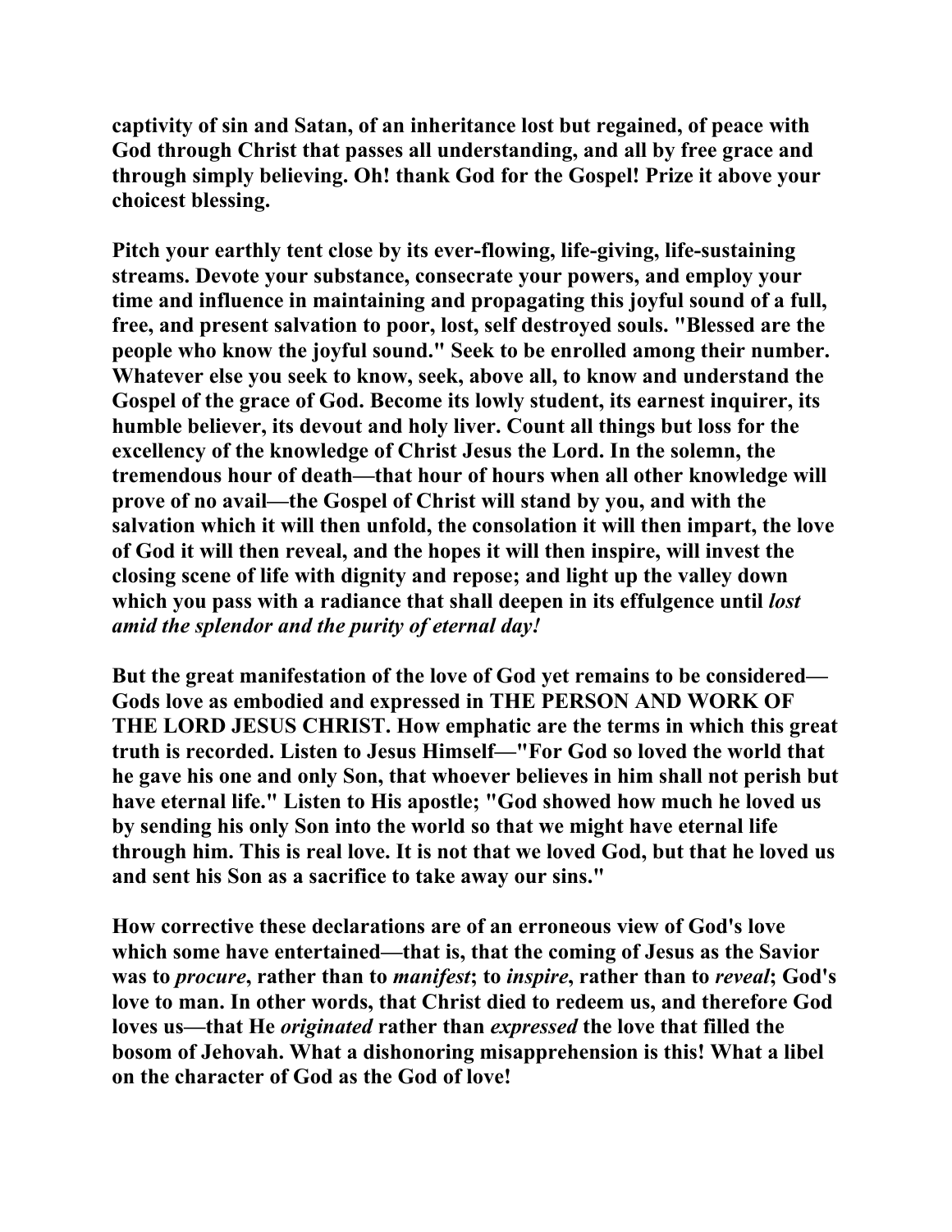**captivity of sin and Satan, of an inheritance lost but regained, of peace with God through Christ that passes all understanding, and all by free grace and through simply believing. Oh! thank God for the Gospel! Prize it above your choicest blessing.**

**Pitch your earthly tent close by its ever-flowing, life-giving, life-sustaining streams. Devote your substance, consecrate your powers, and employ your time and influence in maintaining and propagating this joyful sound of a full, free, and present salvation to poor, lost, self destroyed souls. "Blessed are the people who know the joyful sound." Seek to be enrolled among their number. Whatever else you seek to know, seek, above all, to know and understand the Gospel of the grace of God. Become its lowly student, its earnest inquirer, its humble believer, its devout and holy liver. Count all things but loss for the excellency of the knowledge of Christ Jesus the Lord. In the solemn, the tremendous hour of death—that hour of hours when all other knowledge will prove of no avail—the Gospel of Christ will stand by you, and with the salvation which it will then unfold, the consolation it will then impart, the love of God it will then reveal, and the hopes it will then inspire, will invest the closing scene of life with dignity and repose; and light up the valley down which you pass with a radiance that shall deepen in its effulgence until *lost amid the splendor and the purity of eternal day!***

**But the great manifestation of the love of God yet remains to be considered—Gods love as embodied and expressed in THE PERSON AND WORK OF THE LORD JESUS CHRIST. How emphatic are the terms in which this great truth is recorded. Listen to Jesus Himself—"For God so loved the world that he gave his one and only Son, that whoever believes in him shall not perish but have eternal life." Listen to His apostle; "God showed how much he loved us by sending his only Son into the world so that we might have eternal life through him. This is real love. It is not that we loved God, but that he loved us and sent his Son as a sacrifice to take away our sins."**

**How corrective these declarations are of an erroneous view of God's love which some have entertained—that is, that the coming of Jesus as the Savior was to *procure*, rather than to *manifest*; to *inspire*, rather than to *reveal*; God's love to man. In other words, that Christ died to redeem us, and therefore God loves us—that He *originated* rather than *expressed* the love that filled the bosom of Jehovah. What a dishonoring misapprehension is this! What a libel on the character of God as the God of love!**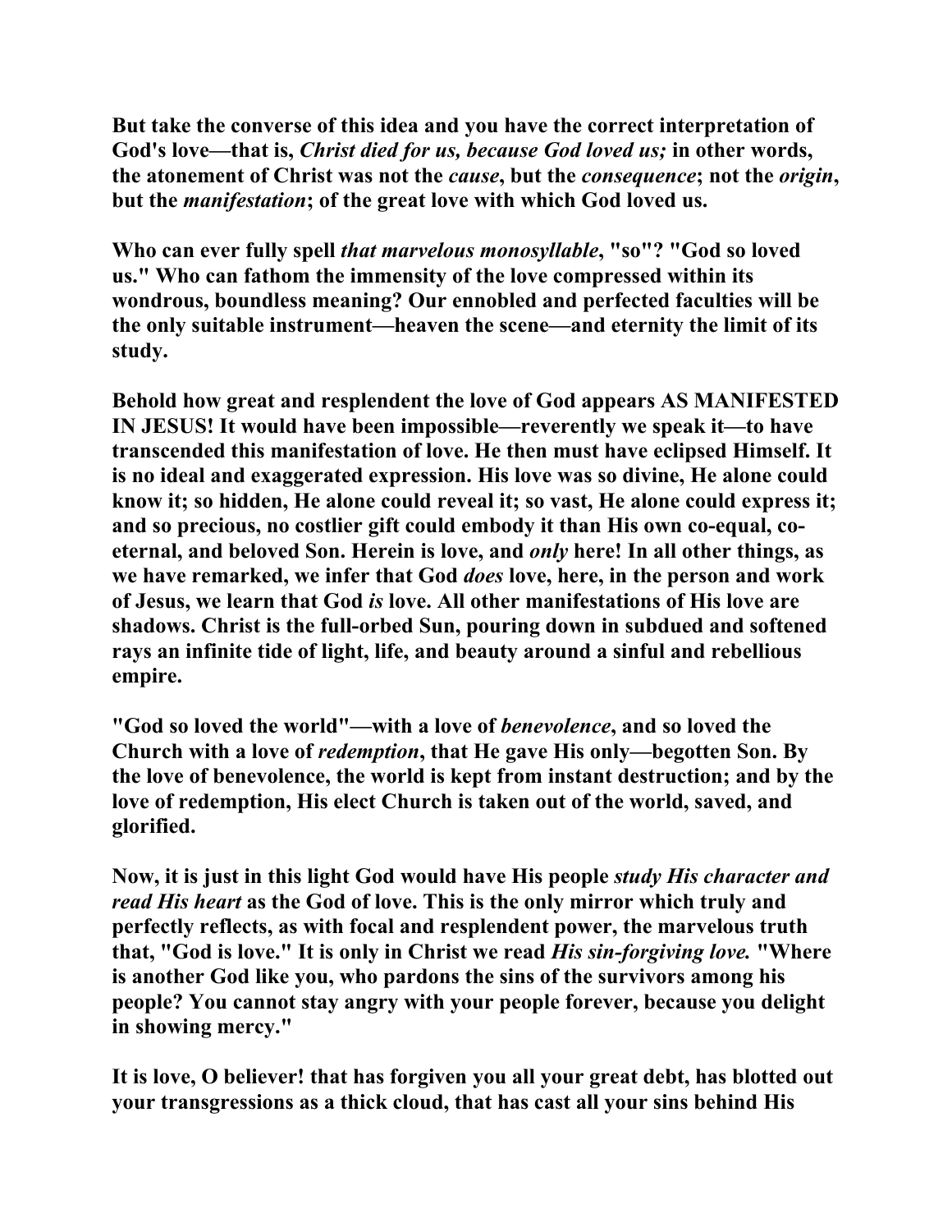But take the converse of this idea and you have the correct interpretation of God's love—that is, *Christ died for us, because God loved us;* in other words, the atonement of Christ was not the *cause*, but the *consequence*; not the *origin*, but the *manifestation*; of the great love with which God loved us.

Who can ever fully spell *that marvelous monosyllable*, "so"? "God so loved us." Who can fathom the immensity of the love compressed within its wondrous, boundless meaning? Our ennobled and perfected faculties will be the only suitable instrument—heaven the scene—and eternity the limit of its study.

Behold how great and resplendent the love of God appears AS MANIFESTED IN JESUS! It would have been impossible—reverently we speak it—to have transcended this manifestation of love. He then must have eclipsed Himself. It is no ideal and exaggerated expression. His love was so divine, He alone could know it; so hidden, He alone could reveal it; so vast, He alone could express it; and so precious, no costlier gift could embody it than His own co-equal, co-eternal, and beloved Son. Herein is love, and *only* here! In all other things, as we have remarked, we infer that God *does* love, here, in the person and work of Jesus, we learn that God *is* love. All other manifestations of His love are shadows. Christ is the full-orbed Sun, pouring down in subdued and softened rays an infinite tide of light, life, and beauty around a sinful and rebellious empire.

"God so loved the world"—with a love of *benevolence*, and so loved the Church with a love of *redemption*, that He gave His only—begotten Son. By the love of benevolence, the world is kept from instant destruction; and by the love of redemption, His elect Church is taken out of the world, saved, and glorified.

Now, it is just in this light God would have His people *study His character and read His heart* as the God of love. This is the only mirror which truly and perfectly reflects, as with focal and resplendent power, the marvelous truth that, "God is love." It is only in Christ we read *His sin-forgiving love.* "Where is another God like you, who pardons the sins of the survivors among his people? You cannot stay angry with your people forever, because you delight in showing mercy."

It is love, O believer! that has forgiven you all your great debt, has blotted out your transgressions as a thick cloud, that has cast all your sins behind His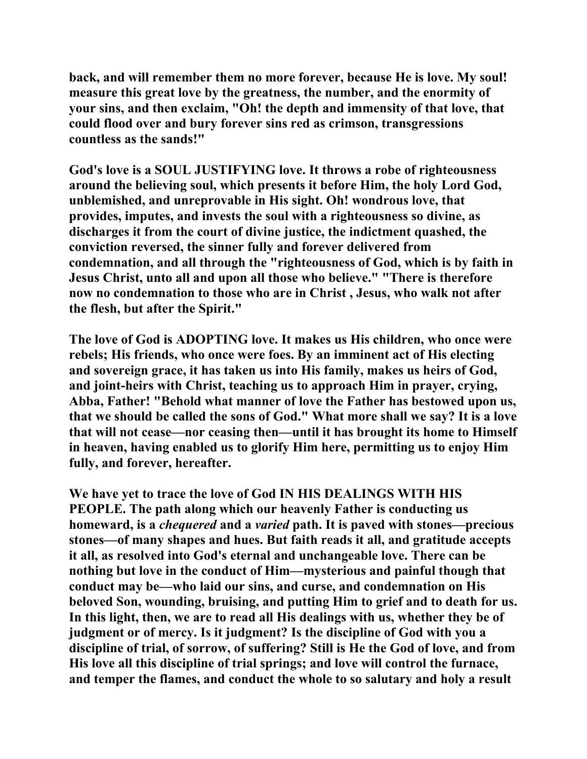back, and will remember them no more forever, because He is love. My soul! measure this great love by the greatness, the number, and the enormity of your sins, and then exclaim, "Oh! the depth and immensity of that love, that could flood over and bury forever sins red as crimson, transgressions countless as the sands!"

God's love is a SOUL JUSTIFYING love. It throws a robe of righteousness around the believing soul, which presents it before Him, the holy Lord God, unblemished, and unreprovable in His sight. Oh! wondrous love, that provides, imputes, and invests the soul with a righteousness so divine, as discharges it from the court of divine justice, the indictment quashed, the conviction reversed, the sinner fully and forever delivered from condemnation, and all through the "righteousness of God, which is by faith in Jesus Christ, unto all and upon all those who believe." "There is therefore now no condemnation to those who are in Christ , Jesus, who walk not after the flesh, but after the Spirit."

The love of God is ADOPTING love. It makes us His children, who once were rebels; His friends, who once were foes. By an imminent act of His electing and sovereign grace, it has taken us into His family, makes us heirs of God, and joint-heirs with Christ, teaching us to approach Him in prayer, crying, Abba, Father! "Behold what manner of love the Father has bestowed upon us, that we should be called the sons of God." What more shall we say? It is a love that will not cease—nor ceasing then—until it has brought its home to Himself in heaven, having enabled us to glorify Him here, permitting us to enjoy Him fully, and forever, hereafter.

We have yet to trace the love of God IN HIS DEALINGS WITH HIS PEOPLE. The path along which our heavenly Father is conducting us homeward, is a *chequered* and a *varied* path. It is paved with stones—precious stones—of many shapes and hues. But faith reads it all, and gratitude accepts it all, as resolved into God's eternal and unchangeable love. There can be nothing but love in the conduct of Him—mysterious and painful though that conduct may be—who laid our sins, and curse, and condemnation on His beloved Son, wounding, bruising, and putting Him to grief and to death for us. In this light, then, we are to read all His dealings with us, whether they be of judgment or of mercy. Is it judgment? Is the discipline of God with you a discipline of trial, of sorrow, of suffering? Still is He the God of love, and from His love all this discipline of trial springs; and love will control the furnace, and temper the flames, and conduct the whole to so salutary and holy a result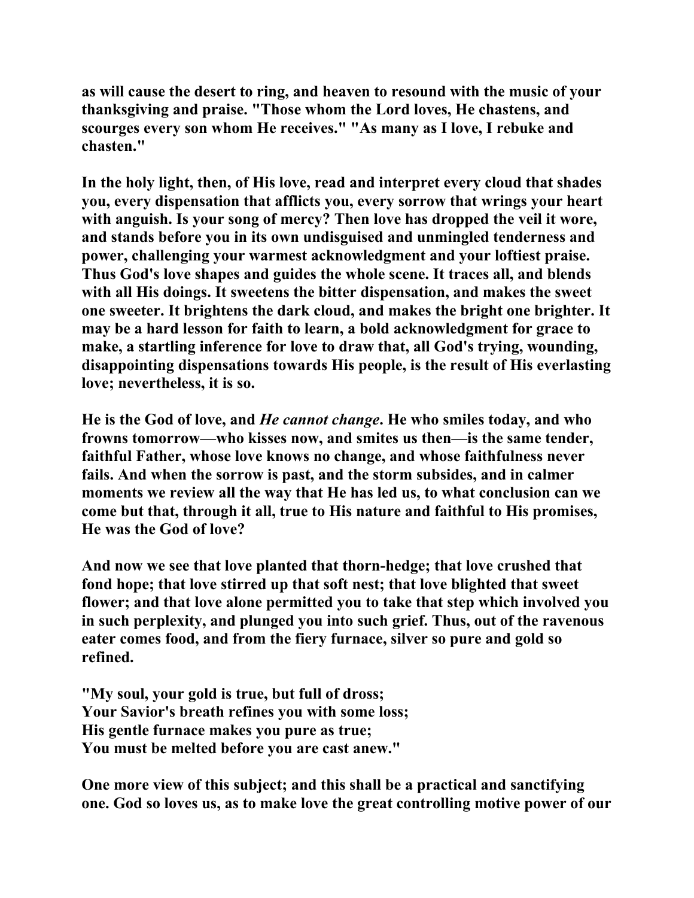as will cause the desert to ring, and heaven to resound with the music of your thanksgiving and praise. "Those whom the Lord loves, He chastens, and scourges every son whom He receives." "As many as I love, I rebuke and chasten."

In the holy light, then, of His love, read and interpret every cloud that shades you, every dispensation that afflicts you, every sorrow that wrings your heart with anguish. Is your song of mercy? Then love has dropped the veil it wore, and stands before you in its own undisguised and unmingled tenderness and power, challenging your warmest acknowledgment and your loftiest praise. Thus God's love shapes and guides the whole scene. It traces all, and blends with all His doings. It sweetens the bitter dispensation, and makes the sweet one sweeter. It brightens the dark cloud, and makes the bright one brighter. It may be a hard lesson for faith to learn, a bold acknowledgment for grace to make, a startling inference for love to draw that, all God's trying, wounding, disappointing dispensations towards His people, is the result of His everlasting love; nevertheless, it is so.

He is the God of love, and *He cannot change*. He who smiles today, and who frowns tomorrow—who kisses now, and smites us then—is the same tender, faithful Father, whose love knows no change, and whose faithfulness never fails. And when the sorrow is past, and the storm subsides, and in calmer moments we review all the way that He has led us, to what conclusion can we come but that, through it all, true to His nature and faithful to His promises, He was the God of love?

And now we see that love planted that thorn-hedge; that love crushed that fond hope; that love stirred up that soft nest; that love blighted that sweet flower; and that love alone permitted you to take that step which involved you in such perplexity, and plunged you into such grief. Thus, out of the ravenous eater comes food, and from the fiery furnace, silver so pure and gold so refined.

"My soul, your gold is true, but full of dross;
Your Savior's breath refines you with some loss;
His gentle furnace makes you pure as true;
You must be melted before you are cast anew."

One more view of this subject; and this shall be a practical and sanctifying one. God so loves us, as to make love the great controlling motive power of our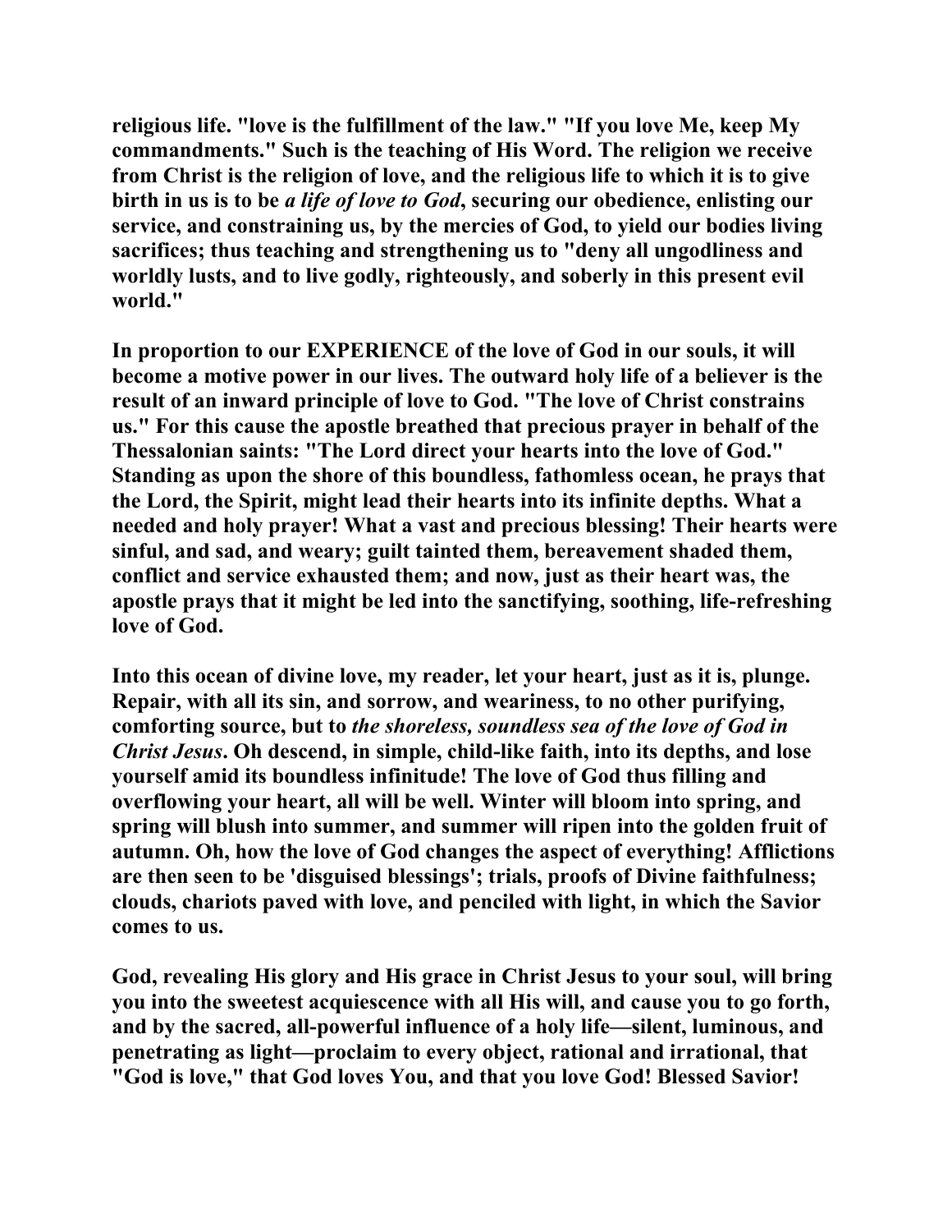**religious life. "love is the fulfillment of the law." "If you love Me, keep My commandments." Such is the teaching of His Word. The religion we receive from Christ is the religion of love, and the religious life to which it is to give birth in us is to be *a life of love to God*, securing our obedience, enlisting our service, and constraining us, by the mercies of God, to yield our bodies living sacrifices; thus teaching and strengthening us to "deny all ungodliness and worldly lusts, and to live godly, righteously, and soberly in this present evil world."**

**In proportion to our EXPERIENCE of the love of God in our souls, it will become a motive power in our lives. The outward holy life of a believer is the result of an inward principle of love to God. "The love of Christ constrains us." For this cause the apostle breathed that precious prayer in behalf of the Thessalonian saints: "The Lord direct your hearts into the love of God." Standing as upon the shore of this boundless, fathomless ocean, he prays that the Lord, the Spirit, might lead their hearts into its infinite depths. What a needed and holy prayer! What a vast and precious blessing! Their hearts were sinful, and sad, and weary; guilt tainted them, bereavement shaded them, conflict and service exhausted them; and now, just as their heart was, the apostle prays that it might be led into the sanctifying, soothing, life-refreshing love of God.**

**Into this ocean of divine love, my reader, let your heart, just as it is, plunge. Repair, with all its sin, and sorrow, and weariness, to no other purifying, comforting source, but to *the shoreless, soundless sea of the love of God in Christ Jesus*. Oh descend, in simple, child-like faith, into its depths, and lose yourself amid its boundless infinitude! The love of God thus filling and overflowing your heart, all will be well. Winter will bloom into spring, and spring will blush into summer, and summer will ripen into the golden fruit of autumn. Oh, how the love of God changes the aspect of everything! Afflictions are then seen to be 'disguised blessings'; trials, proofs of Divine faithfulness; clouds, chariots paved with love, and penciled with light, in which the Savior comes to us.**

**God, revealing His glory and His grace in Christ Jesus to your soul, will bring you into the sweetest acquiescence with all His will, and cause you to go forth, and by the sacred, all-powerful influence of a holy life—silent, luminous, and penetrating as light—proclaim to every object, rational and irrational, that "God is love," that God loves You, and that you love God! Blessed Savior!**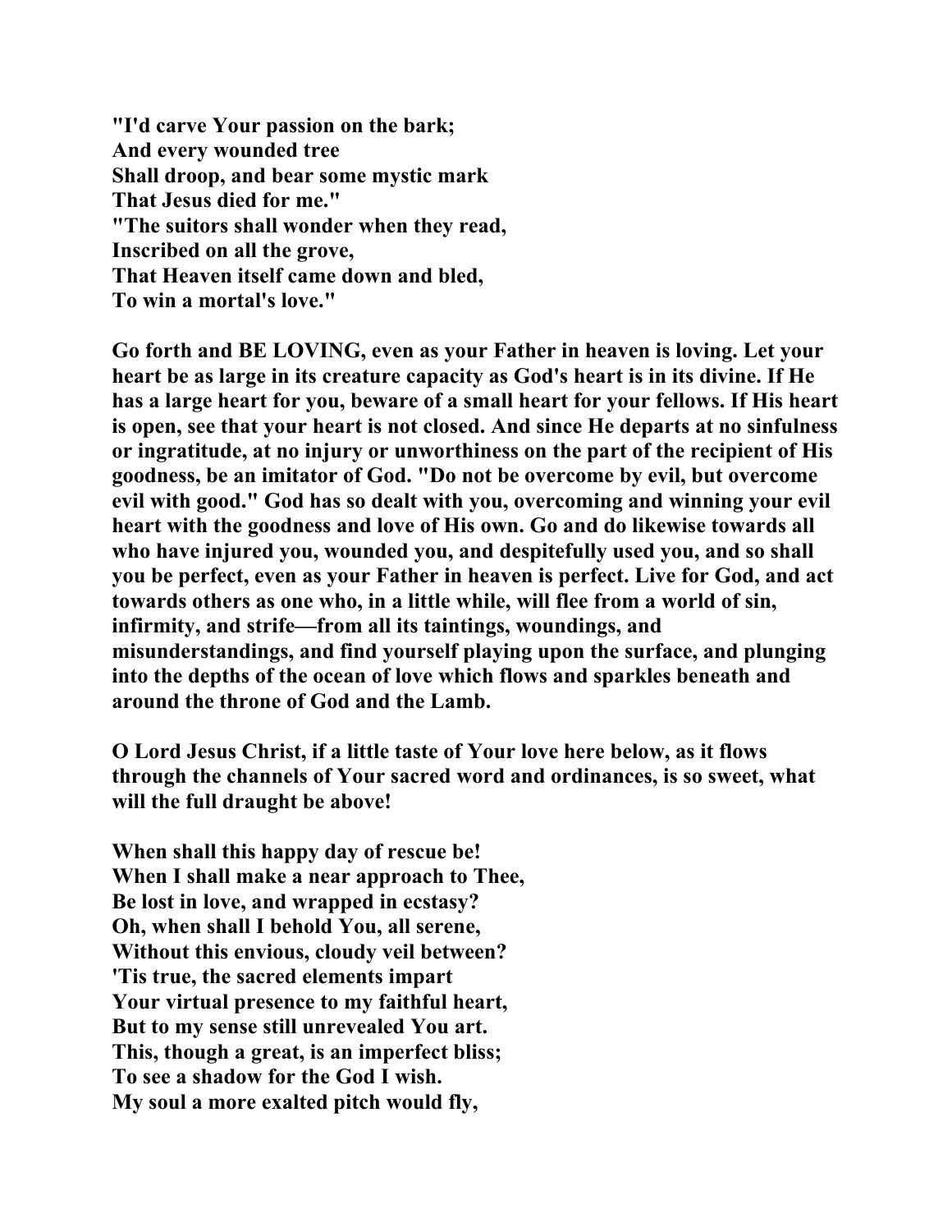**"I'd carve Your passion on the bark;**
**And every wounded tree**
**Shall droop, and bear some mystic mark**
**That Jesus died for me."**
**"The suitors shall wonder when they read,**
**Inscribed on all the grove,**
**That Heaven itself came down and bled,**
**To win a mortal's love."**

**Go forth and BE LOVING, even as your Father in heaven is loving. Let your heart be as large in its creature capacity as God's heart is in its divine. If He has a large heart for you, beware of a small heart for your fellows. If His heart is open, see that your heart is not closed. And since He departs at no sinfulness or ingratitude, at no injury or unworthiness on the part of the recipient of His goodness, be an imitator of God. "Do not be overcome by evil, but overcome evil with good." God has so dealt with you, overcoming and winning your evil heart with the goodness and love of His own. Go and do likewise towards all who have injured you, wounded you, and despitefully used you, and so shall you be perfect, even as your Father in heaven is perfect. Live for God, and act towards others as one who, in a little while, will flee from a world of sin, infirmity, and strife—from all its taintings, woundings, and misunderstandings, and find yourself playing upon the surface, and plunging into the depths of the ocean of love which flows and sparkles beneath and around the throne of God and the Lamb.**

**O Lord Jesus Christ, if a little taste of Your love here below, as it flows through the channels of Your sacred word and ordinances, is so sweet, what will the full draught be above!**

**When shall this happy day of rescue be!**
**When I shall make a near approach to Thee,**
**Be lost in love, and wrapped in ecstasy?**
**Oh, when shall I behold You, all serene,**
**Without this envious, cloudy veil between?**
**'Tis true, the sacred elements impart**
**Your virtual presence to my faithful heart,**
**But to my sense still unrevealed You art.**
**This, though a great, is an imperfect bliss;**
**To see a shadow for the God I wish.**
**My soul a more exalted pitch would fly,**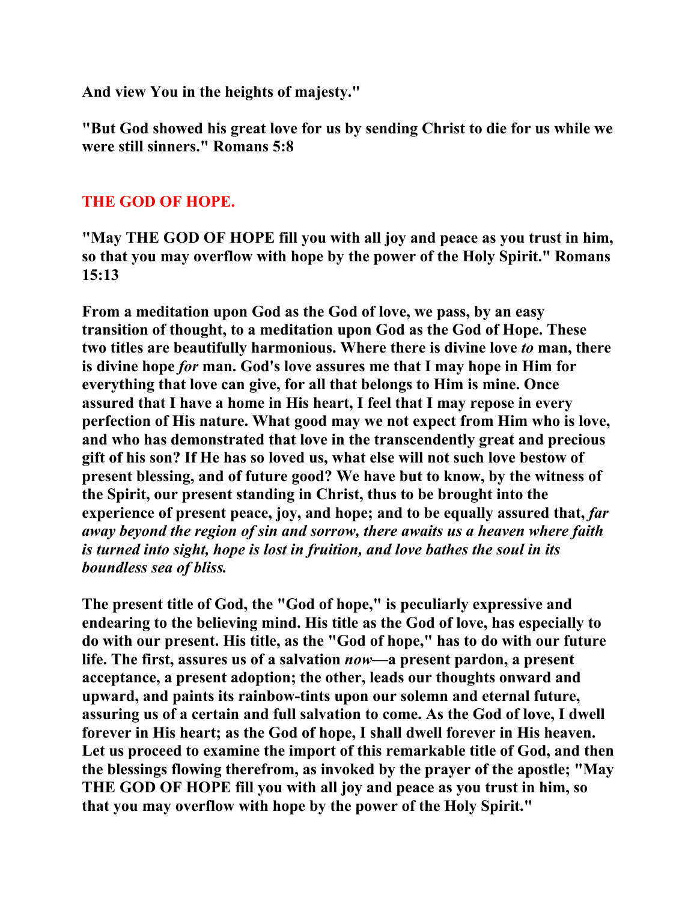**And view You in the heights of majesty."**

**"But God showed his great love for us by sending Christ to die for us while we were still sinners." Romans 5:8**

## THE GOD OF HOPE.

**"May THE GOD OF HOPE fill you with all joy and peace as you trust in him, so that you may overflow with hope by the power of the Holy Spirit." Romans 15:13**

**From a meditation upon God as the God of love, we pass, by an easy transition of thought, to a meditation upon God as the God of Hope. These two titles are beautifully harmonious. Where there is divine love *to* man, there is divine hope *for* man. God's love assures me that I may hope in Him for everything that love can give, for all that belongs to Him is mine. Once assured that I have a home in His heart, I feel that I may repose in every perfection of His nature. What good may we not expect from Him who is love, and who has demonstrated that love in the transcendently great and precious gift of his son? If He has so loved us, what else will not such love bestow of present blessing, and of future good? We have but to know, by the witness of the Spirit, our present standing in Christ, thus to be brought into the experience of present peace, joy, and hope; and to be equally assured that, *far away beyond the region of sin and sorrow, there awaits us a heaven where faith is turned into sight, hope is lost in fruition, and love bathes the soul in its boundless sea of bliss.***

**The present title of God, the "God of hope," is peculiarly expressive and endearing to the believing mind. His title as the God of love, has especially to do with our present. His title, as the "God of hope," has to do with our future life. The first, assures us of a salvation *now*—a present pardon, a present acceptance, a present adoption; the other, leads our thoughts onward and upward, and paints its rainbow-tints upon our solemn and eternal future, assuring us of a certain and full salvation to come. As the God of love, I dwell forever in His heart; as the God of hope, I shall dwell forever in His heaven. Let us proceed to examine the import of this remarkable title of God, and then the blessings flowing therefrom, as invoked by the prayer of the apostle; "May THE GOD OF HOPE fill you with all joy and peace as you trust in him, so that you may overflow with hope by the power of the Holy Spirit."**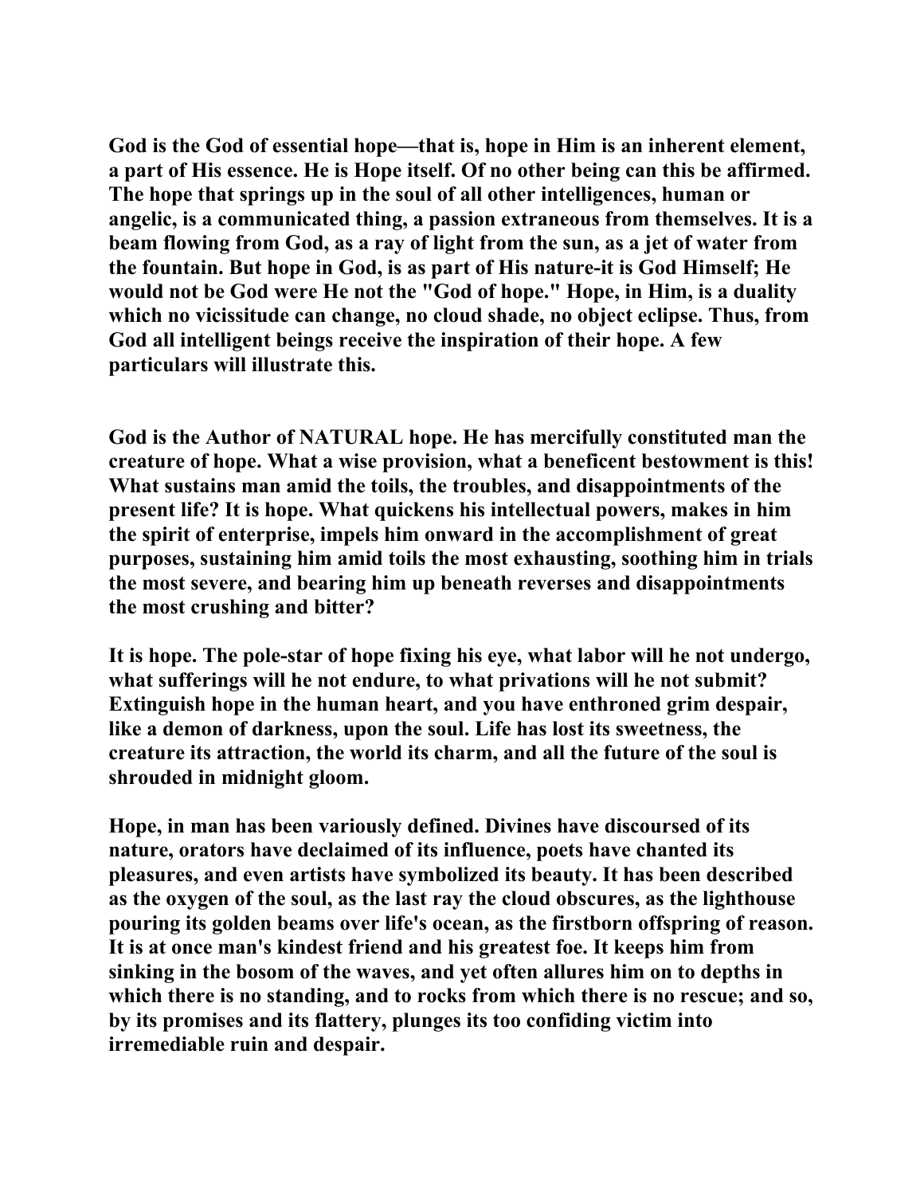**God is the God of essential hope—that is, hope in Him is an inherent element, a part of His essence. He is Hope itself. Of no other being can this be affirmed. The hope that springs up in the soul of all other intelligences, human or angelic, is a communicated thing, a passion extraneous from themselves. It is a beam flowing from God, as a ray of light from the sun, as a jet of water from the fountain. But hope in God, is as part of His nature-it is God Himself; He would not be God were He not the "God of hope." Hope, in Him, is a duality which no vicissitude can change, no cloud shade, no object eclipse. Thus, from God all intelligent beings receive the inspiration of their hope. A few particulars will illustrate this.**

**God is the Author of NATURAL hope. He has mercifully constituted man the creature of hope. What a wise provision, what a beneficent bestowment is this! What sustains man amid the toils, the troubles, and disappointments of the present life? It is hope. What quickens his intellectual powers, makes in him the spirit of enterprise, impels him onward in the accomplishment of great purposes, sustaining him amid toils the most exhausting, soothing him in trials the most severe, and bearing him up beneath reverses and disappointments the most crushing and bitter?**

**It is hope. The pole-star of hope fixing his eye, what labor will he not undergo, what sufferings will he not endure, to what privations will he not submit? Extinguish hope in the human heart, and you have enthroned grim despair, like a demon of darkness, upon the soul. Life has lost its sweetness, the creature its attraction, the world its charm, and all the future of the soul is shrouded in midnight gloom.**

**Hope, in man has been variously defined. Divines have discoursed of its nature, orators have declaimed of its influence, poets have chanted its pleasures, and even artists have symbolized its beauty. It has been described as the oxygen of the soul, as the last ray the cloud obscures, as the lighthouse pouring its golden beams over life's ocean, as the firstborn offspring of reason. It is at once man's kindest friend and his greatest foe. It keeps him from sinking in the bosom of the waves, and yet often allures him on to depths in which there is no standing, and to rocks from which there is no rescue; and so, by its promises and its flattery, plunges its too confiding victim into irremediable ruin and despair.**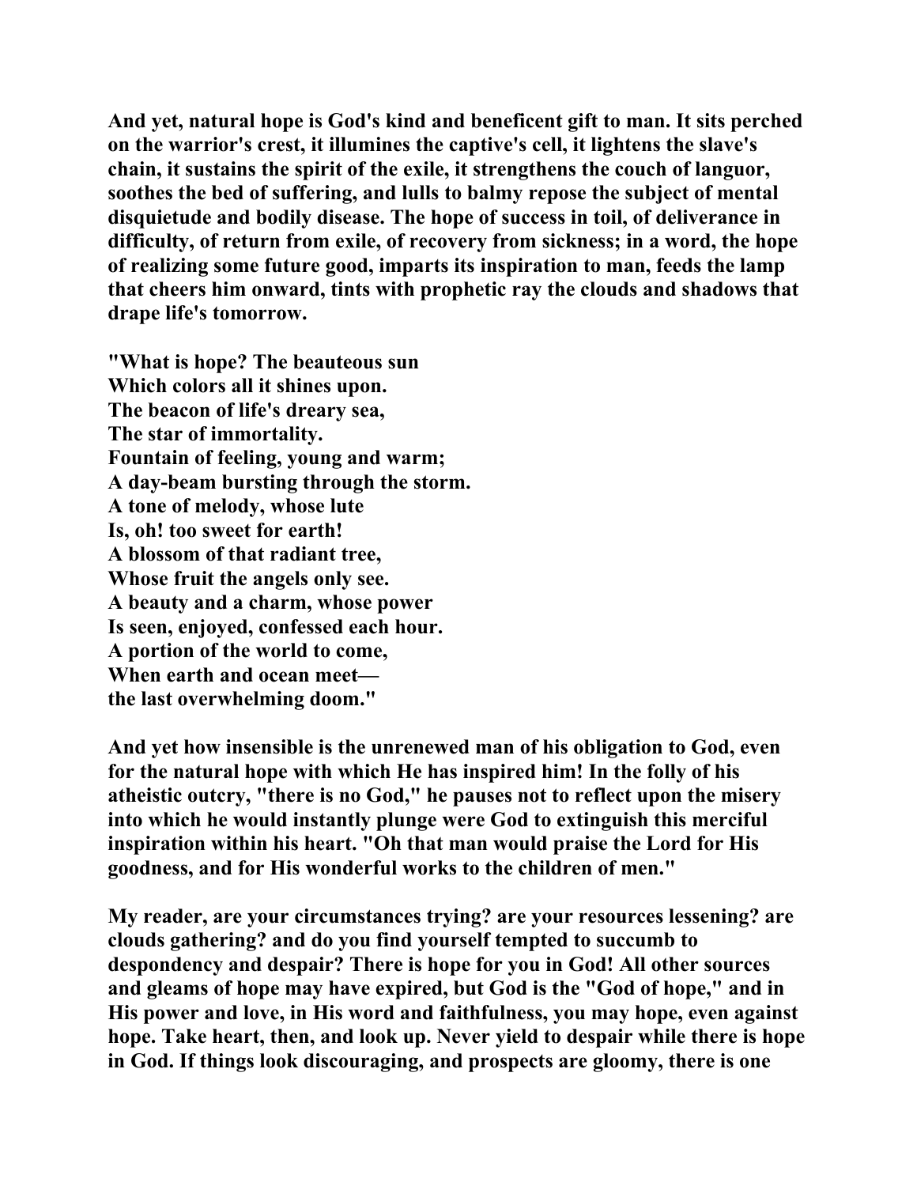And yet, natural hope is God's kind and beneficent gift to man. It sits perched on the warrior's crest, it illumines the captive's cell, it lightens the slave's chain, it sustains the spirit of the exile, it strengthens the couch of languor, soothes the bed of suffering, and lulls to balmy repose the subject of mental disquietude and bodily disease. The hope of success in toil, of deliverance in difficulty, of return from exile, of recovery from sickness; in a word, the hope of realizing some future good, imparts its inspiration to man, feeds the lamp that cheers him onward, tints with prophetic ray the clouds and shadows that drape life's tomorrow.

"What is hope? The beauteous sun  
Which colors all it shines upon.  
The beacon of life's dreary sea,  
The star of immortality.  
Fountain of feeling, young and warm;  
A day-beam bursting through the storm.  
A tone of melody, whose lute  
Is, oh! too sweet for earth!  
A blossom of that radiant tree,  
Whose fruit the angels only see.  
A beauty and a charm, whose power  
Is seen, enjoyed, confessed each hour.  
A portion of the world to come,  
When earth and ocean meet—  
the last overwhelming doom."

And yet how insensible is the unrenewed man of his obligation to God, even for the natural hope with which He has inspired him! In the folly of his atheistic outcry, "there is no God," he pauses not to reflect upon the misery into which he would instantly plunge were God to extinguish this merciful inspiration within his heart. "Oh that man would praise the Lord for His goodness, and for His wonderful works to the children of men."

My reader, are your circumstances trying? are your resources lessening? are clouds gathering? and do you find yourself tempted to succumb to despondency and despair? There is hope for you in God! All other sources and gleams of hope may have expired, but God is the "God of hope," and in His power and love, in His word and faithfulness, you may hope, even against hope. Take heart, then, and look up. Never yield to despair while there is hope in God. If things look discouraging, and prospects are gloomy, there is one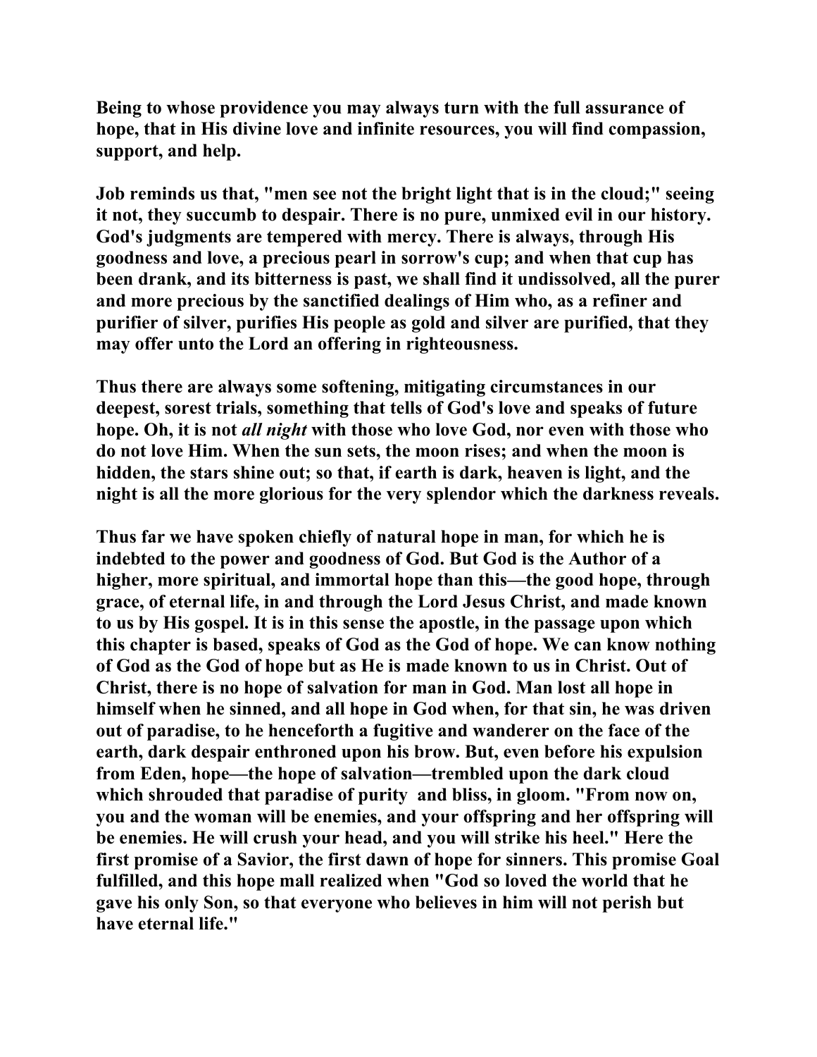**Being to whose providence you may always turn with the full assurance of hope, that in His divine love and infinite resources, you will find compassion, support, and help.**

**Job reminds us that, "men see not the bright light that is in the cloud;" seeing it not, they succumb to despair. There is no pure, unmixed evil in our history. God's judgments are tempered with mercy. There is always, through His goodness and love, a precious pearl in sorrow's cup; and when that cup has been drank, and its bitterness is past, we shall find it undissolved, all the purer and more precious by the sanctified dealings of Him who, as a refiner and purifier of silver, purifies His people as gold and silver are purified, that they may offer unto the Lord an offering in righteousness.**

**Thus there are always some softening, mitigating circumstances in our deepest, sorest trials, something that tells of God's love and speaks of future hope. Oh, it is not *all night* with those who love God, nor even with those who do not love Him. When the sun sets, the moon rises; and when the moon is hidden, the stars shine out; so that, if earth is dark, heaven is light, and the night is all the more glorious for the very splendor which the darkness reveals.**

**Thus far we have spoken chiefly of natural hope in man, for which he is indebted to the power and goodness of God. But God is the Author of a higher, more spiritual, and immortal hope than this—the good hope, through grace, of eternal life, in and through the Lord Jesus Christ, and made known to us by His gospel. It is in this sense the apostle, in the passage upon which this chapter is based, speaks of God as the God of hope. We can know nothing of God as the God of hope but as He is made known to us in Christ. Out of Christ, there is no hope of salvation for man in God. Man lost all hope in himself when he sinned, and all hope in God when, for that sin, he was driven out of paradise, to he henceforth a fugitive and wanderer on the face of the earth, dark despair enthroned upon his brow. But, even before his expulsion from Eden, hope—the hope of salvation—trembled upon the dark cloud which shrouded that paradise of purity and bliss, in gloom. "From now on, you and the woman will be enemies, and your offspring and her offspring will be enemies. He will crush your head, and you will strike his heel." Here the first promise of a Savior, the first dawn of hope for sinners. This promise Goal fulfilled, and this hope mall realized when "God so loved the world that he gave his only Son, so that everyone who believes in him will not perish but have eternal life."**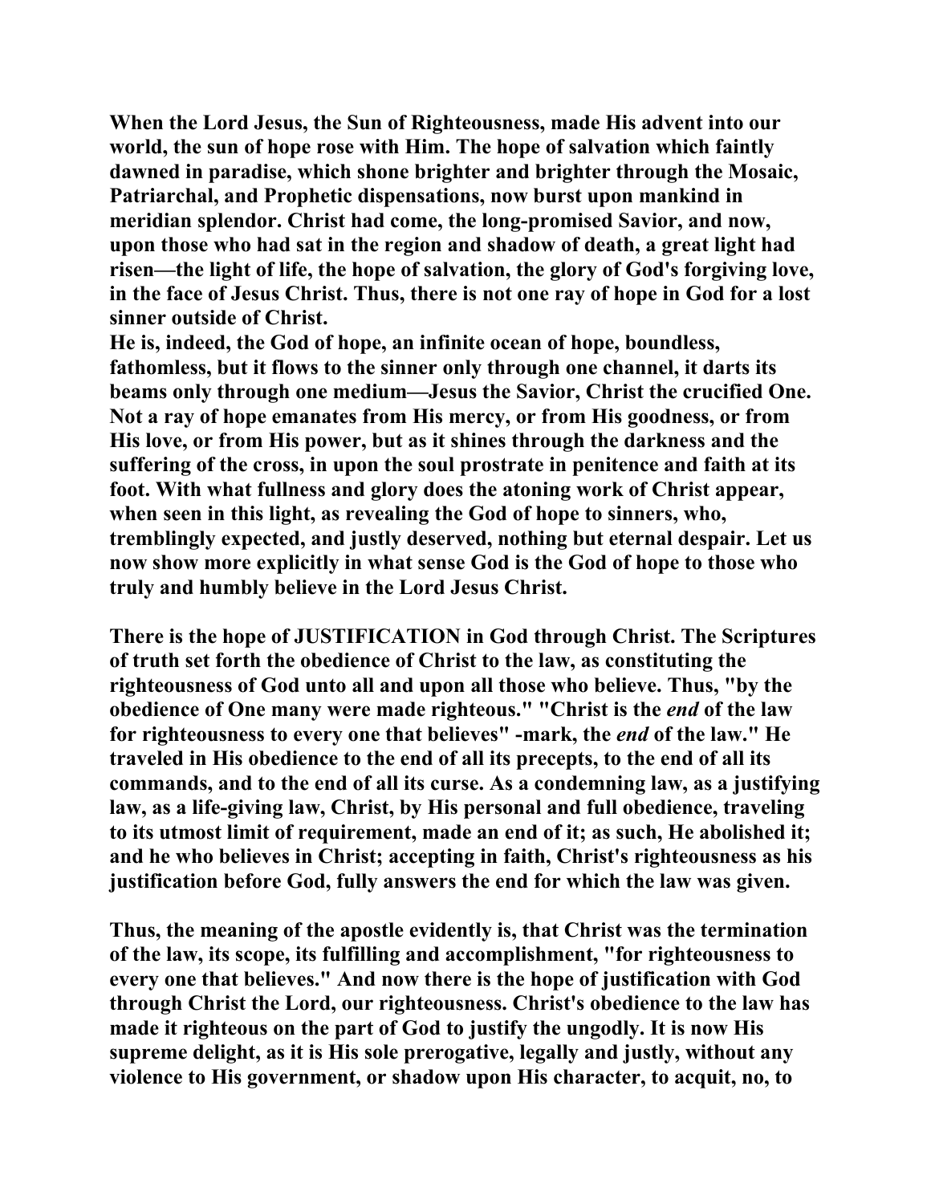When the Lord Jesus, the Sun of Righteousness, made His advent into our world, the sun of hope rose with Him. The hope of salvation which faintly dawned in paradise, which shone brighter and brighter through the Mosaic, Patriarchal, and Prophetic dispensations, now burst upon mankind in meridian splendor. Christ had come, the long-promised Savior, and now, upon those who had sat in the region and shadow of death, a great light had risen—the light of life, the hope of salvation, the glory of God's forgiving love, in the face of Jesus Christ. Thus, there is not one ray of hope in God for a lost sinner outside of Christ.

He is, indeed, the God of hope, an infinite ocean of hope, boundless, fathomless, but it flows to the sinner only through one channel, it darts its beams only through one medium—Jesus the Savior, Christ the crucified One. Not a ray of hope emanates from His mercy, or from His goodness, or from His love, or from His power, but as it shines through the darkness and the suffering of the cross, in upon the soul prostrate in penitence and faith at its foot. With what fullness and glory does the atoning work of Christ appear, when seen in this light, as revealing the God of hope to sinners, who, tremblingly expected, and justly deserved, nothing but eternal despair. Let us now show more explicitly in what sense God is the God of hope to those who truly and humbly believe in the Lord Jesus Christ.

There is the hope of JUSTIFICATION in God through Christ. The Scriptures of truth set forth the obedience of Christ to the law, as constituting the righteousness of God unto all and upon all those who believe. Thus, "by the obedience of One many were made righteous." "Christ is the *end* of the law for righteousness to every one that believes" -mark, the *end* of the law." He traveled in His obedience to the end of all its precepts, to the end of all its commands, and to the end of all its curse. As a condemning law, as a justifying law, as a life-giving law, Christ, by His personal and full obedience, traveling to its utmost limit of requirement, made an end of it; as such, He abolished it; and he who believes in Christ; accepting in faith, Christ's righteousness as his justification before God, fully answers the end for which the law was given.

Thus, the meaning of the apostle evidently is, that Christ was the termination of the law, its scope, its fulfilling and accomplishment, "for righteousness to every one that believes." And now there is the hope of justification with God through Christ the Lord, our righteousness. Christ's obedience to the law has made it righteous on the part of God to justify the ungodly. It is now His supreme delight, as it is His sole prerogative, legally and justly, without any violence to His government, or shadow upon His character, to acquit, no, to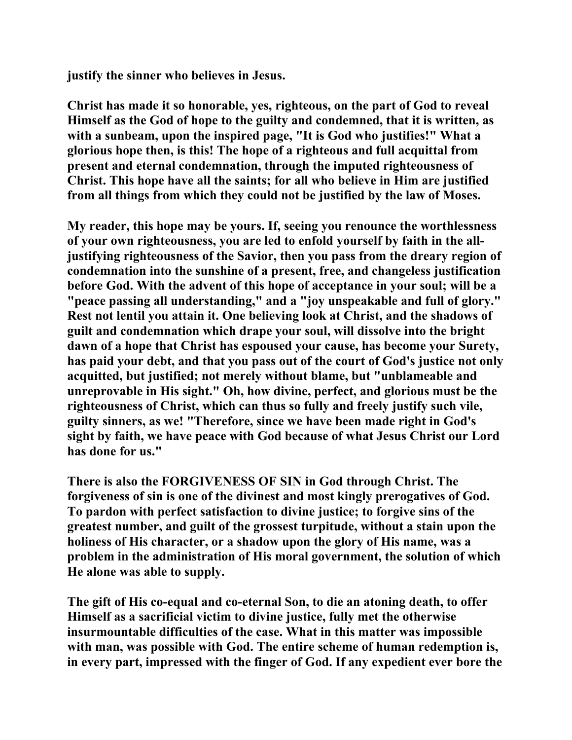**justify the sinner who believes in Jesus.**

**Christ has made it so honorable, yes, righteous, on the part of God to reveal Himself as the God of hope to the guilty and condemned, that it is written, as with a sunbeam, upon the inspired page, "It is God who justifies!" What a glorious hope then, is this! The hope of a righteous and full acquittal from present and eternal condemnation, through the imputed righteousness of Christ. This hope have all the saints; for all who believe in Him are justified from all things from which they could not be justified by the law of Moses.**

**My reader, this hope may be yours. If, seeing you renounce the worthlessness of your own righteousness, you are led to enfold yourself by faith in the all-justifying righteousness of the Savior, then you pass from the dreary region of condemnation into the sunshine of a present, free, and changeless justification before God. With the advent of this hope of acceptance in your soul; will be a "peace passing all understanding," and a "joy unspeakable and full of glory." Rest not lentil you attain it. One believing look at Christ, and the shadows of guilt and condemnation which drape your soul, will dissolve into the bright dawn of a hope that Christ has espoused your cause, has become your Surety, has paid your debt, and that you pass out of the court of God's justice not only acquitted, but justified; not merely without blame, but "unblameable and unreprovable in His sight." Oh, how divine, perfect, and glorious must be the righteousness of Christ, which can thus so fully and freely justify such vile, guilty sinners, as we! "Therefore, since we have been made right in God's sight by faith, we have peace with God because of what Jesus Christ our Lord has done for us."**

**There is also the FORGIVENESS OF SIN in God through Christ. The forgiveness of sin is one of the divinest and most kingly prerogatives of God. To pardon with perfect satisfaction to divine justice; to forgive sins of the greatest number, and guilt of the grossest turpitude, without a stain upon the holiness of His character, or a shadow upon the glory of His name, was a problem in the administration of His moral government, the solution of which He alone was able to supply.**

**The gift of His co-equal and co-eternal Son, to die an atoning death, to offer Himself as a sacrificial victim to divine justice, fully met the otherwise insurmountable difficulties of the case. What in this matter was impossible with man, was possible with God. The entire scheme of human redemption is, in every part, impressed with the finger of God. If any expedient ever bore the**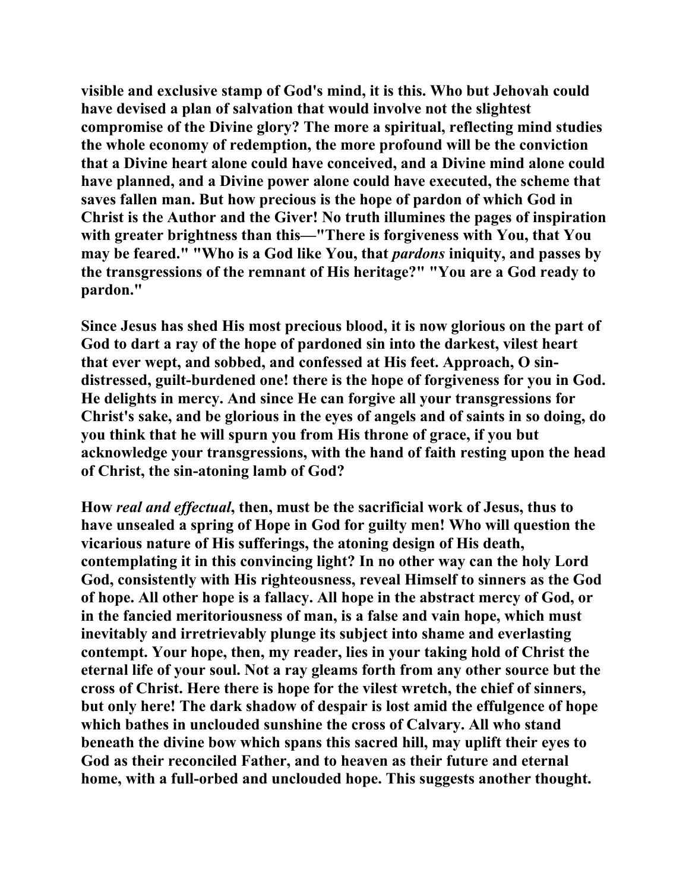visible and exclusive stamp of God's mind, it is this. Who but Jehovah could have devised a plan of salvation that would involve not the slightest compromise of the Divine glory? The more a spiritual, reflecting mind studies the whole economy of redemption, the more profound will be the conviction that a Divine heart alone could have conceived, and a Divine mind alone could have planned, and a Divine power alone could have executed, the scheme that saves fallen man. But how precious is the hope of pardon of which God in Christ is the Author and the Giver! No truth illumines the pages of inspiration with greater brightness than this—"There is forgiveness with You, that You may be feared." "Who is a God like You, that *pardons* iniquity, and passes by the transgressions of the remnant of His heritage?" "You are a God ready to pardon."

Since Jesus has shed His most precious blood, it is now glorious on the part of God to dart a ray of the hope of pardoned sin into the darkest, vilest heart that ever wept, and sobbed, and confessed at His feet. Approach, O sin-distressed, guilt-burdened one! there is the hope of forgiveness for you in God. He delights in mercy. And since He can forgive all your transgressions for Christ's sake, and be glorious in the eyes of angels and of saints in so doing, do you think that he will spurn you from His throne of grace, if you but acknowledge your transgressions, with the hand of faith resting upon the head of Christ, the sin-atoning lamb of God?

How *real and effectual*, then, must be the sacrificial work of Jesus, thus to have unsealed a spring of Hope in God for guilty men! Who will question the vicarious nature of His sufferings, the atoning design of His death, contemplating it in this convincing light? In no other way can the holy Lord God, consistently with His righteousness, reveal Himself to sinners as the God of hope. All other hope is a fallacy. All hope in the abstract mercy of God, or in the fancied meritoriousness of man, is a false and vain hope, which must inevitably and irretrievably plunge its subject into shame and everlasting contempt. Your hope, then, my reader, lies in your taking hold of Christ the eternal life of your soul. Not a ray gleams forth from any other source but the cross of Christ. Here there is hope for the vilest wretch, the chief of sinners, but only here! The dark shadow of despair is lost amid the effulgence of hope which bathes in unclouded sunshine the cross of Calvary. All who stand beneath the divine bow which spans this sacred hill, may uplift their eyes to God as their reconciled Father, and to heaven as their future and eternal home, with a full-orbed and unclouded hope. This suggests another thought.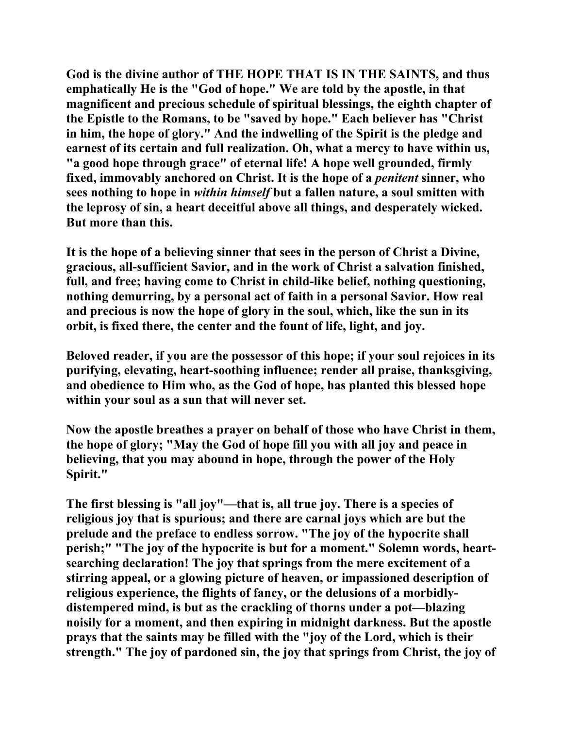**God is the divine author of THE HOPE THAT IS IN THE SAINTS, and thus emphatically He is the "God of hope." We are told by the apostle, in that magnificent and precious schedule of spiritual blessings, the eighth chapter of the Epistle to the Romans, to be "saved by hope." Each believer has "Christ in him, the hope of glory." And the indwelling of the Spirit is the pledge and earnest of its certain and full realization. Oh, what a mercy to have within us, "a good hope through grace" of eternal life! A hope well grounded, firmly fixed, immovably anchored on Christ. It is the hope of a *penitent* sinner, who sees nothing to hope in *within himself* but a fallen nature, a soul smitten with the leprosy of sin, a heart deceitful above all things, and desperately wicked. But more than this.**

**It is the hope of a believing sinner that sees in the person of Christ a Divine, gracious, all-sufficient Savior, and in the work of Christ a salvation finished, full, and free; having come to Christ in child-like belief, nothing questioning, nothing demurring, by a personal act of faith in a personal Savior. How real and precious is now the hope of glory in the soul, which, like the sun in its orbit, is fixed there, the center and the fount of life, light, and joy.**

**Beloved reader, if you are the possessor of this hope; if your soul rejoices in its purifying, elevating, heart-soothing influence; render all praise, thanksgiving, and obedience to Him who, as the God of hope, has planted this blessed hope within your soul as a sun that will never set.**

**Now the apostle breathes a prayer on behalf of those who have Christ in them, the hope of glory; "May the God of hope fill you with all joy and peace in believing, that you may abound in hope, through the power of the Holy Spirit."**

**The first blessing is "all joy"—that is, all true joy. There is a species of religious joy that is spurious; and there are carnal joys which are but the prelude and the preface to endless sorrow. "The joy of the hypocrite shall perish;" "The joy of the hypocrite is but for a moment." Solemn words, heart-searching declaration! The joy that springs from the mere excitement of a stirring appeal, or a glowing picture of heaven, or impassioned description of religious experience, the flights of fancy, or the delusions of a morbidly-distempered mind, is but as the crackling of thorns under a pot—blazing noisily for a moment, and then expiring in midnight darkness. But the apostle prays that the saints may be filled with the "joy of the Lord, which is their strength." The joy of pardoned sin, the joy that springs from Christ, the joy of**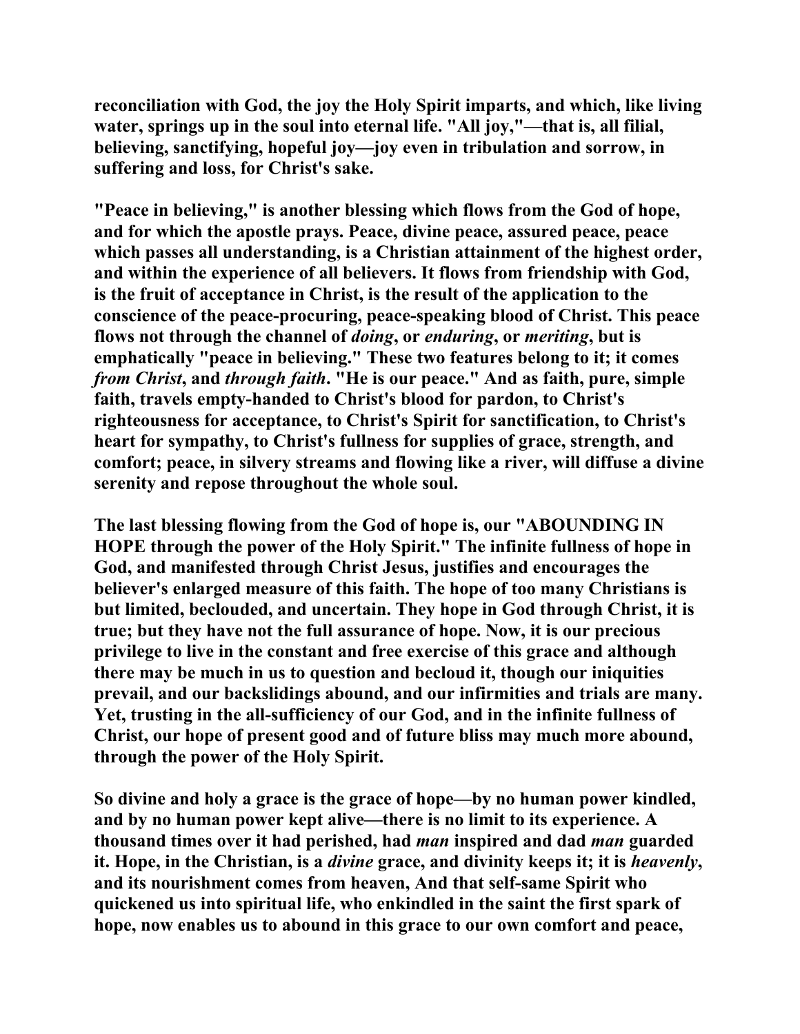**reconciliation with God, the joy the Holy Spirit imparts, and which, like living water, springs up in the soul into eternal life. "All joy,"—that is, all filial, believing, sanctifying, hopeful joy—joy even in tribulation and sorrow, in suffering and loss, for Christ's sake.**

**"Peace in believing," is another blessing which flows from the God of hope, and for which the apostle prays. Peace, divine peace, assured peace, peace which passes all understanding, is a Christian attainment of the highest order, and within the experience of all believers. It flows from friendship with God, is the fruit of acceptance in Christ, is the result of the application to the conscience of the peace-procuring, peace-speaking blood of Christ. This peace flows not through the channel of *doing*, or *enduring*, or *meriting*, but is emphatically "peace in believing." These two features belong to it; it comes *from Christ*, and *through faith*. "He is our peace." And as faith, pure, simple faith, travels empty-handed to Christ's blood for pardon, to Christ's righteousness for acceptance, to Christ's Spirit for sanctification, to Christ's heart for sympathy, to Christ's fullness for supplies of grace, strength, and comfort; peace, in silvery streams and flowing like a river, will diffuse a divine serenity and repose throughout the whole soul.**

**The last blessing flowing from the God of hope is, our "ABOUNDING IN HOPE through the power of the Holy Spirit." The infinite fullness of hope in God, and manifested through Christ Jesus, justifies and encourages the believer's enlarged measure of this faith. The hope of too many Christians is but limited, beclouded, and uncertain. They hope in God through Christ, it is true; but they have not the full assurance of hope. Now, it is our precious privilege to live in the constant and free exercise of this grace and although there may be much in us to question and becloud it, though our iniquities prevail, and our backslidings abound, and our infirmities and trials are many. Yet, trusting in the all-sufficiency of our God, and in the infinite fullness of Christ, our hope of present good and of future bliss may much more abound, through the power of the Holy Spirit.**

**So divine and holy a grace is the grace of hope—by no human power kindled, and by no human power kept alive—there is no limit to its experience. A thousand times over it had perished, had *man* inspired and dad *man* guarded it. Hope, in the Christian, is a *divine* grace, and divinity keeps it; it is *heavenly*, and its nourishment comes from heaven, And that self-same Spirit who quickened us into spiritual life, who enkindled in the saint the first spark of hope, now enables us to abound in this grace to our own comfort and peace,**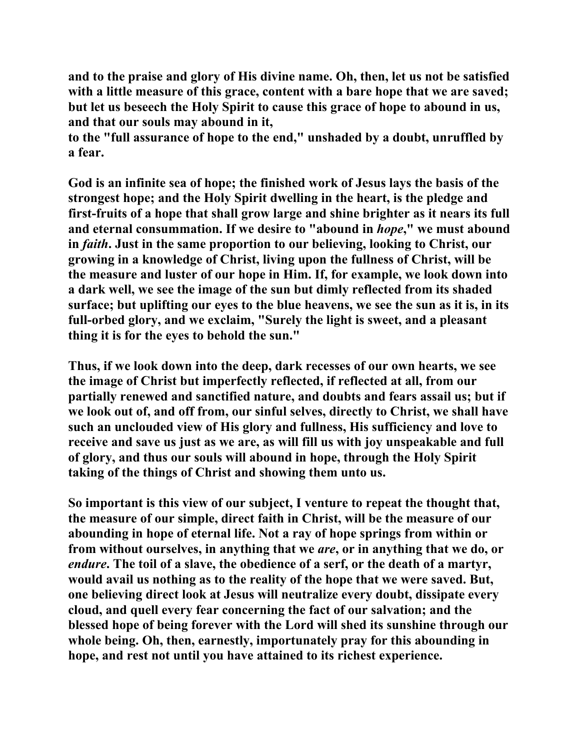and to the praise and glory of His divine name. Oh, then, let us not be satisfied with a little measure of this grace, content with a bare hope that we are saved; but let us beseech the Holy Spirit to cause this grace of hope to abound in us, and that our souls may abound in it,
to the "full assurance of hope to the end," unshaded by a doubt, unruffled by a fear.

God is an infinite sea of hope; the finished work of Jesus lays the basis of the strongest hope; and the Holy Spirit dwelling in the heart, is the pledge and first-fruits of a hope that shall grow large and shine brighter as it nears its full and eternal consummation. If we desire to "abound in *hope*," we must abound in *faith*. Just in the same proportion to our believing, looking to Christ, our growing in a knowledge of Christ, living upon the fullness of Christ, will be the measure and luster of our hope in Him. If, for example, we look down into a dark well, we see the image of the sun but dimly reflected from its shaded surface; but uplifting our eyes to the blue heavens, we see the sun as it is, in its full-orbed glory, and we exclaim, "Surely the light is sweet, and a pleasant thing it is for the eyes to behold the sun."

Thus, if we look down into the deep, dark recesses of our own hearts, we see the image of Christ but imperfectly reflected, if reflected at all, from our partially renewed and sanctified nature, and doubts and fears assail us; but if we look out of, and off from, our sinful selves, directly to Christ, we shall have such an unclouded view of His glory and fullness, His sufficiency and love to receive and save us just as we are, as will fill us with joy unspeakable and full of glory, and thus our souls will abound in hope, through the Holy Spirit taking of the things of Christ and showing them unto us.

So important is this view of our subject, I venture to repeat the thought that, the measure of our simple, direct faith in Christ, will be the measure of our abounding in hope of eternal life. Not a ray of hope springs from within or from without ourselves, in anything that we *are*, or in anything that we do, or *endure*. The toil of a slave, the obedience of a serf, or the death of a martyr, would avail us nothing as to the reality of the hope that we were saved. But, one believing direct look at Jesus will neutralize every doubt, dissipate every cloud, and quell every fear concerning the fact of our salvation; and the blessed hope of being forever with the Lord will shed its sunshine through our whole being. Oh, then, earnestly, importunately pray for this abounding in hope, and rest not until you have attained to its richest experience.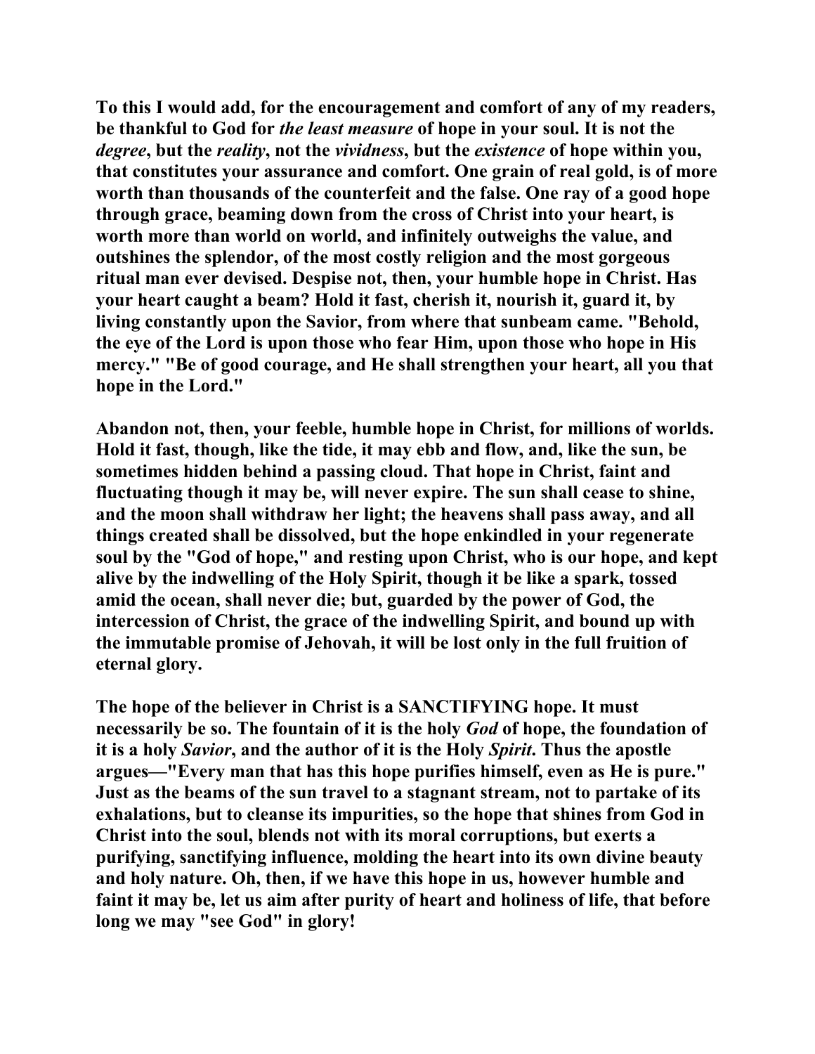To this I would add, for the encouragement and comfort of any of my readers, be thankful to God for *the least measure* of hope in your soul. It is not the *degree*, but the *reality*, not the *vividness*, but the *existence* of hope within you, that constitutes your assurance and comfort. One grain of real gold, is of more worth than thousands of the counterfeit and the false. One ray of a good hope through grace, beaming down from the cross of Christ into your heart, is worth more than world on world, and infinitely outweighs the value, and outshines the splendor, of the most costly religion and the most gorgeous ritual man ever devised. Despise not, then, your humble hope in Christ. Has your heart caught a beam? Hold it fast, cherish it, nourish it, guard it, by living constantly upon the Savior, from where that sunbeam came. "Behold, the eye of the Lord is upon those who fear Him, upon those who hope in His mercy." "Be of good courage, and He shall strengthen your heart, all you that hope in the Lord."

Abandon not, then, your feeble, humble hope in Christ, for millions of worlds. Hold it fast, though, like the tide, it may ebb and flow, and, like the sun, be sometimes hidden behind a passing cloud. That hope in Christ, faint and fluctuating though it may be, will never expire. The sun shall cease to shine, and the moon shall withdraw her light; the heavens shall pass away, and all things created shall be dissolved, but the hope enkindled in your regenerate soul by the "God of hope," and resting upon Christ, who is our hope, and kept alive by the indwelling of the Holy Spirit, though it be like a spark, tossed amid the ocean, shall never die; but, guarded by the power of God, the intercession of Christ, the grace of the indwelling Spirit, and bound up with the immutable promise of Jehovah, it will be lost only in the full fruition of eternal glory.

The hope of the believer in Christ is a SANCTIFYING hope. It must necessarily be so. The fountain of it is the holy *God* of hope, the foundation of it is a holy *Savior*, and the author of it is the Holy *Spirit*. Thus the apostle argues—"Every man that has this hope purifies himself, even as He is pure." Just as the beams of the sun travel to a stagnant stream, not to partake of its exhalations, but to cleanse its impurities, so the hope that shines from God in Christ into the soul, blends not with its moral corruptions, but exerts a purifying, sanctifying influence, molding the heart into its own divine beauty and holy nature. Oh, then, if we have this hope in us, however humble and faint it may be, let us aim after purity of heart and holiness of life, that before long we may "see God" in glory!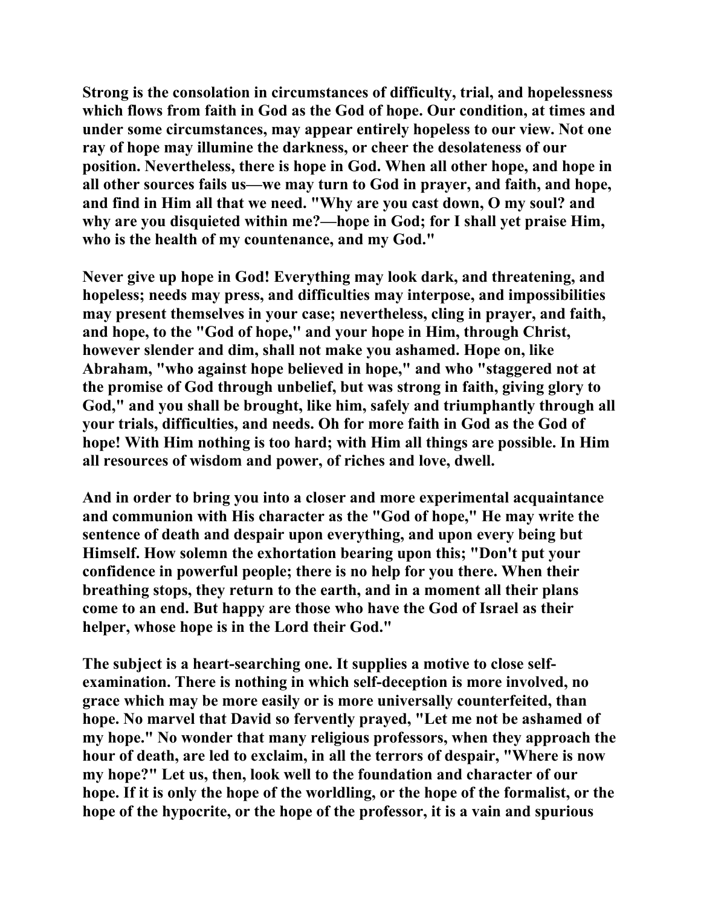**Strong is the consolation in circumstances of difficulty, trial, and hopelessness which flows from faith in God as the God of hope. Our condition, at times and under some circumstances, may appear entirely hopeless to our view. Not one ray of hope may illumine the darkness, or cheer the desolateness of our position. Nevertheless, there is hope in God. When all other hope, and hope in all other sources fails us—we may turn to God in prayer, and faith, and hope, and find in Him all that we need. "Why are you cast down, O my soul? and why are you disquieted within me?—hope in God; for I shall yet praise Him, who is the health of my countenance, and my God."**

**Never give up hope in God! Everything may look dark, and threatening, and hopeless; needs may press, and difficulties may interpose, and impossibilities may present themselves in your case; nevertheless, cling in prayer, and faith, and hope, to the "God of hope," and your hope in Him, through Christ, however slender and dim, shall not make you ashamed. Hope on, like Abraham, "who against hope believed in hope," and who "staggered not at the promise of God through unbelief, but was strong in faith, giving glory to God," and you shall be brought, like him, safely and triumphantly through all your trials, difficulties, and needs. Oh for more faith in God as the God of hope! With Him nothing is too hard; with Him all things are possible. In Him all resources of wisdom and power, of riches and love, dwell.**

**And in order to bring you into a closer and more experimental acquaintance and communion with His character as the "God of hope," He may write the sentence of death and despair upon everything, and upon every being but Himself. How solemn the exhortation bearing upon this; "Don't put your confidence in powerful people; there is no help for you there. When their breathing stops, they return to the earth, and in a moment all their plans come to an end. But happy are those who have the God of Israel as their helper, whose hope is in the Lord their God."**

**The subject is a heart-searching one. It supplies a motive to close self-examination. There is nothing in which self-deception is more involved, no grace which may be more easily or is more universally counterfeited, than hope. No marvel that David so fervently prayed, "Let me not be ashamed of my hope." No wonder that many religious professors, when they approach the hour of death, are led to exclaim, in all the terrors of despair, "Where is now my hope?" Let us, then, look well to the foundation and character of our hope. If it is only the hope of the worldling, or the hope of the formalist, or the hope of the hypocrite, or the hope of the professor, it is a vain and spurious**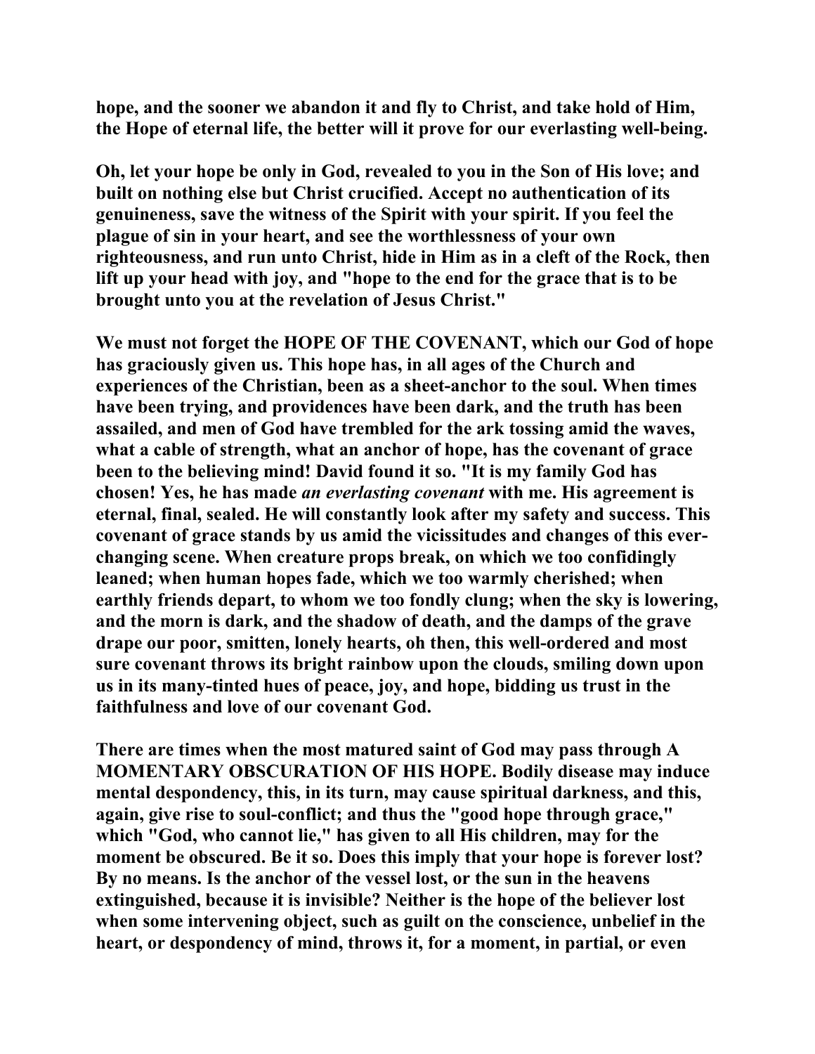hope, and the sooner we abandon it and fly to Christ, and take hold of Him, the Hope of eternal life, the better will it prove for our everlasting well-being.

Oh, let your hope be only in God, revealed to you in the Son of His love; and built on nothing else but Christ crucified. Accept no authentication of its genuineness, save the witness of the Spirit with your spirit. If you feel the plague of sin in your heart, and see the worthlessness of your own righteousness, and run unto Christ, hide in Him as in a cleft of the Rock, then lift up your head with joy, and "hope to the end for the grace that is to be brought unto you at the revelation of Jesus Christ."

We must not forget the HOPE OF THE COVENANT, which our God of hope has graciously given us. This hope has, in all ages of the Church and experiences of the Christian, been as a sheet-anchor to the soul. When times have been trying, and providences have been dark, and the truth has been assailed, and men of God have trembled for the ark tossing amid the waves, what a cable of strength, what an anchor of hope, has the covenant of grace been to the believing mind! David found it so. "It is my family God has chosen! Yes, he has made *an everlasting covenant* with me. His agreement is eternal, final, sealed. He will constantly look after my safety and success. This covenant of grace stands by us amid the vicissitudes and changes of this ever-changing scene. When creature props break, on which we too confidingly leaned; when human hopes fade, which we too warmly cherished; when earthly friends depart, to whom we too fondly clung; when the sky is lowering, and the morn is dark, and the shadow of death, and the damps of the grave drape our poor, smitten, lonely hearts, oh then, this well-ordered and most sure covenant throws its bright rainbow upon the clouds, smiling down upon us in its many-tinted hues of peace, joy, and hope, bidding us trust in the faithfulness and love of our covenant God.

There are times when the most matured saint of God may pass through A MOMENTARY OBSCURATION OF HIS HOPE. Bodily disease may induce mental despondency, this, in its turn, may cause spiritual darkness, and this, again, give rise to soul-conflict; and thus the "good hope through grace," which "God, who cannot lie," has given to all His children, may for the moment be obscured. Be it so. Does this imply that your hope is forever lost? By no means. Is the anchor of the vessel lost, or the sun in the heavens extinguished, because it is invisible? Neither is the hope of the believer lost when some intervening object, such as guilt on the conscience, unbelief in the heart, or despondency of mind, throws it, for a moment, in partial, or even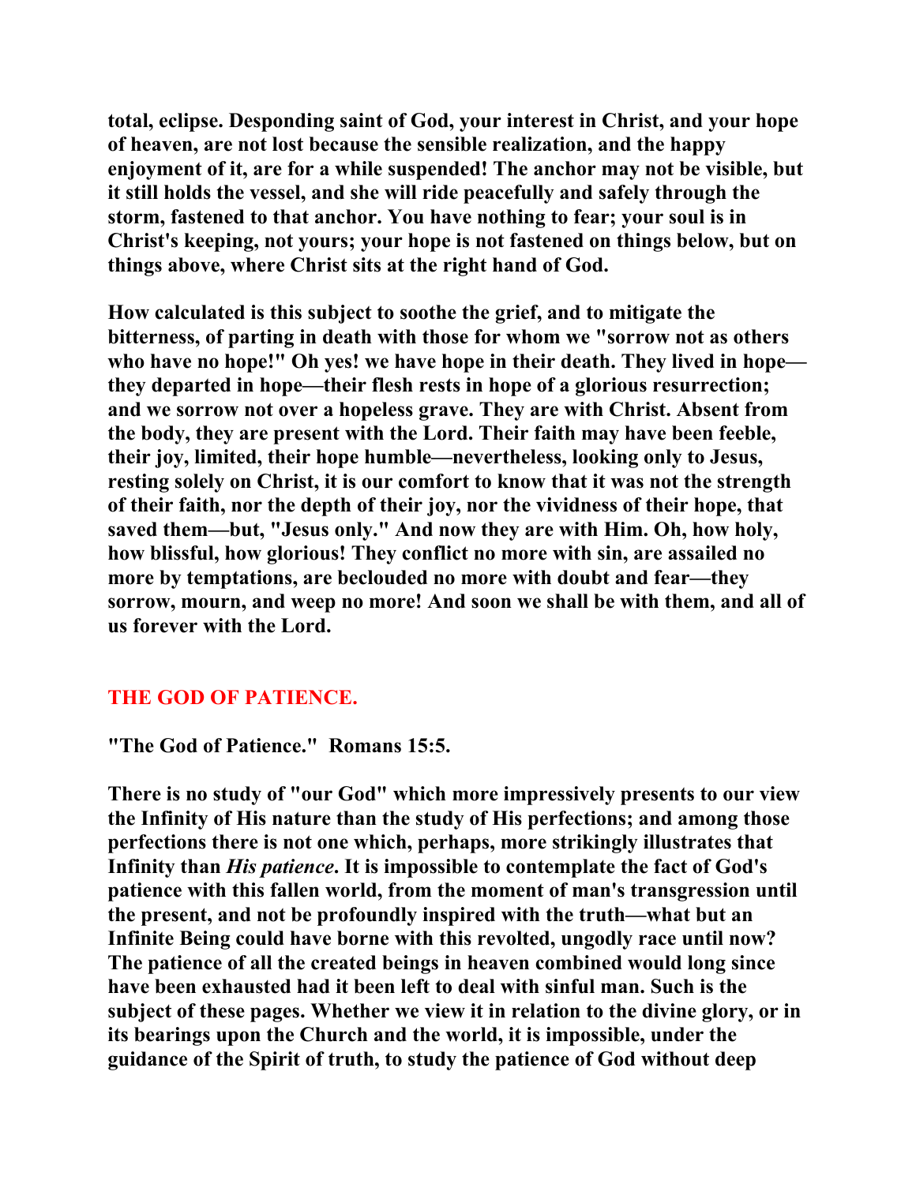**total, eclipse. Desponding saint of God, your interest in Christ, and your hope of heaven, are not lost because the sensible realization, and the happy enjoyment of it, are for a while suspended! The anchor may not be visible, but it still holds the vessel, and she will ride peacefully and safely through the storm, fastened to that anchor. You have nothing to fear; your soul is in Christ's keeping, not yours; your hope is not fastened on things below, but on things above, where Christ sits at the right hand of God.**

**How calculated is this subject to soothe the grief, and to mitigate the bitterness, of parting in death with those for whom we "sorrow not as others who have no hope!" Oh yes! we have hope in their death. They lived in hope—they departed in hope—their flesh rests in hope of a glorious resurrection; and we sorrow not over a hopeless grave. They are with Christ. Absent from the body, they are present with the Lord. Their faith may have been feeble, their joy, limited, their hope humble—nevertheless, looking only to Jesus, resting solely on Christ, it is our comfort to know that it was not the strength of their faith, nor the depth of their joy, nor the vividness of their hope, that saved them—but, "Jesus only." And now they are with Him. Oh, how holy, how blissful, how glorious! They conflict no more with sin, are assailed no more by temptations, are beclouded no more with doubt and fear—they sorrow, mourn, and weep no more! And soon we shall be with them, and all of us forever with the Lord.**

## THE GOD OF PATIENCE.

**"The God of Patience." Romans 15:5.**

**There is no study of "our God" which more impressively presents to our view the Infinity of His nature than the study of His perfections; and among those perfections there is not one which, perhaps, more strikingly illustrates that Infinity than *His patience*. It is impossible to contemplate the fact of God's patience with this fallen world, from the moment of man's transgression until the present, and not be profoundly inspired with the truth—what but an Infinite Being could have borne with this revolted, ungodly race until now? The patience of all the created beings in heaven combined would long since have been exhausted had it been left to deal with sinful man. Such is the subject of these pages. Whether we view it in relation to the divine glory, or in its bearings upon the Church and the world, it is impossible, under the guidance of the Spirit of truth, to study the patience of God without deep**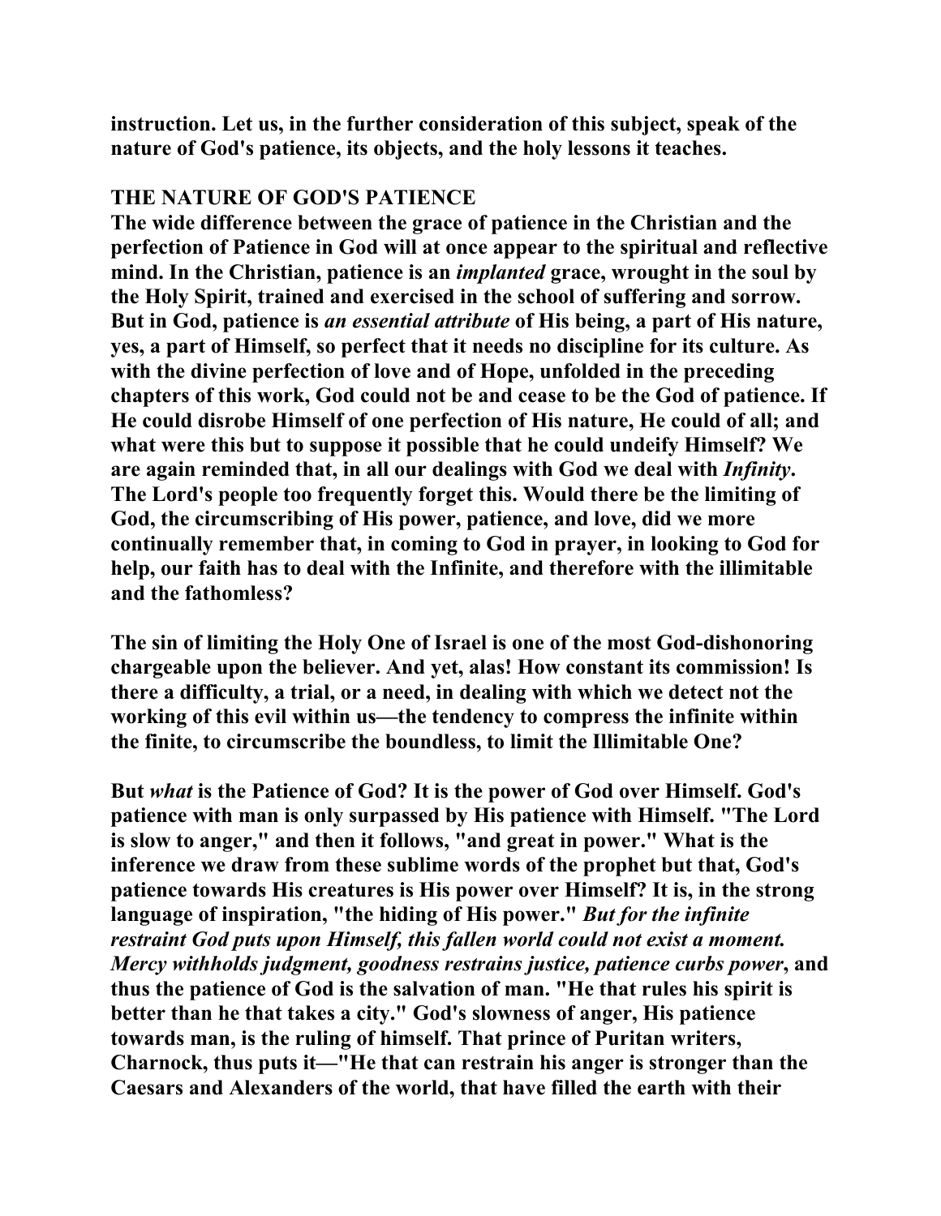instruction. Let us, in the further consideration of this subject, speak of the nature of God's patience, its objects, and the holy lessons it teaches.

## THE NATURE OF GOD'S PATIENCE

The wide difference between the grace of patience in the Christian and the perfection of Patience in God will at once appear to the spiritual and reflective mind. In the Christian, patience is an *implanted* grace, wrought in the soul by the Holy Spirit, trained and exercised in the school of suffering and sorrow. But in God, patience is *an essential attribute* of His being, a part of His nature, yes, a part of Himself, so perfect that it needs no discipline for its culture. As with the divine perfection of love and of Hope, unfolded in the preceding chapters of this work, God could not be and cease to be the God of patience. If He could disrobe Himself of one perfection of His nature, He could of all; and what were this but to suppose it possible that he could undeify Himself? We are again reminded that, in all our dealings with God we deal with *Infinity*. The Lord's people too frequently forget this. Would there be the limiting of God, the circumscribing of His power, patience, and love, did we more continually remember that, in coming to God in prayer, in looking to God for help, our faith has to deal with the Infinite, and therefore with the illimitable and the fathomless?

The sin of limiting the Holy One of Israel is one of the most God-dishonoring chargeable upon the believer. And yet, alas! How constant its commission! Is there a difficulty, a trial, or a need, in dealing with which we detect not the working of this evil within us—the tendency to compress the infinite within the finite, to circumscribe the boundless, to limit the Illimitable One?

But *what* is the Patience of God? It is the power of God over Himself. God's patience with man is only surpassed by His patience with Himself. "The Lord is slow to anger," and then it follows, "and great in power." What is the inference we draw from these sublime words of the prophet but that, God's patience towards His creatures is His power over Himself? It is, in the strong language of inspiration, "the hiding of His power." *But for the infinite restraint God puts upon Himself, this fallen world could not exist a moment. Mercy withholds judgment, goodness restrains justice, patience curbs power*, and thus the patience of God is the salvation of man. "He that rules his spirit is better than he that takes a city." God's slowness of anger, His patience towards man, is the ruling of himself. That prince of Puritan writers, Charnock, thus puts it—"He that can restrain his anger is stronger than the Caesars and Alexanders of the world, that have filled the earth with their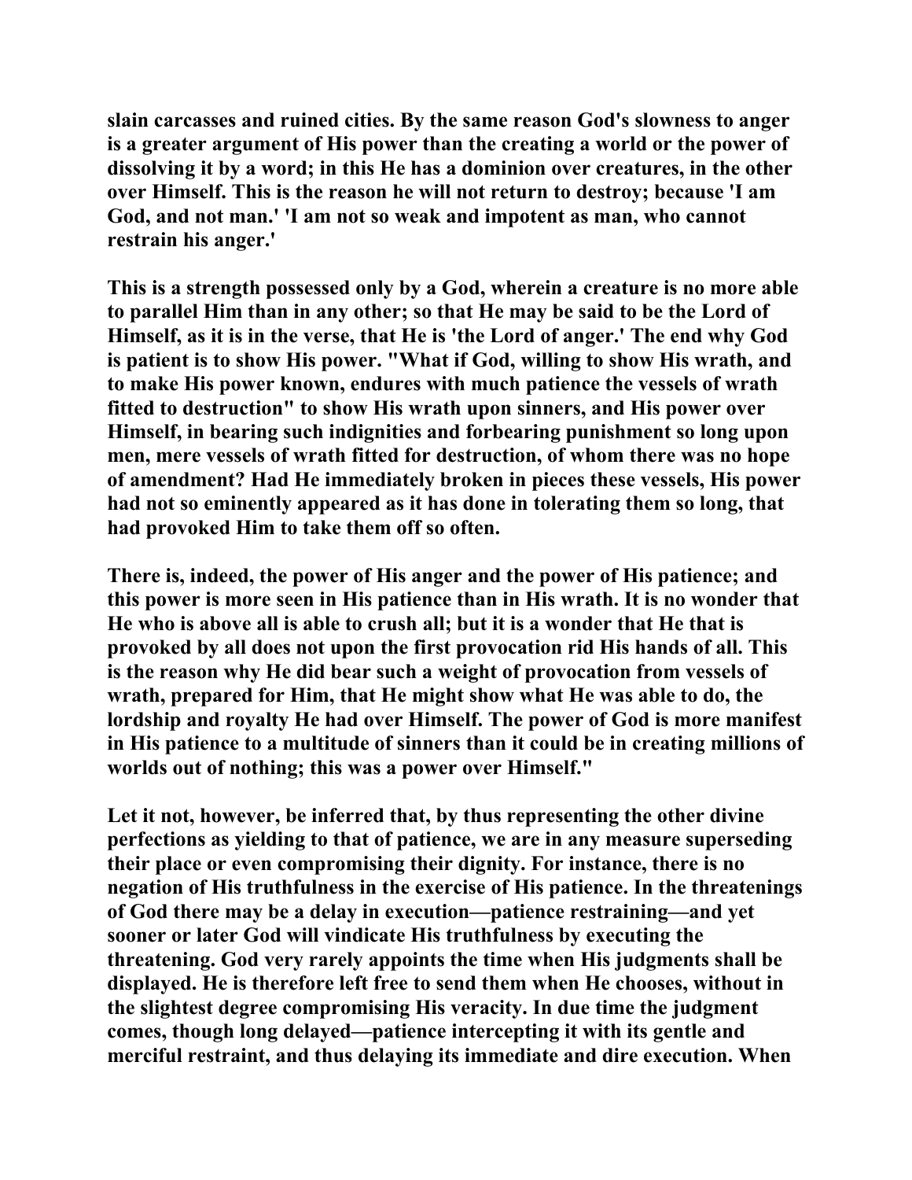slain carcasses and ruined cities. By the same reason God's slowness to anger is a greater argument of His power than the creating a world or the power of dissolving it by a word; in this He has a dominion over creatures, in the other over Himself. This is the reason he will not return to destroy; because 'I am God, and not man.' 'I am not so weak and impotent as man, who cannot restrain his anger.'

This is a strength possessed only by a God, wherein a creature is no more able to parallel Him than in any other; so that He may be said to be the Lord of Himself, as it is in the verse, that He is 'the Lord of anger.' The end why God is patient is to show His power. "What if God, willing to show His wrath, and to make His power known, endures with much patience the vessels of wrath fitted to destruction" to show His wrath upon sinners, and His power over Himself, in bearing such indignities and forbearing punishment so long upon men, mere vessels of wrath fitted for destruction, of whom there was no hope of amendment? Had He immediately broken in pieces these vessels, His power had not so eminently appeared as it has done in tolerating them so long, that had provoked Him to take them off so often.

There is, indeed, the power of His anger and the power of His patience; and this power is more seen in His patience than in His wrath. It is no wonder that He who is above all is able to crush all; but it is a wonder that He that is provoked by all does not upon the first provocation rid His hands of all. This is the reason why He did bear such a weight of provocation from vessels of wrath, prepared for Him, that He might show what He was able to do, the lordship and royalty He had over Himself. The power of God is more manifest in His patience to a multitude of sinners than it could be in creating millions of worlds out of nothing; this was a power over Himself."

Let it not, however, be inferred that, by thus representing the other divine perfections as yielding to that of patience, we are in any measure superseding their place or even compromising their dignity. For instance, there is no negation of His truthfulness in the exercise of His patience. In the threatenings of God there may be a delay in execution—patience restraining—and yet sooner or later God will vindicate His truthfulness by executing the threatening. God very rarely appoints the time when His judgments shall be displayed. He is therefore left free to send them when He chooses, without in the slightest degree compromising His veracity. In due time the judgment comes, though long delayed—patience intercepting it with its gentle and merciful restraint, and thus delaying its immediate and dire execution. When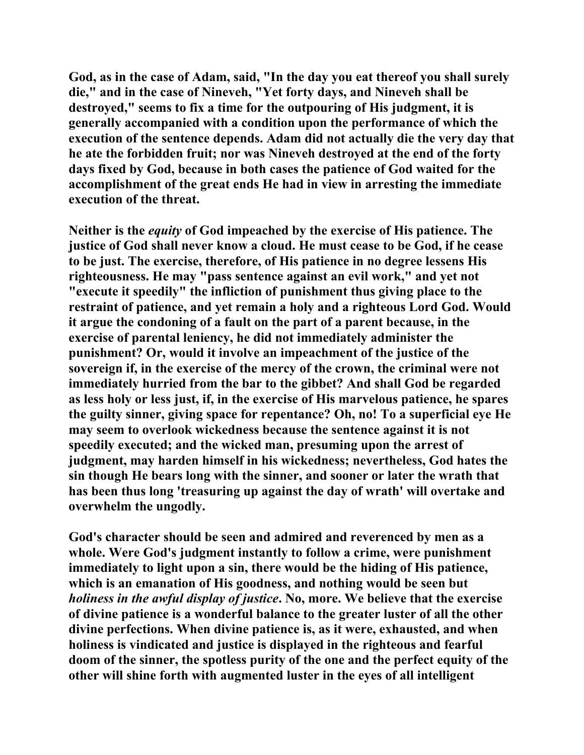God, as in the case of Adam, said, "In the day you eat thereof you shall surely die," and in the case of Nineveh, "Yet forty days, and Nineveh shall be destroyed," seems to fix a time for the outpouring of His judgment, it is generally accompanied with a condition upon the performance of which the execution of the sentence depends. Adam did not actually die the very day that he ate the forbidden fruit; nor was Nineveh destroyed at the end of the forty days fixed by God, because in both cases the patience of God waited for the accomplishment of the great ends He had in view in arresting the immediate execution of the threat.

Neither is the *equity* of God impeached by the exercise of His patience. The justice of God shall never know a cloud. He must cease to be God, if he cease to be just. The exercise, therefore, of His patience in no degree lessens His righteousness. He may "pass sentence against an evil work," and yet not "execute it speedily" the infliction of punishment thus giving place to the restraint of patience, and yet remain a holy and a righteous Lord God. Would it argue the condoning of a fault on the part of a parent because, in the exercise of parental leniency, he did not immediately administer the punishment? Or, would it involve an impeachment of the justice of the sovereign if, in the exercise of the mercy of the crown, the criminal were not immediately hurried from the bar to the gibbet? And shall God be regarded as less holy or less just, if, in the exercise of His marvelous patience, he spares the guilty sinner, giving space for repentance? Oh, no! To a superficial eye He may seem to overlook wickedness because the sentence against it is not speedily executed; and the wicked man, presuming upon the arrest of judgment, may harden himself in his wickedness; nevertheless, God hates the sin though He bears long with the sinner, and sooner or later the wrath that has been thus long 'treasuring up against the day of wrath' will overtake and overwhelm the ungodly.

God's character should be seen and admired and reverenced by men as a whole. Were God's judgment instantly to follow a crime, were punishment immediately to light upon a sin, there would be the hiding of His patience, which is an emanation of His goodness, and nothing would be seen but *holiness in the awful display of justice*. No, more. We believe that the exercise of divine patience is a wonderful balance to the greater luster of all the other divine perfections. When divine patience is, as it were, exhausted, and when holiness is vindicated and justice is displayed in the righteous and fearful doom of the sinner, the spotless purity of the one and the perfect equity of the other will shine forth with augmented luster in the eyes of all intelligent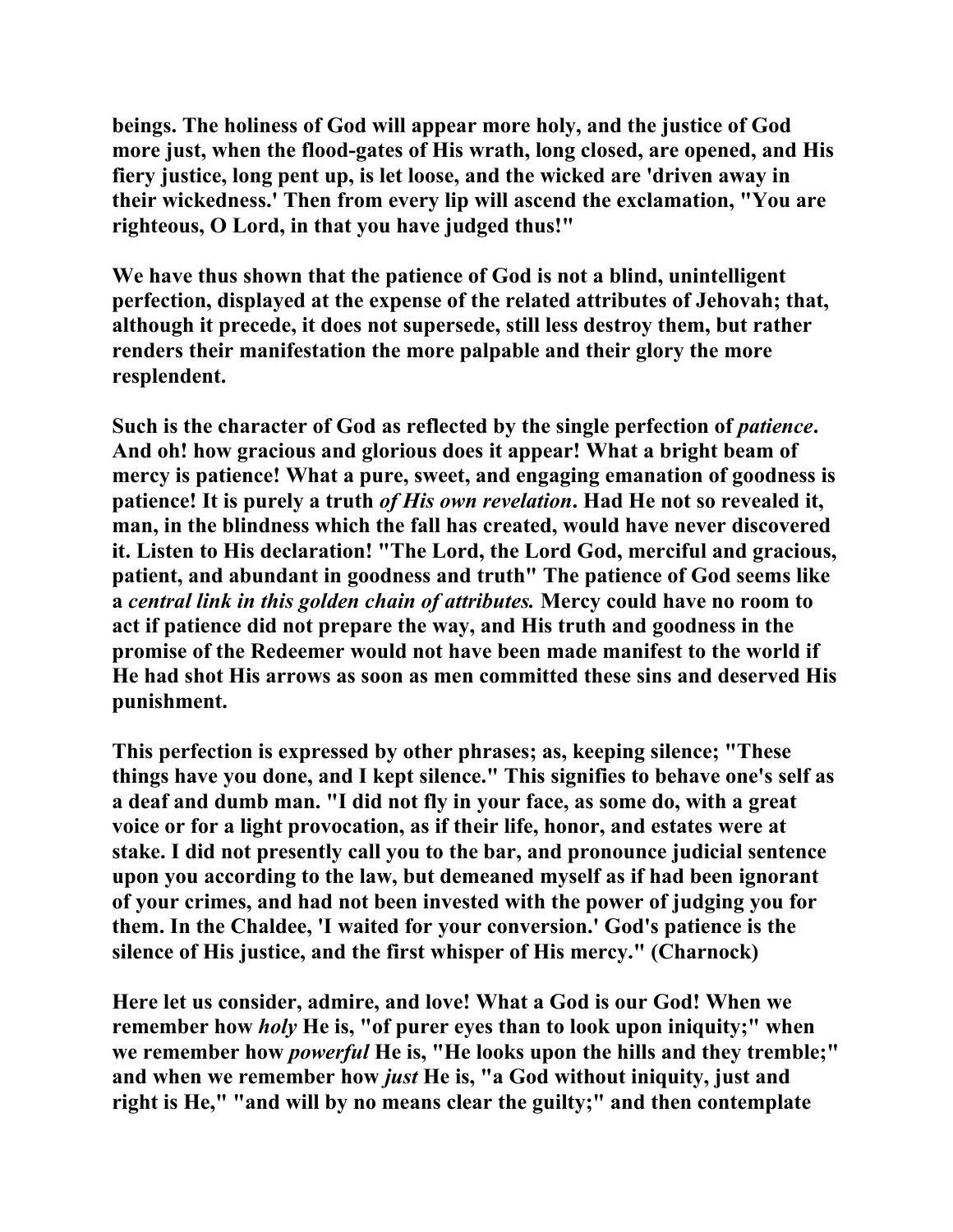beings. The holiness of God will appear more holy, and the justice of God more just, when the flood-gates of His wrath, long closed, are opened, and His fiery justice, long pent up, is let loose, and the wicked are 'driven away in their wickedness.' Then from every lip will ascend the exclamation, "You are righteous, O Lord, in that you have judged thus!"

We have thus shown that the patience of God is not a blind, unintelligent perfection, displayed at the expense of the related attributes of Jehovah; that, although it precede, it does not supersede, still less destroy them, but rather renders their manifestation the more palpable and their glory the more resplendent.

Such is the character of God as reflected by the single perfection of *patience*. And oh! how gracious and glorious does it appear! What a bright beam of mercy is patience! What a pure, sweet, and engaging emanation of goodness is patience! It is purely a truth *of His own revelation*. Had He not so revealed it, man, in the blindness which the fall has created, would have never discovered it. Listen to His declaration! "The Lord, the Lord God, merciful and gracious, patient, and abundant in goodness and truth" The patience of God seems like a *central link in this golden chain of attributes.* Mercy could have no room to act if patience did not prepare the way, and His truth and goodness in the promise of the Redeemer would not have been made manifest to the world if He had shot His arrows as soon as men committed these sins and deserved His punishment.

This perfection is expressed by other phrases; as, keeping silence; "These things have you done, and I kept silence." This signifies to behave one's self as a deaf and dumb man. "I did not fly in your face, as some do, with a great voice or for a light provocation, as if their life, honor, and estates were at stake. I did not presently call you to the bar, and pronounce judicial sentence upon you according to the law, but demeaned myself as if had been ignorant of your crimes, and had not been invested with the power of judging you for them. In the Chaldee, 'I waited for your conversion.' God's patience is the silence of His justice, and the first whisper of His mercy." (Charnock)

Here let us consider, admire, and love! What a God is our God! When we remember how *holy* He is, "of purer eyes than to look upon iniquity;" when we remember how *powerful* He is, "He looks upon the hills and they tremble;" and when we remember how *just* He is, "a God without iniquity, just and right is He," "and will by no means clear the guilty;" and then contemplate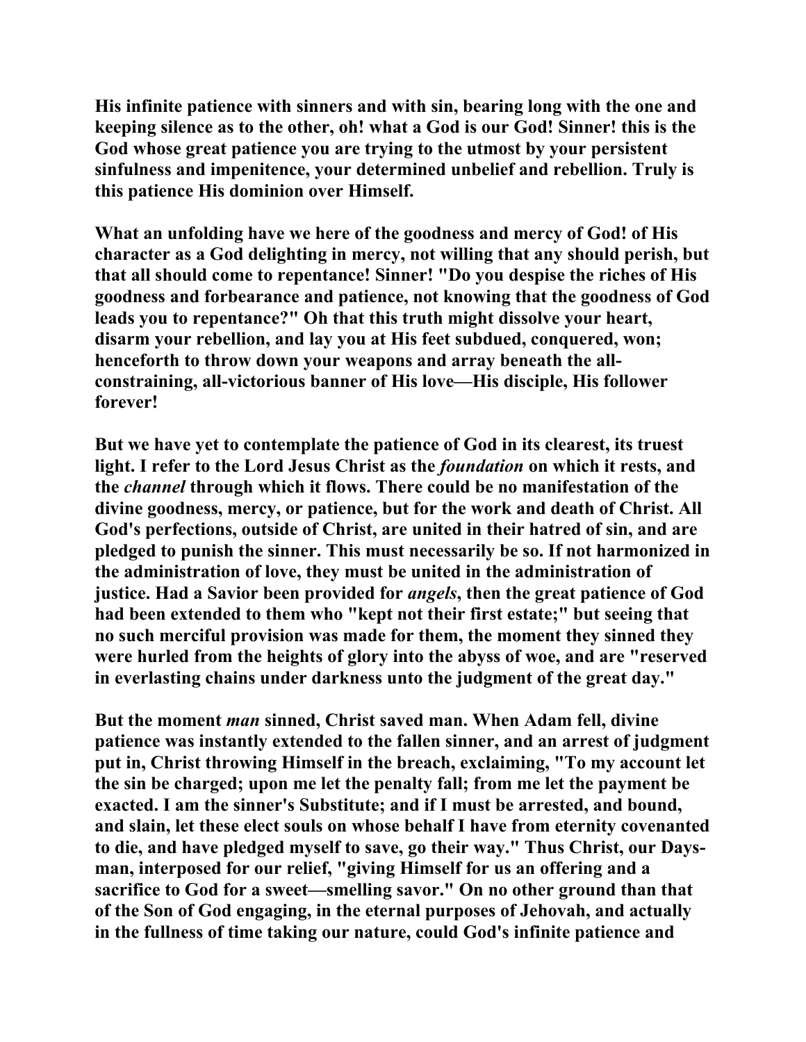**His infinite patience with sinners and with sin, bearing long with the one and keeping silence as to the other, oh! what a God is our God! Sinner! this is the God whose great patience you are trying to the utmost by your persistent sinfulness and impenitence, your determined unbelief and rebellion. Truly is this patience His dominion over Himself.**

**What an unfolding have we here of the goodness and mercy of God! of His character as a God delighting in mercy, not willing that any should perish, but that all should come to repentance! Sinner! "Do you despise the riches of His goodness and forbearance and patience, not knowing that the goodness of God leads you to repentance?" Oh that this truth might dissolve your heart, disarm your rebellion, and lay you at His feet subdued, conquered, won; henceforth to throw down your weapons and array beneath the all-constraining, all-victorious banner of His love—His disciple, His follower forever!**

**But we have yet to contemplate the patience of God in its clearest, its truest light. I refer to the Lord Jesus Christ as the *foundation* on which it rests, and the *channel* through which it flows. There could be no manifestation of the divine goodness, mercy, or patience, but for the work and death of Christ. All God's perfections, outside of Christ, are united in their hatred of sin, and are pledged to punish the sinner. This must necessarily be so. If not harmonized in the administration of love, they must be united in the administration of justice. Had a Savior been provided for *angels*, then the great patience of God had been extended to them who "kept not their first estate;" but seeing that no such merciful provision was made for them, the moment they sinned they were hurled from the heights of glory into the abyss of woe, and are "reserved in everlasting chains under darkness unto the judgment of the great day."**

**But the moment *man* sinned, Christ saved man. When Adam fell, divine patience was instantly extended to the fallen sinner, and an arrest of judgment put in, Christ throwing Himself in the breach, exclaiming, "To my account let the sin be charged; upon me let the penalty fall; from me let the payment be exacted. I am the sinner's Substitute; and if I must be arrested, and bound, and slain, let these elect souls on whose behalf I have from eternity covenanted to die, and have pledged myself to save, go their way." Thus Christ, our Days-man, interposed for our relief, "giving Himself for us an offering and a sacrifice to God for a sweet—smelling savor." On no other ground than that of the Son of God engaging, in the eternal purposes of Jehovah, and actually in the fullness of time taking our nature, could God's infinite patience and**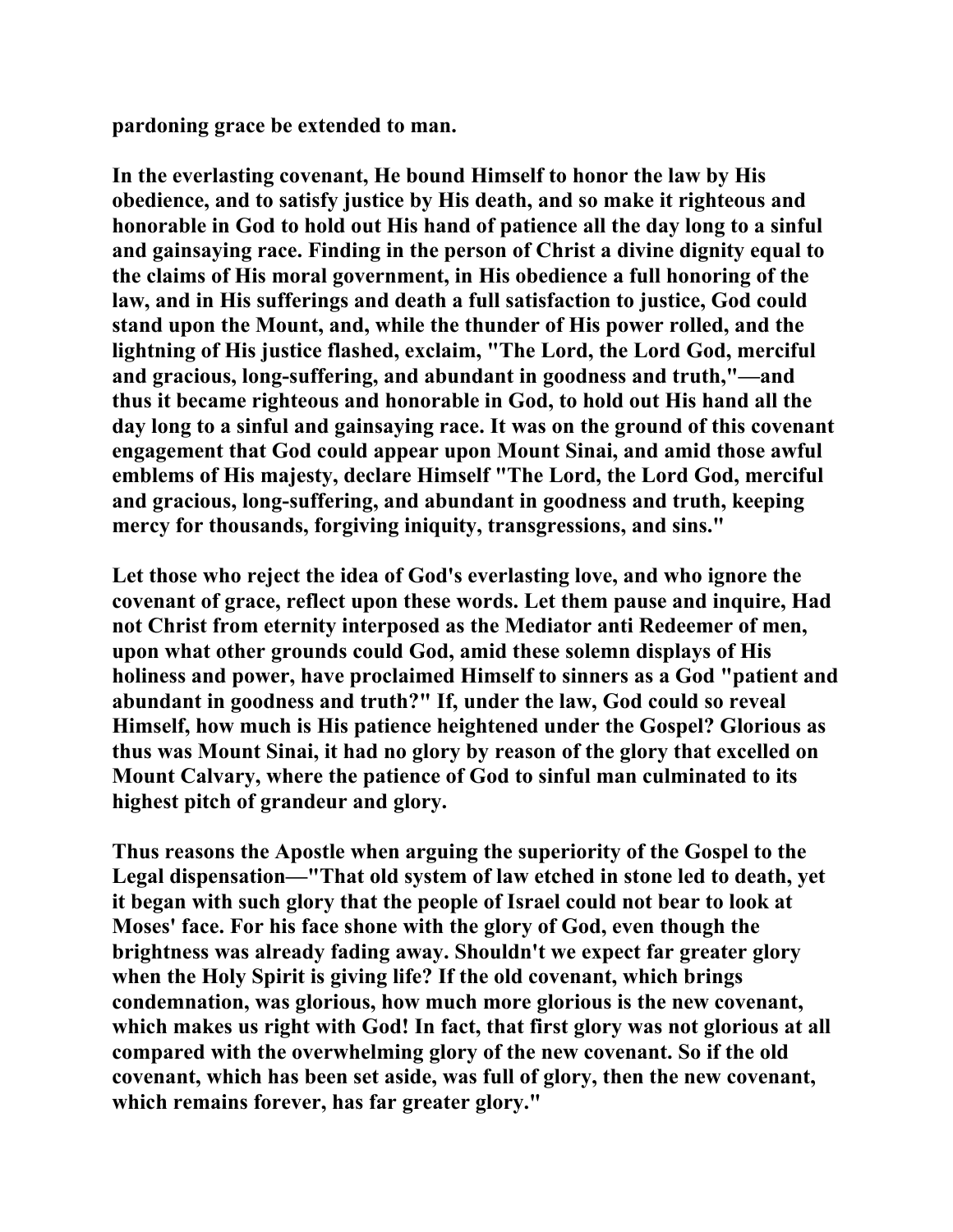**pardoning grace be extended to man.**

**In the everlasting covenant, He bound Himself to honor the law by His obedience, and to satisfy justice by His death, and so make it righteous and honorable in God to hold out His hand of patience all the day long to a sinful and gainsaying race. Finding in the person of Christ a divine dignity equal to the claims of His moral government, in His obedience a full honoring of the law, and in His sufferings and death a full satisfaction to justice, God could stand upon the Mount, and, while the thunder of His power rolled, and the lightning of His justice flashed, exclaim, "The Lord, the Lord God, merciful and gracious, long-suffering, and abundant in goodness and truth,"—and thus it became righteous and honorable in God, to hold out His hand all the day long to a sinful and gainsaying race. It was on the ground of this covenant engagement that God could appear upon Mount Sinai, and amid those awful emblems of His majesty, declare Himself "The Lord, the Lord God, merciful and gracious, long-suffering, and abundant in goodness and truth, keeping mercy for thousands, forgiving iniquity, transgressions, and sins."**

**Let those who reject the idea of God's everlasting love, and who ignore the covenant of grace, reflect upon these words. Let them pause and inquire, Had not Christ from eternity interposed as the Mediator anti Redeemer of men, upon what other grounds could God, amid these solemn displays of His holiness and power, have proclaimed Himself to sinners as a God "patient and abundant in goodness and truth?" If, under the law, God could so reveal Himself, how much is His patience heightened under the Gospel? Glorious as thus was Mount Sinai, it had no glory by reason of the glory that excelled on Mount Calvary, where the patience of God to sinful man culminated to its highest pitch of grandeur and glory.**

**Thus reasons the Apostle when arguing the superiority of the Gospel to the Legal dispensation—"That old system of law etched in stone led to death, yet it began with such glory that the people of Israel could not bear to look at Moses' face. For his face shone with the glory of God, even though the brightness was already fading away. Shouldn't we expect far greater glory when the Holy Spirit is giving life? If the old covenant, which brings condemnation, was glorious, how much more glorious is the new covenant, which makes us right with God! In fact, that first glory was not glorious at all compared with the overwhelming glory of the new covenant. So if the old covenant, which has been set aside, was full of glory, then the new covenant, which remains forever, has far greater glory."**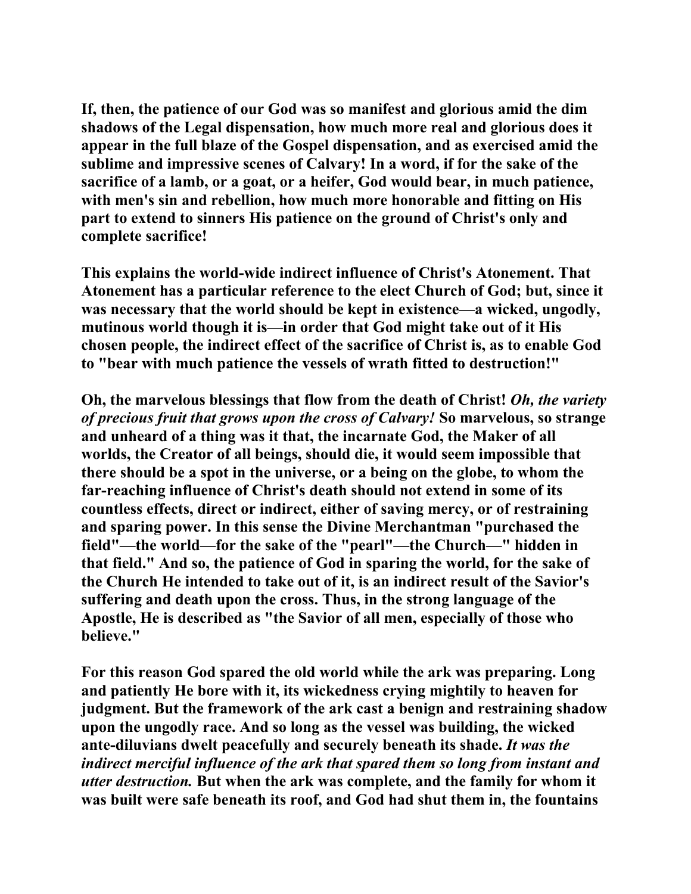**If, then, the patience of our God was so manifest and glorious amid the dim shadows of the Legal dispensation, how much more real and glorious does it appear in the full blaze of the Gospel dispensation, and as exercised amid the sublime and impressive scenes of Calvary! In a word, if for the sake of the sacrifice of a lamb, or a goat, or a heifer, God would bear, in much patience, with men's sin and rebellion, how much more honorable and fitting on His part to extend to sinners His patience on the ground of Christ's only and complete sacrifice!**

**This explains the world-wide indirect influence of Christ's Atonement. That Atonement has a particular reference to the elect Church of God; but, since it was necessary that the world should be kept in existence—a wicked, ungodly, mutinous world though it is—in order that God might take out of it His chosen people, the indirect effect of the sacrifice of Christ is, as to enable God to "bear with much patience the vessels of wrath fitted to destruction!"**

**Oh, the marvelous blessings that flow from the death of Christ!** ***Oh, the variety of precious fruit that grows upon the cross of Calvary!*** **So marvelous, so strange and unheard of a thing was it that, the incarnate God, the Maker of all worlds, the Creator of all beings, should die, it would seem impossible that there should be a spot in the universe, or a being on the globe, to whom the far-reaching influence of Christ's death should not extend in some of its countless effects, direct or indirect, either of saving mercy, or of restraining and sparing power. In this sense the Divine Merchantman "purchased the field"—the world—for the sake of the "pearl"—the Church—" hidden in that field." And so, the patience of God in sparing the world, for the sake of the Church He intended to take out of it, is an indirect result of the Savior's suffering and death upon the cross. Thus, in the strong language of the Apostle, He is described as "the Savior of all men, especially of those who believe."**

**For this reason God spared the old world while the ark was preparing. Long and patiently He bore with it, its wickedness crying mightily to heaven for judgment. But the framework of the ark cast a benign and restraining shadow upon the ungodly race. And so long as the vessel was building, the wicked ante-diluvians dwelt peacefully and securely beneath its shade.** ***It was the indirect merciful influence of the ark that spared them so long from instant and utter destruction.*** **But when the ark was complete, and the family for whom it was built were safe beneath its roof, and God had shut them in, the fountains**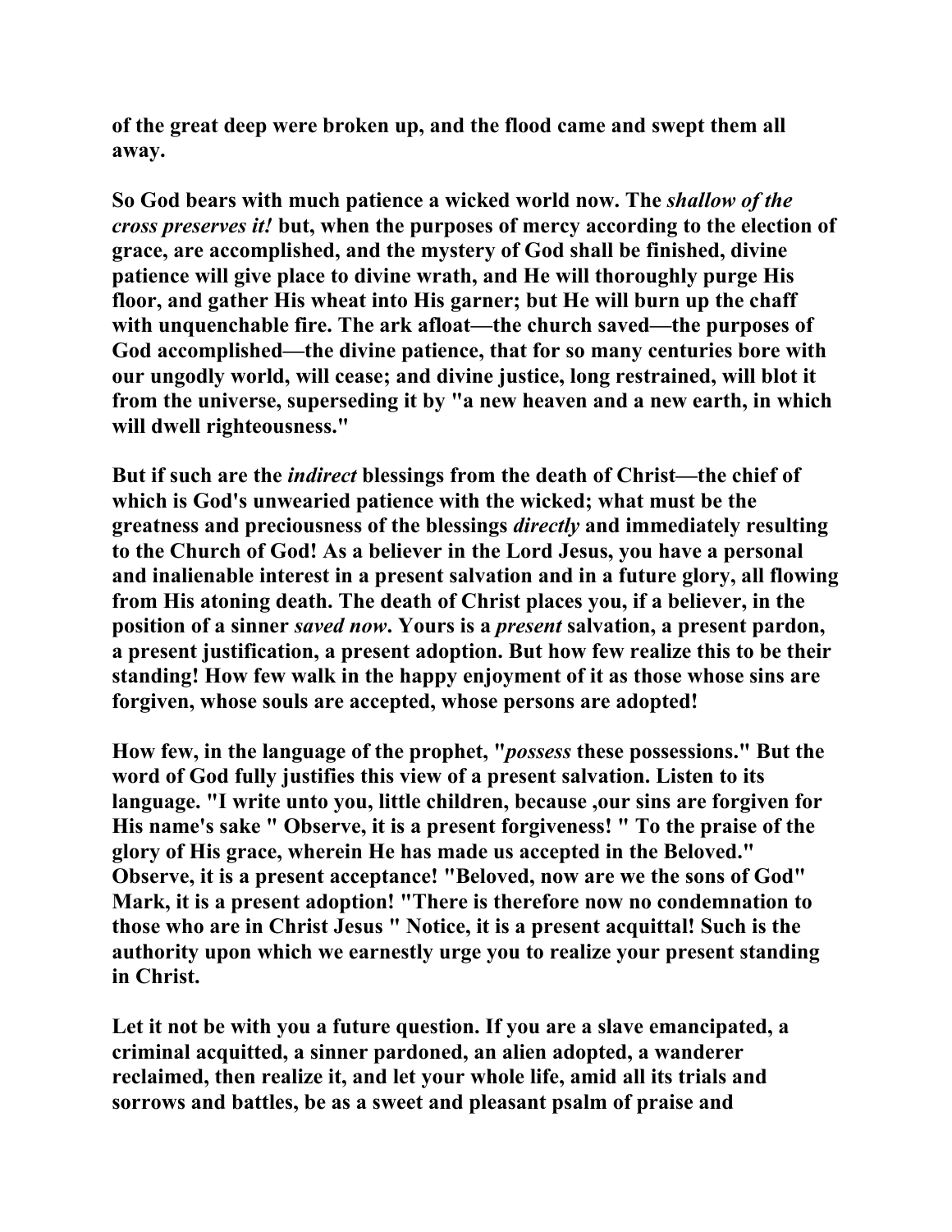**of the great deep were broken up, and the flood came and swept them all away.**

**So God bears with much patience a wicked world now. The *shallow of the cross preserves it!* but, when the purposes of mercy according to the election of grace, are accomplished, and the mystery of God shall be finished, divine patience will give place to divine wrath, and He will thoroughly purge His floor, and gather His wheat into His garner; but He will burn up the chaff with unquenchable fire. The ark afloat—the church saved—the purposes of God accomplished—the divine patience, that for so many centuries bore with our ungodly world, will cease; and divine justice, long restrained, will blot it from the universe, superseding it by "a new heaven and a new earth, in which will dwell righteousness."**

**But if such are the *indirect* blessings from the death of Christ—the chief of which is God's unwearied patience with the wicked; what must be the greatness and preciousness of the blessings *directly* and immediately resulting to the Church of God! As a believer in the Lord Jesus, you have a personal and inalienable interest in a present salvation and in a future glory, all flowing from His atoning death. The death of Christ places you, if a believer, in the position of a sinner *saved now*. Yours is a *present* salvation, a present pardon, a present justification, a present adoption. But how few realize this to be their standing! How few walk in the happy enjoyment of it as those whose sins are forgiven, whose souls are accepted, whose persons are adopted!**

**How few, in the language of the prophet, "*possess* these possessions." But the word of God fully justifies this view of a present salvation. Listen to its language. "I write unto you, little children, because ,our sins are forgiven for His name's sake " Observe, it is a present forgiveness! " To the praise of the glory of His grace, wherein He has made us accepted in the Beloved." Observe, it is a present acceptance! "Beloved, now are we the sons of God" Mark, it is a present adoption! "There is therefore now no condemnation to those who are in Christ Jesus " Notice, it is a present acquittal! Such is the authority upon which we earnestly urge you to realize your present standing in Christ.**

**Let it not be with you a future question. If you are a slave emancipated, a criminal acquitted, a sinner pardoned, an alien adopted, a wanderer reclaimed, then realize it, and let your whole life, amid all its trials and sorrows and battles, be as a sweet and pleasant psalm of praise and**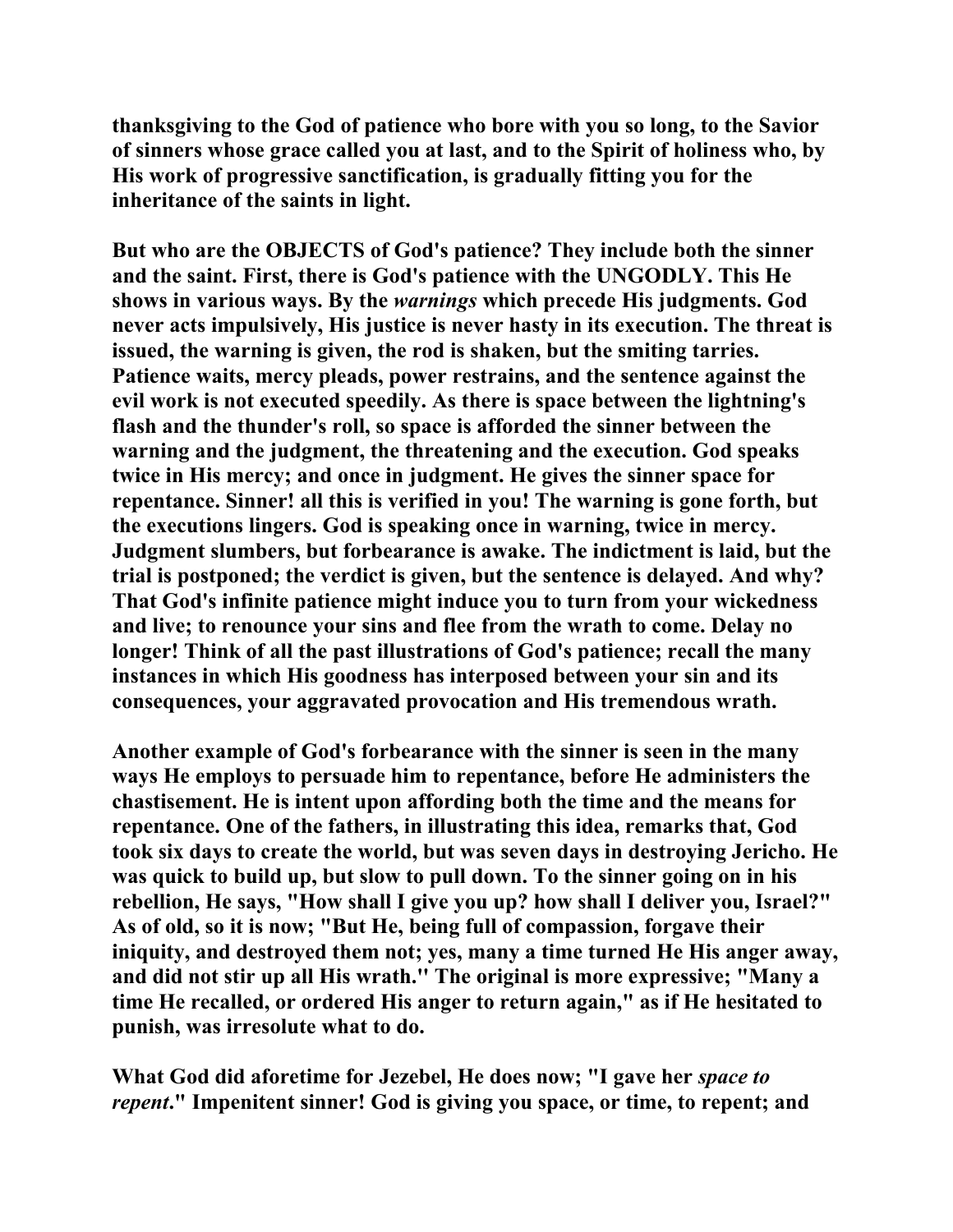**thanksgiving to the God of patience who bore with you so long, to the Savior of sinners whose grace called you at last, and to the Spirit of holiness who, by His work of progressive sanctification, is gradually fitting you for the inheritance of the saints in light.**

**But who are the OBJECTS of God's patience? They include both the sinner and the saint. First, there is God's patience with the UNGODLY. This He shows in various ways. By the *warnings* which precede His judgments. God never acts impulsively, His justice is never hasty in its execution. The threat is issued, the warning is given, the rod is shaken, but the smiting tarries. Patience waits, mercy pleads, power restrains, and the sentence against the evil work is not executed speedily. As there is space between the lightning's flash and the thunder's roll, so space is afforded the sinner between the warning and the judgment, the threatening and the execution. God speaks twice in His mercy; and once in judgment. He gives the sinner space for repentance. Sinner! all this is verified in you! The warning is gone forth, but the executions lingers. God is speaking once in warning, twice in mercy. Judgment slumbers, but forbearance is awake. The indictment is laid, but the trial is postponed; the verdict is given, but the sentence is delayed. And why? That God's infinite patience might induce you to turn from your wickedness and live; to renounce your sins and flee from the wrath to come. Delay no longer! Think of all the past illustrations of God's patience; recall the many instances in which His goodness has interposed between your sin and its consequences, your aggravated provocation and His tremendous wrath.**

**Another example of God's forbearance with the sinner is seen in the many ways He employs to persuade him to repentance, before He administers the chastisement. He is intent upon affording both the time and the means for repentance. One of the fathers, in illustrating this idea, remarks that, God took six days to create the world, but was seven days in destroying Jericho. He was quick to build up, but slow to pull down. To the sinner going on in his rebellion, He says, "How shall I give you up? how shall I deliver you, Israel?" As of old, so it is now; "But He, being full of compassion, forgave their iniquity, and destroyed them not; yes, many a time turned He His anger away, and did not stir up all His wrath." The original is more expressive; "Many a time He recalled, or ordered His anger to return again," as if He hesitated to punish, was irresolute what to do.**

**What God did aforetime for Jezebel, He does now; "I gave her *space to repent*." Impenitent sinner! God is giving you space, or time, to repent; and**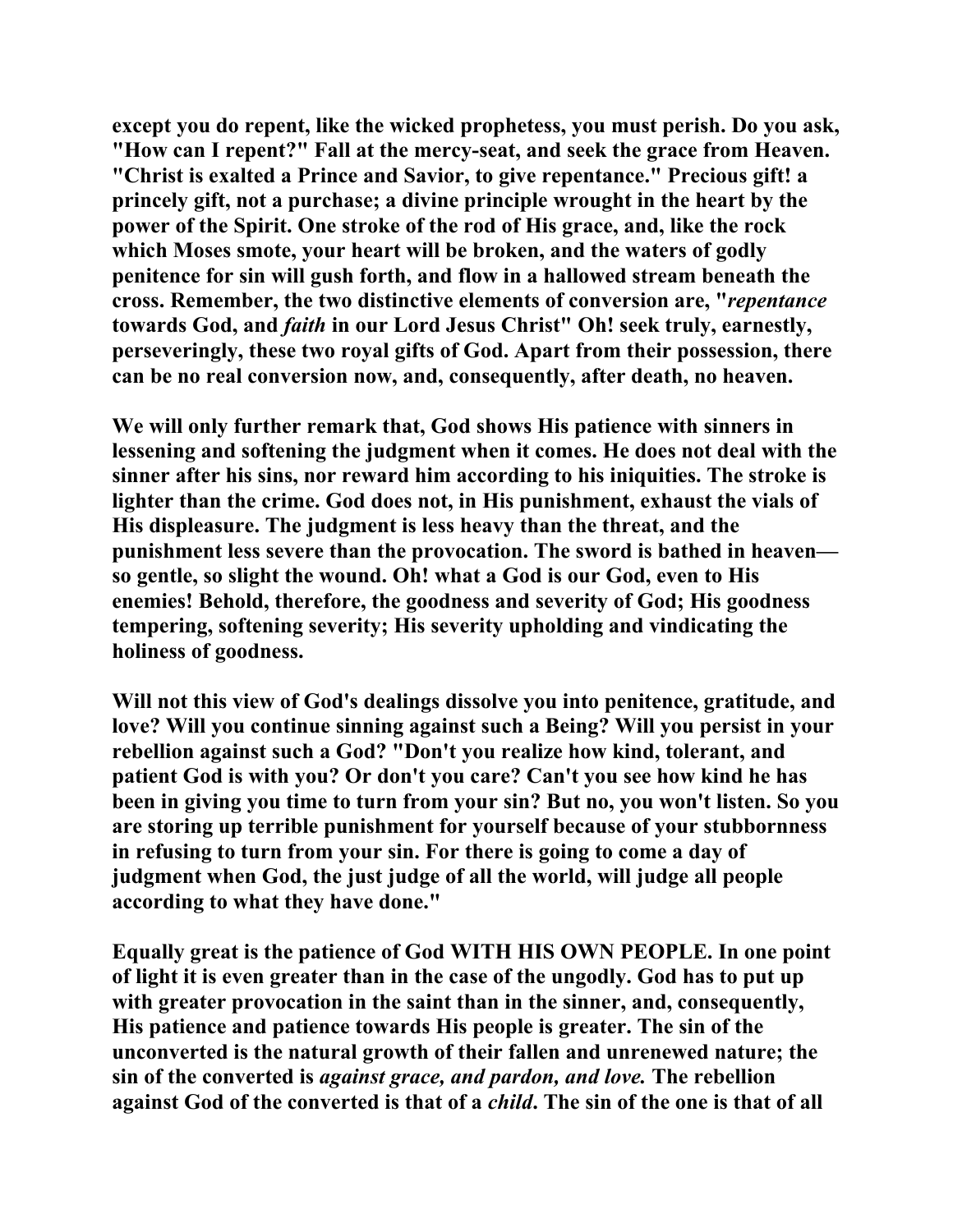**except you do repent, like the wicked prophetess, you must perish. Do you ask, "How can I repent?" Fall at the mercy-seat, and seek the grace from Heaven. "Christ is exalted a Prince and Savior, to give repentance." Precious gift! a princely gift, not a purchase; a divine principle wrought in the heart by the power of the Spirit. One stroke of the rod of His grace, and, like the rock which Moses smote, your heart will be broken, and the waters of godly penitence for sin will gush forth, and flow in a hallowed stream beneath the cross. Remember, the two distinctive elements of conversion are, "*repentance* towards God, and *faith* in our Lord Jesus Christ" Oh! seek truly, earnestly, perseveringly, these two royal gifts of God. Apart from their possession, there can be no real conversion now, and, consequently, after death, no heaven.**

**We will only further remark that, God shows His patience with sinners in lessening and softening the judgment when it comes. He does not deal with the sinner after his sins, nor reward him according to his iniquities. The stroke is lighter than the crime. God does not, in His punishment, exhaust the vials of His displeasure. The judgment is less heavy than the threat, and the punishment less severe than the provocation. The sword is bathed in heaven—so gentle, so slight the wound. Oh! what a God is our God, even to His enemies! Behold, therefore, the goodness and severity of God; His goodness tempering, softening severity; His severity upholding and vindicating the holiness of goodness.**

**Will not this view of God's dealings dissolve you into penitence, gratitude, and love? Will you continue sinning against such a Being? Will you persist in your rebellion against such a God? "Don't you realize how kind, tolerant, and patient God is with you? Or don't you care? Can't you see how kind he has been in giving you time to turn from your sin? But no, you won't listen. So you are storing up terrible punishment for yourself because of your stubbornness in refusing to turn from your sin. For there is going to come a day of judgment when God, the just judge of all the world, will judge all people according to what they have done."**

**Equally great is the patience of God WITH HIS OWN PEOPLE. In one point of light it is even greater than in the case of the ungodly. God has to put up with greater provocation in the saint than in the sinner, and, consequently, His patience and patience towards His people is greater. The sin of the unconverted is the natural growth of their fallen and unrenewed nature; the sin of the converted is *against grace, and pardon, and love.* The rebellion against God of the converted is that of a *child*. The sin of the one is that of all**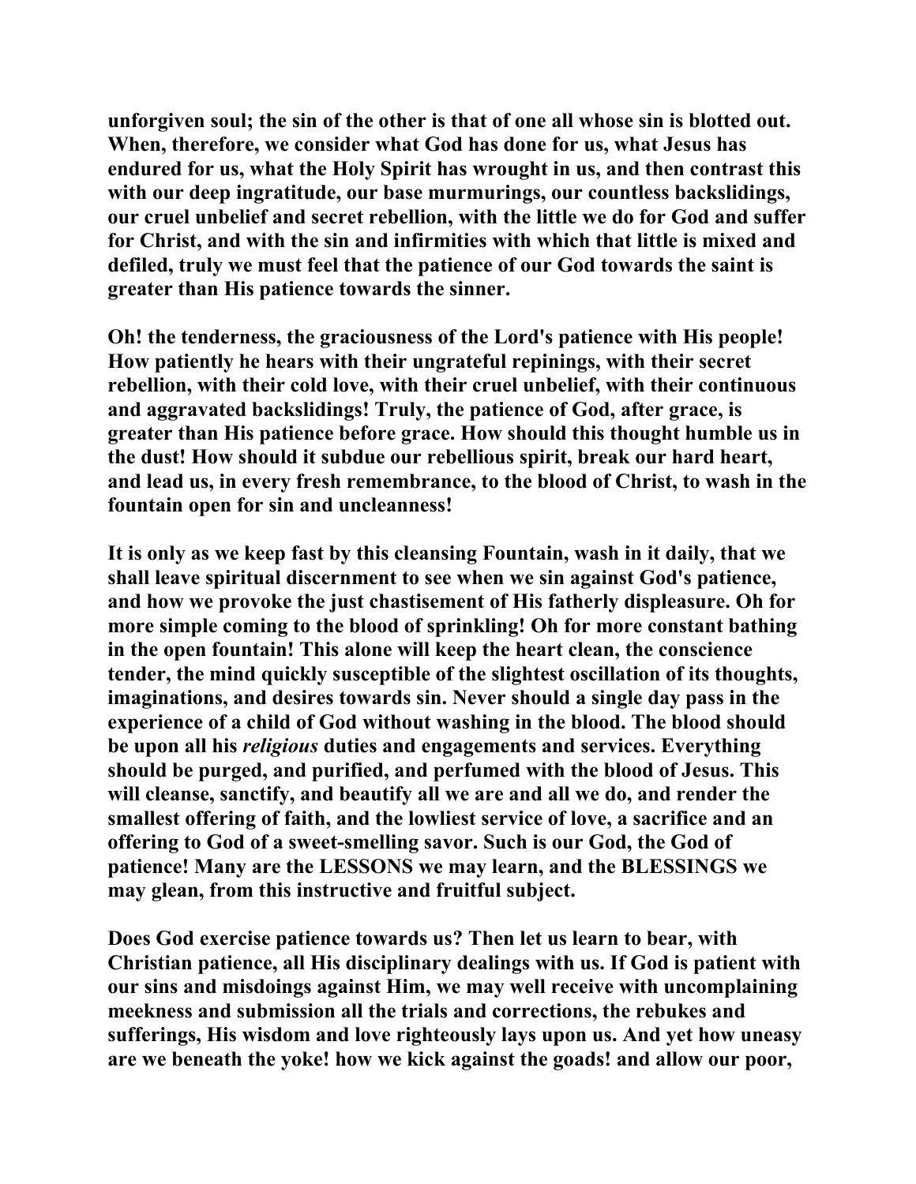**unforgiven soul; the sin of the other is that of one all whose sin is blotted out. When, therefore, we consider what God has done for us, what Jesus has endured for us, what the Holy Spirit has wrought in us, and then contrast this with our deep ingratitude, our base murmurings, our countless backslidings, our cruel unbelief and secret rebellion, with the little we do for God and suffer for Christ, and with the sin and infirmities with which that little is mixed and defiled, truly we must feel that the patience of our God towards the saint is greater than His patience towards the sinner.**

**Oh! the tenderness, the graciousness of the Lord's patience with His people! How patiently he hears with their ungrateful repinings, with their secret rebellion, with their cold love, with their cruel unbelief, with their continuous and aggravated backslidings! Truly, the patience of God, after grace, is greater than His patience before grace. How should this thought humble us in the dust! How should it subdue our rebellious spirit, break our hard heart, and lead us, in every fresh remembrance, to the blood of Christ, to wash in the fountain open for sin and uncleanness!**

**It is only as we keep fast by this cleansing Fountain, wash in it daily, that we shall leave spiritual discernment to see when we sin against God's patience, and how we provoke the just chastisement of His fatherly displeasure. Oh for more simple coming to the blood of sprinkling! Oh for more constant bathing in the open fountain! This alone will keep the heart clean, the conscience tender, the mind quickly susceptible of the slightest oscillation of its thoughts, imaginations, and desires towards sin. Never should a single day pass in the experience of a child of God without washing in the blood. The blood should be upon all his *religious* duties and engagements and services. Everything should be purged, and purified, and perfumed with the blood of Jesus. This will cleanse, sanctify, and beautify all we are and all we do, and render the smallest offering of faith, and the lowliest service of love, a sacrifice and an offering to God of a sweet-smelling savor. Such is our God, the God of patience! Many are the LESSONS we may learn, and the BLESSINGS we may glean, from this instructive and fruitful subject.**

**Does God exercise patience towards us? Then let us learn to bear, with Christian patience, all His disciplinary dealings with us. If God is patient with our sins and misdoings against Him, we may well receive with uncomplaining meekness and submission all the trials and corrections, the rebukes and sufferings, His wisdom and love righteously lays upon us. And yet how uneasy are we beneath the yoke! how we kick against the goads! and allow our poor,**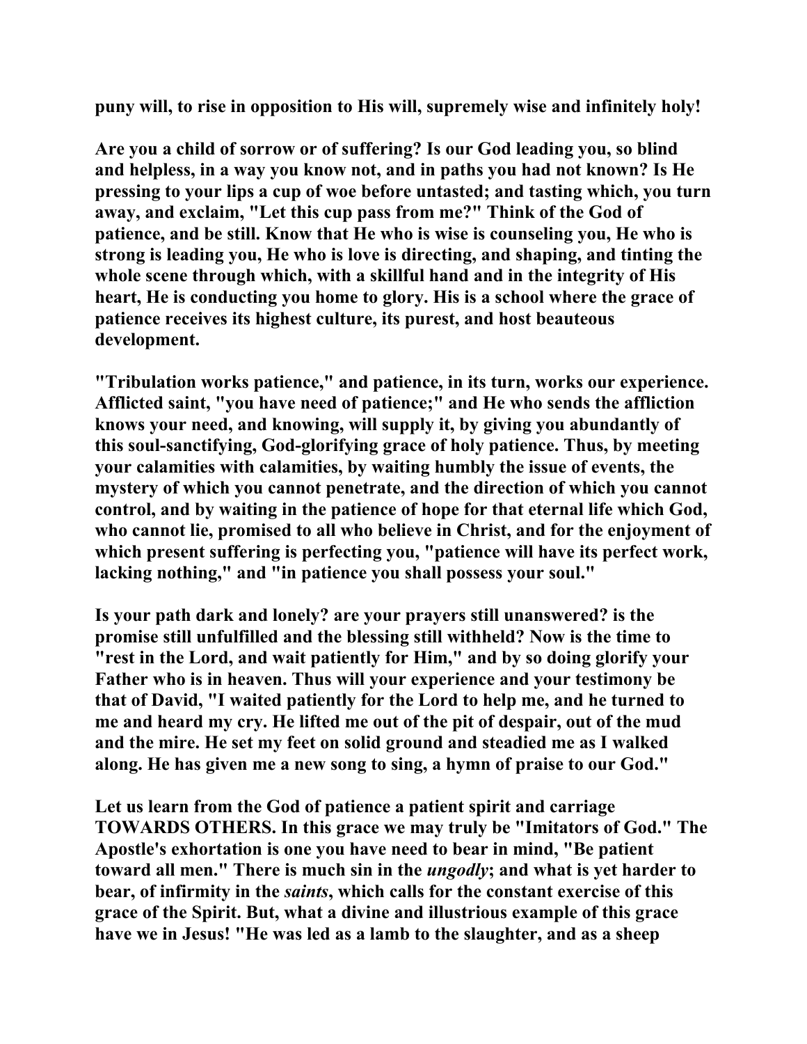**puny will, to rise in opposition to His will, supremely wise and infinitely holy!**

**Are you a child of sorrow or of suffering? Is our God leading you, so blind and helpless, in a way you know not, and in paths you had not known? Is He pressing to your lips a cup of woe before untasted; and tasting which, you turn away, and exclaim, "Let this cup pass from me?" Think of the God of patience, and be still. Know that He who is wise is counseling you, He who is strong is leading you, He who is love is directing, and shaping, and tinting the whole scene through which, with a skillful hand and in the integrity of His heart, He is conducting you home to glory. His is a school where the grace of patience receives its highest culture, its purest, and host beauteous development.**

**"Tribulation works patience," and patience, in its turn, works our experience. Afflicted saint, "you have need of patience;" and He who sends the affliction knows your need, and knowing, will supply it, by giving you abundantly of this soul-sanctifying, God-glorifying grace of holy patience. Thus, by meeting your calamities with calamities, by waiting humbly the issue of events, the mystery of which you cannot penetrate, and the direction of which you cannot control, and by waiting in the patience of hope for that eternal life which God, who cannot lie, promised to all who believe in Christ, and for the enjoyment of which present suffering is perfecting you, "patience will have its perfect work, lacking nothing," and "in patience you shall possess your soul."**

**Is your path dark and lonely? are your prayers still unanswered? is the promise still unfulfilled and the blessing still withheld? Now is the time to "rest in the Lord, and wait patiently for Him," and by so doing glorify your Father who is in heaven. Thus will your experience and your testimony be that of David, "I waited patiently for the Lord to help me, and he turned to me and heard my cry. He lifted me out of the pit of despair, out of the mud and the mire. He set my feet on solid ground and steadied me as I walked along. He has given me a new song to sing, a hymn of praise to our God."**

**Let us learn from the God of patience a patient spirit and carriage TOWARDS OTHERS. In this grace we may truly be "Imitators of God." The Apostle's exhortation is one you have need to bear in mind, "Be patient toward all men." There is much sin in the *ungodly*; and what is yet harder to bear, of infirmity in the *saints*, which calls for the constant exercise of this grace of the Spirit. But, what a divine and illustrious example of this grace have we in Jesus! "He was led as a lamb to the slaughter, and as a sheep**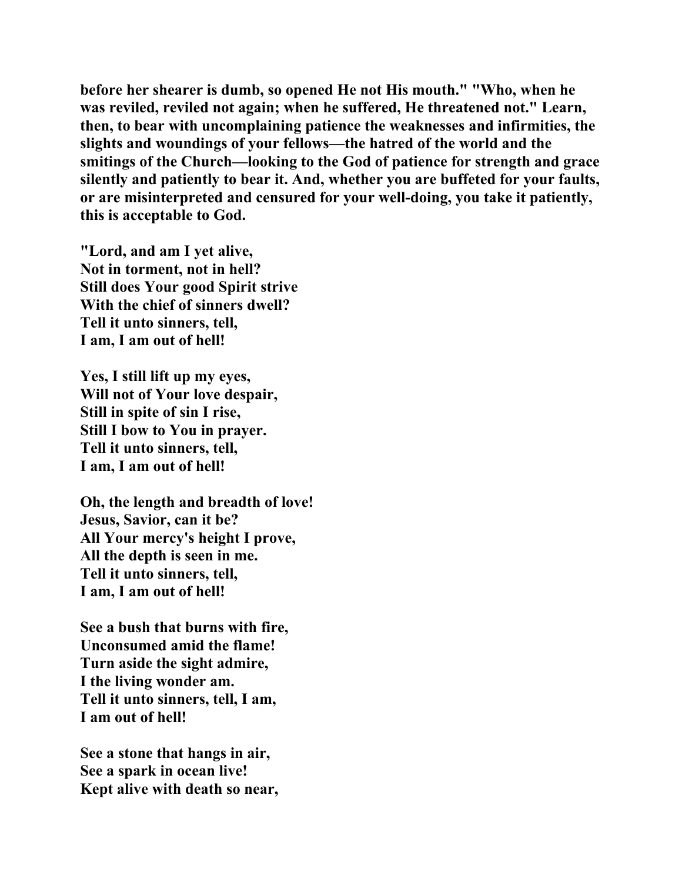**before her shearer is dumb, so opened He not His mouth." "Who, when he was reviled, reviled not again; when he suffered, He threatened not." Learn, then, to bear with uncomplaining patience the weaknesses and infirmities, the slights and woundings of your fellows—the hatred of the world and the smitings of the Church—looking to the God of patience for strength and grace silently and patiently to bear it. And, whether you are buffeted for your faults, or are misinterpreted and censured for your well-doing, you take it patiently, this is acceptable to God.**

**"Lord, and am I yet alive,**
**Not in torment, not in hell?**
**Still does Your good Spirit strive**
**With the chief of sinners dwell?**
**Tell it unto sinners, tell,**
**I am, I am out of hell!**

**Yes, I still lift up my eyes,**
**Will not of Your love despair,**
**Still in spite of sin I rise,**
**Still I bow to You in prayer.**
**Tell it unto sinners, tell,**
**I am, I am out of hell!**

**Oh, the length and breadth of love!**
**Jesus, Savior, can it be?**
**All Your mercy's height I prove,**
**All the depth is seen in me.**
**Tell it unto sinners, tell,**
**I am, I am out of hell!**

**See a bush that burns with fire,**
**Unconsumed amid the flame!**
**Turn aside the sight admire,**
**I the living wonder am.**
**Tell it unto sinners, tell, I am,**
**I am out of hell!**

**See a stone that hangs in air,**
**See a spark in ocean live!**
**Kept alive with death so near,**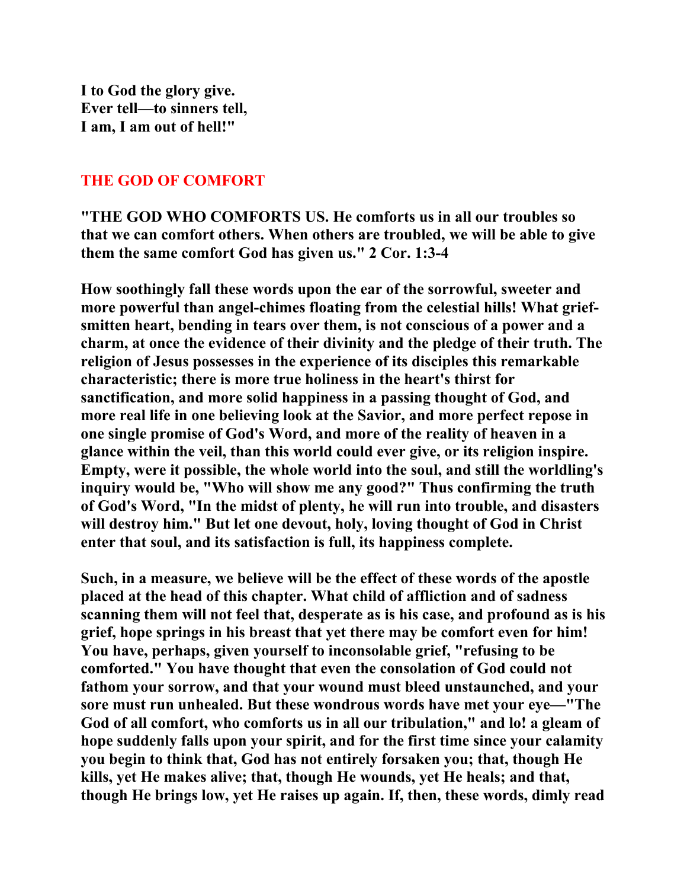**I to God the glory give.**
**Ever tell—to sinners tell,**
**I am, I am out of hell!"**

## THE GOD OF COMFORT

**"THE GOD WHO COMFORTS US. He comforts us in all our troubles so that we can comfort others. When others are troubled, we will be able to give them the same comfort God has given us." 2 Cor. 1:3-4**

**How soothingly fall these words upon the ear of the sorrowful, sweeter and more powerful than angel-chimes floating from the celestial hills! What grief-smitten heart, bending in tears over them, is not conscious of a power and a charm, at once the evidence of their divinity and the pledge of their truth. The religion of Jesus possesses in the experience of its disciples this remarkable characteristic; there is more true holiness in the heart's thirst for sanctification, and more solid happiness in a passing thought of God, and more real life in one believing look at the Savior, and more perfect repose in one single promise of God's Word, and more of the reality of heaven in a glance within the veil, than this world could ever give, or its religion inspire. Empty, were it possible, the whole world into the soul, and still the worldling's inquiry would be, "Who will show me any good?" Thus confirming the truth of God's Word, "In the midst of plenty, he will run into trouble, and disasters will destroy him." But let one devout, holy, loving thought of God in Christ enter that soul, and its satisfaction is full, its happiness complete.**

**Such, in a measure, we believe will be the effect of these words of the apostle placed at the head of this chapter. What child of affliction and of sadness scanning them will not feel that, desperate as is his case, and profound as is his grief, hope springs in his breast that yet there may be comfort even for him! You have, perhaps, given yourself to inconsolable grief, "refusing to be comforted." You have thought that even the consolation of God could not fathom your sorrow, and that your wound must bleed unstaunched, and your sore must run unhealed. But these wondrous words have met your eye—"The God of all comfort, who comforts us in all our tribulation," and lo! a gleam of hope suddenly falls upon your spirit, and for the first time since your calamity you begin to think that, God has not entirely forsaken you; that, though He kills, yet He makes alive; that, though He wounds, yet He heals; and that, though He brings low, yet He raises up again. If, then, these words, dimly read**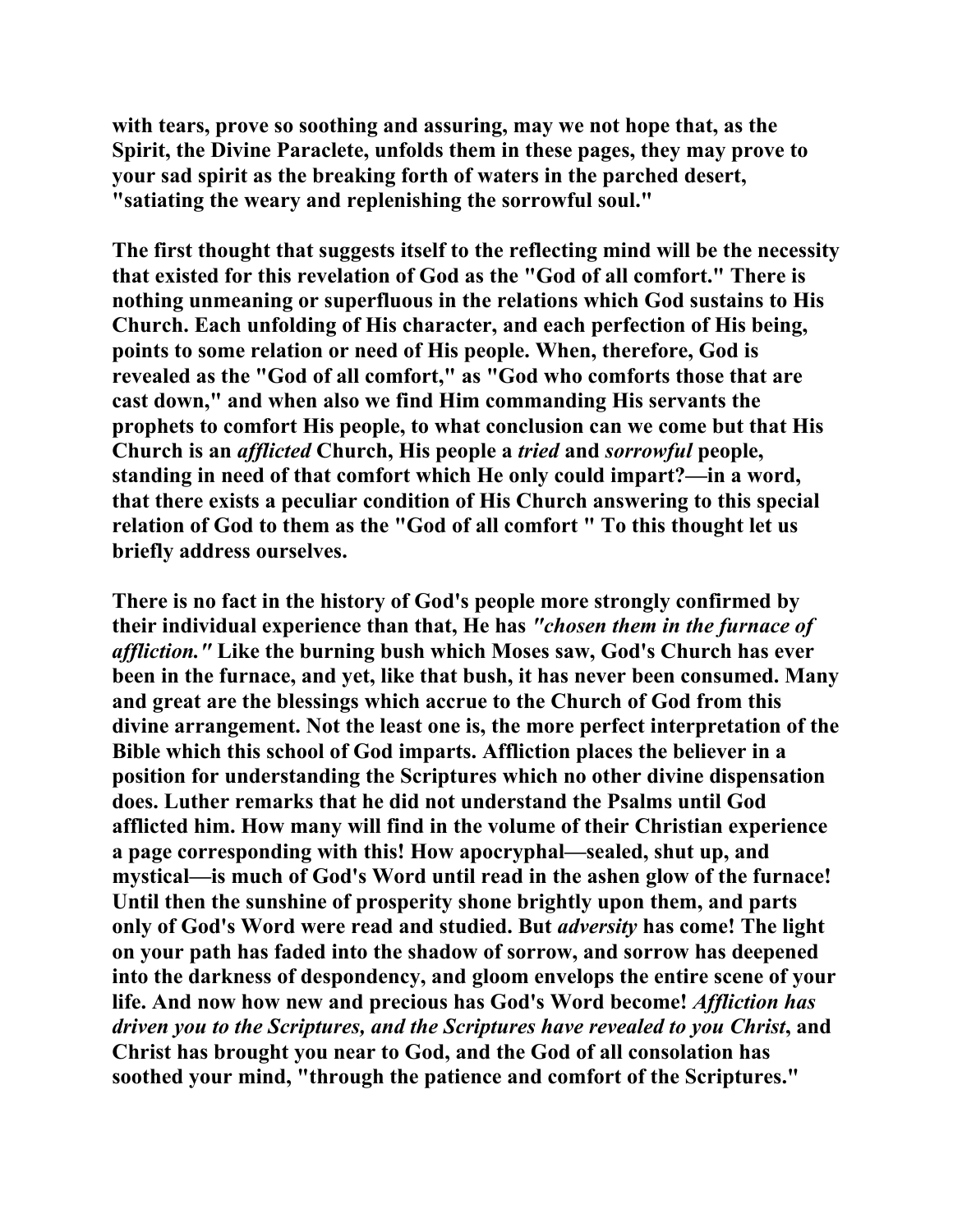with tears, prove so soothing and assuring, may we not hope that, as the Spirit, the Divine Paraclete, unfolds them in these pages, they may prove to your sad spirit as the breaking forth of waters in the parched desert, "satiating the weary and replenishing the sorrowful soul."

The first thought that suggests itself to the reflecting mind will be the necessity that existed for this revelation of God as the "God of all comfort." There is nothing unmeaning or superfluous in the relations which God sustains to His Church. Each unfolding of His character, and each perfection of His being, points to some relation or need of His people. When, therefore, God is revealed as the "God of all comfort," as "God who comforts those that are cast down," and when also we find Him commanding His servants the prophets to comfort His people, to what conclusion can we come but that His Church is an *afflicted* Church, His people a *tried* and *sorrowful* people, standing in need of that comfort which He only could impart?—in a word, that there exists a peculiar condition of His Church answering to this special relation of God to them as the "God of all comfort " To this thought let us briefly address ourselves.

There is no fact in the history of God's people more strongly confirmed by their individual experience than that, He has *"chosen them in the furnace of affliction."* Like the burning bush which Moses saw, God's Church has ever been in the furnace, and yet, like that bush, it has never been consumed. Many and great are the blessings which accrue to the Church of God from this divine arrangement. Not the least one is, the more perfect interpretation of the Bible which this school of God imparts. Affliction places the believer in a position for understanding the Scriptures which no other divine dispensation does. Luther remarks that he did not understand the Psalms until God afflicted him. How many will find in the volume of their Christian experience a page corresponding with this! How apocryphal—sealed, shut up, and mystical—is much of God's Word until read in the ashen glow of the furnace! Until then the sunshine of prosperity shone brightly upon them, and parts only of God's Word were read and studied. But *adversity* has come! The light on your path has faded into the shadow of sorrow, and sorrow has deepened into the darkness of despondency, and gloom envelops the entire scene of your life. And now how new and precious has God's Word become! *Affliction has driven you to the Scriptures, and the Scriptures have revealed to you Christ*, and Christ has brought you near to God, and the God of all consolation has soothed your mind, "through the patience and comfort of the Scriptures."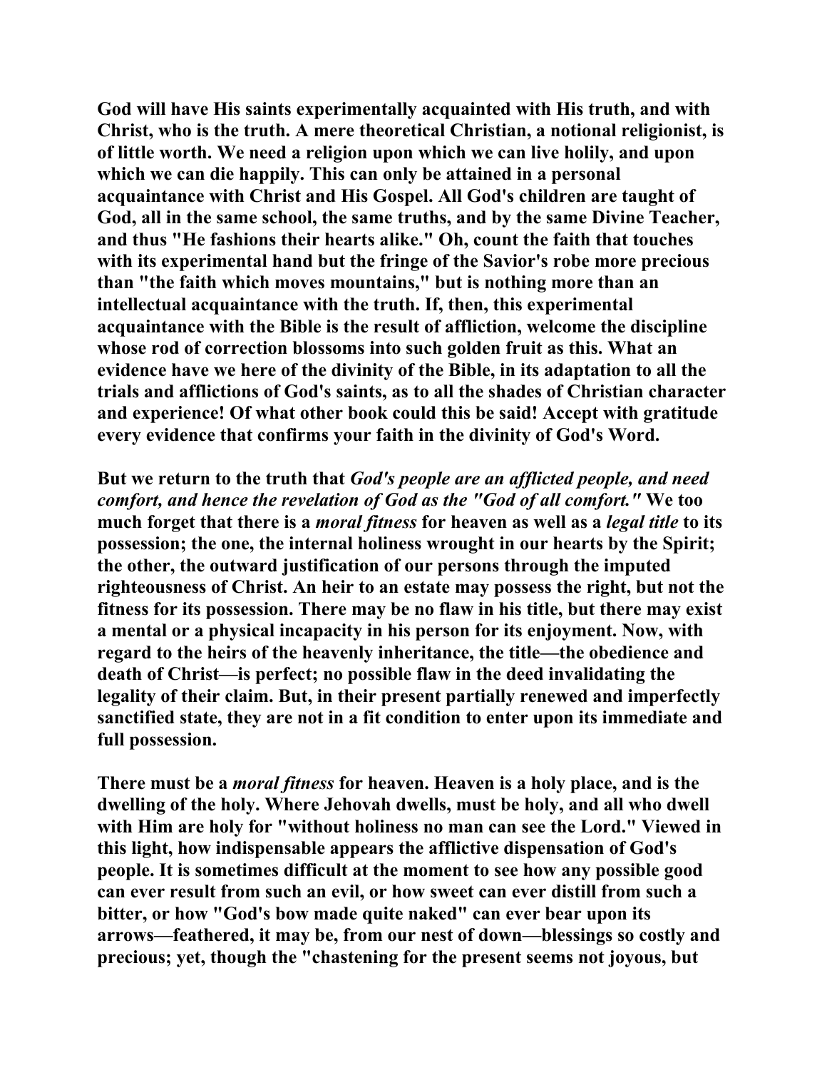**God will have His saints experimentally acquainted with His truth, and with Christ, who is the truth. A mere theoretical Christian, a notional religionist, is of little worth. We need a religion upon which we can live holily, and upon which we can die happily. This can only be attained in a personal acquaintance with Christ and His Gospel. All God's children are taught of God, all in the same school, the same truths, and by the same Divine Teacher, and thus "He fashions their hearts alike." Oh, count the faith that touches with its experimental hand but the fringe of the Savior's robe more precious than "the faith which moves mountains," but is nothing more than an intellectual acquaintance with the truth. If, then, this experimental acquaintance with the Bible is the result of affliction, welcome the discipline whose rod of correction blossoms into such golden fruit as this. What an evidence have we here of the divinity of the Bible, in its adaptation to all the trials and afflictions of God's saints, as to all the shades of Christian character and experience! Of what other book could this be said! Accept with gratitude every evidence that confirms your faith in the divinity of God's Word.**

**But we return to the truth that *God's people are an afflicted people, and need comfort, and hence the revelation of God as the "God of all comfort."* We too much forget that there is a *moral fitness* for heaven as well as a *legal title* to its possession; the one, the internal holiness wrought in our hearts by the Spirit; the other, the outward justification of our persons through the imputed righteousness of Christ. An heir to an estate may possess the right, but not the fitness for its possession. There may be no flaw in his title, but there may exist a mental or a physical incapacity in his person for its enjoyment. Now, with regard to the heirs of the heavenly inheritance, the title—the obedience and death of Christ—is perfect; no possible flaw in the deed invalidating the legality of their claim. But, in their present partially renewed and imperfectly sanctified state, they are not in a fit condition to enter upon its immediate and full possession.**

**There must be a *moral fitness* for heaven. Heaven is a holy place, and is the dwelling of the holy. Where Jehovah dwells, must be holy, and all who dwell with Him are holy for "without holiness no man can see the Lord." Viewed in this light, how indispensable appears the afflictive dispensation of God's people. It is sometimes difficult at the moment to see how any possible good can ever result from such an evil, or how sweet can ever distill from such a bitter, or how "God's bow made quite naked" can ever bear upon its arrows—feathered, it may be, from our nest of down—blessings so costly and precious; yet, though the "chastening for the present seems not joyous, but**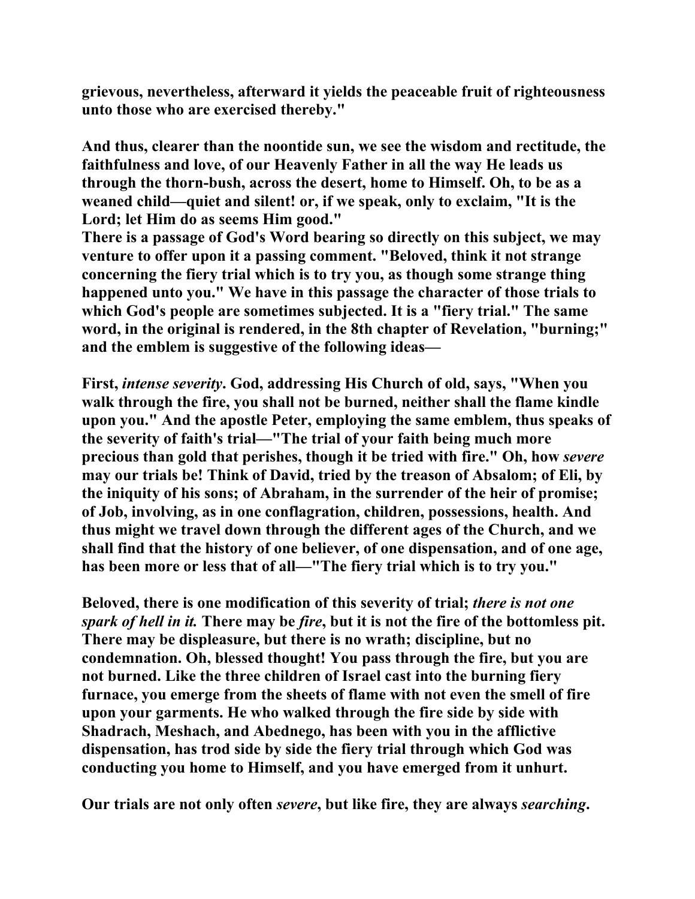grievous, nevertheless, afterward it yields the peaceable fruit of righteousness unto those who are exercised thereby."

And thus, clearer than the noontide sun, we see the wisdom and rectitude, the faithfulness and love, of our Heavenly Father in all the way He leads us through the thorn-bush, across the desert, home to Himself. Oh, to be as a weaned child—quiet and silent! or, if we speak, only to exclaim, "It is the Lord; let Him do as seems Him good."

There is a passage of God's Word bearing so directly on this subject, we may venture to offer upon it a passing comment. "Beloved, think it not strange concerning the fiery trial which is to try you, as though some strange thing happened unto you." We have in this passage the character of those trials to which God's people are sometimes subjected. It is a "fiery trial." The same word, in the original is rendered, in the 8th chapter of Revelation, "burning;" and the emblem is suggestive of the following ideas—

First, *intense severity*. God, addressing His Church of old, says, "When you walk through the fire, you shall not be burned, neither shall the flame kindle upon you." And the apostle Peter, employing the same emblem, thus speaks of the severity of faith's trial—"The trial of your faith being much more precious than gold that perishes, though it be tried with fire." Oh, how *severe* may our trials be! Think of David, tried by the treason of Absalom; of Eli, by the iniquity of his sons; of Abraham, in the surrender of the heir of promise; of Job, involving, as in one conflagration, children, possessions, health. And thus might we travel down through the different ages of the Church, and we shall find that the history of one believer, of one dispensation, and of one age, has been more or less that of all—"The fiery trial which is to try you."

Beloved, there is one modification of this severity of trial; *there is not one spark of hell in it.* There may be *fire*, but it is not the fire of the bottomless pit. There may be displeasure, but there is no wrath; discipline, but no condemnation. Oh, blessed thought! You pass through the fire, but you are not burned. Like the three children of Israel cast into the burning fiery furnace, you emerge from the sheets of flame with not even the smell of fire upon your garments. He who walked through the fire side by side with Shadrach, Meshach, and Abednego, has been with you in the afflictive dispensation, has trod side by side the fiery trial through which God was conducting you home to Himself, and you have emerged from it unhurt.

Our trials are not only often *severe*, but like fire, they are always *searching*.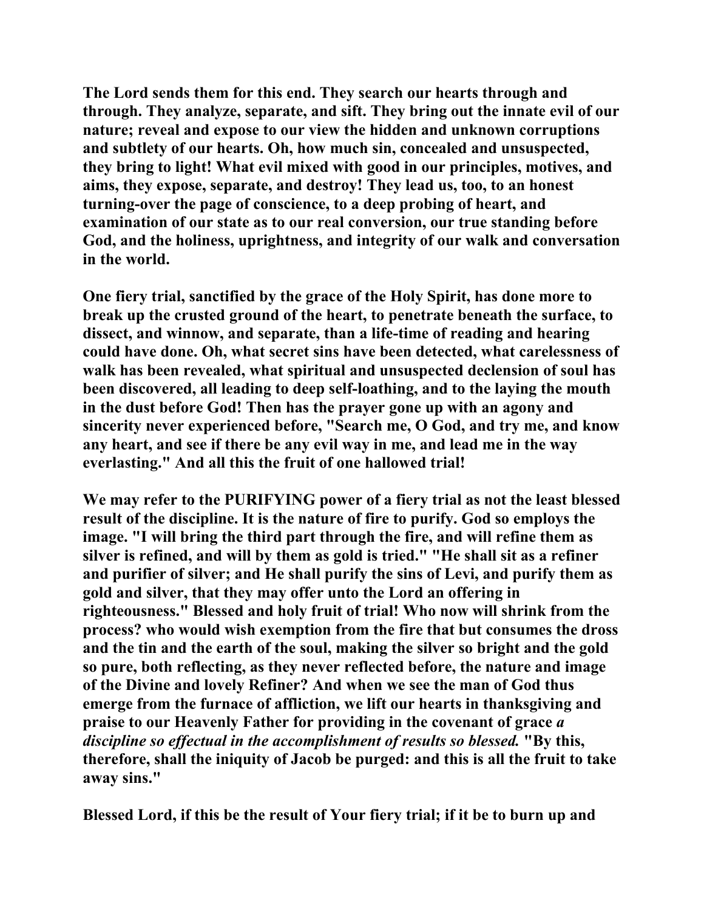**The Lord sends them for this end. They search our hearts through and through. They analyze, separate, and sift. They bring out the innate evil of our nature; reveal and expose to our view the hidden and unknown corruptions and subtlety of our hearts. Oh, how much sin, concealed and unsuspected, they bring to light! What evil mixed with good in our principles, motives, and aims, they expose, separate, and destroy! They lead us, too, to an honest turning-over the page of conscience, to a deep probing of heart, and examination of our state as to our real conversion, our true standing before God, and the holiness, uprightness, and integrity of our walk and conversation in the world.**

**One fiery trial, sanctified by the grace of the Holy Spirit, has done more to break up the crusted ground of the heart, to penetrate beneath the surface, to dissect, and winnow, and separate, than a life-time of reading and hearing could have done. Oh, what secret sins have been detected, what carelessness of walk has been revealed, what spiritual and unsuspected declension of soul has been discovered, all leading to deep self-loathing, and to the laying the mouth in the dust before God! Then has the prayer gone up with an agony and sincerity never experienced before, "Search me, O God, and try me, and know any heart, and see if there be any evil way in me, and lead me in the way everlasting." And all this the fruit of one hallowed trial!**

**We may refer to the PURIFYING power of a fiery trial as not the least blessed result of the discipline. It is the nature of fire to purify. God so employs the image. "I will bring the third part through the fire, and will refine them as silver is refined, and will by them as gold is tried." "He shall sit as a refiner and purifier of silver; and He shall purify the sins of Levi, and purify them as gold and silver, that they may offer unto the Lord an offering in righteousness." Blessed and holy fruit of trial! Who now will shrink from the process? who would wish exemption from the fire that but consumes the dross and the tin and the earth of the soul, making the silver so bright and the gold so pure, both reflecting, as they never reflected before, the nature and image of the Divine and lovely Refiner? And when we see the man of God thus emerge from the furnace of affliction, we lift our hearts in thanksgiving and praise to our Heavenly Father for providing in the covenant of grace *a discipline so effectual in the accomplishment of results so blessed.* "By this, therefore, shall the iniquity of Jacob be purged: and this is all the fruit to take away sins."**

**Blessed Lord, if this be the result of Your fiery trial; if it be to burn up and**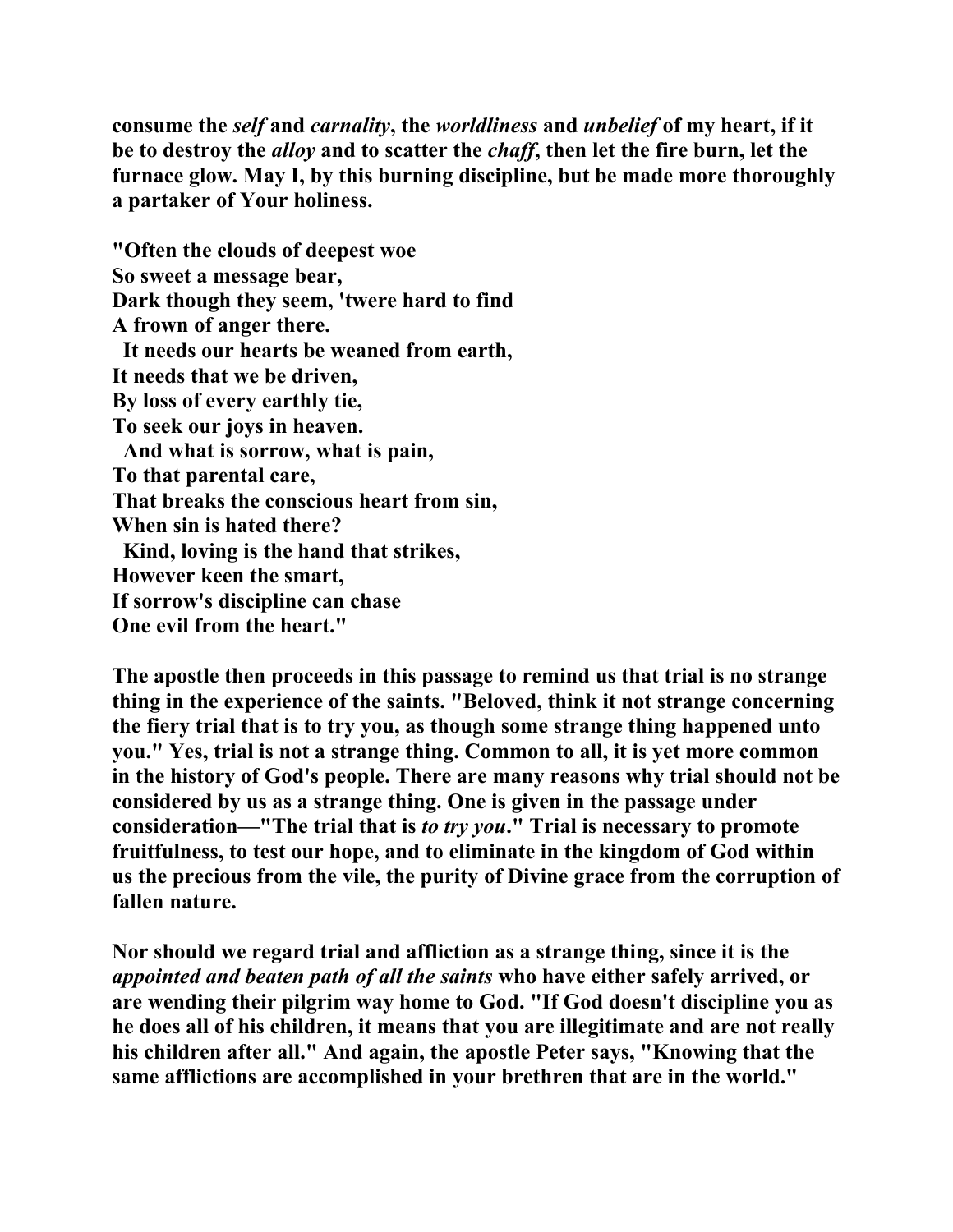**consume the *self* and *carnality*, the *worldliness* and *unbelief* of my heart, if it be to destroy the *alloy* and to scatter the *chaff*, then let the fire burn, let the furnace glow. May I, by this burning discipline, but be made more thoroughly a partaker of Your holiness.**

**"Often the clouds of deepest woe**
**So sweet a message bear,**
**Dark though they seem, 'twere hard to find**
**A frown of anger there.**
**It needs our hearts be weaned from earth,**
**It needs that we be driven,**
**By loss of every earthly tie,**
**To seek our joys in heaven.**
**And what is sorrow, what is pain,**
**To that parental care,**
**That breaks the conscious heart from sin,**
**When sin is hated there?**
**Kind, loving is the hand that strikes,**
**However keen the smart,**
**If sorrow's discipline can chase**
**One evil from the heart."**

**The apostle then proceeds in this passage to remind us that trial is no strange thing in the experience of the saints. "Beloved, think it not strange concerning the fiery trial that is to try you, as though some strange thing happened unto you." Yes, trial is not a strange thing. Common to all, it is yet more common in the history of God's people. There are many reasons why trial should not be considered by us as a strange thing. One is given in the passage under consideration—"The trial that is *to try you*." Trial is necessary to promote fruitfulness, to test our hope, and to eliminate in the kingdom of God within us the precious from the vile, the purity of Divine grace from the corruption of fallen nature.**

**Nor should we regard trial and affliction as a strange thing, since it is the *appointed and beaten path of all the saints* who have either safely arrived, or are wending their pilgrim way home to God. "If God doesn't discipline you as he does all of his children, it means that you are illegitimate and are not really his children after all." And again, the apostle Peter says, "Knowing that the same afflictions are accomplished in your brethren that are in the world."**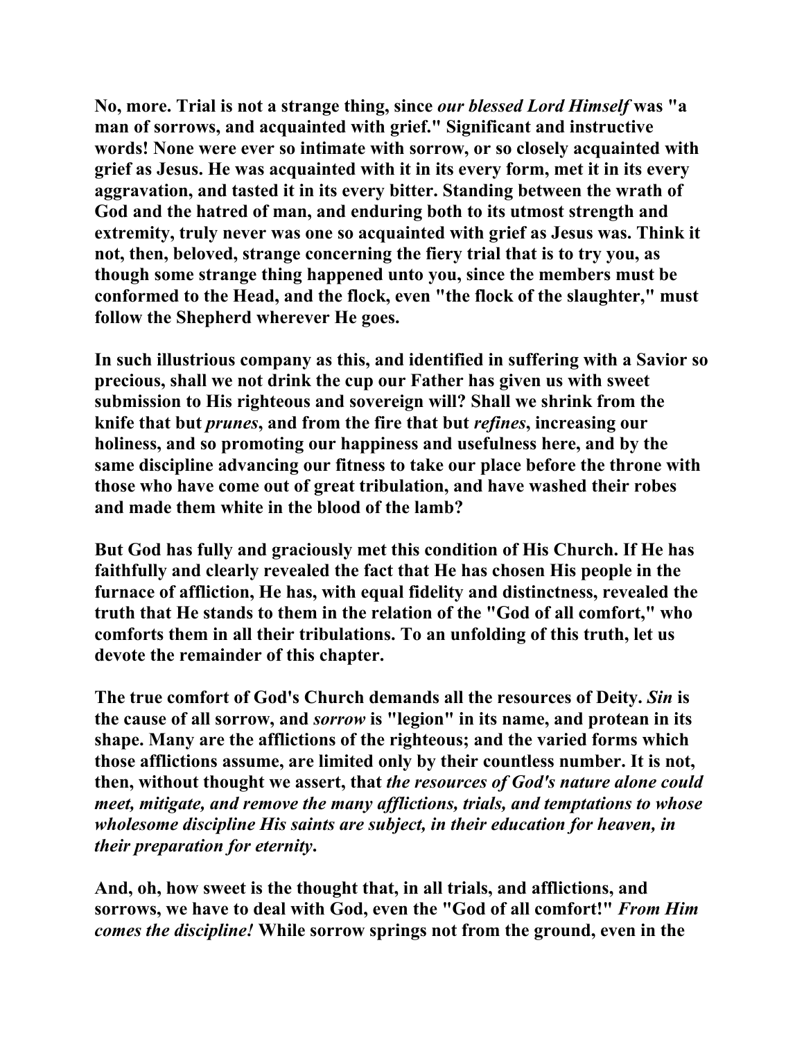No, more. Trial is not a strange thing, since *our blessed Lord Himself* was "a man of sorrows, and acquainted with grief." Significant and instructive words! None were ever so intimate with sorrow, or so closely acquainted with grief as Jesus. He was acquainted with it in its every form, met it in its every aggravation, and tasted it in its every bitter. Standing between the wrath of God and the hatred of man, and enduring both to its utmost strength and extremity, truly never was one so acquainted with grief as Jesus was. Think it not, then, beloved, strange concerning the fiery trial that is to try you, as though some strange thing happened unto you, since the members must be conformed to the Head, and the flock, even "the flock of the slaughter," must follow the Shepherd wherever He goes.

In such illustrious company as this, and identified in suffering with a Savior so precious, shall we not drink the cup our Father has given us with sweet submission to His righteous and sovereign will? Shall we shrink from the knife that but *prunes*, and from the fire that but *refines*, increasing our holiness, and so promoting our happiness and usefulness here, and by the same discipline advancing our fitness to take our place before the throne with those who have come out of great tribulation, and have washed their robes and made them white in the blood of the lamb?

But God has fully and graciously met this condition of His Church. If He has faithfully and clearly revealed the fact that He has chosen His people in the furnace of affliction, He has, with equal fidelity and distinctness, revealed the truth that He stands to them in the relation of the "God of all comfort," who comforts them in all their tribulations. To an unfolding of this truth, let us devote the remainder of this chapter.

The true comfort of God's Church demands all the resources of Deity. *Sin* is the cause of all sorrow, and *sorrow* is "legion" in its name, and protean in its shape. Many are the afflictions of the righteous; and the varied forms which those afflictions assume, are limited only by their countless number. It is not, then, without thought we assert, that *the resources of God's nature alone could meet, mitigate, and remove the many afflictions, trials, and temptations to whose wholesome discipline His saints are subject, in their education for heaven, in their preparation for eternity*.

And, oh, how sweet is the thought that, in all trials, and afflictions, and sorrows, we have to deal with God, even the "God of all comfort!" *From Him comes the discipline!* While sorrow springs not from the ground, even in the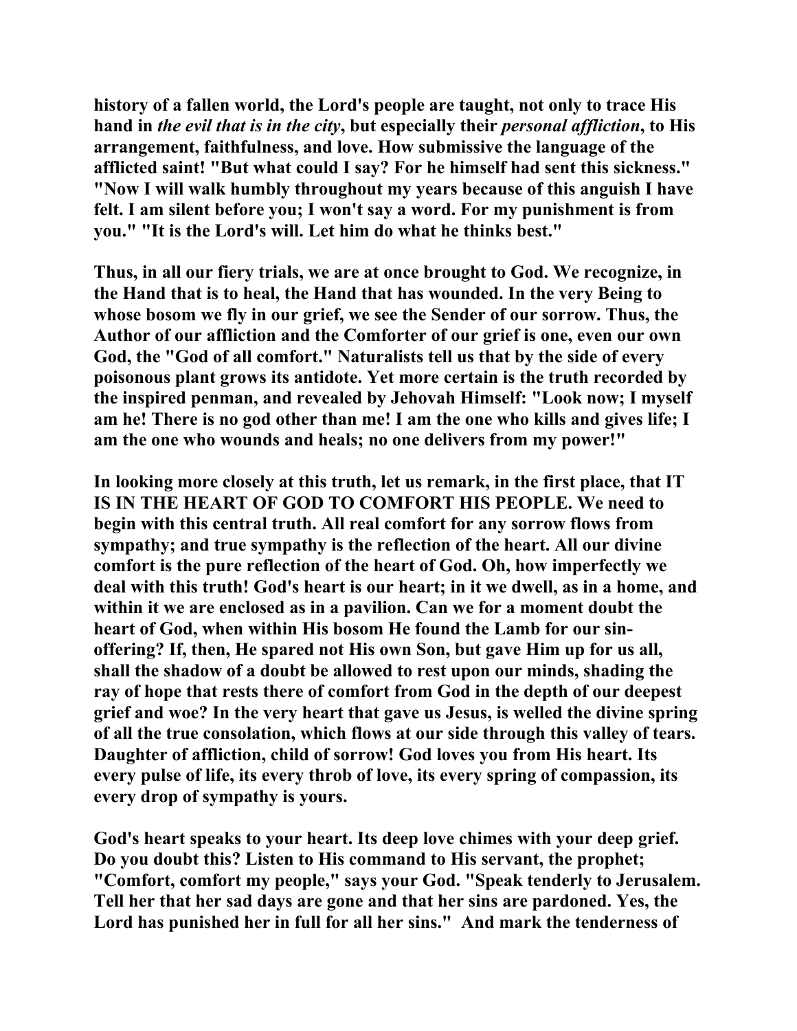**history of a fallen world, the Lord's people are taught, not only to trace His hand in *the evil that is in the city*, but especially their *personal affliction*, to His arrangement, faithfulness, and love. How submissive the language of the afflicted saint! "But what could I say? For he himself had sent this sickness." "Now I will walk humbly throughout my years because of this anguish I have felt. I am silent before you; I won't say a word. For my punishment is from you." "It is the Lord's will. Let him do what he thinks best."**

**Thus, in all our fiery trials, we are at once brought to God. We recognize, in the Hand that is to heal, the Hand that has wounded. In the very Being to whose bosom we fly in our grief, we see the Sender of our sorrow. Thus, the Author of our affliction and the Comforter of our grief is one, even our own God, the "God of all comfort." Naturalists tell us that by the side of every poisonous plant grows its antidote. Yet more certain is the truth recorded by the inspired penman, and revealed by Jehovah Himself: "Look now; I myself am he! There is no god other than me! I am the one who kills and gives life; I am the one who wounds and heals; no one delivers from my power!"**

**In looking more closely at this truth, let us remark, in the first place, that IT IS IN THE HEART OF GOD TO COMFORT HIS PEOPLE. We need to begin with this central truth. All real comfort for any sorrow flows from sympathy; and true sympathy is the reflection of the heart. All our divine comfort is the pure reflection of the heart of God. Oh, how imperfectly we deal with this truth! God's heart is our heart; in it we dwell, as in a home, and within it we are enclosed as in a pavilion. Can we for a moment doubt the heart of God, when within His bosom He found the Lamb for our sin-offering? If, then, He spared not His own Son, but gave Him up for us all, shall the shadow of a doubt be allowed to rest upon our minds, shading the ray of hope that rests there of comfort from God in the depth of our deepest grief and woe? In the very heart that gave us Jesus, is welled the divine spring of all the true consolation, which flows at our side through this valley of tears. Daughter of affliction, child of sorrow! God loves you from His heart. Its every pulse of life, its every throb of love, its every spring of compassion, its every drop of sympathy is yours.**

**God's heart speaks to your heart. Its deep love chimes with your deep grief. Do you doubt this? Listen to His command to His servant, the prophet; "Comfort, comfort my people," says your God. "Speak tenderly to Jerusalem. Tell her that her sad days are gone and that her sins are pardoned. Yes, the Lord has punished her in full for all her sins." And mark the tenderness of**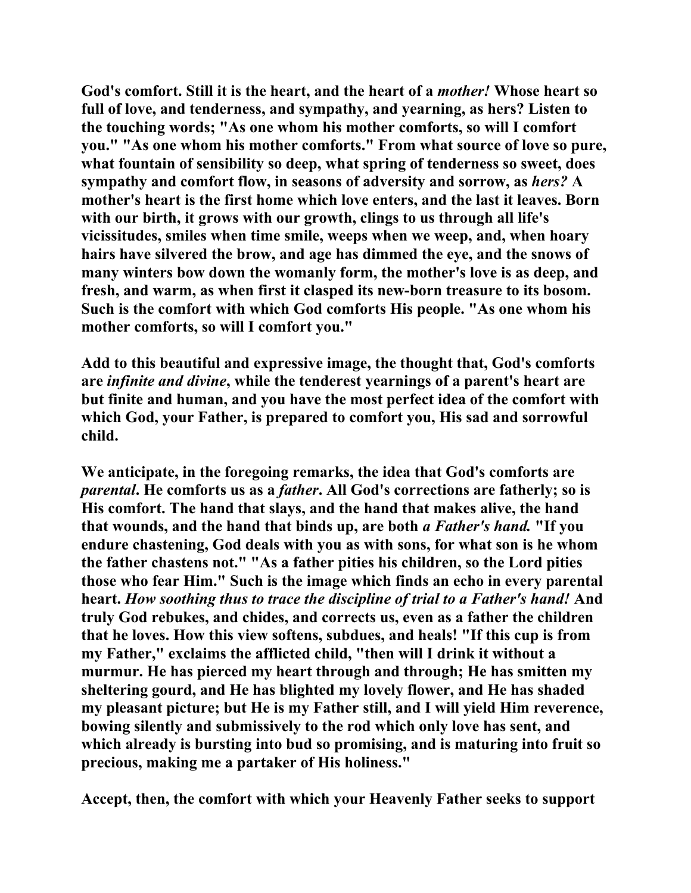God's comfort. Still it is the heart, and the heart of a *mother!* Whose heart so full of love, and tenderness, and sympathy, and yearning, as hers? Listen to the touching words; "As one whom his mother comforts, so will I comfort you." "As one whom his mother comforts." From what source of love so pure, what fountain of sensibility so deep, what spring of tenderness so sweet, does sympathy and comfort flow, in seasons of adversity and sorrow, as *hers?* A mother's heart is the first home which love enters, and the last it leaves. Born with our birth, it grows with our growth, clings to us through all life's vicissitudes, smiles when time smile, weeps when we weep, and, when hoary hairs have silvered the brow, and age has dimmed the eye, and the snows of many winters bow down the womanly form, the mother's love is as deep, and fresh, and warm, as when first it clasped its new-born treasure to its bosom. Such is the comfort with which God comforts His people. "As one whom his mother comforts, so will I comfort you."

Add to this beautiful and expressive image, the thought that, God's comforts are *infinite and divine*, while the tenderest yearnings of a parent's heart are but finite and human, and you have the most perfect idea of the comfort with which God, your Father, is prepared to comfort you, His sad and sorrowful child.

We anticipate, in the foregoing remarks, the idea that God's comforts are *parental*. He comforts us as a *father*. All God's corrections are fatherly; so is His comfort. The hand that slays, and the hand that makes alive, the hand that wounds, and the hand that binds up, are both *a Father's hand.* "If you endure chastening, God deals with you as with sons, for what son is he whom the father chastens not." "As a father pities his children, so the Lord pities those who fear Him." Such is the image which finds an echo in every parental heart. *How soothing thus to trace the discipline of trial to a Father's hand!* And truly God rebukes, and chides, and corrects us, even as a father the children that he loves. How this view softens, subdues, and heals! "If this cup is from my Father," exclaims the afflicted child, "then will I drink it without a murmur. He has pierced my heart through and through; He has smitten my sheltering gourd, and He has blighted my lovely flower, and He has shaded my pleasant picture; but He is my Father still, and I will yield Him reverence, bowing silently and submissively to the rod which only love has sent, and which already is bursting into bud so promising, and is maturing into fruit so precious, making me a partaker of His holiness."

Accept, then, the comfort with which your Heavenly Father seeks to support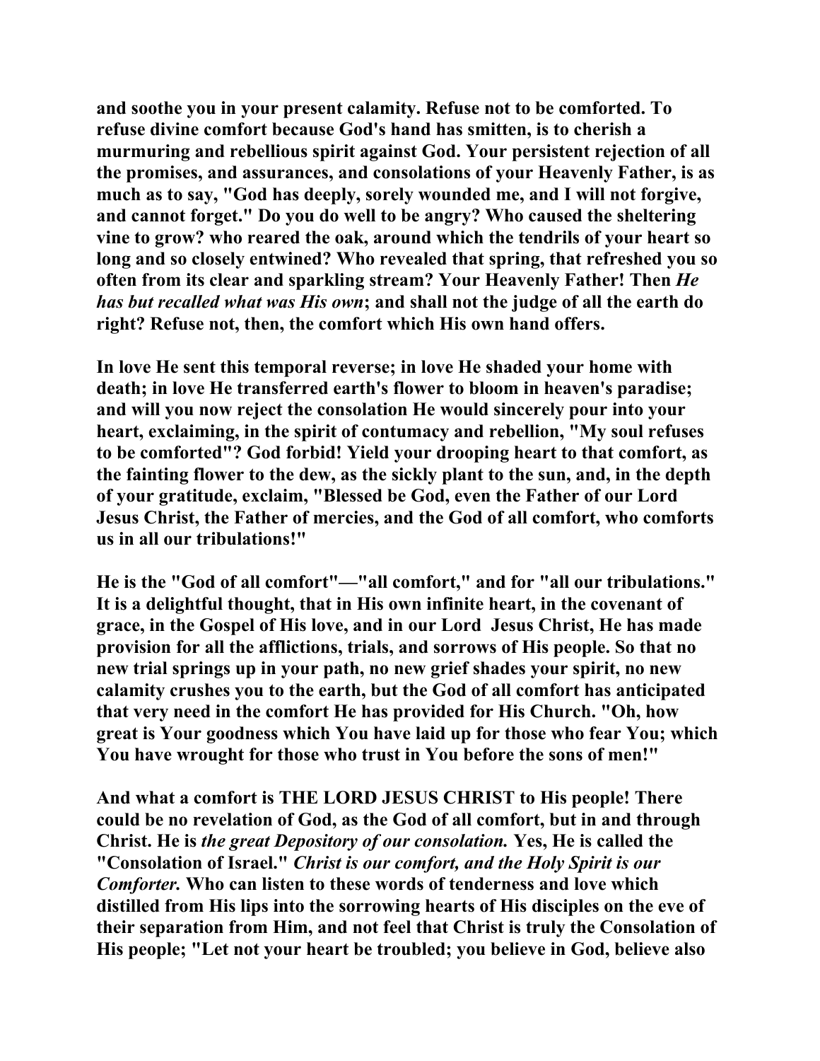**and soothe you in your present calamity. Refuse not to be comforted. To refuse divine comfort because God's hand has smitten, is to cherish a murmuring and rebellious spirit against God. Your persistent rejection of all the promises, and assurances, and consolations of your Heavenly Father, is as much as to say, "God has deeply, sorely wounded me, and I will not forgive, and cannot forget." Do you do well to be angry? Who caused the sheltering vine to grow? who reared the oak, around which the tendrils of your heart so long and so closely entwined? Who revealed that spring, that refreshed you so often from its clear and sparkling stream? Your Heavenly Father! Then *He has but recalled what was His own*; and shall not the judge of all the earth do right? Refuse not, then, the comfort which His own hand offers.**

**In love He sent this temporal reverse; in love He shaded your home with death; in love He transferred earth's flower to bloom in heaven's paradise; and will you now reject the consolation He would sincerely pour into your heart, exclaiming, in the spirit of contumacy and rebellion, "My soul refuses to be comforted"? God forbid! Yield your drooping heart to that comfort, as the fainting flower to the dew, as the sickly plant to the sun, and, in the depth of your gratitude, exclaim, "Blessed be God, even the Father of our Lord Jesus Christ, the Father of mercies, and the God of all comfort, who comforts us in all our tribulations!"**

**He is the "God of all comfort"—"all comfort," and for "all our tribulations." It is a delightful thought, that in His own infinite heart, in the covenant of grace, in the Gospel of His love, and in our Lord Jesus Christ, He has made provision for all the afflictions, trials, and sorrows of His people. So that no new trial springs up in your path, no new grief shades your spirit, no new calamity crushes you to the earth, but the God of all comfort has anticipated that very need in the comfort He has provided for His Church. "Oh, how great is Your goodness which You have laid up for those who fear You; which You have wrought for those who trust in You before the sons of men!"**

**And what a comfort is THE LORD JESUS CHRIST to His people! There could be no revelation of God, as the God of all comfort, but in and through Christ. He is *the great Depository of our consolation.* Yes, He is called the "Consolation of Israel." *Christ is our comfort, and the Holy Spirit is our Comforter.* Who can listen to these words of tenderness and love which distilled from His lips into the sorrowing hearts of His disciples on the eve of their separation from Him, and not feel that Christ is truly the Consolation of His people; "Let not your heart be troubled; you believe in God, believe also**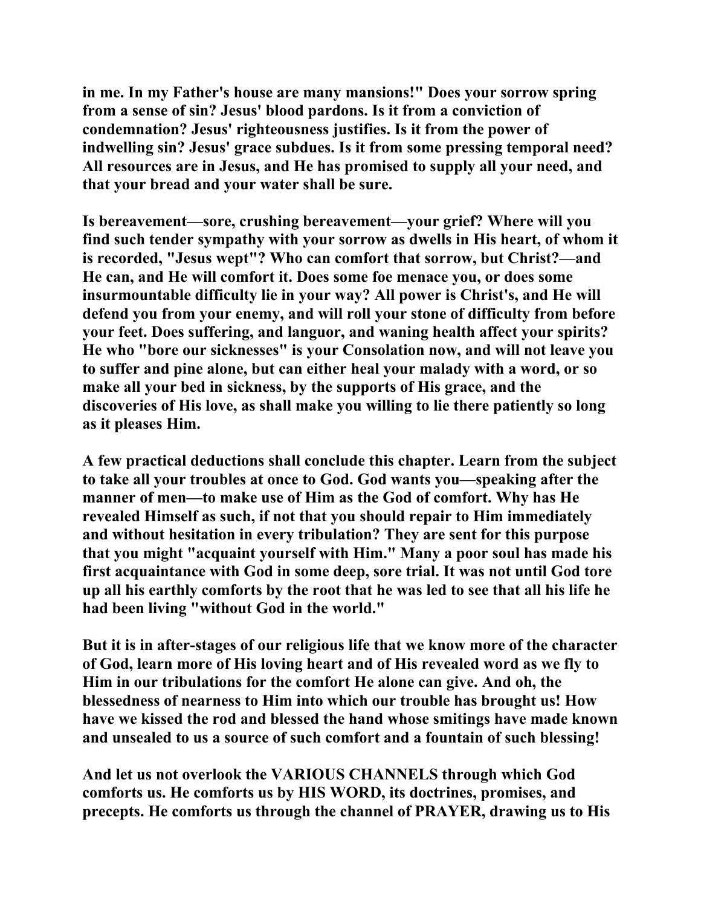in me. In my Father's house are many mansions!" Does your sorrow spring from a sense of sin? Jesus' blood pardons. Is it from a conviction of condemnation? Jesus' righteousness justifies. Is it from the power of indwelling sin? Jesus' grace subdues. Is it from some pressing temporal need? All resources are in Jesus, and He has promised to supply all your need, and that your bread and your water shall be sure.

Is bereavement—sore, crushing bereavement—your grief? Where will you find such tender sympathy with your sorrow as dwells in His heart, of whom it is recorded, "Jesus wept"? Who can comfort that sorrow, but Christ?—and He can, and He will comfort it. Does some foe menace you, or does some insurmountable difficulty lie in your way? All power is Christ's, and He will defend you from your enemy, and will roll your stone of difficulty from before your feet. Does suffering, and languor, and waning health affect your spirits? He who "bore our sicknesses" is your Consolation now, and will not leave you to suffer and pine alone, but can either heal your malady with a word, or so make all your bed in sickness, by the supports of His grace, and the discoveries of His love, as shall make you willing to lie there patiently so long as it pleases Him.

A few practical deductions shall conclude this chapter. Learn from the subject to take all your troubles at once to God. God wants you—speaking after the manner of men—to make use of Him as the God of comfort. Why has He revealed Himself as such, if not that you should repair to Him immediately and without hesitation in every tribulation? They are sent for this purpose that you might "acquaint yourself with Him." Many a poor soul has made his first acquaintance with God in some deep, sore trial. It was not until God tore up all his earthly comforts by the root that he was led to see that all his life he had been living "without God in the world."

But it is in after-stages of our religious life that we know more of the character of God, learn more of His loving heart and of His revealed word as we fly to Him in our tribulations for the comfort He alone can give. And oh, the blessedness of nearness to Him into which our trouble has brought us! How have we kissed the rod and blessed the hand whose smitings have made known and unsealed to us a source of such comfort and a fountain of such blessing!

And let us not overlook the VARIOUS CHANNELS through which God comforts us. He comforts us by HIS WORD, its doctrines, promises, and precepts. He comforts us through the channel of PRAYER, drawing us to His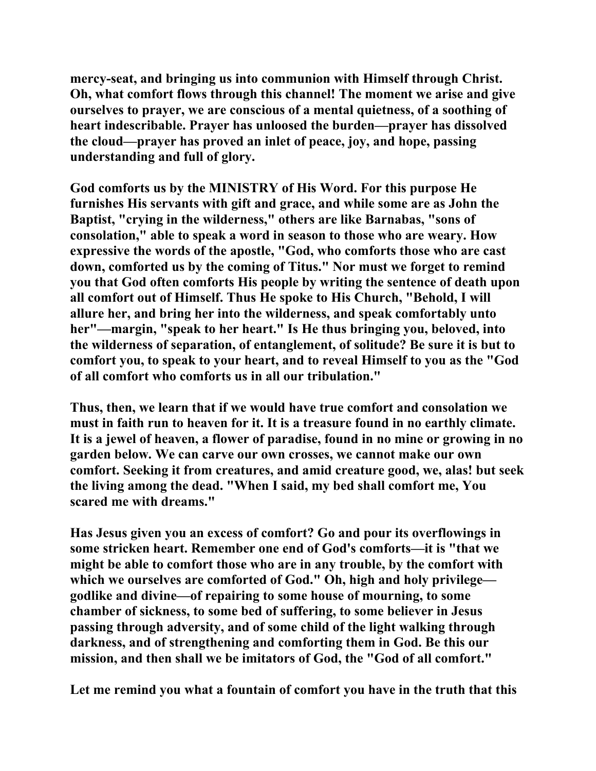mercy-seat, and bringing us into communion with Himself through Christ. Oh, what comfort flows through this channel! The moment we arise and give ourselves to prayer, we are conscious of a mental quietness, of a soothing of heart indescribable. Prayer has unloosed the burden—prayer has dissolved the cloud—prayer has proved an inlet of peace, joy, and hope, passing understanding and full of glory.

God comforts us by the MINISTRY of His Word. For this purpose He furnishes His servants with gift and grace, and while some are as John the Baptist, "crying in the wilderness," others are like Barnabas, "sons of consolation," able to speak a word in season to those who are weary. How expressive the words of the apostle, "God, who comforts those who are cast down, comforted us by the coming of Titus." Nor must we forget to remind you that God often comforts His people by writing the sentence of death upon all comfort out of Himself. Thus He spoke to His Church, "Behold, I will allure her, and bring her into the wilderness, and speak comfortably unto her"—margin, "speak to her heart." Is He thus bringing you, beloved, into the wilderness of separation, of entanglement, of solitude? Be sure it is but to comfort you, to speak to your heart, and to reveal Himself to you as the "God of all comfort who comforts us in all our tribulation."

Thus, then, we learn that if we would have true comfort and consolation we must in faith run to heaven for it. It is a treasure found in no earthly climate. It is a jewel of heaven, a flower of paradise, found in no mine or growing in no garden below. We can carve our own crosses, we cannot make our own comfort. Seeking it from creatures, and amid creature good, we, alas! but seek the living among the dead. "When I said, my bed shall comfort me, You scared me with dreams."

Has Jesus given you an excess of comfort? Go and pour its overflowings in some stricken heart. Remember one end of God's comforts—it is "that we might be able to comfort those who are in any trouble, by the comfort with which we ourselves are comforted of God." Oh, high and holy privilege—godlike and divine—of repairing to some house of mourning, to some chamber of sickness, to some bed of suffering, to some believer in Jesus passing through adversity, and of some child of the light walking through darkness, and of strengthening and comforting them in God. Be this our mission, and then shall we be imitators of God, the "God of all comfort."

Let me remind you what a fountain of comfort you have in the truth that this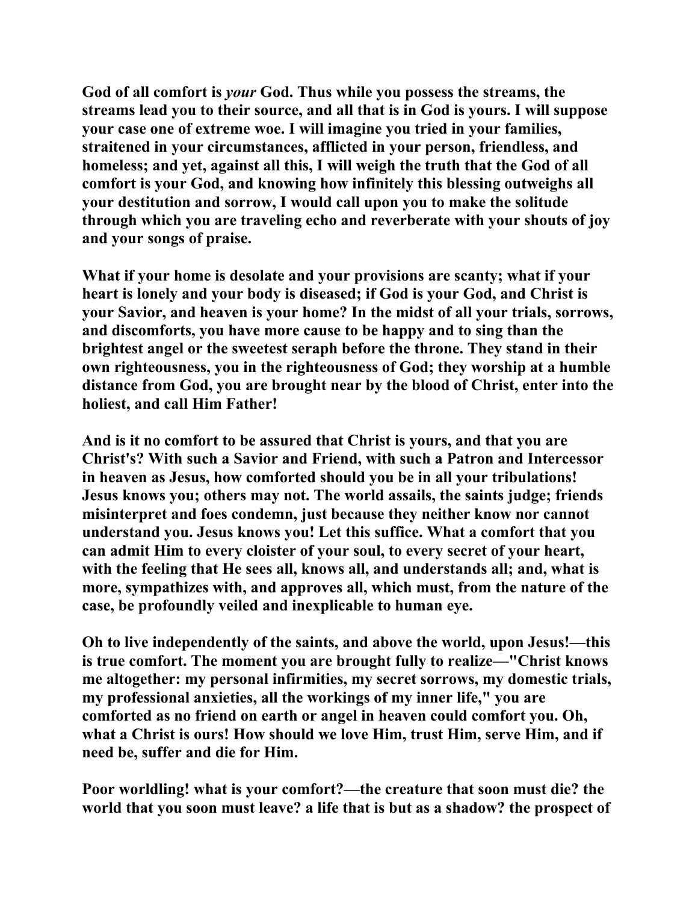God of all comfort is *your* God. Thus while you possess the streams, the streams lead you to their source, and all that is in God is yours. I will suppose your case one of extreme woe. I will imagine you tried in your families, straitened in your circumstances, afflicted in your person, friendless, and homeless; and yet, against all this, I will weigh the truth that the God of all comfort is your God, and knowing how infinitely this blessing outweighs all your destitution and sorrow, I would call upon you to make the solitude through which you are traveling echo and reverberate with your shouts of joy and your songs of praise.

What if your home is desolate and your provisions are scanty; what if your heart is lonely and your body is diseased; if God is your God, and Christ is your Savior, and heaven is your home? In the midst of all your trials, sorrows, and discomforts, you have more cause to be happy and to sing than the brightest angel or the sweetest seraph before the throne. They stand in their own righteousness, you in the righteousness of God; they worship at a humble distance from God, you are brought near by the blood of Christ, enter into the holiest, and call Him Father!

And is it no comfort to be assured that Christ is yours, and that you are Christ's? With such a Savior and Friend, with such a Patron and Intercessor in heaven as Jesus, how comforted should you be in all your tribulations! Jesus knows you; others may not. The world assails, the saints judge; friends misinterpret and foes condemn, just because they neither know nor cannot understand you. Jesus knows you! Let this suffice. What a comfort that you can admit Him to every cloister of your soul, to every secret of your heart, with the feeling that He sees all, knows all, and understands all; and, what is more, sympathizes with, and approves all, which must, from the nature of the case, be profoundly veiled and inexplicable to human eye.

Oh to live independently of the saints, and above the world, upon Jesus!—this is true comfort. The moment you are brought fully to realize—"Christ knows me altogether: my personal infirmities, my secret sorrows, my domestic trials, my professional anxieties, all the workings of my inner life," you are comforted as no friend on earth or angel in heaven could comfort you. Oh, what a Christ is ours! How should we love Him, trust Him, serve Him, and if need be, suffer and die for Him.

Poor worldling! what is your comfort?—the creature that soon must die? the world that you soon must leave? a life that is but as a shadow? the prospect of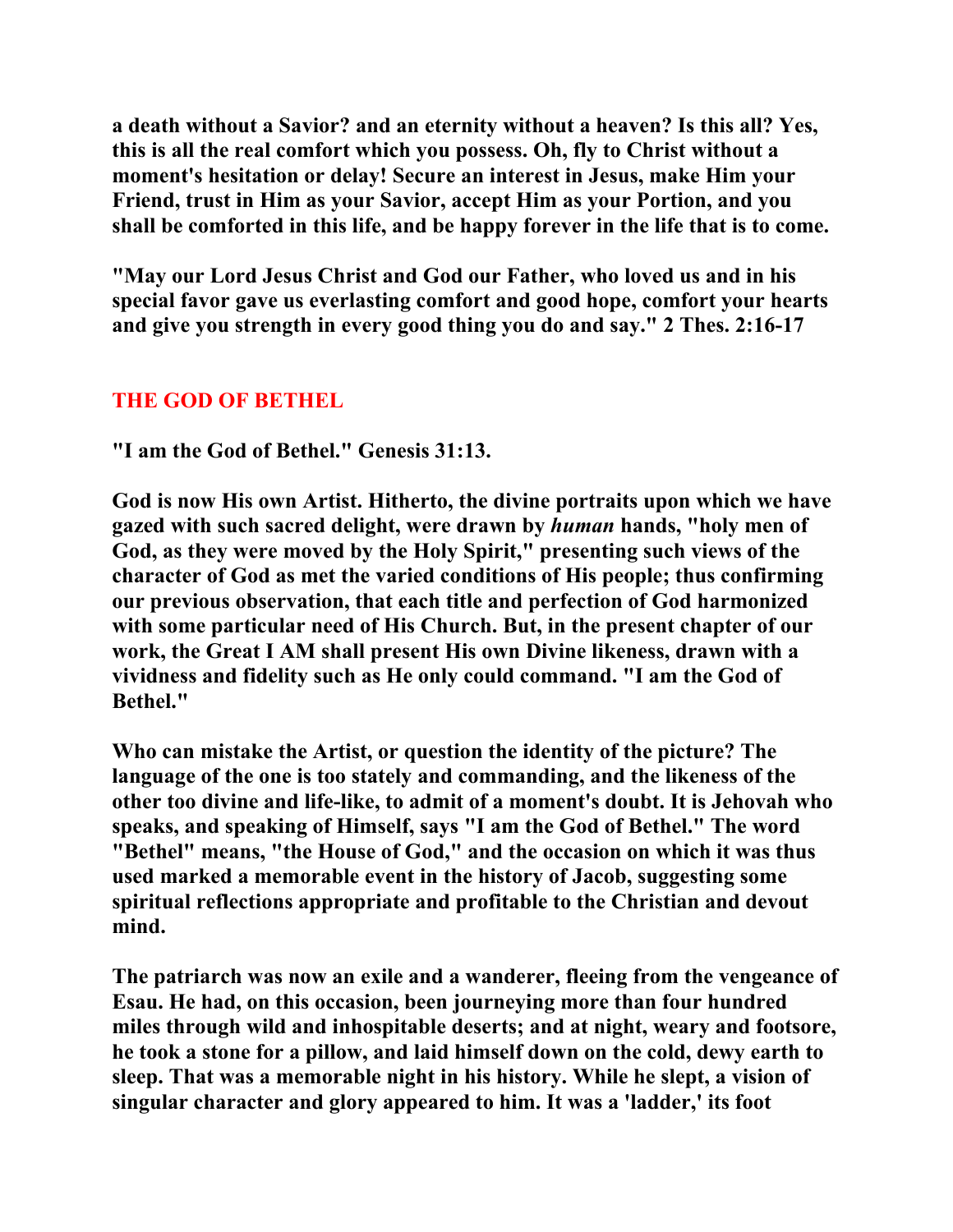**a death without a Savior? and an eternity without a heaven? Is this all? Yes, this is all the real comfort which you possess. Oh, fly to Christ without a moment's hesitation or delay! Secure an interest in Jesus, make Him your Friend, trust in Him as your Savior, accept Him as your Portion, and you shall be comforted in this life, and be happy forever in the life that is to come.**

**"May our Lord Jesus Christ and God our Father, who loved us and in his special favor gave us everlasting comfort and good hope, comfort your hearts and give you strength in every good thing you do and say." 2 Thes. 2:16-17**

## THE GOD OF BETHEL

**"I am the God of Bethel." Genesis 31:13.**

**God is now His own Artist. Hitherto, the divine portraits upon which we have gazed with such sacred delight, were drawn by *human* hands, "holy men of God, as they were moved by the Holy Spirit," presenting such views of the character of God as met the varied conditions of His people; thus confirming our previous observation, that each title and perfection of God harmonized with some particular need of His Church. But, in the present chapter of our work, the Great I AM shall present His own Divine likeness, drawn with a vividness and fidelity such as He only could command. "I am the God of Bethel."**

**Who can mistake the Artist, or question the identity of the picture? The language of the one is too stately and commanding, and the likeness of the other too divine and life-like, to admit of a moment's doubt. It is Jehovah who speaks, and speaking of Himself, says "I am the God of Bethel." The word "Bethel" means, "the House of God," and the occasion on which it was thus used marked a memorable event in the history of Jacob, suggesting some spiritual reflections appropriate and profitable to the Christian and devout mind.**

**The patriarch was now an exile and a wanderer, fleeing from the vengeance of Esau. He had, on this occasion, been journeying more than four hundred miles through wild and inhospitable deserts; and at night, weary and footsore, he took a stone for a pillow, and laid himself down on the cold, dewy earth to sleep. That was a memorable night in his history. While he slept, a vision of singular character and glory appeared to him. It was a 'ladder,' its foot**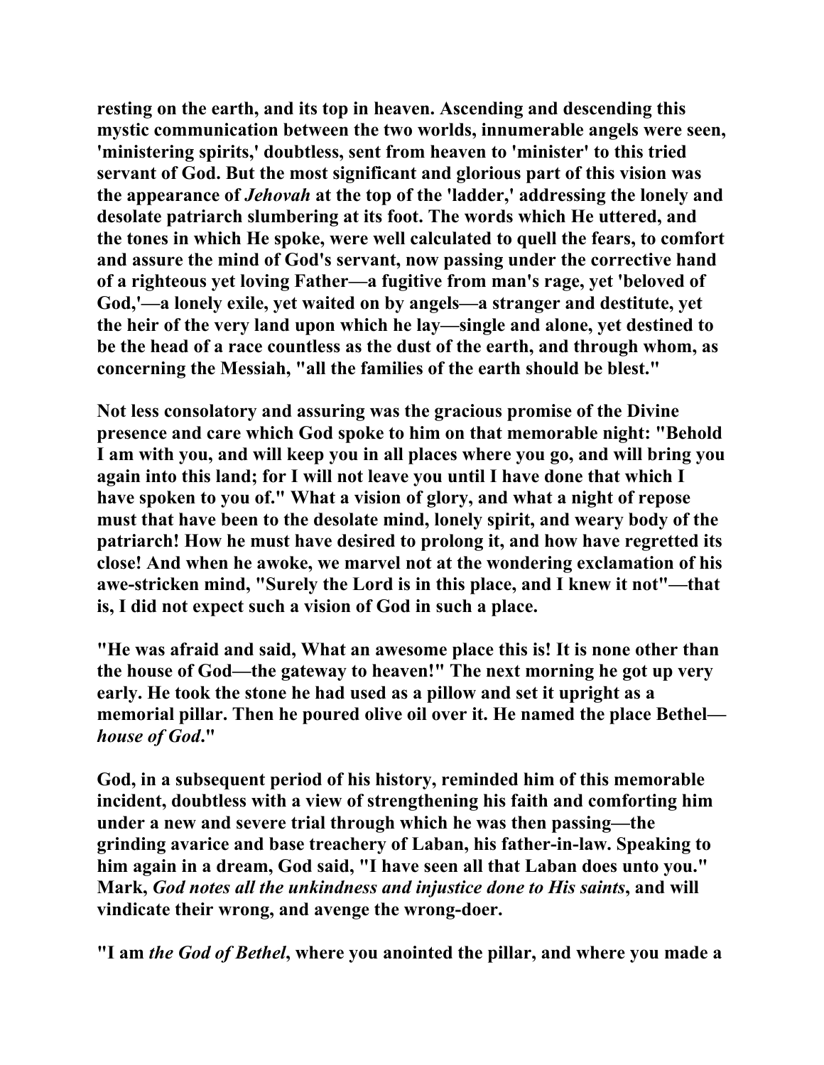**resting on the earth, and its top in heaven. Ascending and descending this mystic communication between the two worlds, innumerable angels were seen, 'ministering spirits,' doubtless, sent from heaven to 'minister' to this tried servant of God. But the most significant and glorious part of this vision was the appearance of *Jehovah* at the top of the 'ladder,' addressing the lonely and desolate patriarch slumbering at its foot. The words which He uttered, and the tones in which He spoke, were well calculated to quell the fears, to comfort and assure the mind of God's servant, now passing under the corrective hand of a righteous yet loving Father—a fugitive from man's rage, yet 'beloved of God,'—a lonely exile, yet waited on by angels—a stranger and destitute, yet the heir of the very land upon which he lay—single and alone, yet destined to be the head of a race countless as the dust of the earth, and through whom, as concerning the Messiah, "all the families of the earth should be blest."**

**Not less consolatory and assuring was the gracious promise of the Divine presence and care which God spoke to him on that memorable night: "Behold I am with you, and will keep you in all places where you go, and will bring you again into this land; for I will not leave you until I have done that which I have spoken to you of." What a vision of glory, and what a night of repose must that have been to the desolate mind, lonely spirit, and weary body of the patriarch! How he must have desired to prolong it, and how have regretted its close! And when he awoke, we marvel not at the wondering exclamation of his awe-stricken mind, "Surely the Lord is in this place, and I knew it not"—that is, I did not expect such a vision of God in such a place.**

**"He was afraid and said, What an awesome place this is! It is none other than the house of God—the gateway to heaven!" The next morning he got up very early. He took the stone he had used as a pillow and set it upright as a memorial pillar. Then he poured olive oil over it. He named the place Bethel—*house of God*."**

**God, in a subsequent period of his history, reminded him of this memorable incident, doubtless with a view of strengthening his faith and comforting him under a new and severe trial through which he was then passing—the grinding avarice and base treachery of Laban, his father-in-law. Speaking to him again in a dream, God said, "I have seen all that Laban does unto you." Mark, *God notes all the unkindness and injustice done to His saints*, and will vindicate their wrong, and avenge the wrong-doer.**

**"I am *the God of Bethel*, where you anointed the pillar, and where you made a**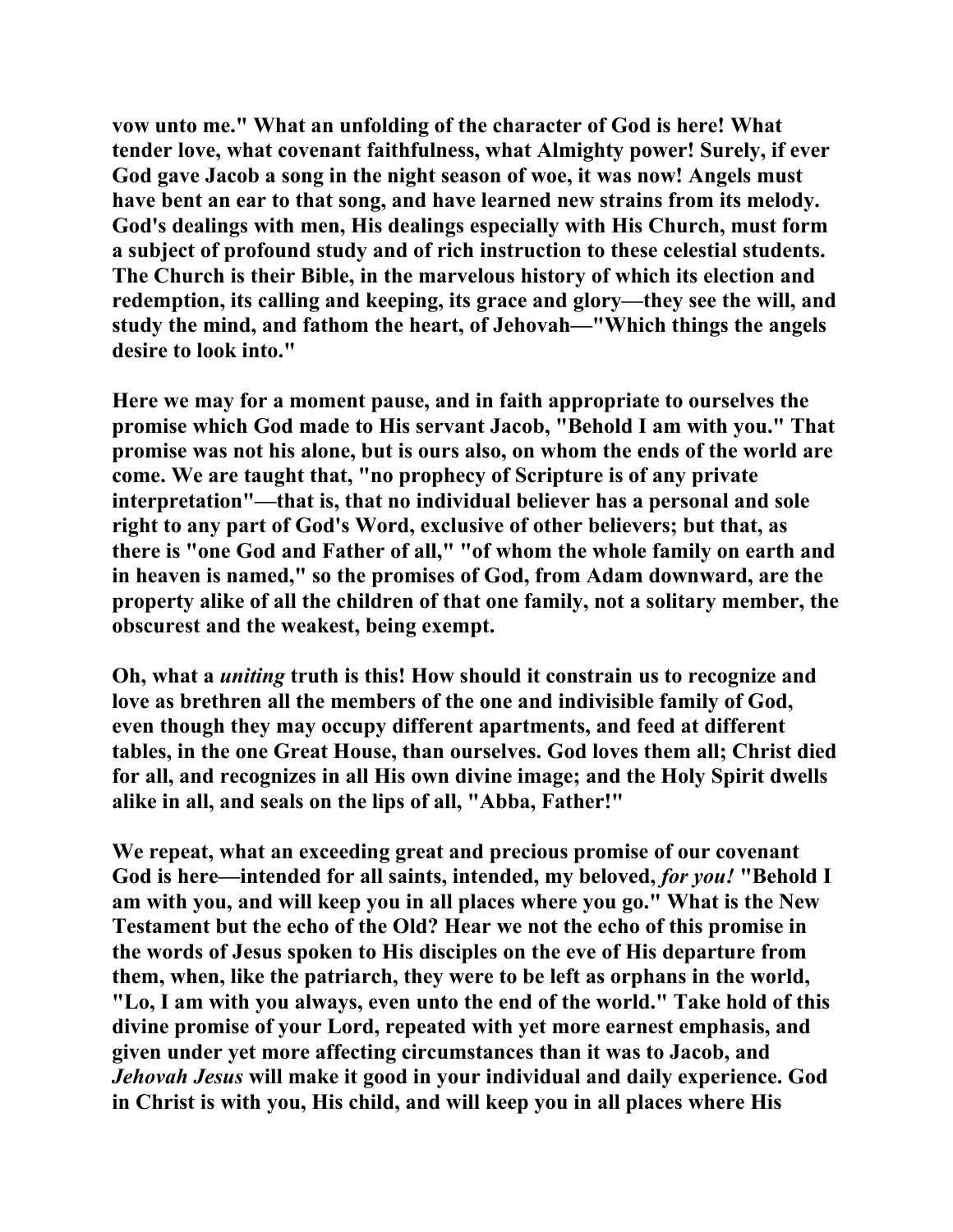vow unto me." What an unfolding of the character of God is here! What tender love, what covenant faithfulness, what Almighty power! Surely, if ever God gave Jacob a song in the night season of woe, it was now! Angels must have bent an ear to that song, and have learned new strains from its melody. God's dealings with men, His dealings especially with His Church, must form a subject of profound study and of rich instruction to these celestial students. The Church is their Bible, in the marvelous history of which its election and redemption, its calling and keeping, its grace and glory—they see the will, and study the mind, and fathom the heart, of Jehovah—"Which things the angels desire to look into."

Here we may for a moment pause, and in faith appropriate to ourselves the promise which God made to His servant Jacob, "Behold I am with you." That promise was not his alone, but is ours also, on whom the ends of the world are come. We are taught that, "no prophecy of Scripture is of any private interpretation"—that is, that no individual believer has a personal and sole right to any part of God's Word, exclusive of other believers; but that, as there is "one God and Father of all," "of whom the whole family on earth and in heaven is named," so the promises of God, from Adam downward, are the property alike of all the children of that one family, not a solitary member, the obscurest and the weakest, being exempt.

Oh, what a *uniting* truth is this! How should it constrain us to recognize and love as brethren all the members of the one and indivisible family of God, even though they may occupy different apartments, and feed at different tables, in the one Great House, than ourselves. God loves them all; Christ died for all, and recognizes in all His own divine image; and the Holy Spirit dwells alike in all, and seals on the lips of all, "Abba, Father!"

We repeat, what an exceeding great and precious promise of our covenant God is here—intended for all saints, intended, my beloved, *for you!* "Behold I am with you, and will keep you in all places where you go." What is the New Testament but the echo of the Old? Hear we not the echo of this promise in the words of Jesus spoken to His disciples on the eve of His departure from them, when, like the patriarch, they were to be left as orphans in the world, "Lo, I am with you always, even unto the end of the world." Take hold of this divine promise of your Lord, repeated with yet more earnest emphasis, and given under yet more affecting circumstances than it was to Jacob, and *Jehovah Jesus* will make it good in your individual and daily experience. God in Christ is with you, His child, and will keep you in all places where His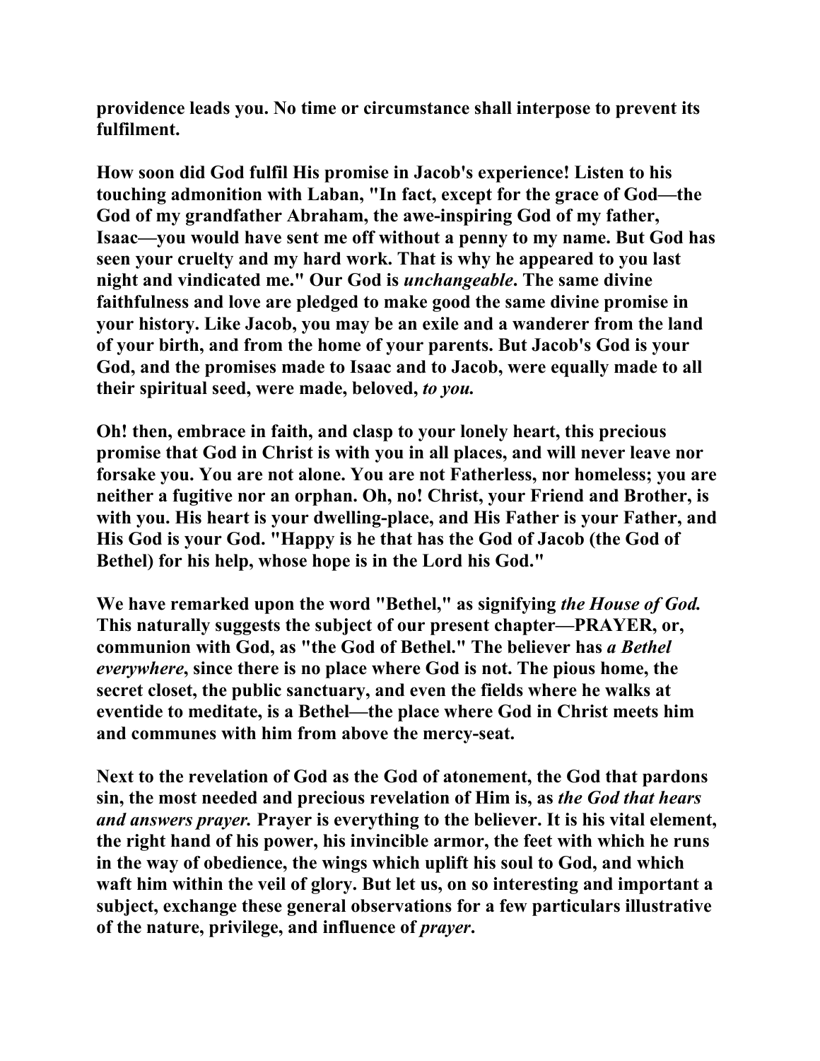providence leads you. No time or circumstance shall interpose to prevent its fulfilment.

How soon did God fulfil His promise in Jacob's experience! Listen to his touching admonition with Laban, "In fact, except for the grace of God—the God of my grandfather Abraham, the awe-inspiring God of my father, Isaac—you would have sent me off without a penny to my name. But God has seen your cruelty and my hard work. That is why he appeared to you last night and vindicated me." Our God is *unchangeable*. The same divine faithfulness and love are pledged to make good the same divine promise in your history. Like Jacob, you may be an exile and a wanderer from the land of your birth, and from the home of your parents. But Jacob's God is your God, and the promises made to Isaac and to Jacob, were equally made to all their spiritual seed, were made, beloved, *to you.*

Oh! then, embrace in faith, and clasp to your lonely heart, this precious promise that God in Christ is with you in all places, and will never leave nor forsake you. You are not alone. You are not Fatherless, nor homeless; you are neither a fugitive nor an orphan. Oh, no! Christ, your Friend and Brother, is with you. His heart is your dwelling-place, and His Father is your Father, and His God is your God. "Happy is he that has the God of Jacob (the God of Bethel) for his help, whose hope is in the Lord his God."

We have remarked upon the word "Bethel," as signifying *the House of God.* This naturally suggests the subject of our present chapter—PRAYER, or, communion with God, as "the God of Bethel." The believer has *a Bethel everywhere*, since there is no place where God is not. The pious home, the secret closet, the public sanctuary, and even the fields where he walks at eventide to meditate, is a Bethel—the place where God in Christ meets him and communes with him from above the mercy-seat.

Next to the revelation of God as the God of atonement, the God that pardons sin, the most needed and precious revelation of Him is, as *the God that hears and answers prayer.* Prayer is everything to the believer. It is his vital element, the right hand of his power, his invincible armor, the feet with which he runs in the way of obedience, the wings which uplift his soul to God, and which waft him within the veil of glory. But let us, on so interesting and important a subject, exchange these general observations for a few particulars illustrative of the nature, privilege, and influence of *prayer*.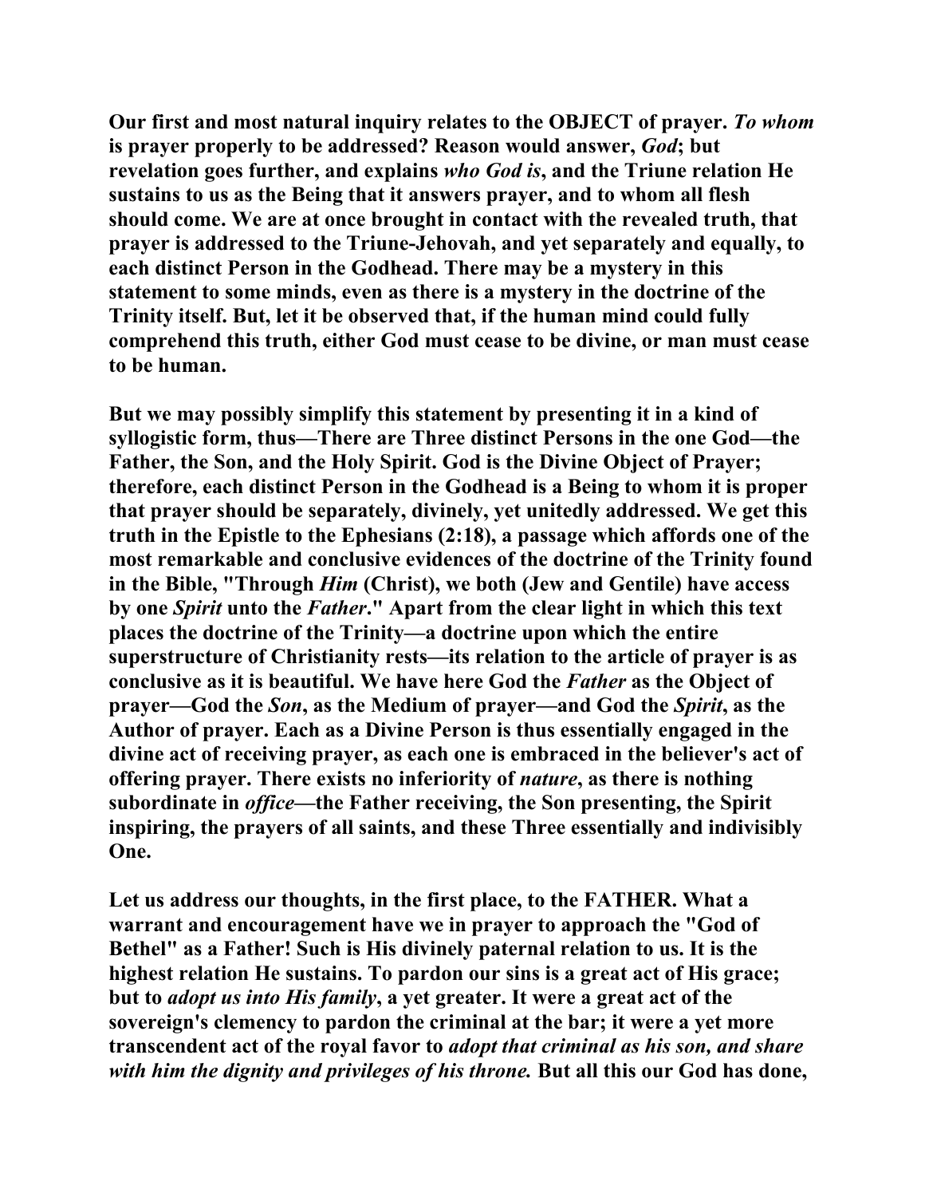**Our first and most natural inquiry relates to the OBJECT of prayer.** ***To whom*** **is prayer properly to be addressed? Reason would answer,** ***God*****; but revelation goes further, and explains** ***who God is*****, and the Triune relation He sustains to us as the Being that it answers prayer, and to whom all flesh should come. We are at once brought in contact with the revealed truth, that prayer is addressed to the Triune-Jehovah, and yet separately and equally, to each distinct Person in the Godhead. There may be a mystery in this statement to some minds, even as there is a mystery in the doctrine of the Trinity itself. But, let it be observed that, if the human mind could fully comprehend this truth, either God must cease to be divine, or man must cease to be human.**

**But we may possibly simplify this statement by presenting it in a kind of syllogistic form, thus—There are Three distinct Persons in the one God—the Father, the Son, and the Holy Spirit. God is the Divine Object of Prayer; therefore, each distinct Person in the Godhead is a Being to whom it is proper that prayer should be separately, divinely, yet unitedly addressed. We get this truth in the Epistle to the Ephesians (2:18), a passage which affords one of the most remarkable and conclusive evidences of the doctrine of the Trinity found in the Bible, "Through** ***Him*** **(Christ), we both (Jew and Gentile) have access by one** ***Spirit*** **unto the** ***Father*****." Apart from the clear light in which this text places the doctrine of the Trinity—a doctrine upon which the entire superstructure of Christianity rests—its relation to the article of prayer is as conclusive as it is beautiful. We have here God the** ***Father*** **as the Object of prayer—God the** ***Son*****, as the Medium of prayer—and God the** ***Spirit*****, as the Author of prayer. Each as a Divine Person is thus essentially engaged in the divine act of receiving prayer, as each one is embraced in the believer's act of offering prayer. There exists no inferiority of** ***nature*****, as there is nothing subordinate in** ***office*****—the Father receiving, the Son presenting, the Spirit inspiring, the prayers of all saints, and these Three essentially and indivisibly One.**

**Let us address our thoughts, in the first place, to the FATHER. What a warrant and encouragement have we in prayer to approach the "God of Bethel" as a Father! Such is His divinely paternal relation to us. It is the highest relation He sustains. To pardon our sins is a great act of His grace; but to** ***adopt us into His family*****, a yet greater. It were a great act of the sovereign's clemency to pardon the criminal at the bar; it were a yet more transcendent act of the royal favor to** ***adopt that criminal as his son, and share with him the dignity and privileges of his throne.*** **But all this our God has done,**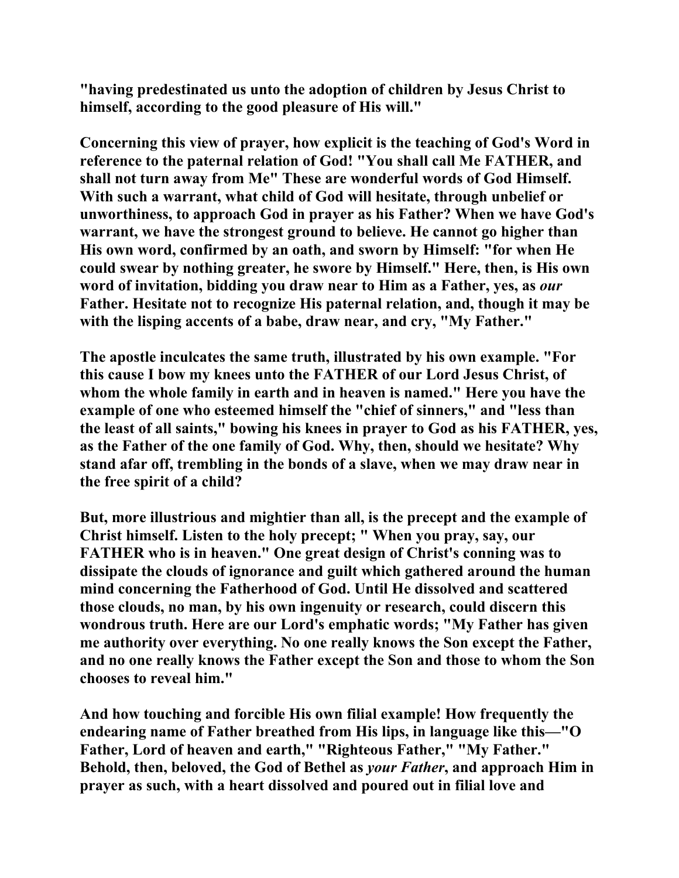"having predestinated us unto the adoption of children by Jesus Christ to himself, according to the good pleasure of His will."

Concerning this view of prayer, how explicit is the teaching of God's Word in reference to the paternal relation of God! "You shall call Me FATHER, and shall not turn away from Me" These are wonderful words of God Himself. With such a warrant, what child of God will hesitate, through unbelief or unworthiness, to approach God in prayer as his Father? When we have God's warrant, we have the strongest ground to believe. He cannot go higher than His own word, confirmed by an oath, and sworn by Himself: "for when He could swear by nothing greater, he swore by Himself." Here, then, is His own word of invitation, bidding you draw near to Him as a Father, yes, as *our* Father. Hesitate not to recognize His paternal relation, and, though it may be with the lisping accents of a babe, draw near, and cry, "My Father."

The apostle inculcates the same truth, illustrated by his own example. "For this cause I bow my knees unto the FATHER of our Lord Jesus Christ, of whom the whole family in earth and in heaven is named." Here you have the example of one who esteemed himself the "chief of sinners," and "less than the least of all saints," bowing his knees in prayer to God as his FATHER, yes, as the Father of the one family of God. Why, then, should we hesitate? Why stand afar off, trembling in the bonds of a slave, when we may draw near in the free spirit of a child?

But, more illustrious and mightier than all, is the precept and the example of Christ himself. Listen to the holy precept; " When you pray, say, our FATHER who is in heaven." One great design of Christ's conning was to dissipate the clouds of ignorance and guilt which gathered around the human mind concerning the Fatherhood of God. Until He dissolved and scattered those clouds, no man, by his own ingenuity or research, could discern this wondrous truth. Here are our Lord's emphatic words; "My Father has given me authority over everything. No one really knows the Son except the Father, and no one really knows the Father except the Son and those to whom the Son chooses to reveal him."

And how touching and forcible His own filial example! How frequently the endearing name of Father breathed from His lips, in language like this—"O Father, Lord of heaven and earth," "Righteous Father," "My Father." Behold, then, beloved, the God of Bethel as *your Father*, and approach Him in prayer as such, with a heart dissolved and poured out in filial love and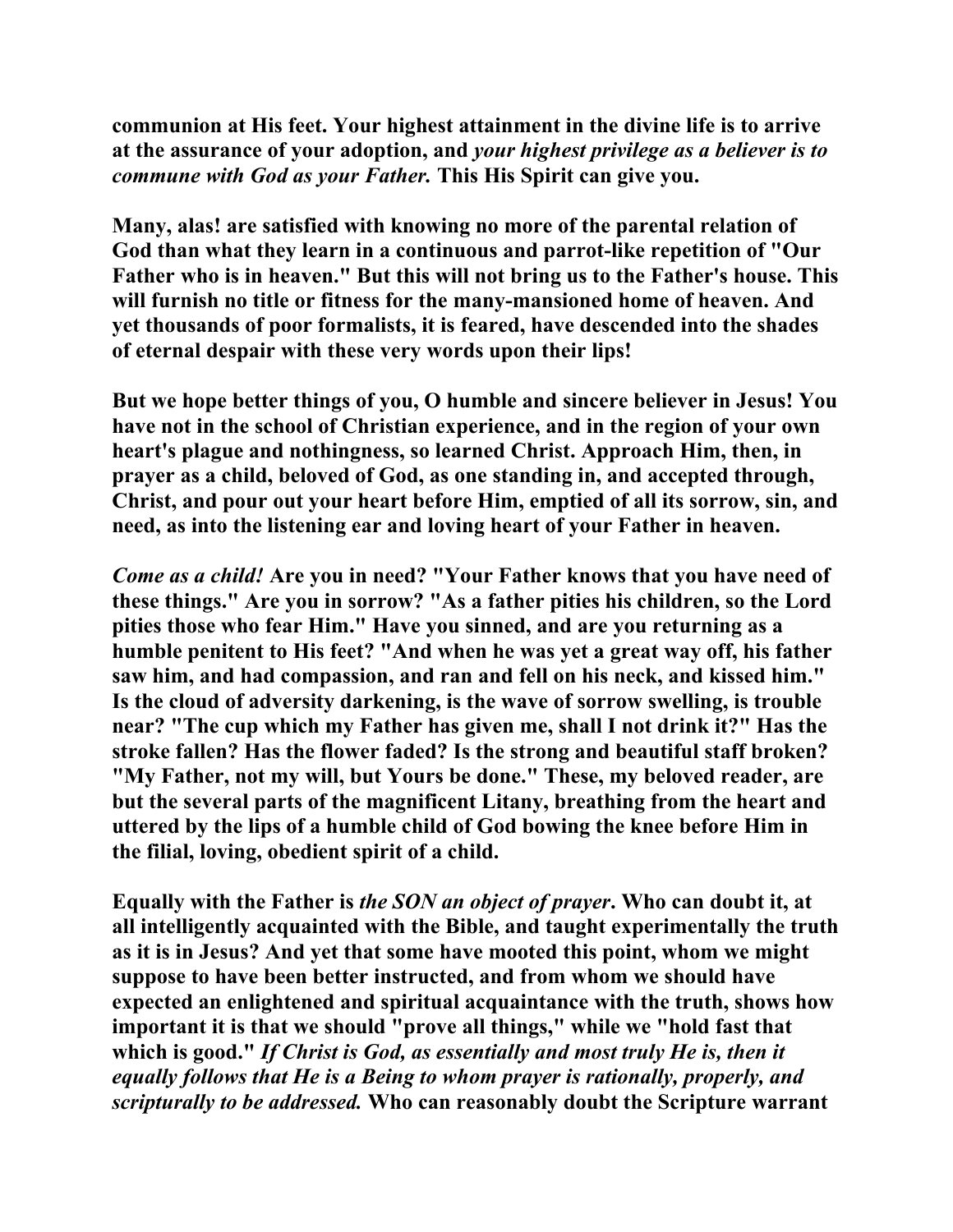communion at His feet. Your highest attainment in the divine life is to arrive at the assurance of your adoption, and *your highest privilege as a believer is to commune with God as your Father.* This His Spirit can give you.

Many, alas! are satisfied with knowing no more of the parental relation of God than what they learn in a continuous and parrot-like repetition of "Our Father who is in heaven." But this will not bring us to the Father's house. This will furnish no title or fitness for the many-mansioned home of heaven. And yet thousands of poor formalists, it is feared, have descended into the shades of eternal despair with these very words upon their lips!

But we hope better things of you, O humble and sincere believer in Jesus! You have not in the school of Christian experience, and in the region of your own heart's plague and nothingness, so learned Christ. Approach Him, then, in prayer as a child, beloved of God, as one standing in, and accepted through, Christ, and pour out your heart before Him, emptied of all its sorrow, sin, and need, as into the listening ear and loving heart of your Father in heaven.

*Come as a child!* Are you in need? "Your Father knows that you have need of these things." Are you in sorrow? "As a father pities his children, so the Lord pities those who fear Him." Have you sinned, and are you returning as a humble penitent to His feet? "And when he was yet a great way off, his father saw him, and had compassion, and ran and fell on his neck, and kissed him." Is the cloud of adversity darkening, is the wave of sorrow swelling, is trouble near? "The cup which my Father has given me, shall I not drink it?" Has the stroke fallen? Has the flower faded? Is the strong and beautiful staff broken? "My Father, not my will, but Yours be done." These, my beloved reader, are but the several parts of the magnificent Litany, breathing from the heart and uttered by the lips of a humble child of God bowing the knee before Him in the filial, loving, obedient spirit of a child.

Equally with the Father is *the SON an object of prayer*. Who can doubt it, at all intelligently acquainted with the Bible, and taught experimentally the truth as it is in Jesus? And yet that some have mooted this point, whom we might suppose to have been better instructed, and from whom we should have expected an enlightened and spiritual acquaintance with the truth, shows how important it is that we should "prove all things," while we "hold fast that which is good." *If Christ is God, as essentially and most truly He is, then it equally follows that He is a Being to whom prayer is rationally, properly, and scripturally to be addressed.* Who can reasonably doubt the Scripture warrant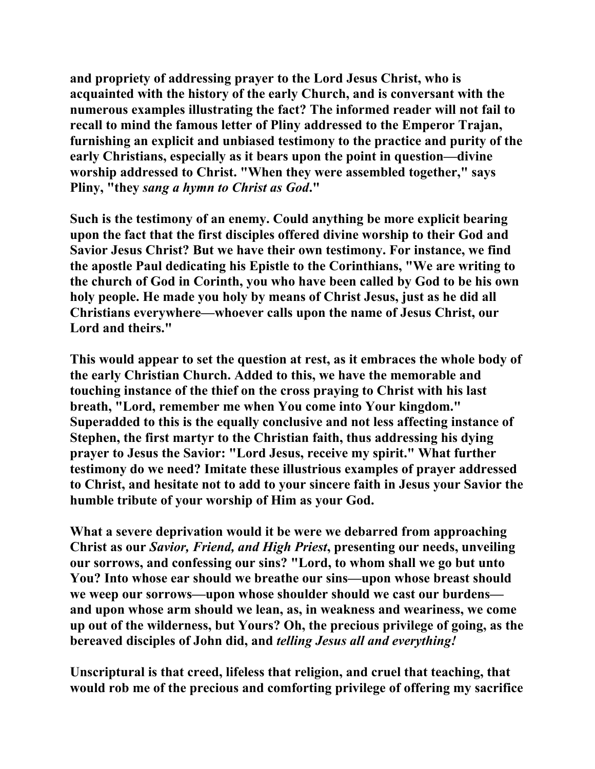and propriety of addressing prayer to the Lord Jesus Christ, who is acquainted with the history of the early Church, and is conversant with the numerous examples illustrating the fact? The informed reader will not fail to recall to mind the famous letter of Pliny addressed to the Emperor Trajan, furnishing an explicit and unbiased testimony to the practice and purity of the early Christians, especially as it bears upon the point in question—divine worship addressed to Christ. "When they were assembled together," says Pliny, "they *sang a hymn to Christ as God*."

Such is the testimony of an enemy. Could anything be more explicit bearing upon the fact that the first disciples offered divine worship to their God and Savior Jesus Christ? But we have their own testimony. For instance, we find the apostle Paul dedicating his Epistle to the Corinthians, "We are writing to the church of God in Corinth, you who have been called by God to be his own holy people. He made you holy by means of Christ Jesus, just as he did all Christians everywhere—whoever calls upon the name of Jesus Christ, our Lord and theirs."

This would appear to set the question at rest, as it embraces the whole body of the early Christian Church. Added to this, we have the memorable and touching instance of the thief on the cross praying to Christ with his last breath, "Lord, remember me when You come into Your kingdom." Superadded to this is the equally conclusive and not less affecting instance of Stephen, the first martyr to the Christian faith, thus addressing his dying prayer to Jesus the Savior: "Lord Jesus, receive my spirit." What further testimony do we need? Imitate these illustrious examples of prayer addressed to Christ, and hesitate not to add to your sincere faith in Jesus your Savior the humble tribute of your worship of Him as your God.

What a severe deprivation would it be were we debarred from approaching Christ as our *Savior, Friend, and High Priest*, presenting our needs, unveiling our sorrows, and confessing our sins? "Lord, to whom shall we go but unto You? Into whose ear should we breathe our sins—upon whose breast should we weep our sorrows—upon whose shoulder should we cast our burdens—and upon whose arm should we lean, as, in weakness and weariness, we come up out of the wilderness, but Yours? Oh, the precious privilege of going, as the bereaved disciples of John did, and *telling Jesus all and everything!*

Unscriptural is that creed, lifeless that religion, and cruel that teaching, that would rob me of the precious and comforting privilege of offering my sacrifice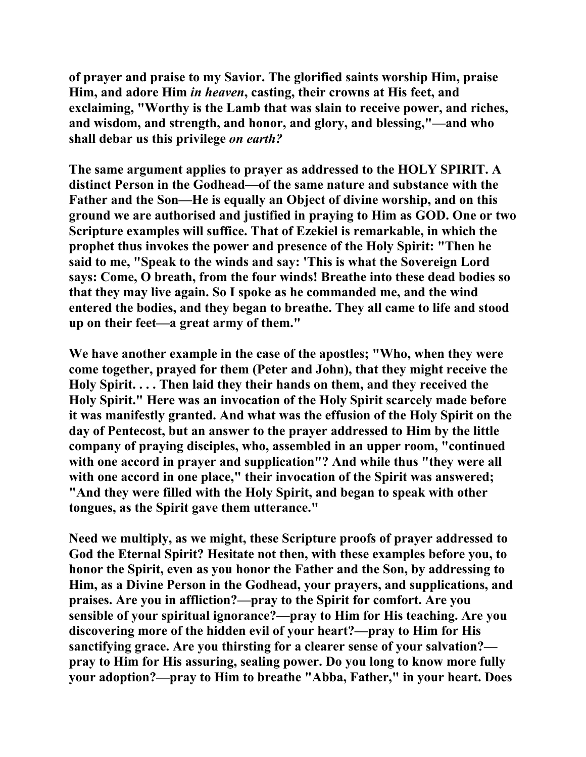**of prayer and praise to my Savior. The glorified saints worship Him, praise Him, and adore Him *in heaven*, casting, their crowns at His feet, and exclaiming, "Worthy is the Lamb that was slain to receive power, and riches, and wisdom, and strength, and honor, and glory, and blessing,"—and who shall debar us this privilege *on earth?***

**The same argument applies to prayer as addressed to the HOLY SPIRIT. A distinct Person in the Godhead—of the same nature and substance with the Father and the Son—He is equally an Object of divine worship, and on this ground we are authorised and justified in praying to Him as GOD. One or two Scripture examples will suffice. That of Ezekiel is remarkable, in which the prophet thus invokes the power and presence of the Holy Spirit: "Then he said to me, "Speak to the winds and say: 'This is what the Sovereign Lord says: Come, O breath, from the four winds! Breathe into these dead bodies so that they may live again. So I spoke as he commanded me, and the wind entered the bodies, and they began to breathe. They all came to life and stood up on their feet—a great army of them."**

**We have another example in the case of the apostles; "Who, when they were come together, prayed for them (Peter and John), that they might receive the Holy Spirit. . . . Then laid they their hands on them, and they received the Holy Spirit." Here was an invocation of the Holy Spirit scarcely made before it was manifestly granted. And what was the effusion of the Holy Spirit on the day of Pentecost, but an answer to the prayer addressed to Him by the little company of praying disciples, who, assembled in an upper room, "continued with one accord in prayer and supplication"? And while thus "they were all with one accord in one place," their invocation of the Spirit was answered; "And they were filled with the Holy Spirit, and began to speak with other tongues, as the Spirit gave them utterance."**

**Need we multiply, as we might, these Scripture proofs of prayer addressed to God the Eternal Spirit? Hesitate not then, with these examples before you, to honor the Spirit, even as you honor the Father and the Son, by addressing to Him, as a Divine Person in the Godhead, your prayers, and supplications, and praises. Are you in affliction?—pray to the Spirit for comfort. Are you sensible of your spiritual ignorance?—pray to Him for His teaching. Are you discovering more of the hidden evil of your heart?—pray to Him for His sanctifying grace. Are you thirsting for a clearer sense of your salvation?—pray to Him for His assuring, sealing power. Do you long to know more fully your adoption?—pray to Him to breathe "Abba, Father," in your heart. Does**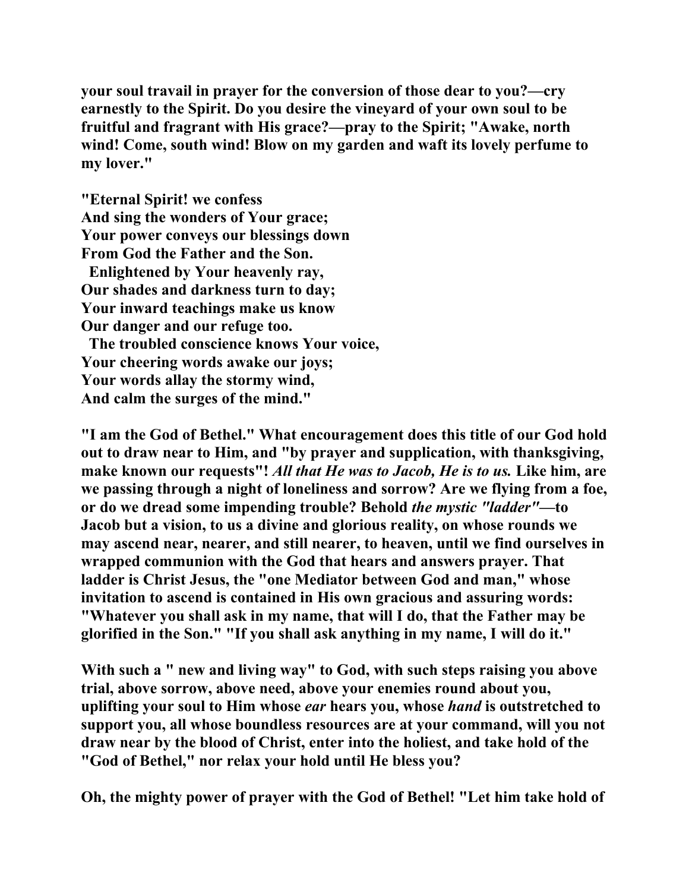**your soul travail in prayer for the conversion of those dear to you?—cry earnestly to the Spirit. Do you desire the vineyard of your own soul to be fruitful and fragrant with His grace?—pray to the Spirit; "Awake, north wind! Come, south wind! Blow on my garden and waft its lovely perfume to my lover."**

**"Eternal Spirit! we confess**
**And sing the wonders of Your grace;**
**Your power conveys our blessings down**
**From God the Father and the Son.**
**Enlightened by Your heavenly ray,**
**Our shades and darkness turn to day;**
**Your inward teachings make us know**
**Our danger and our refuge too.**
**The troubled conscience knows Your voice,**
**Your cheering words awake our joys;**
**Your words allay the stormy wind,**
**And calm the surges of the mind."**

**"I am the God of Bethel." What encouragement does this title of our God hold out to draw near to Him, and "by prayer and supplication, with thanksgiving, make known our requests"! *All that He was to Jacob, He is to us.* Like him, are we passing through a night of loneliness and sorrow? Are we flying from a foe, or do we dread some impending trouble? Behold *the mystic "ladder"*—to Jacob but a vision, to us a divine and glorious reality, on whose rounds we may ascend near, nearer, and still nearer, to heaven, until we find ourselves in wrapped communion with the God that hears and answers prayer. That ladder is Christ Jesus, the "one Mediator between God and man," whose invitation to ascend is contained in His own gracious and assuring words: "Whatever you shall ask in my name, that will I do, that the Father may be glorified in the Son." "If you shall ask anything in my name, I will do it."**

**With such a " new and living way" to God, with such steps raising you above trial, above sorrow, above need, above your enemies round about you, uplifting your soul to Him whose *ear* hears you, whose *hand* is outstretched to support you, all whose boundless resources are at your command, will you not draw near by the blood of Christ, enter into the holiest, and take hold of the "God of Bethel," nor relax your hold until He bless you?**

**Oh, the mighty power of prayer with the God of Bethel! "Let him take hold of**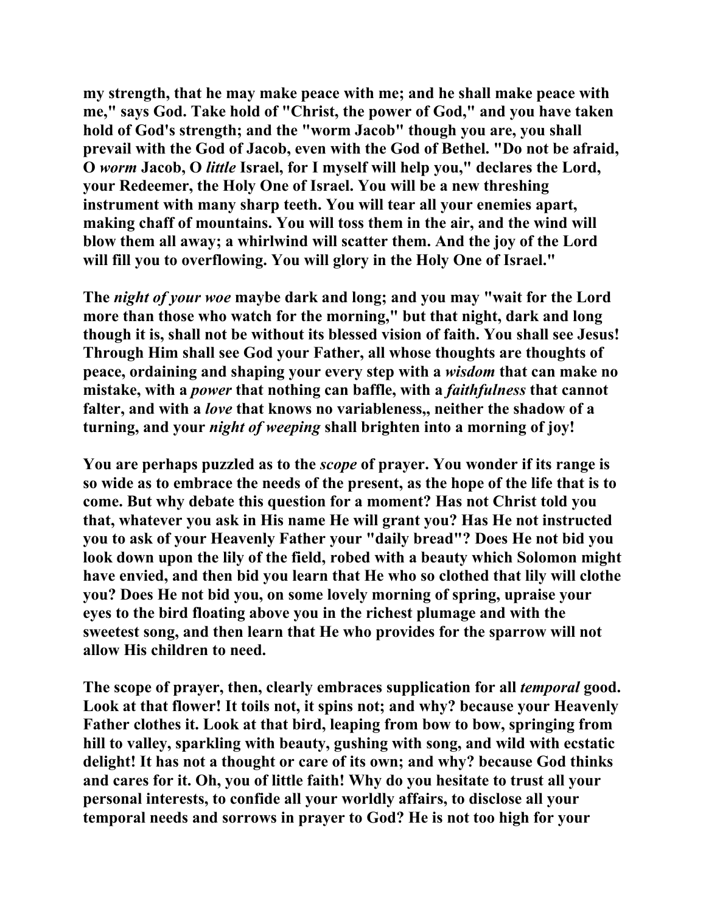**my strength, that he may make peace with me; and he shall make peace with me," says God. Take hold of "Christ, the power of God," and you have taken hold of God's strength; and the "worm Jacob" though you are, you shall prevail with the God of Jacob, even with the God of Bethel. "Do not be afraid, O *worm* Jacob, O *little* Israel, for I myself will help you," declares the Lord, your Redeemer, the Holy One of Israel. You will be a new threshing instrument with many sharp teeth. You will tear all your enemies apart, making chaff of mountains. You will toss them in the air, and the wind will blow them all away; a whirlwind will scatter them. And the joy of the Lord will fill you to overflowing. You will glory in the Holy One of Israel."**

**The *night of your woe* maybe dark and long; and you may "wait for the Lord more than those who watch for the morning," but that night, dark and long though it is, shall not be without its blessed vision of faith. You shall see Jesus! Through Him shall see God your Father, all whose thoughts are thoughts of peace, ordaining and shaping your every step with a *wisdom* that can make no mistake, with a *power* that nothing can baffle, with a *faithfulness* that cannot falter, and with a *love* that knows no variableness,, neither the shadow of a turning, and your *night of weeping* shall brighten into a morning of joy!**

**You are perhaps puzzled as to the *scope* of prayer. You wonder if its range is so wide as to embrace the needs of the present, as the hope of the life that is to come. But why debate this question for a moment? Has not Christ told you that, whatever you ask in His name He will grant you? Has He not instructed you to ask of your Heavenly Father your "daily bread"? Does He not bid you look down upon the lily of the field, robed with a beauty which Solomon might have envied, and then bid you learn that He who so clothed that lily will clothe you? Does He not bid you, on some lovely morning of spring, upraise your eyes to the bird floating above you in the richest plumage and with the sweetest song, and then learn that He who provides for the sparrow will not allow His children to need.**

**The scope of prayer, then, clearly embraces supplication for all *temporal* good. Look at that flower! It toils not, it spins not; and why? because your Heavenly Father clothes it. Look at that bird, leaping from bow to bow, springing from hill to valley, sparkling with beauty, gushing with song, and wild with ecstatic delight! It has not a thought or care of its own; and why? because God thinks and cares for it. Oh, you of little faith! Why do you hesitate to trust all your personal interests, to confide all your worldly affairs, to disclose all your temporal needs and sorrows in prayer to God? He is not too high for your**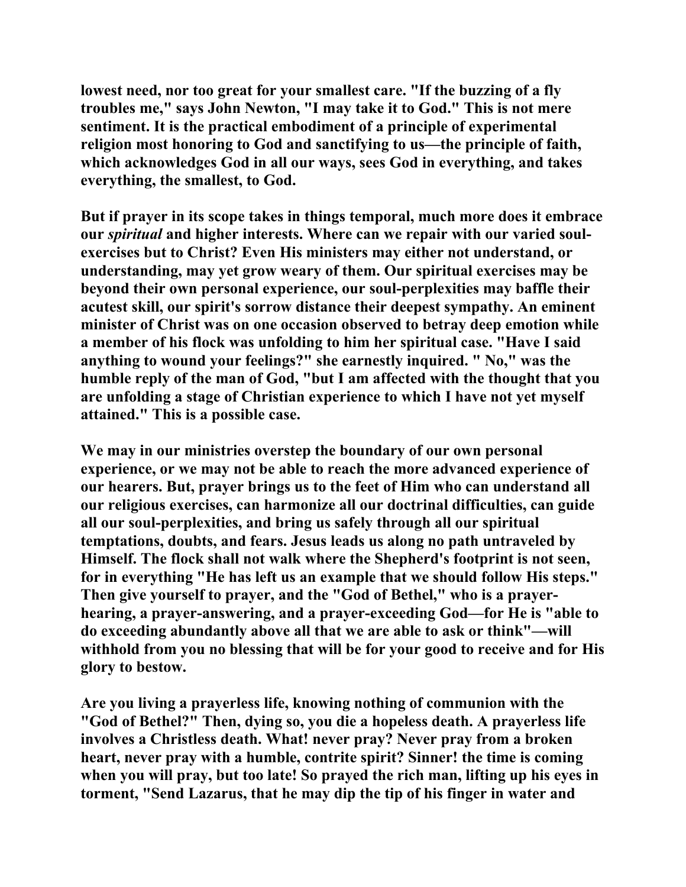lowest need, nor too great for your smallest care. "If the buzzing of a fly troubles me," says John Newton, "I may take it to God." This is not mere sentiment. It is the practical embodiment of a principle of experimental religion most honoring to God and sanctifying to us—the principle of faith, which acknowledges God in all our ways, sees God in everything, and takes everything, the smallest, to God.

But if prayer in its scope takes in things temporal, much more does it embrace our *spiritual* and higher interests. Where can we repair with our varied soul-exercises but to Christ? Even His ministers may either not understand, or understanding, may yet grow weary of them. Our spiritual exercises may be beyond their own personal experience, our soul-perplexities may baffle their acutest skill, our spirit's sorrow distance their deepest sympathy. An eminent minister of Christ was on one occasion observed to betray deep emotion while a member of his flock was unfolding to him her spiritual case. "Have I said anything to wound your feelings?" she earnestly inquired. " No," was the humble reply of the man of God, "but I am affected with the thought that you are unfolding a stage of Christian experience to which I have not yet myself attained." This is a possible case.

We may in our ministries overstep the boundary of our own personal experience, or we may not be able to reach the more advanced experience of our hearers. But, prayer brings us to the feet of Him who can understand all our religious exercises, can harmonize all our doctrinal difficulties, can guide all our soul-perplexities, and bring us safely through all our spiritual temptations, doubts, and fears. Jesus leads us along no path untraveled by Himself. The flock shall not walk where the Shepherd's footprint is not seen, for in everything "He has left us an example that we should follow His steps." Then give yourself to prayer, and the "God of Bethel," who is a prayer-hearing, a prayer-answering, and a prayer-exceeding God—for He is "able to do exceeding abundantly above all that we are able to ask or think"—will withhold from you no blessing that will be for your good to receive and for His glory to bestow.

Are you living a prayerless life, knowing nothing of communion with the "God of Bethel?" Then, dying so, you die a hopeless death. A prayerless life involves a Christless death. What! never pray? Never pray from a broken heart, never pray with a humble, contrite spirit? Sinner! the time is coming when you will pray, but too late! So prayed the rich man, lifting up his eyes in torment, "Send Lazarus, that he may dip the tip of his finger in water and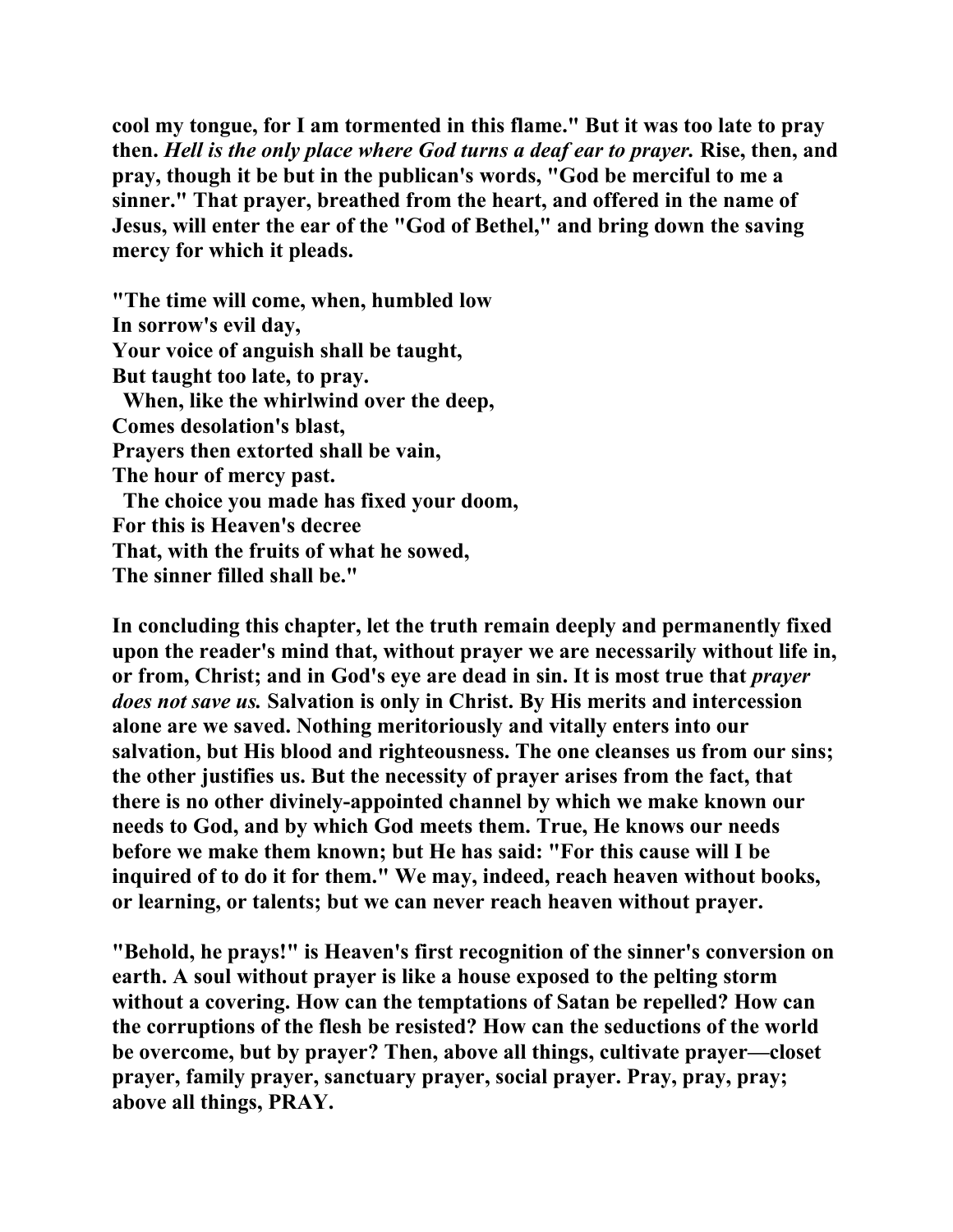**cool my tongue, for I am tormented in this flame." But it was too late to pray then.** ***Hell is the only place where God turns a deaf ear to prayer.*** **Rise, then, and pray, though it be but in the publican's words, "God be merciful to me a sinner." That prayer, breathed from the heart, and offered in the name of Jesus, will enter the ear of the "God of Bethel," and bring down the saving mercy for which it pleads.**

**"The time will come, when, humbled low**
**In sorrow's evil day,**
**Your voice of anguish shall be taught,**
**But taught too late, to pray.**
**When, like the whirlwind over the deep,**
**Comes desolation's blast,**
**Prayers then extorted shall be vain,**
**The hour of mercy past.**
**The choice you made has fixed your doom,**
**For this is Heaven's decree**
**That, with the fruits of what he sowed,**
**The sinner filled shall be."**

**In concluding this chapter, let the truth remain deeply and permanently fixed upon the reader's mind that, without prayer we are necessarily without life in, or from, Christ; and in God's eye are dead in sin. It is most true that** ***prayer does not save us.*** **Salvation is only in Christ. By His merits and intercession alone are we saved. Nothing meritoriously and vitally enters into our salvation, but His blood and righteousness. The one cleanses us from our sins; the other justifies us. But the necessity of prayer arises from the fact, that there is no other divinely-appointed channel by which we make known our needs to God, and by which God meets them. True, He knows our needs before we make them known; but He has said: "For this cause will I be inquired of to do it for them." We may, indeed, reach heaven without books, or learning, or talents; but we can never reach heaven without prayer.**

**"Behold, he prays!" is Heaven's first recognition of the sinner's conversion on earth. A soul without prayer is like a house exposed to the pelting storm without a covering. How can the temptations of Satan be repelled? How can the corruptions of the flesh be resisted? How can the seductions of the world be overcome, but by prayer? Then, above all things, cultivate prayer—closet prayer, family prayer, sanctuary prayer, social prayer. Pray, pray, pray; above all things, PRAY.**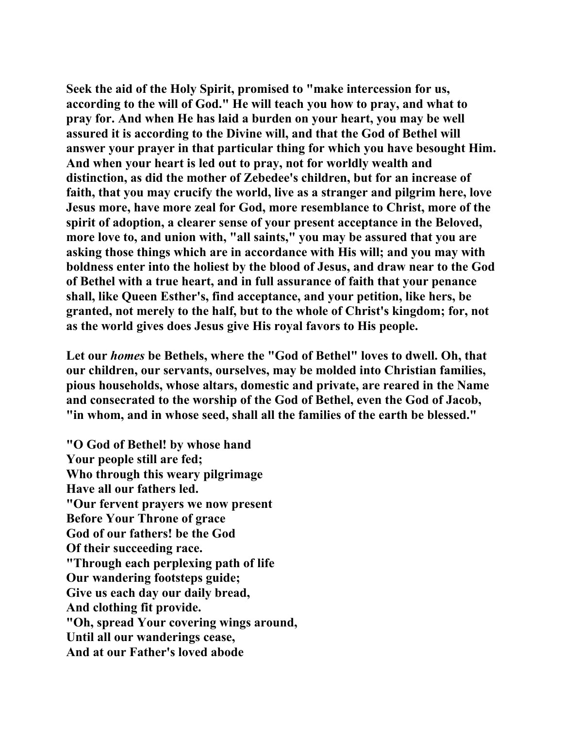**Seek the aid of the Holy Spirit, promised to "make intercession for us, according to the will of God." He will teach you how to pray, and what to pray for. And when He has laid a burden on your heart, you may be well assured it is according to the Divine will, and that the God of Bethel will answer your prayer in that particular thing for which you have besought Him. And when your heart is led out to pray, not for worldly wealth and distinction, as did the mother of Zebedee's children, but for an increase of faith, that you may crucify the world, live as a stranger and pilgrim here, love Jesus more, have more zeal for God, more resemblance to Christ, more of the spirit of adoption, a clearer sense of your present acceptance in the Beloved, more love to, and union with, "all saints," you may be assured that you are asking those things which are in accordance with His will; and you may with boldness enter into the holiest by the blood of Jesus, and draw near to the God of Bethel with a true heart, and in full assurance of faith that your penance shall, like Queen Esther's, find acceptance, and your petition, like hers, be granted, not merely to the half, but to the whole of Christ's kingdom; for, not as the world gives does Jesus give His royal favors to His people.**

**Let our *homes* be Bethels, where the "God of Bethel" loves to dwell. Oh, that our children, our servants, ourselves, may be molded into Christian families, pious households, whose altars, domestic and private, are reared in the Name and consecrated to the worship of the God of Bethel, even the God of Jacob, "in whom, and in whose seed, shall all the families of the earth be blessed."**

**"O God of Bethel! by whose hand**
**Your people still are fed;**
**Who through this weary pilgrimage**
**Have all our fathers led.**
**"Our fervent prayers we now present**
**Before Your Throne of grace**
**God of our fathers! be the God**
**Of their succeeding race.**
**"Through each perplexing path of life**
**Our wandering footsteps guide;**
**Give us each day our daily bread,**
**And clothing fit provide.**
**"Oh, spread Your covering wings around,**
**Until all our wanderings cease,**
**And at our Father's loved abode**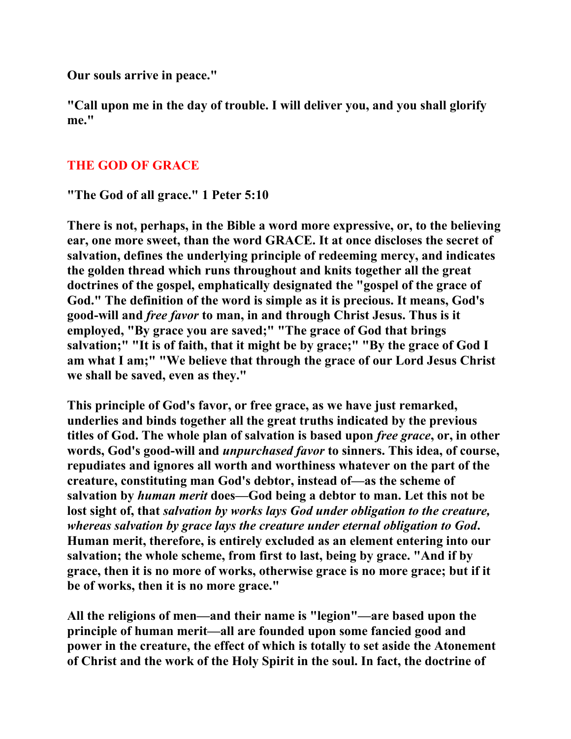**Our souls arrive in peace."**

**"Call upon me in the day of trouble. I will deliver you, and you shall glorify me."**

## THE GOD OF GRACE

**"The God of all grace." 1 Peter 5:10**

**There is not, perhaps, in the Bible a word more expressive, or, to the believing ear, one more sweet, than the word GRACE. It at once discloses the secret of salvation, defines the underlying principle of redeeming mercy, and indicates the golden thread which runs throughout and knits together all the great doctrines of the gospel, emphatically designated the "gospel of the grace of God." The definition of the word is simple as it is precious. It means, God's good-will and *free favor* to man, in and through Christ Jesus. Thus is it employed, "By grace you are saved;" "The grace of God that brings salvation;" "It is of faith, that it might be by grace;" "By the grace of God I am what I am;" "We believe that through the grace of our Lord Jesus Christ we shall be saved, even as they."**

**This principle of God's favor, or free grace, as we have just remarked, underlies and binds together all the great truths indicated by the previous titles of God. The whole plan of salvation is based upon *free grace*, or, in other words, God's good-will and *unpurchased favor* to sinners. This idea, of course, repudiates and ignores all worth and worthiness whatever on the part of the creature, constituting man God's debtor, instead of—as the scheme of salvation by *human merit* does—God being a debtor to man. Let this not be lost sight of, that *salvation by works lays God under obligation to the creature, whereas salvation by grace lays the creature under eternal obligation to God*. Human merit, therefore, is entirely excluded as an element entering into our salvation; the whole scheme, from first to last, being by grace. "And if by grace, then it is no more of works, otherwise grace is no more grace; but if it be of works, then it is no more grace."**

**All the religions of men—and their name is "legion"—are based upon the principle of human merit—all are founded upon some fancied good and power in the creature, the effect of which is totally to set aside the Atonement of Christ and the work of the Holy Spirit in the soul. In fact, the doctrine of**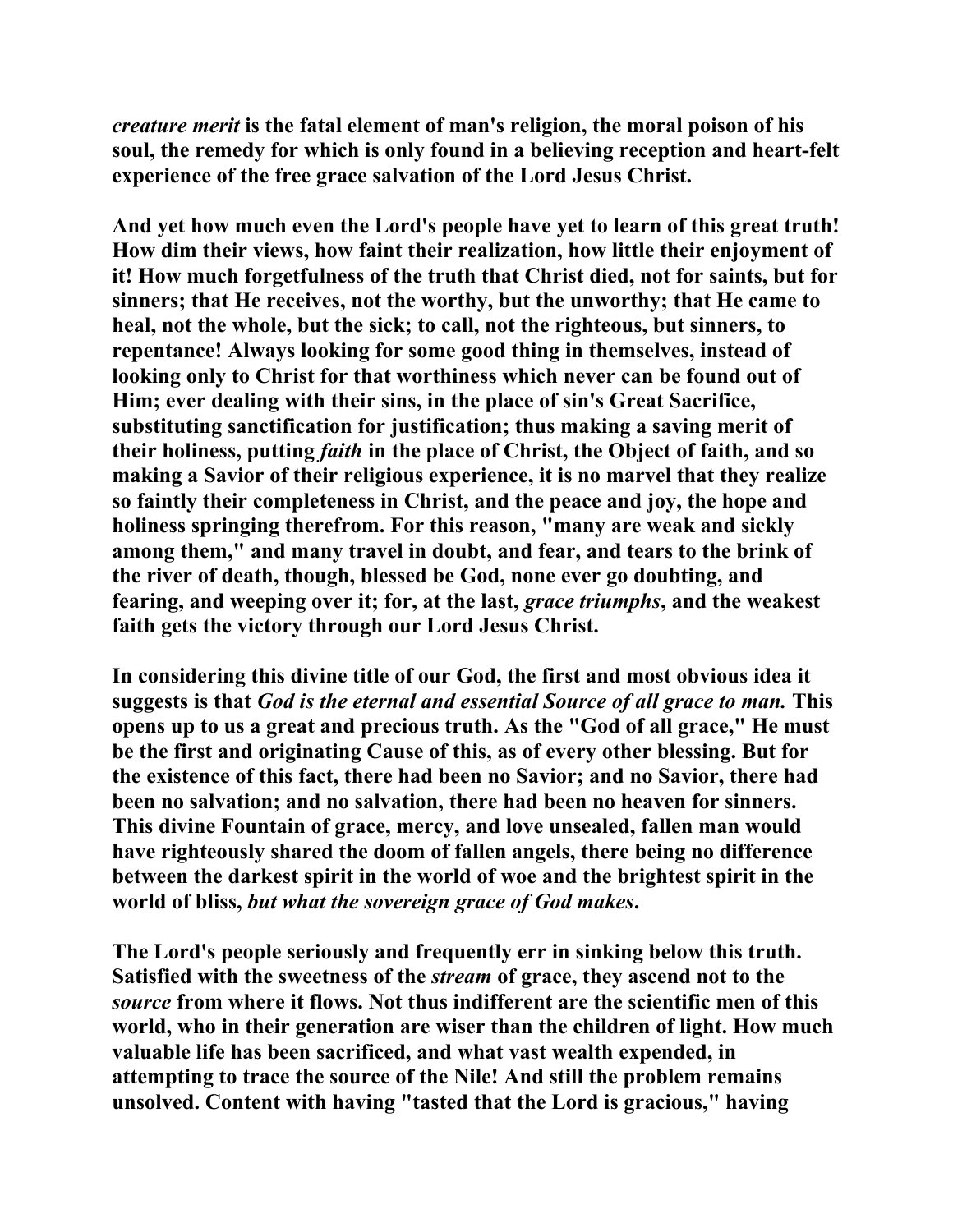*creature merit* is the fatal element of man's religion, the moral poison of his soul, the remedy for which is only found in a believing reception and heart-felt experience of the free grace salvation of the Lord Jesus Christ.

And yet how much even the Lord's people have yet to learn of this great truth! How dim their views, how faint their realization, how little their enjoyment of it! How much forgetfulness of the truth that Christ died, not for saints, but for sinners; that He receives, not the worthy, but the unworthy; that He came to heal, not the whole, but the sick; to call, not the righteous, but sinners, to repentance! Always looking for some good thing in themselves, instead of looking only to Christ for that worthiness which never can be found out of Him; ever dealing with their sins, in the place of sin's Great Sacrifice, substituting sanctification for justification; thus making a saving merit of their holiness, putting *faith* in the place of Christ, the Object of faith, and so making a Savior of their religious experience, it is no marvel that they realize so faintly their completeness in Christ, and the peace and joy, the hope and holiness springing therefrom. For this reason, "many are weak and sickly among them," and many travel in doubt, and fear, and tears to the brink of the river of death, though, blessed be God, none ever go doubting, and fearing, and weeping over it; for, at the last, *grace triumphs*, and the weakest faith gets the victory through our Lord Jesus Christ.

In considering this divine title of our God, the first and most obvious idea it suggests is that *God is the eternal and essential Source of all grace to man.* This opens up to us a great and precious truth. As the "God of all grace," He must be the first and originating Cause of this, as of every other blessing. But for the existence of this fact, there had been no Savior; and no Savior, there had been no salvation; and no salvation, there had been no heaven for sinners. This divine Fountain of grace, mercy, and love unsealed, fallen man would have righteously shared the doom of fallen angels, there being no difference between the darkest spirit in the world of woe and the brightest spirit in the world of bliss, *but what the sovereign grace of God makes*.

The Lord's people seriously and frequently err in sinking below this truth. Satisfied with the sweetness of the *stream* of grace, they ascend not to the *source* from where it flows. Not thus indifferent are the scientific men of this world, who in their generation are wiser than the children of light. How much valuable life has been sacrificed, and what vast wealth expended, in attempting to trace the source of the Nile! And still the problem remains unsolved. Content with having "tasted that the Lord is gracious," having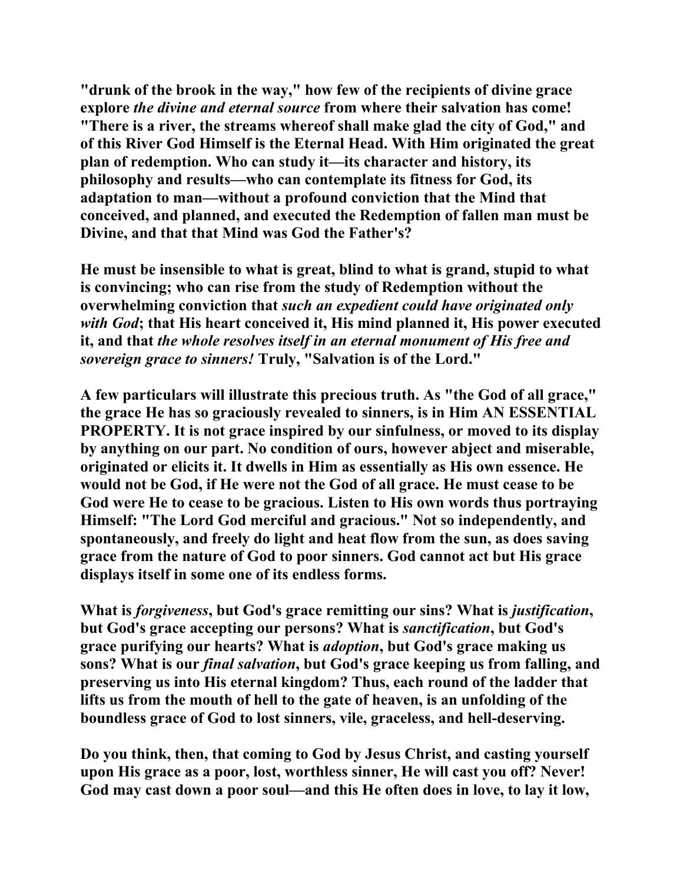"drunk of the brook in the way," how few of the recipients of divine grace explore *the divine and eternal source* from where their salvation has come! "There is a river, the streams whereof shall make glad the city of God," and of this River God Himself is the Eternal Head. With Him originated the great plan of redemption. Who can study it—its character and history, its philosophy and results—who can contemplate its fitness for God, its adaptation to man—without a profound conviction that the Mind that conceived, and planned, and executed the Redemption of fallen man must be Divine, and that that Mind was God the Father's?

He must be insensible to what is great, blind to what is grand, stupid to what is convincing; who can rise from the study of Redemption without the overwhelming conviction that *such an expedient could have originated only with God*; that His heart conceived it, His mind planned it, His power executed it, and that *the whole resolves itself in an eternal monument of His free and sovereign grace to sinners!* Truly, "Salvation is of the Lord."

A few particulars will illustrate this precious truth. As "the God of all grace," the grace He has so graciously revealed to sinners, is in Him AN ESSENTIAL PROPERTY. It is not grace inspired by our sinfulness, or moved to its display by anything on our part. No condition of ours, however abject and miserable, originated or elicits it. It dwells in Him as essentially as His own essence. He would not be God, if He were not the God of all grace. He must cease to be God were He to cease to be gracious. Listen to His own words thus portraying Himself: "The Lord God merciful and gracious." Not so independently, and spontaneously, and freely do light and heat flow from the sun, as does saving grace from the nature of God to poor sinners. God cannot act but His grace displays itself in some one of its endless forms.

What is *forgiveness*, but God's grace remitting our sins? What is *justification*, but God's grace accepting our persons? What is *sanctification*, but God's grace purifying our hearts? What is *adoption*, but God's grace making us sons? What is our *final salvation*, but God's grace keeping us from falling, and preserving us into His eternal kingdom? Thus, each round of the ladder that lifts us from the mouth of hell to the gate of heaven, is an unfolding of the boundless grace of God to lost sinners, vile, graceless, and hell-deserving.

Do you think, then, that coming to God by Jesus Christ, and casting yourself upon His grace as a poor, lost, worthless sinner, He will cast you off? Never! God may cast down a poor soul—and this He often does in love, to lay it low,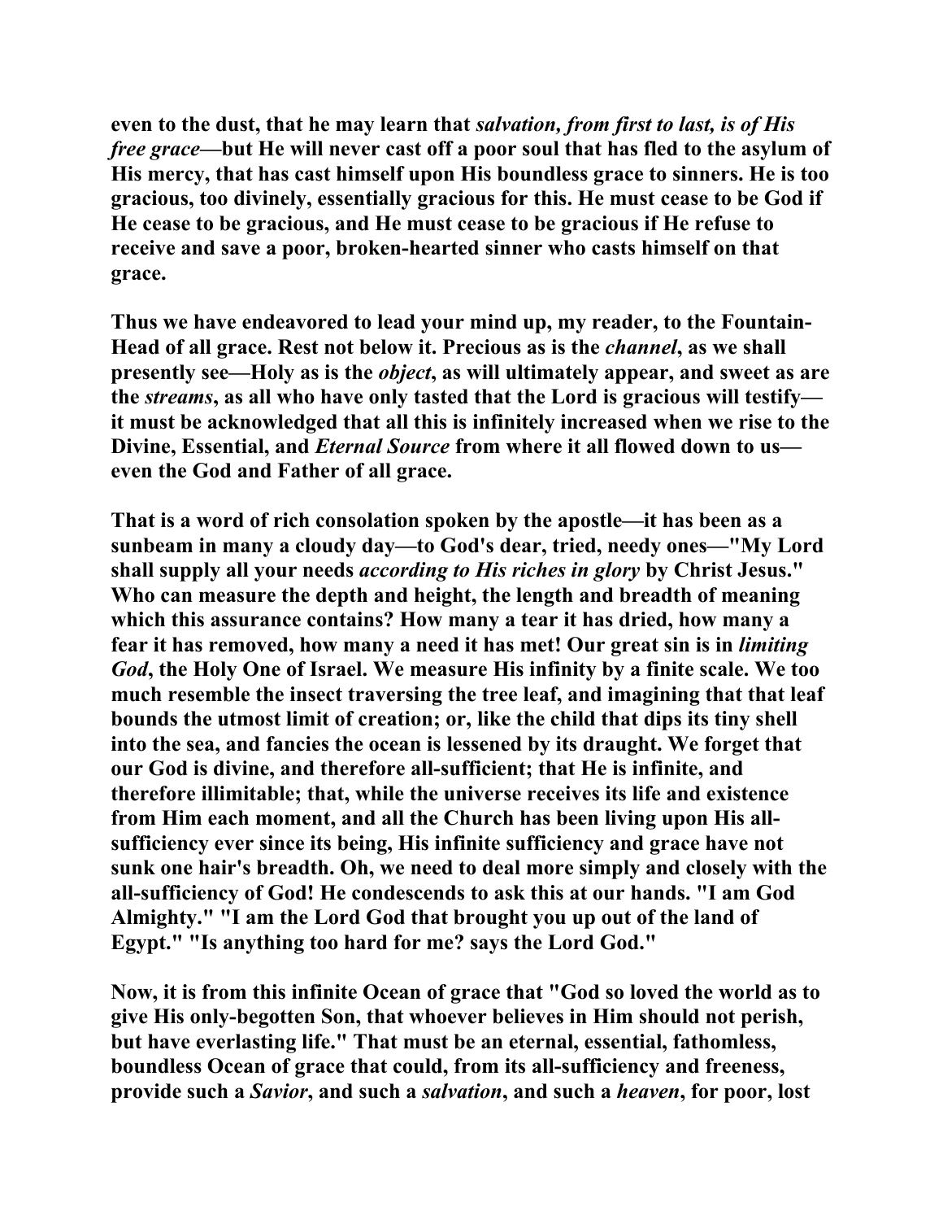**even to the dust, that he may learn that *salvation, from first to last, is of His free grace*—but He will never cast off a poor soul that has fled to the asylum of His mercy, that has cast himself upon His boundless grace to sinners. He is too gracious, too divinely, essentially gracious for this. He must cease to be God if He cease to be gracious, and He must cease to be gracious if He refuse to receive and save a poor, broken-hearted sinner who casts himself on that grace.**

**Thus we have endeavored to lead your mind up, my reader, to the Fountain-Head of all grace. Rest not below it. Precious as is the *channel*, as we shall presently see—Holy as is the *object*, as will ultimately appear, and sweet as are the *streams*, as all who have only tasted that the Lord is gracious will testify—it must be acknowledged that all this is infinitely increased when we rise to the Divine, Essential, and *Eternal Source* from where it all flowed down to us—even the God and Father of all grace.**

**That is a word of rich consolation spoken by the apostle—it has been as a sunbeam in many a cloudy day—to God's dear, tried, needy ones—"My Lord shall supply all your needs *according to His riches in glory* by Christ Jesus." Who can measure the depth and height, the length and breadth of meaning which this assurance contains? How many a tear it has dried, how many a fear it has removed, how many a need it has met! Our great sin is in *limiting God*, the Holy One of Israel. We measure His infinity by a finite scale. We too much resemble the insect traversing the tree leaf, and imagining that that leaf bounds the utmost limit of creation; or, like the child that dips its tiny shell into the sea, and fancies the ocean is lessened by its draught. We forget that our God is divine, and therefore all-sufficient; that He is infinite, and therefore illimitable; that, while the universe receives its life and existence from Him each moment, and all the Church has been living upon His all-sufficiency ever since its being, His infinite sufficiency and grace have not sunk one hair's breadth. Oh, we need to deal more simply and closely with the all-sufficiency of God! He condescends to ask this at our hands. "I am God Almighty." "I am the Lord God that brought you up out of the land of Egypt." "Is anything too hard for me? says the Lord God."**

**Now, it is from this infinite Ocean of grace that "God so loved the world as to give His only-begotten Son, that whoever believes in Him should not perish, but have everlasting life." That must be an eternal, essential, fathomless, boundless Ocean of grace that could, from its all-sufficiency and freeness, provide such a *Savior*, and such a *salvation*, and such a *heaven*, for poor, lost**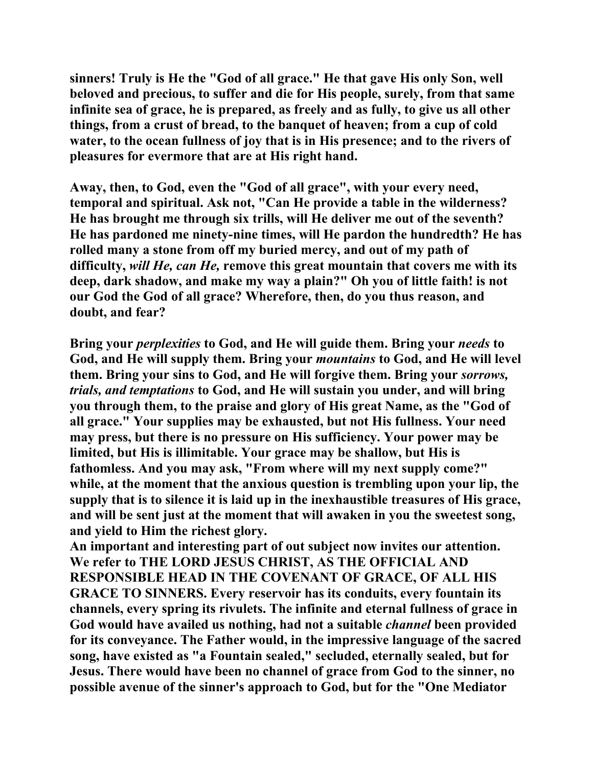sinners! Truly is He the "God of all grace." He that gave His only Son, well beloved and precious, to suffer and die for His people, surely, from that same infinite sea of grace, he is prepared, as freely and as fully, to give us all other things, from a crust of bread, to the banquet of heaven; from a cup of cold water, to the ocean fullness of joy that is in His presence; and to the rivers of pleasures for evermore that are at His right hand.

Away, then, to God, even the "God of all grace", with your every need, temporal and spiritual. Ask not, "Can He provide a table in the wilderness? He has brought me through six trills, will He deliver me out of the seventh? He has pardoned me ninety-nine times, will He pardon the hundredth? He has rolled many a stone from off my buried mercy, and out of my path of difficulty, *will He, can He,* remove this great mountain that covers me with its deep, dark shadow, and make my way a plain?" Oh you of little faith! is not our God the God of all grace? Wherefore, then, do you thus reason, and doubt, and fear?

Bring your *perplexities* to God, and He will guide them. Bring your *needs* to God, and He will supply them. Bring your *mountains* to God, and He will level them. Bring your sins to God, and He will forgive them. Bring your *sorrows, trials, and temptations* to God, and He will sustain you under, and will bring you through them, to the praise and glory of His great Name, as the "God of all grace." Your supplies may be exhausted, but not His fullness. Your need may press, but there is no pressure on His sufficiency. Your power may be limited, but His is illimitable. Your grace may be shallow, but His is fathomless. And you may ask, "From where will my next supply come?" while, at the moment that the anxious question is trembling upon your lip, the supply that is to silence it is laid up in the inexhaustible treasures of His grace, and will be sent just at the moment that will awaken in you the sweetest song, and yield to Him the richest glory.

An important and interesting part of out subject now invites our attention. We refer to THE LORD JESUS CHRIST, AS THE OFFICIAL AND RESPONSIBLE HEAD IN THE COVENANT OF GRACE, OF ALL HIS GRACE TO SINNERS. Every reservoir has its conduits, every fountain its channels, every spring its rivulets. The infinite and eternal fullness of grace in God would have availed us nothing, had not a suitable *channel* been provided for its conveyance. The Father would, in the impressive language of the sacred song, have existed as "a Fountain sealed," secluded, eternally sealed, but for Jesus. There would have been no channel of grace from God to the sinner, no possible avenue of the sinner's approach to God, but for the "One Mediator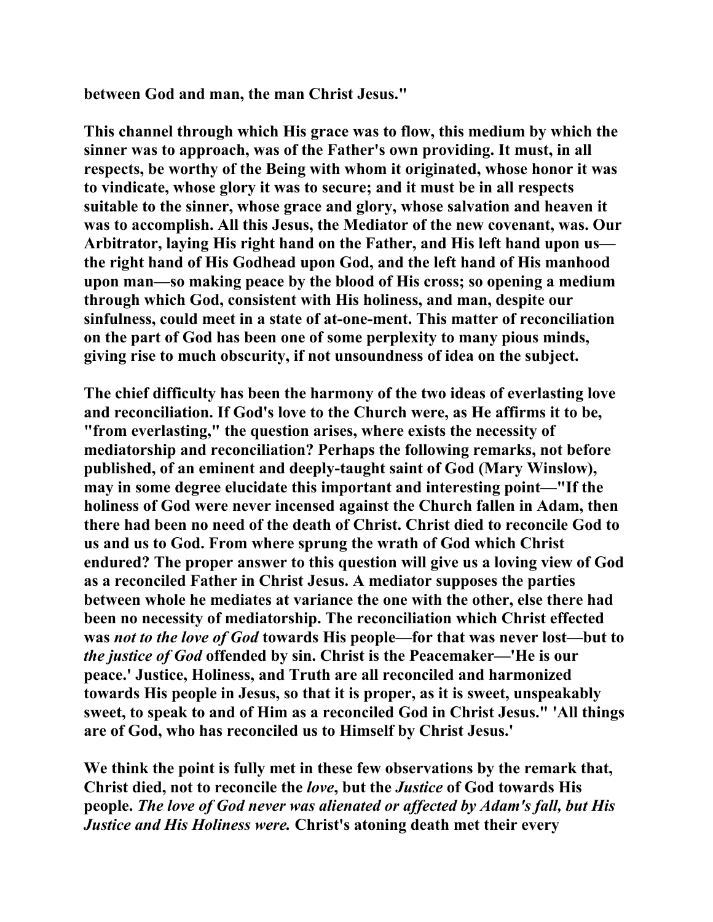**between God and man, the man Christ Jesus."**

**This channel through which His grace was to flow, this medium by which the sinner was to approach, was of the Father's own providing. It must, in all respects, be worthy of the Being with whom it originated, whose honor it was to vindicate, whose glory it was to secure; and it must be in all respects suitable to the sinner, whose grace and glory, whose salvation and heaven it was to accomplish. All this Jesus, the Mediator of the new covenant, was. Our Arbitrator, laying His right hand on the Father, and His left hand upon us—the right hand of His Godhead upon God, and the left hand of His manhood upon man—so making peace by the blood of His cross; so opening a medium through which God, consistent with His holiness, and man, despite our sinfulness, could meet in a state of at-one-ment. This matter of reconciliation on the part of God has been one of some perplexity to many pious minds, giving rise to much obscurity, if not unsoundness of idea on the subject.**

**The chief difficulty has been the harmony of the two ideas of everlasting love and reconciliation. If God's love to the Church were, as He affirms it to be, "from everlasting," the question arises, where exists the necessity of mediatorship and reconciliation? Perhaps the following remarks, not before published, of an eminent and deeply-taught saint of God (Mary Winslow), may in some degree elucidate this important and interesting point—"If the holiness of God were never incensed against the Church fallen in Adam, then there had been no need of the death of Christ. Christ died to reconcile God to us and us to God. From where sprung the wrath of God which Christ endured? The proper answer to this question will give us a loving view of God as a reconciled Father in Christ Jesus. A mediator supposes the parties between whole he mediates at variance the one with the other, else there had been no necessity of mediatorship. The reconciliation which Christ effected was *not to the love of God* towards His people—for that was never lost—but to *the justice of God* offended by sin. Christ is the Peacemaker—'He is our peace.' Justice, Holiness, and Truth are all reconciled and harmonized towards His people in Jesus, so that it is proper, as it is sweet, unspeakably sweet, to speak to and of Him as a reconciled God in Christ Jesus." 'All things are of God, who has reconciled us to Himself by Christ Jesus.'**

**We think the point is fully met in these few observations by the remark that, Christ died, not to reconcile the *love*, but the *Justice* of God towards His people. *The love of God never was alienated or affected by Adam's fall, but His Justice and His Holiness were.* Christ's atoning death met their every**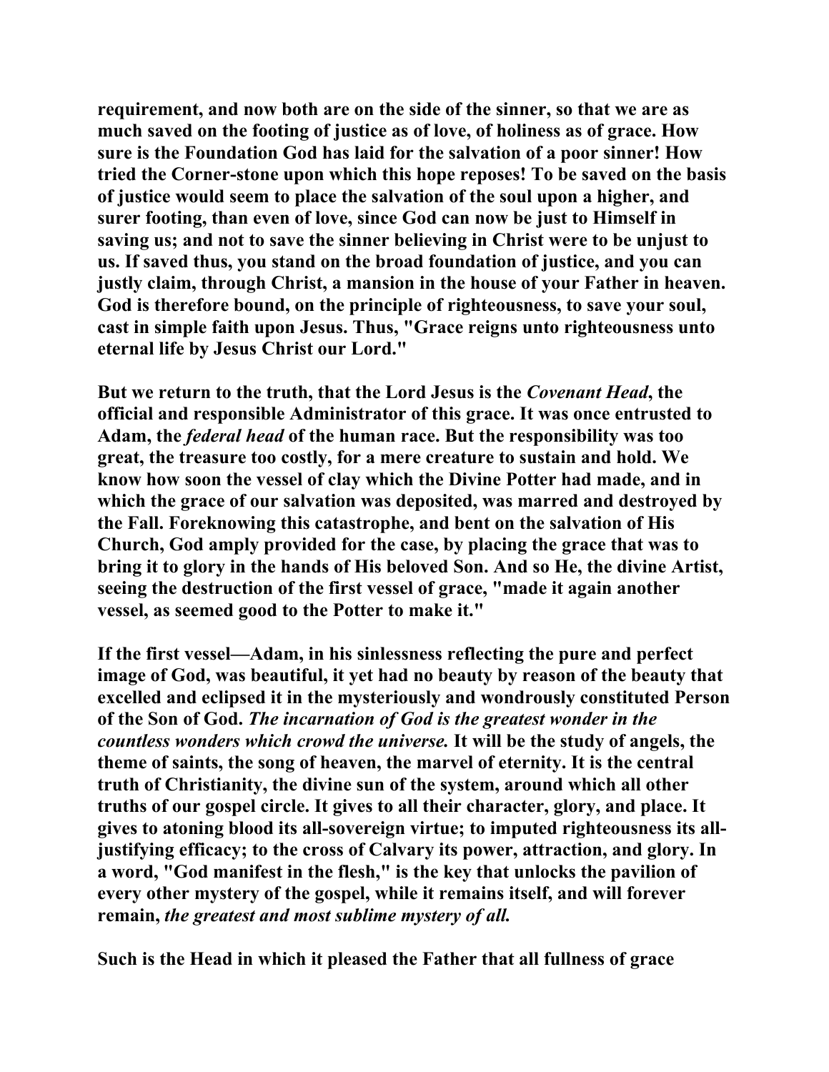requirement, and now both are on the side of the sinner, so that we are as much saved on the footing of justice as of love, of holiness as of grace. How sure is the Foundation God has laid for the salvation of a poor sinner! How tried the Corner-stone upon which this hope reposes! To be saved on the basis of justice would seem to place the salvation of the soul upon a higher, and surer footing, than even of love, since God can now be just to Himself in saving us; and not to save the sinner believing in Christ were to be unjust to us. If saved thus, you stand on the broad foundation of justice, and you can justly claim, through Christ, a mansion in the house of your Father in heaven. God is therefore bound, on the principle of righteousness, to save your soul, cast in simple faith upon Jesus. Thus, "Grace reigns unto righteousness unto eternal life by Jesus Christ our Lord."

But we return to the truth, that the Lord Jesus is the *Covenant Head*, the official and responsible Administrator of this grace. It was once entrusted to Adam, the *federal head* of the human race. But the responsibility was too great, the treasure too costly, for a mere creature to sustain and hold. We know how soon the vessel of clay which the Divine Potter had made, and in which the grace of our salvation was deposited, was marred and destroyed by the Fall. Foreknowing this catastrophe, and bent on the salvation of His Church, God amply provided for the case, by placing the grace that was to bring it to glory in the hands of His beloved Son. And so He, the divine Artist, seeing the destruction of the first vessel of grace, "made it again another vessel, as seemed good to the Potter to make it."

If the first vessel—Adam, in his sinlessness reflecting the pure and perfect image of God, was beautiful, it yet had no beauty by reason of the beauty that excelled and eclipsed it in the mysteriously and wondrously constituted Person of the Son of God. *The incarnation of God is the greatest wonder in the countless wonders which crowd the universe.* It will be the study of angels, the theme of saints, the song of heaven, the marvel of eternity. It is the central truth of Christianity, the divine sun of the system, around which all other truths of our gospel circle. It gives to all their character, glory, and place. It gives to atoning blood its all-sovereign virtue; to imputed righteousness its all-justifying efficacy; to the cross of Calvary its power, attraction, and glory. In a word, "God manifest in the flesh," is the key that unlocks the pavilion of every other mystery of the gospel, while it remains itself, and will forever remain, *the greatest and most sublime mystery of all.*

Such is the Head in which it pleased the Father that all fullness of grace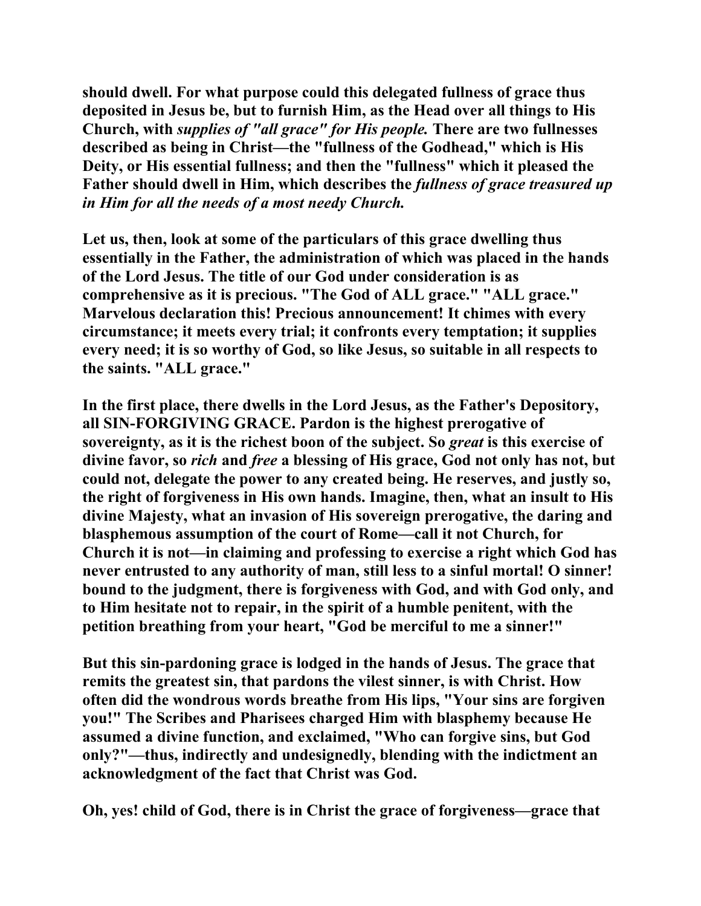should dwell. For what purpose could this delegated fullness of grace thus deposited in Jesus be, but to furnish Him, as the Head over all things to His Church, with *supplies of "all grace" for His people.* There are two fullnesses described as being in Christ—the "fullness of the Godhead," which is His Deity, or His essential fullness; and then the "fullness" which it pleased the Father should dwell in Him, which describes the *fullness of grace treasured up in Him for all the needs of a most needy Church.*

Let us, then, look at some of the particulars of this grace dwelling thus essentially in the Father, the administration of which was placed in the hands of the Lord Jesus. The title of our God under consideration is as comprehensive as it is precious. "The God of ALL grace." "ALL grace." Marvelous declaration this! Precious announcement! It chimes with every circumstance; it meets every trial; it confronts every temptation; it supplies every need; it is so worthy of God, so like Jesus, so suitable in all respects to the saints. "ALL grace."

In the first place, there dwells in the Lord Jesus, as the Father's Depository, all SIN-FORGIVING GRACE. Pardon is the highest prerogative of sovereignty, as it is the richest boon of the subject. So *great* is this exercise of divine favor, so *rich* and *free* a blessing of His grace, God not only has not, but could not, delegate the power to any created being. He reserves, and justly so, the right of forgiveness in His own hands. Imagine, then, what an insult to His divine Majesty, what an invasion of His sovereign prerogative, the daring and blasphemous assumption of the court of Rome—call it not Church, for Church it is not—in claiming and professing to exercise a right which God has never entrusted to any authority of man, still less to a sinful mortal! O sinner! bound to the judgment, there is forgiveness with God, and with God only, and to Him hesitate not to repair, in the spirit of a humble penitent, with the petition breathing from your heart, "God be merciful to me a sinner!"

But this sin-pardoning grace is lodged in the hands of Jesus. The grace that remits the greatest sin, that pardons the vilest sinner, is with Christ. How often did the wondrous words breathe from His lips, "Your sins are forgiven you!" The Scribes and Pharisees charged Him with blasphemy because He assumed a divine function, and exclaimed, "Who can forgive sins, but God only?"—thus, indirectly and undesignedly, blending with the indictment an acknowledgment of the fact that Christ was God.

Oh, yes! child of God, there is in Christ the grace of forgiveness—grace that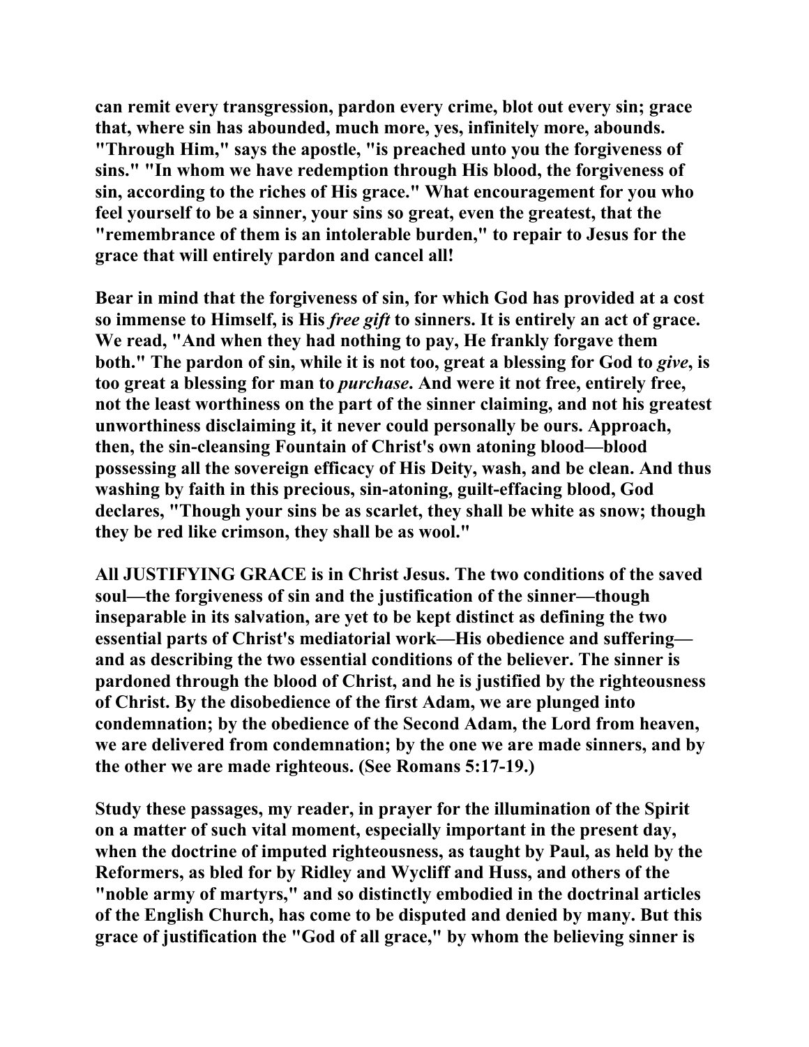can remit every transgression, pardon every crime, blot out every sin; grace that, where sin has abounded, much more, yes, infinitely more, abounds. "Through Him," says the apostle, "is preached unto you the forgiveness of sins." "In whom we have redemption through His blood, the forgiveness of sin, according to the riches of His grace." What encouragement for you who feel yourself to be a sinner, your sins so great, even the greatest, that the "remembrance of them is an intolerable burden," to repair to Jesus for the grace that will entirely pardon and cancel all!

Bear in mind that the forgiveness of sin, for which God has provided at a cost so immense to Himself, is His *free gift* to sinners. It is entirely an act of grace. We read, "And when they had nothing to pay, He frankly forgave them both." The pardon of sin, while it is not too, great a blessing for God to *give*, is too great a blessing for man to *purchase*. And were it not free, entirely free, not the least worthiness on the part of the sinner claiming, and not his greatest unworthiness disclaiming it, it never could personally be ours. Approach, then, the sin-cleansing Fountain of Christ's own atoning blood—blood possessing all the sovereign efficacy of His Deity, wash, and be clean. And thus washing by faith in this precious, sin-atoning, guilt-effacing blood, God declares, "Though your sins be as scarlet, they shall be white as snow; though they be red like crimson, they shall be as wool."

All JUSTIFYING GRACE is in Christ Jesus. The two conditions of the saved soul—the forgiveness of sin and the justification of the sinner—though inseparable in its salvation, are yet to be kept distinct as defining the two essential parts of Christ's mediatorial work—His obedience and suffering—and as describing the two essential conditions of the believer. The sinner is pardoned through the blood of Christ, and he is justified by the righteousness of Christ. By the disobedience of the first Adam, we are plunged into condemnation; by the obedience of the Second Adam, the Lord from heaven, we are delivered from condemnation; by the one we are made sinners, and by the other we are made righteous. (See Romans 5:17-19.)

Study these passages, my reader, in prayer for the illumination of the Spirit on a matter of such vital moment, especially important in the present day, when the doctrine of imputed righteousness, as taught by Paul, as held by the Reformers, as bled for by Ridley and Wycliff and Huss, and others of the "noble army of martyrs," and so distinctly embodied in the doctrinal articles of the English Church, has come to be disputed and denied by many. But this grace of justification the "God of all grace," by whom the believing sinner is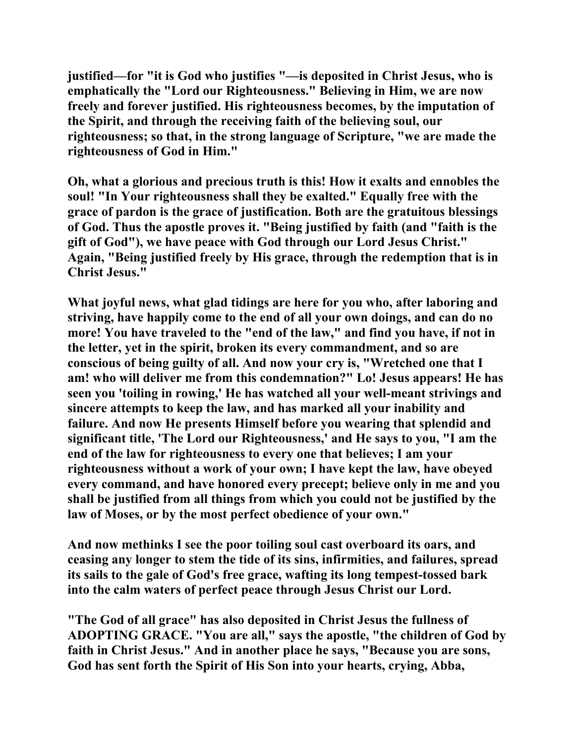justified—for "it is God who justifies "—is deposited in Christ Jesus, who is emphatically the "Lord our Righteousness." Believing in Him, we are now freely and forever justified. His righteousness becomes, by the imputation of the Spirit, and through the receiving faith of the believing soul, our righteousness; so that, in the strong language of Scripture, "we are made the righteousness of God in Him."

Oh, what a glorious and precious truth is this! How it exalts and ennobles the soul! "In Your righteousness shall they be exalted." Equally free with the grace of pardon is the grace of justification. Both are the gratuitous blessings of God. Thus the apostle proves it. "Being justified by faith (and "faith is the gift of God"), we have peace with God through our Lord Jesus Christ." Again, "Being justified freely by His grace, through the redemption that is in Christ Jesus."

What joyful news, what glad tidings are here for you who, after laboring and striving, have happily come to the end of all your own doings, and can do no more! You have traveled to the "end of the law," and find you have, if not in the letter, yet in the spirit, broken its every commandment, and so are conscious of being guilty of all. And now your cry is, "Wretched one that I am! who will deliver me from this condemnation?" Lo! Jesus appears! He has seen you 'toiling in rowing,' He has watched all your well-meant strivings and sincere attempts to keep the law, and has marked all your inability and failure. And now He presents Himself before you wearing that splendid and significant title, 'The Lord our Righteousness,' and He says to you, "I am the end of the law for righteousness to every one that believes; I am your righteousness without a work of your own; I have kept the law, have obeyed every command, and have honored every precept; believe only in me and you shall be justified from all things from which you could not be justified by the law of Moses, or by the most perfect obedience of your own."

And now methinks I see the poor toiling soul cast overboard its oars, and ceasing any longer to stem the tide of its sins, infirmities, and failures, spread its sails to the gale of God's free grace, wafting its long tempest-tossed bark into the calm waters of perfect peace through Jesus Christ our Lord.

"The God of all grace" has also deposited in Christ Jesus the fullness of ADOPTING GRACE. "You are all," says the apostle, "the children of God by faith in Christ Jesus." And in another place he says, "Because you are sons, God has sent forth the Spirit of His Son into your hearts, crying, Abba,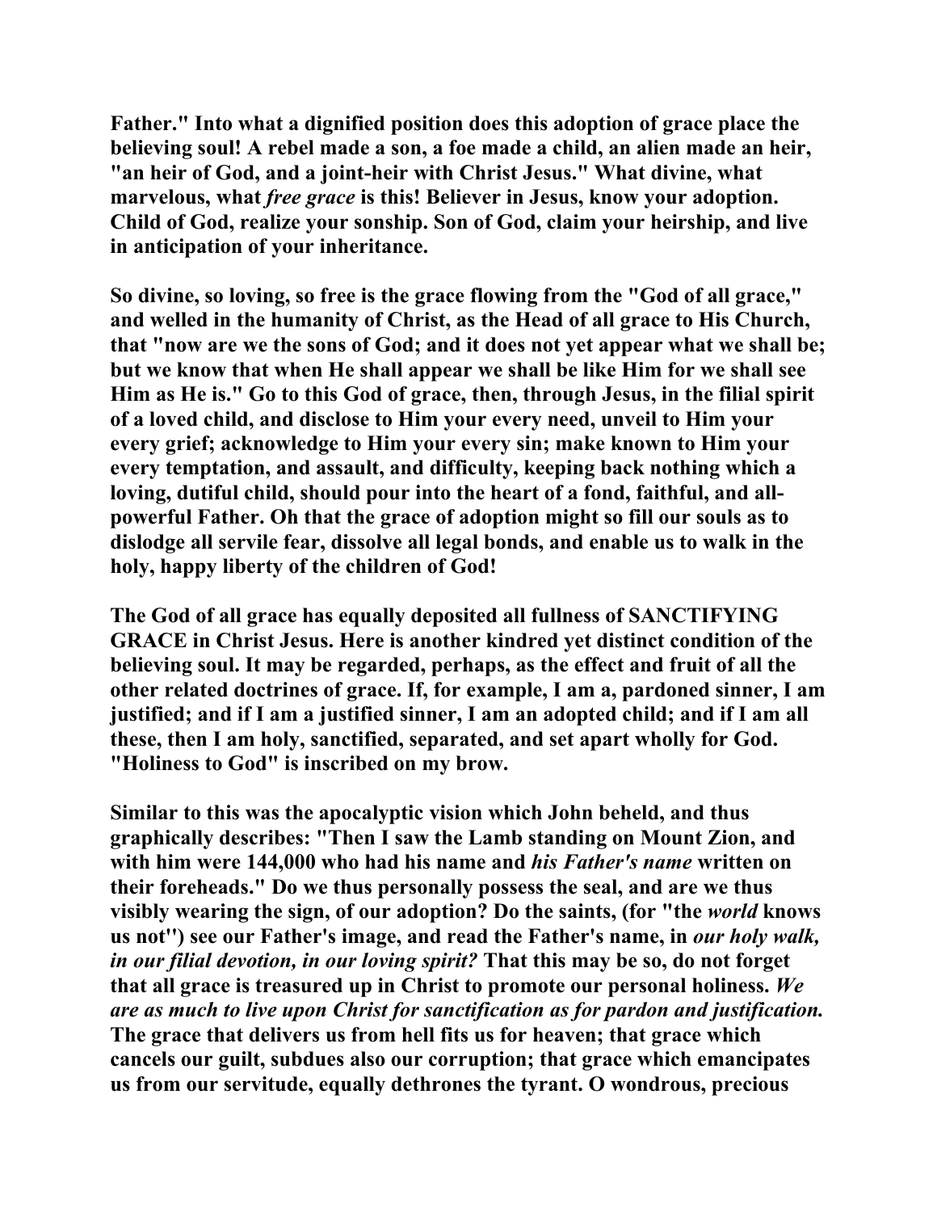Father." Into what a dignified position does this adoption of grace place the believing soul! A rebel made a son, a foe made a child, an alien made an heir, "an heir of God, and a joint-heir with Christ Jesus." What divine, what marvelous, what *free grace* is this! Believer in Jesus, know your adoption. Child of God, realize your sonship. Son of God, claim your heirship, and live in anticipation of your inheritance.

So divine, so loving, so free is the grace flowing from the "God of all grace," and welled in the humanity of Christ, as the Head of all grace to His Church, that "now are we the sons of God; and it does not yet appear what we shall be; but we know that when He shall appear we shall be like Him for we shall see Him as He is." Go to this God of grace, then, through Jesus, in the filial spirit of a loved child, and disclose to Him your every need, unveil to Him your every grief; acknowledge to Him your every sin; make known to Him your every temptation, and assault, and difficulty, keeping back nothing which a loving, dutiful child, should pour into the heart of a fond, faithful, and all-powerful Father. Oh that the grace of adoption might so fill our souls as to dislodge all servile fear, dissolve all legal bonds, and enable us to walk in the holy, happy liberty of the children of God!

The God of all grace has equally deposited all fullness of SANCTIFYING GRACE in Christ Jesus. Here is another kindred yet distinct condition of the believing soul. It may be regarded, perhaps, as the effect and fruit of all the other related doctrines of grace. If, for example, I am a, pardoned sinner, I am justified; and if I am a justified sinner, I am an adopted child; and if I am all these, then I am holy, sanctified, separated, and set apart wholly for God. "Holiness to God" is inscribed on my brow.

Similar to this was the apocalyptic vision which John beheld, and thus graphically describes: "Then I saw the Lamb standing on Mount Zion, and with him were 144,000 who had his name and *his Father's name* written on their foreheads." Do we thus personally possess the seal, and are we thus visibly wearing the sign, of our adoption? Do the saints, (for "the *world* knows us not") see our Father's image, and read the Father's name, in *our holy walk, in our filial devotion, in our loving spirit?* That this may be so, do not forget that all grace is treasured up in Christ to promote our personal holiness. *We are as much to live upon Christ for sanctification as for pardon and justification.* The grace that delivers us from hell fits us for heaven; that grace which cancels our guilt, subdues also our corruption; that grace which emancipates us from our servitude, equally dethrones the tyrant. O wondrous, precious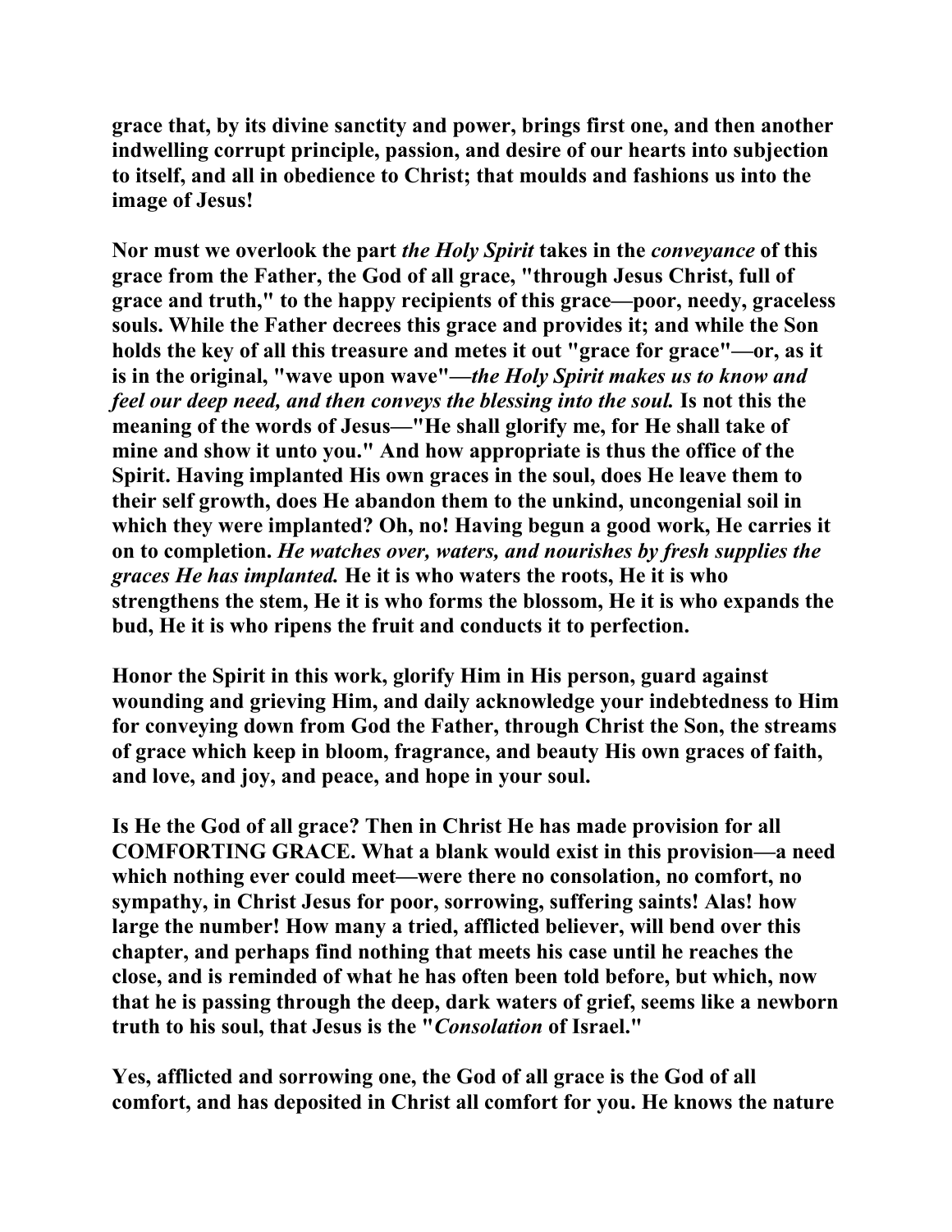grace that, by its divine sanctity and power, brings first one, and then another indwelling corrupt principle, passion, and desire of our hearts into subjection to itself, and all in obedience to Christ; that moulds and fashions us into the image of Jesus!

Nor must we overlook the part *the Holy Spirit* takes in the *conveyance* of this grace from the Father, the God of all grace, "through Jesus Christ, full of grace and truth," to the happy recipients of this grace—poor, needy, graceless souls. While the Father decrees this grace and provides it; and while the Son holds the key of all this treasure and metes it out "grace for grace"—or, as it is in the original, "wave upon wave"—*the Holy Spirit makes us to know and feel our deep need, and then conveys the blessing into the soul.* Is not this the meaning of the words of Jesus—"He shall glorify me, for He shall take of mine and show it unto you." And how appropriate is thus the office of the Spirit. Having implanted His own graces in the soul, does He leave them to their self growth, does He abandon them to the unkind, uncongenial soil in which they were implanted? Oh, no! Having begun a good work, He carries it on to completion. *He watches over, waters, and nourishes by fresh supplies the graces He has implanted.* He it is who waters the roots, He it is who strengthens the stem, He it is who forms the blossom, He it is who expands the bud, He it is who ripens the fruit and conducts it to perfection.

Honor the Spirit in this work, glorify Him in His person, guard against wounding and grieving Him, and daily acknowledge your indebtedness to Him for conveying down from God the Father, through Christ the Son, the streams of grace which keep in bloom, fragrance, and beauty His own graces of faith, and love, and joy, and peace, and hope in your soul.

Is He the God of all grace? Then in Christ He has made provision for all COMFORTING GRACE. What a blank would exist in this provision—a need which nothing ever could meet—were there no consolation, no comfort, no sympathy, in Christ Jesus for poor, sorrowing, suffering saints! Alas! how large the number! How many a tried, afflicted believer, will bend over this chapter, and perhaps find nothing that meets his case until he reaches the close, and is reminded of what he has often been told before, but which, now that he is passing through the deep, dark waters of grief, seems like a newborn truth to his soul, that Jesus is the "*Consolation* of Israel."

Yes, afflicted and sorrowing one, the God of all grace is the God of all comfort, and has deposited in Christ all comfort for you. He knows the nature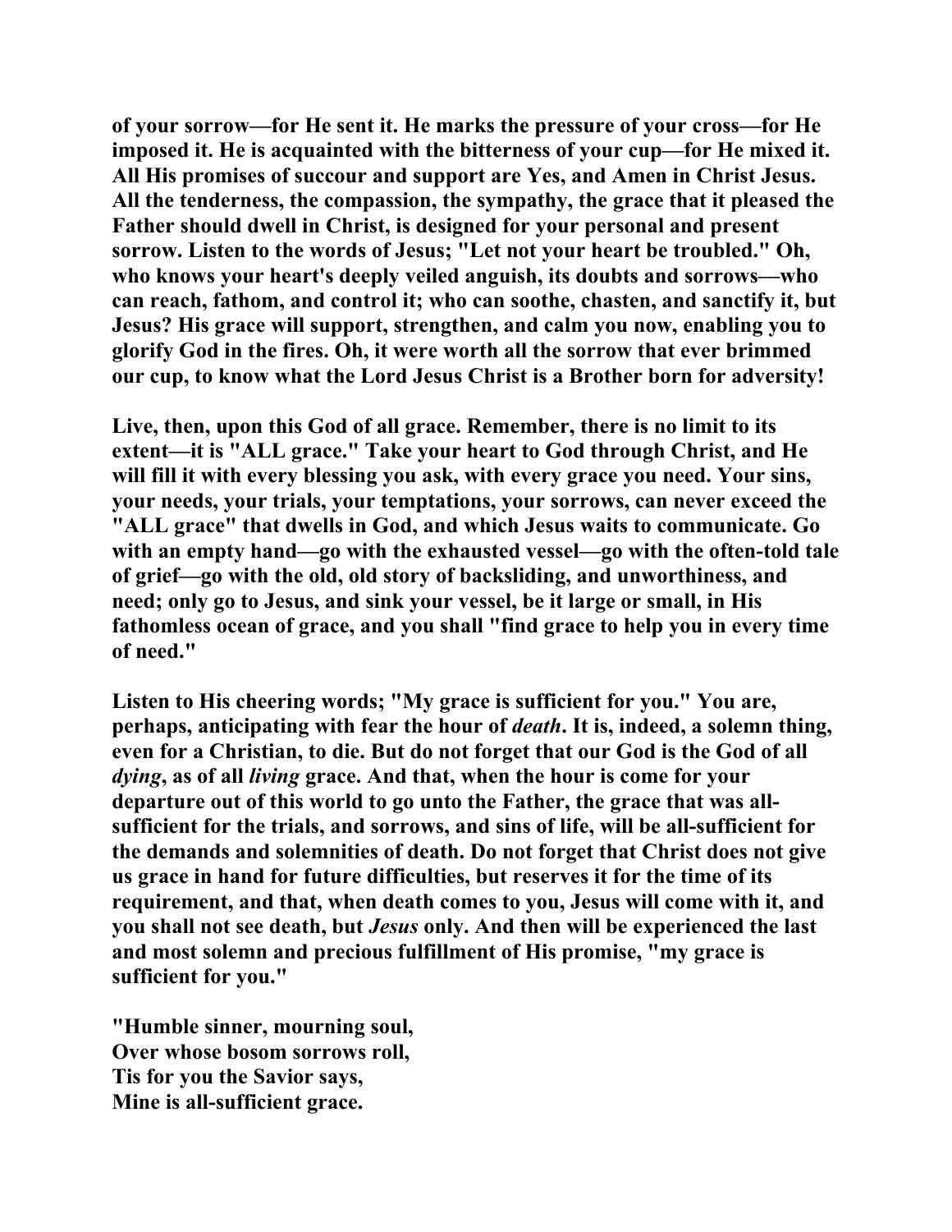of your sorrow—for He sent it. He marks the pressure of your cross—for He imposed it. He is acquainted with the bitterness of your cup—for He mixed it. All His promises of succour and support are Yes, and Amen in Christ Jesus. All the tenderness, the compassion, the sympathy, the grace that it pleased the Father should dwell in Christ, is designed for your personal and present sorrow. Listen to the words of Jesus; "Let not your heart be troubled." Oh, who knows your heart's deeply veiled anguish, its doubts and sorrows—who can reach, fathom, and control it; who can soothe, chasten, and sanctify it, but Jesus? His grace will support, strengthen, and calm you now, enabling you to glorify God in the fires. Oh, it were worth all the sorrow that ever brimmed our cup, to know what the Lord Jesus Christ is a Brother born for adversity!

Live, then, upon this God of all grace. Remember, there is no limit to its extent—it is "ALL grace." Take your heart to God through Christ, and He will fill it with every blessing you ask, with every grace you need. Your sins, your needs, your trials, your temptations, your sorrows, can never exceed the "ALL grace" that dwells in God, and which Jesus waits to communicate. Go with an empty hand—go with the exhausted vessel—go with the often-told tale of grief—go with the old, old story of backsliding, and unworthiness, and need; only go to Jesus, and sink your vessel, be it large or small, in His fathomless ocean of grace, and you shall "find grace to help you in every time of need."

Listen to His cheering words; "My grace is sufficient for you." You are, perhaps, anticipating with fear the hour of *death*. It is, indeed, a solemn thing, even for a Christian, to die. But do not forget that our God is the God of all *dying*, as of all *living* grace. And that, when the hour is come for your departure out of this world to go unto the Father, the grace that was all-sufficient for the trials, and sorrows, and sins of life, will be all-sufficient for the demands and solemnities of death. Do not forget that Christ does not give us grace in hand for future difficulties, but reserves it for the time of its requirement, and that, when death comes to you, Jesus will come with it, and you shall not see death, but *Jesus* only. And then will be experienced the last and most solemn and precious fulfillment of His promise, "my grace is sufficient for you."

"Humble sinner, mourning soul,
Over whose bosom sorrows roll,
Tis for you the Savior says,
Mine is all-sufficient grace.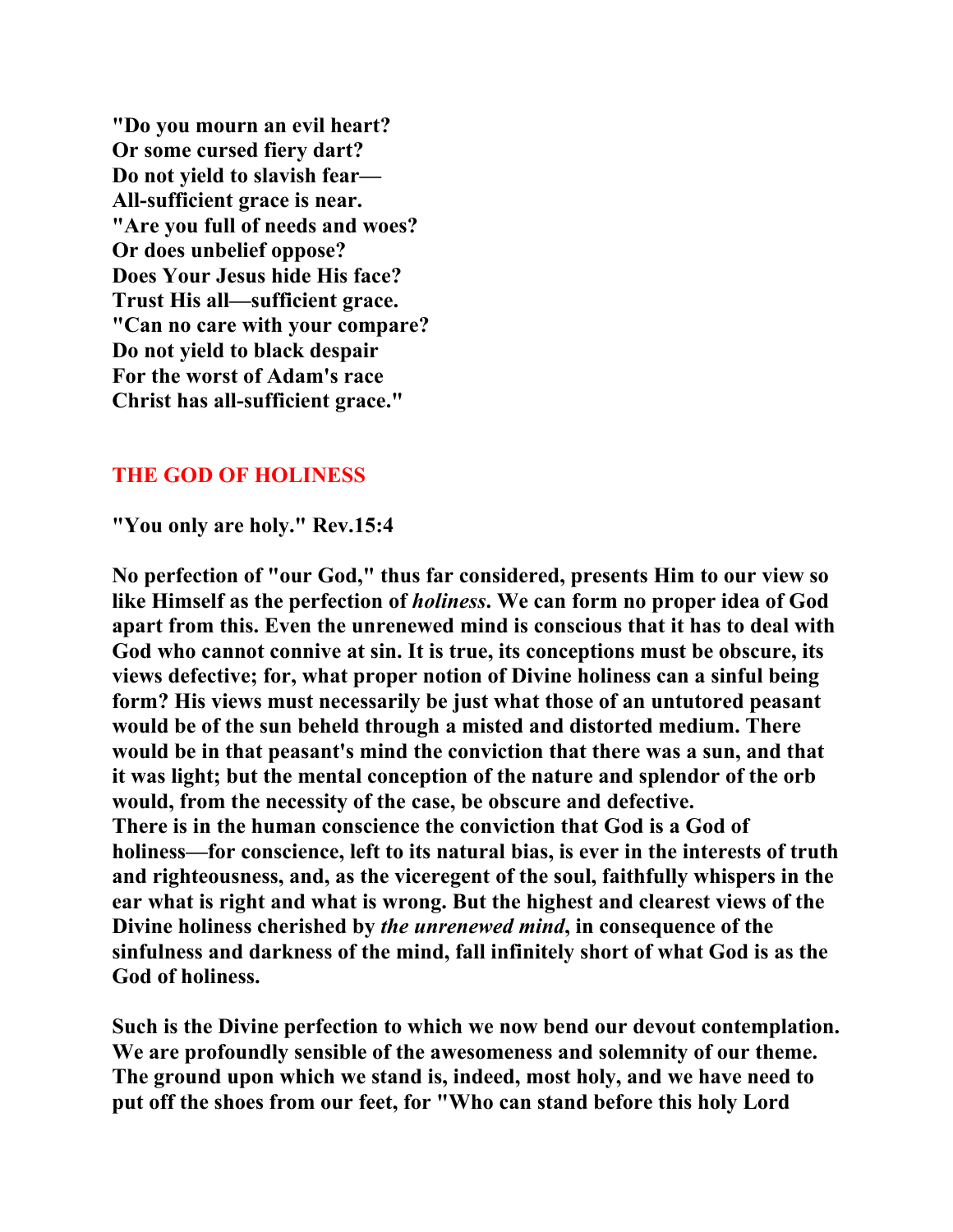**"Do you mourn an evil heart?**
**Or some cursed fiery dart?**
**Do not yield to slavish fear—**
**All-sufficient grace is near.**
**"Are you full of needs and woes?**
**Or does unbelief oppose?**
**Does Your Jesus hide His face?**
**Trust His all—sufficient grace.**
**"Can no care with your compare?**
**Do not yield to black despair**
**For the worst of Adam's race**
**Christ has all-sufficient grace."**

## THE GOD OF HOLINESS

**"You only are holy." Rev.15:4**

**No perfection of "our God," thus far considered, presents Him to our view so like Himself as the perfection of *holiness*. We can form no proper idea of God apart from this. Even the unrenewed mind is conscious that it has to deal with God who cannot connive at sin. It is true, its conceptions must be obscure, its views defective; for, what proper notion of Divine holiness can a sinful being form? His views must necessarily be just what those of an untutored peasant would be of the sun beheld through a misted and distorted medium. There would be in that peasant's mind the conviction that there was a sun, and that it was light; but the mental conception of the nature and splendor of the orb would, from the necessity of the case, be obscure and defective.**
**There is in the human conscience the conviction that God is a God of holiness—for conscience, left to its natural bias, is ever in the interests of truth and righteousness, and, as the viceregent of the soul, faithfully whispers in the ear what is right and what is wrong. But the highest and clearest views of the Divine holiness cherished by *the unrenewed mind*, in consequence of the sinfulness and darkness of the mind, fall infinitely short of what God is as the God of holiness.**

**Such is the Divine perfection to which we now bend our devout contemplation. We are profoundly sensible of the awesomeness and solemnity of our theme. The ground upon which we stand is, indeed, most holy, and we have need to put off the shoes from our feet, for "Who can stand before this holy Lord**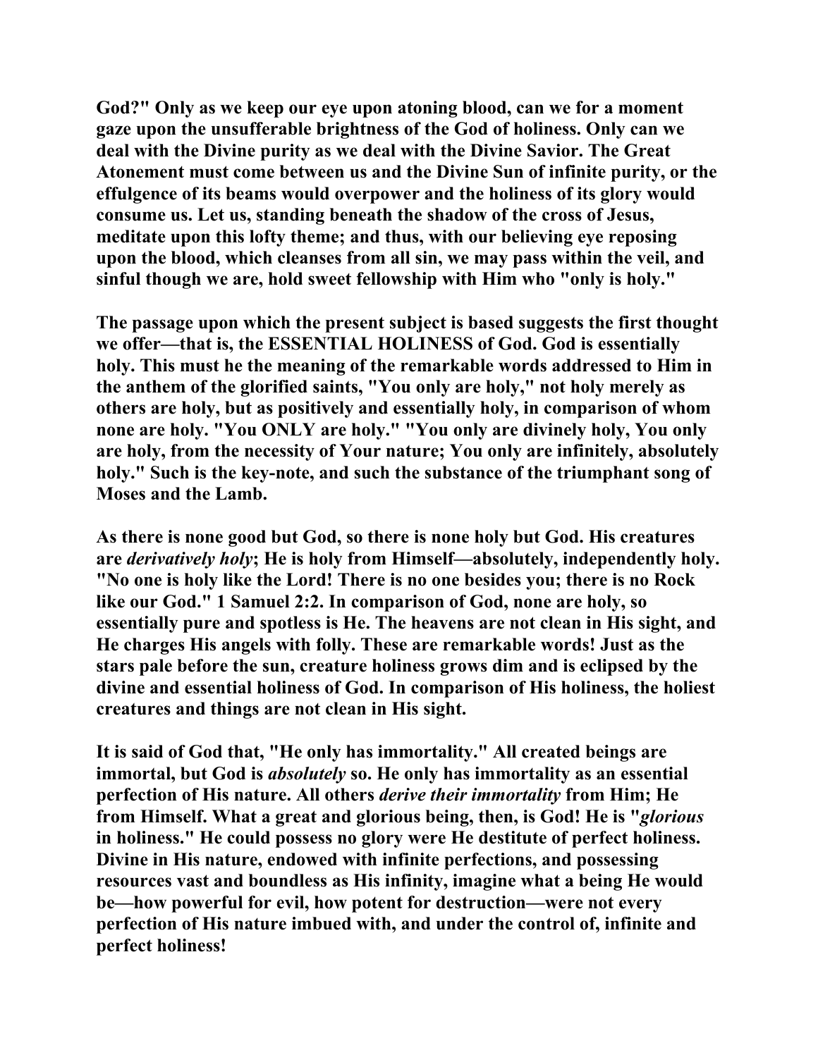God?" Only as we keep our eye upon atoning blood, can we for a moment gaze upon the unsufferable brightness of the God of holiness. Only can we deal with the Divine purity as we deal with the Divine Savior. The Great Atonement must come between us and the Divine Sun of infinite purity, or the effulgence of its beams would overpower and the holiness of its glory would consume us. Let us, standing beneath the shadow of the cross of Jesus, meditate upon this lofty theme; and thus, with our believing eye reposing upon the blood, which cleanses from all sin, we may pass within the veil, and sinful though we are, hold sweet fellowship with Him who "only is holy."

The passage upon which the present subject is based suggests the first thought we offer—that is, the ESSENTIAL HOLINESS of God. God is essentially holy. This must he the meaning of the remarkable words addressed to Him in the anthem of the glorified saints, "You only are holy," not holy merely as others are holy, but as positively and essentially holy, in comparison of whom none are holy. "You ONLY are holy." "You only are divinely holy, You only are holy, from the necessity of Your nature; You only are infinitely, absolutely holy." Such is the key-note, and such the substance of the triumphant song of Moses and the Lamb.

As there is none good but God, so there is none holy but God. His creatures are *derivatively holy*; He is holy from Himself—absolutely, independently holy. "No one is holy like the Lord! There is no one besides you; there is no Rock like our God." 1 Samuel 2:2. In comparison of God, none are holy, so essentially pure and spotless is He. The heavens are not clean in His sight, and He charges His angels with folly. These are remarkable words! Just as the stars pale before the sun, creature holiness grows dim and is eclipsed by the divine and essential holiness of God. In comparison of His holiness, the holiest creatures and things are not clean in His sight.

It is said of God that, "He only has immortality." All created beings are immortal, but God is *absolutely* so. He only has immortality as an essential perfection of His nature. All others *derive their immortality* from Him; He from Himself. What a great and glorious being, then, is God! He is "*glorious* in holiness." He could possess no glory were He destitute of perfect holiness. Divine in His nature, endowed with infinite perfections, and possessing resources vast and boundless as His infinity, imagine what a being He would be—how powerful for evil, how potent for destruction—were not every perfection of His nature imbued with, and under the control of, infinite and perfect holiness!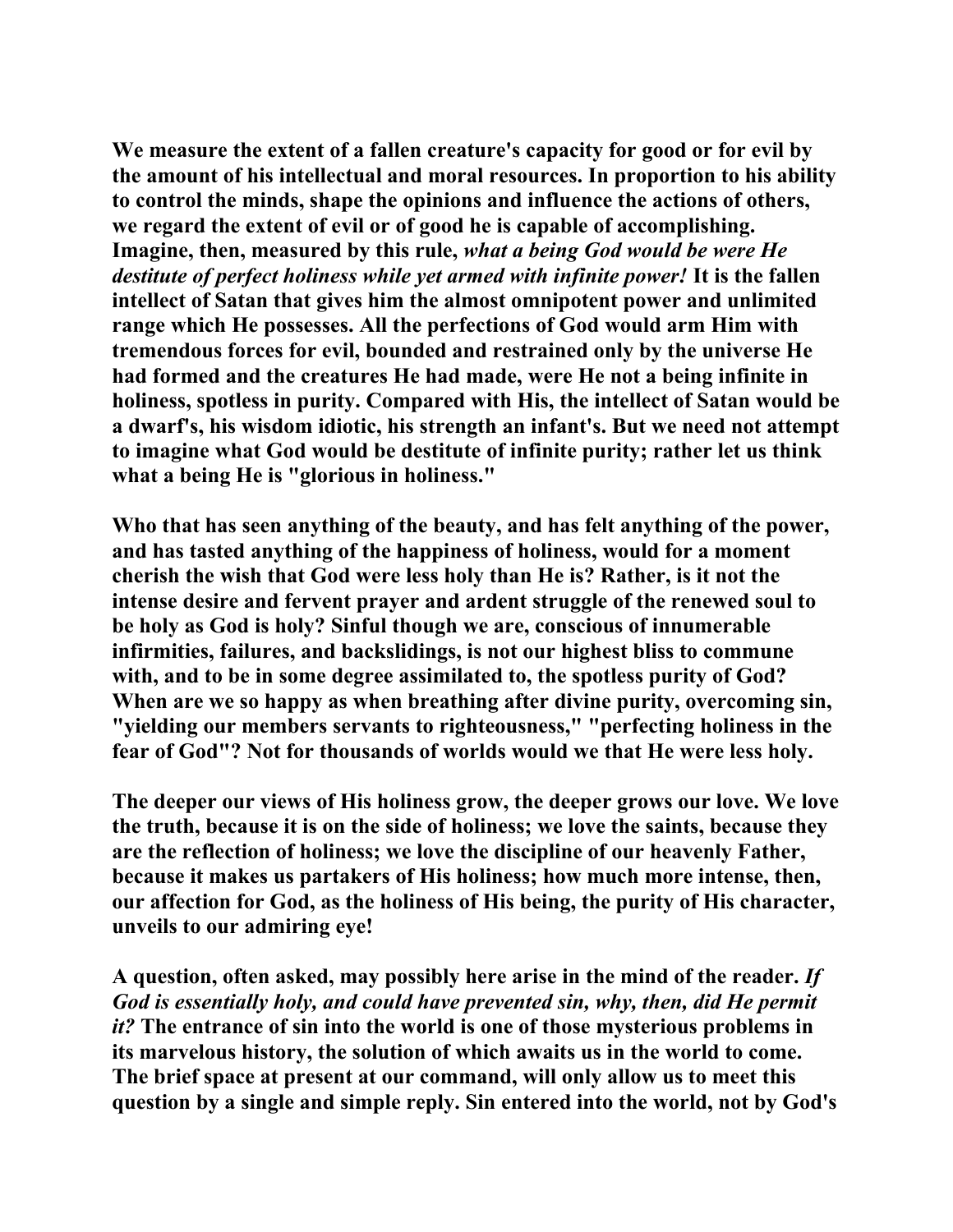**We measure the extent of a fallen creature's capacity for good or for evil by the amount of his intellectual and moral resources. In proportion to his ability to control the minds, shape the opinions and influence the actions of others, we regard the extent of evil or of good he is capable of accomplishing. Imagine, then, measured by this rule, *what a being God would be were He destitute of perfect holiness while yet armed with infinite power!* It is the fallen intellect of Satan that gives him the almost omnipotent power and unlimited range which He possesses. All the perfections of God would arm Him with tremendous forces for evil, bounded and restrained only by the universe He had formed and the creatures He had made, were He not a being infinite in holiness, spotless in purity. Compared with His, the intellect of Satan would be a dwarf's, his wisdom idiotic, his strength an infant's. But we need not attempt to imagine what God would be destitute of infinite purity; rather let us think what a being He is "glorious in holiness."**

**Who that has seen anything of the beauty, and has felt anything of the power, and has tasted anything of the happiness of holiness, would for a moment cherish the wish that God were less holy than He is? Rather, is it not the intense desire and fervent prayer and ardent struggle of the renewed soul to be holy as God is holy? Sinful though we are, conscious of innumerable infirmities, failures, and backslidings, is not our highest bliss to commune with, and to be in some degree assimilated to, the spotless purity of God? When are we so happy as when breathing after divine purity, overcoming sin, "yielding our members servants to righteousness," "perfecting holiness in the fear of God"? Not for thousands of worlds would we that He were less holy.**

**The deeper our views of His holiness grow, the deeper grows our love. We love the truth, because it is on the side of holiness; we love the saints, because they are the reflection of holiness; we love the discipline of our heavenly Father, because it makes us partakers of His holiness; how much more intense, then, our affection for God, as the holiness of His being, the purity of His character, unveils to our admiring eye!**

**A question, often asked, may possibly here arise in the mind of the reader. *If God is essentially holy, and could have prevented sin, why, then, did He permit it?* The entrance of sin into the world is one of those mysterious problems in its marvelous history, the solution of which awaits us in the world to come. The brief space at present at our command, will only allow us to meet this question by a single and simple reply. Sin entered into the world, not by God's**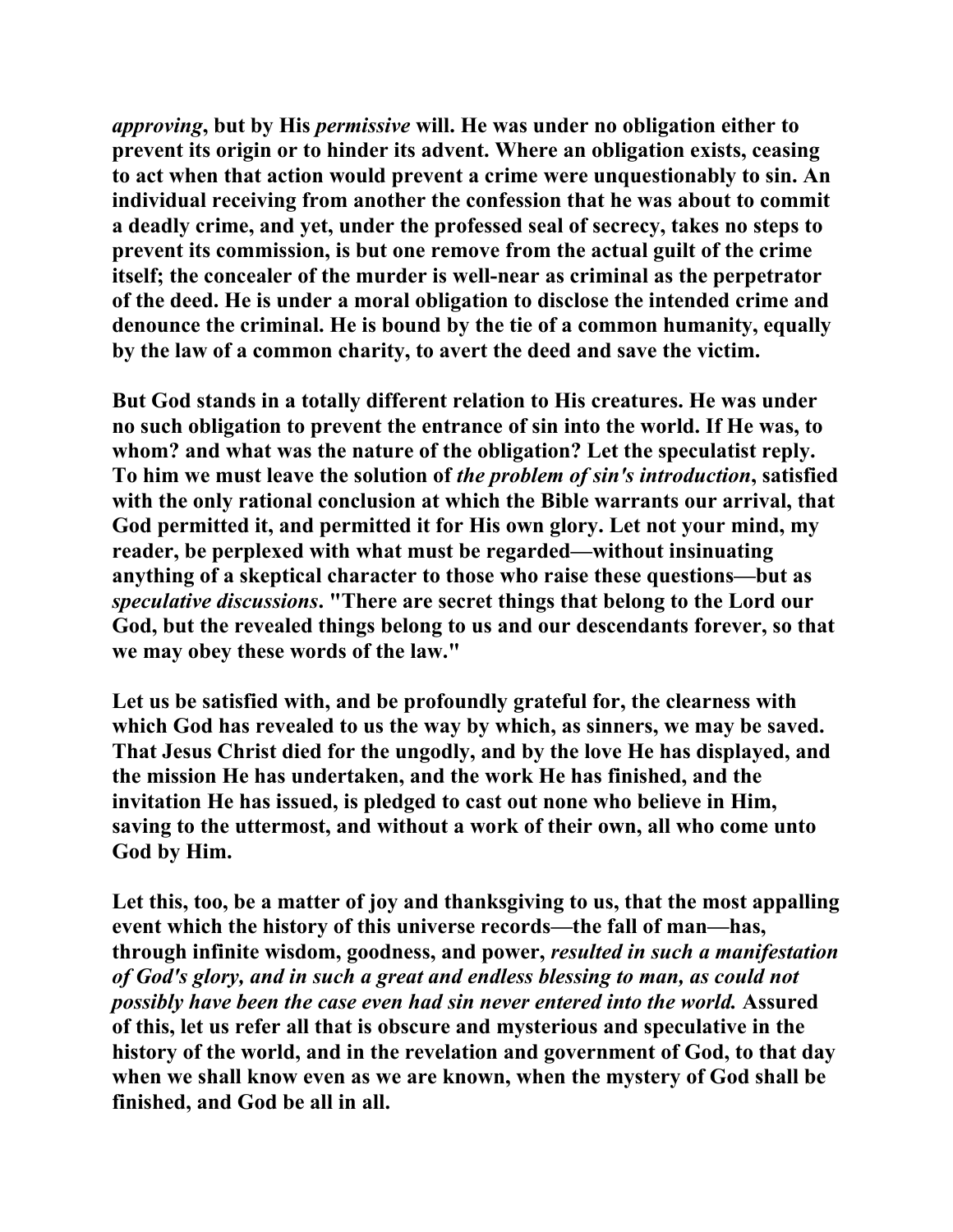*approving*, but by His *permissive* will. He was under no obligation either to prevent its origin or to hinder its advent. Where an obligation exists, ceasing to act when that action would prevent a crime were unquestionably to sin. An individual receiving from another the confession that he was about to commit a deadly crime, and yet, under the professed seal of secrecy, takes no steps to prevent its commission, is but one remove from the actual guilt of the crime itself; the concealer of the murder is well-near as criminal as the perpetrator of the deed. He is under a moral obligation to disclose the intended crime and denounce the criminal. He is bound by the tie of a common humanity, equally by the law of a common charity, to avert the deed and save the victim.

But God stands in a totally different relation to His creatures. He was under no such obligation to prevent the entrance of sin into the world. If He was, to whom? and what was the nature of the obligation? Let the speculatist reply. To him we must leave the solution of *the problem of sin's introduction*, satisfied with the only rational conclusion at which the Bible warrants our arrival, that God permitted it, and permitted it for His own glory. Let not your mind, my reader, be perplexed with what must be regarded—without insinuating anything of a skeptical character to those who raise these questions—but as *speculative discussions*. "There are secret things that belong to the Lord our God, but the revealed things belong to us and our descendants forever, so that we may obey these words of the law."

Let us be satisfied with, and be profoundly grateful for, the clearness with which God has revealed to us the way by which, as sinners, we may be saved. That Jesus Christ died for the ungodly, and by the love He has displayed, and the mission He has undertaken, and the work He has finished, and the invitation He has issued, is pledged to cast out none who believe in Him, saving to the uttermost, and without a work of their own, all who come unto God by Him.

Let this, too, be a matter of joy and thanksgiving to us, that the most appalling event which the history of this universe records—the fall of man—has, through infinite wisdom, goodness, and power, *resulted in such a manifestation of God's glory, and in such a great and endless blessing to man, as could not possibly have been the case even had sin never entered into the world.* Assured of this, let us refer all that is obscure and mysterious and speculative in the history of the world, and in the revelation and government of God, to that day when we shall know even as we are known, when the mystery of God shall be finished, and God be all in all.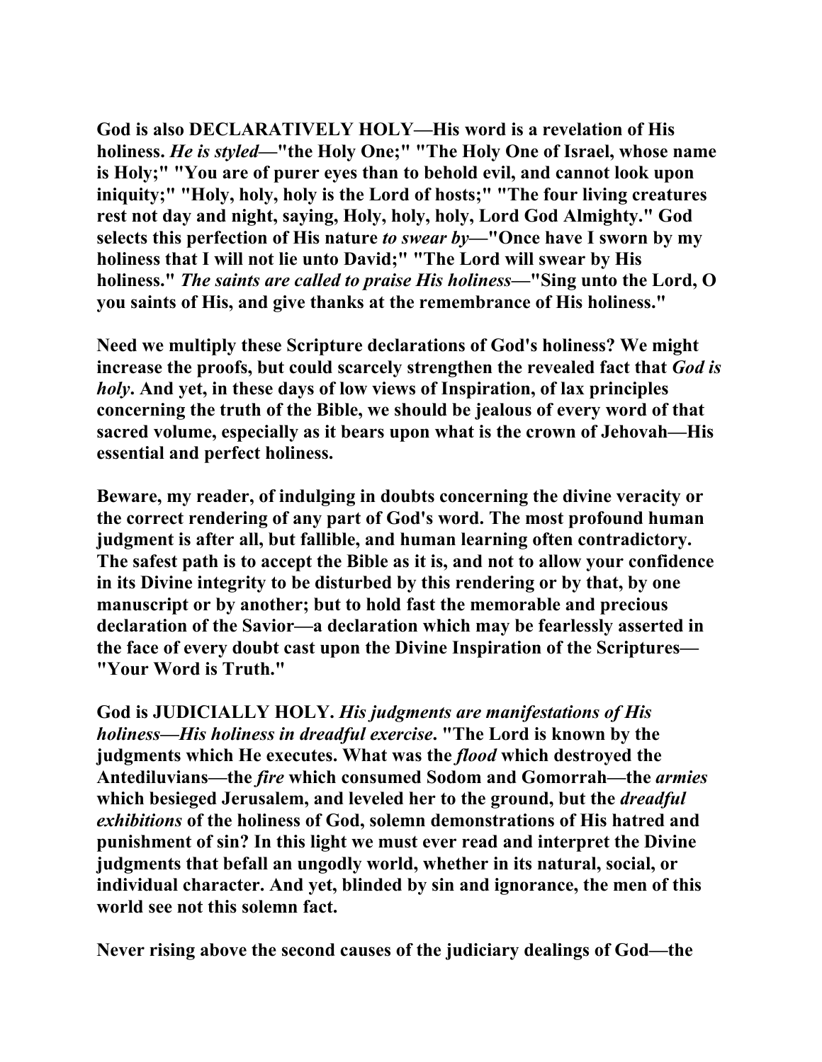God is also DECLARATIVELY HOLY—His word is a revelation of His holiness. *He is styled*—"the Holy One;" "The Holy One of Israel, whose name is Holy;" "You are of purer eyes than to behold evil, and cannot look upon iniquity;" "Holy, holy, holy is the Lord of hosts;" "The four living creatures rest not day and night, saying, Holy, holy, holy, Lord God Almighty." God selects this perfection of His nature *to swear by*—"Once have I sworn by my holiness that I will not lie unto David;" "The Lord will swear by His holiness." *The saints are called to praise His holiness*—"Sing unto the Lord, O you saints of His, and give thanks at the remembrance of His holiness."

Need we multiply these Scripture declarations of God's holiness? We might increase the proofs, but could scarcely strengthen the revealed fact that *God is holy*. And yet, in these days of low views of Inspiration, of lax principles concerning the truth of the Bible, we should be jealous of every word of that sacred volume, especially as it bears upon what is the crown of Jehovah—His essential and perfect holiness.

Beware, my reader, of indulging in doubts concerning the divine veracity or the correct rendering of any part of God's word. The most profound human judgment is after all, but fallible, and human learning often contradictory. The safest path is to accept the Bible as it is, and not to allow your confidence in its Divine integrity to be disturbed by this rendering or by that, by one manuscript or by another; but to hold fast the memorable and precious declaration of the Savior—a declaration which may be fearlessly asserted in the face of every doubt cast upon the Divine Inspiration of the Scriptures—"Your Word is Truth."

God is JUDICIALLY HOLY. *His judgments are manifestations of His holiness—His holiness in dreadful exercise*. "The Lord is known by the judgments which He executes. What was the *flood* which destroyed the Antediluvians—the *fire* which consumed Sodom and Gomorrah—the *armies* which besieged Jerusalem, and leveled her to the ground, but the *dreadful exhibitions* of the holiness of God, solemn demonstrations of His hatred and punishment of sin? In this light we must ever read and interpret the Divine judgments that befall an ungodly world, whether in its natural, social, or individual character. And yet, blinded by sin and ignorance, the men of this world see not this solemn fact.

Never rising above the second causes of the judiciary dealings of God—the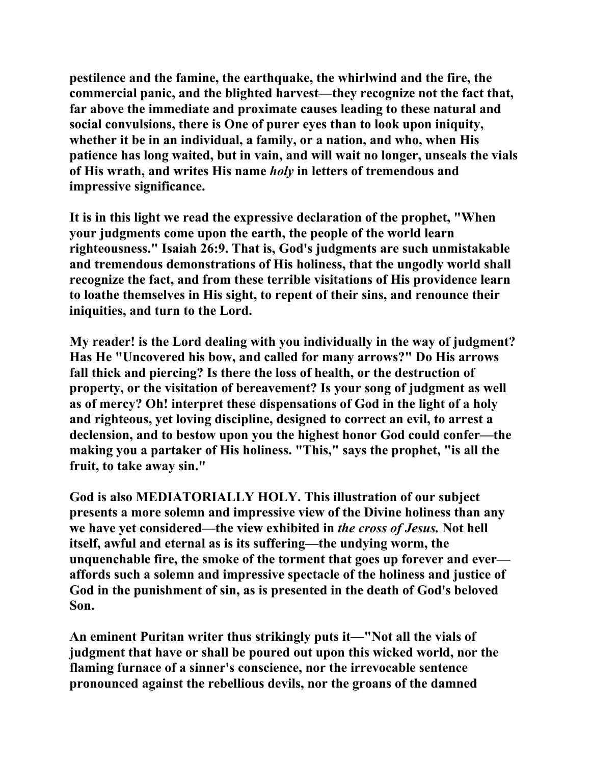pestilence and the famine, the earthquake, the whirlwind and the fire, the commercial panic, and the blighted harvest—they recognize not the fact that, far above the immediate and proximate causes leading to these natural and social convulsions, there is One of purer eyes than to look upon iniquity, whether it be in an individual, a family, or a nation, and who, when His patience has long waited, but in vain, and will wait no longer, unseals the vials of His wrath, and writes His name *holy* in letters of tremendous and impressive significance.

It is in this light we read the expressive declaration of the prophet, "When your judgments come upon the earth, the people of the world learn righteousness." Isaiah 26:9. That is, God's judgments are such unmistakable and tremendous demonstrations of His holiness, that the ungodly world shall recognize the fact, and from these terrible visitations of His providence learn to loathe themselves in His sight, to repent of their sins, and renounce their iniquities, and turn to the Lord.

My reader! is the Lord dealing with you individually in the way of judgment? Has He "Uncovered his bow, and called for many arrows?" Do His arrows fall thick and piercing? Is there the loss of health, or the destruction of property, or the visitation of bereavement? Is your song of judgment as well as of mercy? Oh! interpret these dispensations of God in the light of a holy and righteous, yet loving discipline, designed to correct an evil, to arrest a declension, and to bestow upon you the highest honor God could confer—the making you a partaker of His holiness. "This," says the prophet, "is all the fruit, to take away sin."

God is also MEDIATORIALLY HOLY. This illustration of our subject presents a more solemn and impressive view of the Divine holiness than any we have yet considered—the view exhibited in *the cross of Jesus.* Not hell itself, awful and eternal as is its suffering—the undying worm, the unquenchable fire, the smoke of the torment that goes up forever and ever—affords such a solemn and impressive spectacle of the holiness and justice of God in the punishment of sin, as is presented in the death of God's beloved Son.

An eminent Puritan writer thus strikingly puts it—"Not all the vials of judgment that have or shall be poured out upon this wicked world, nor the flaming furnace of a sinner's conscience, nor the irrevocable sentence pronounced against the rebellious devils, nor the groans of the damned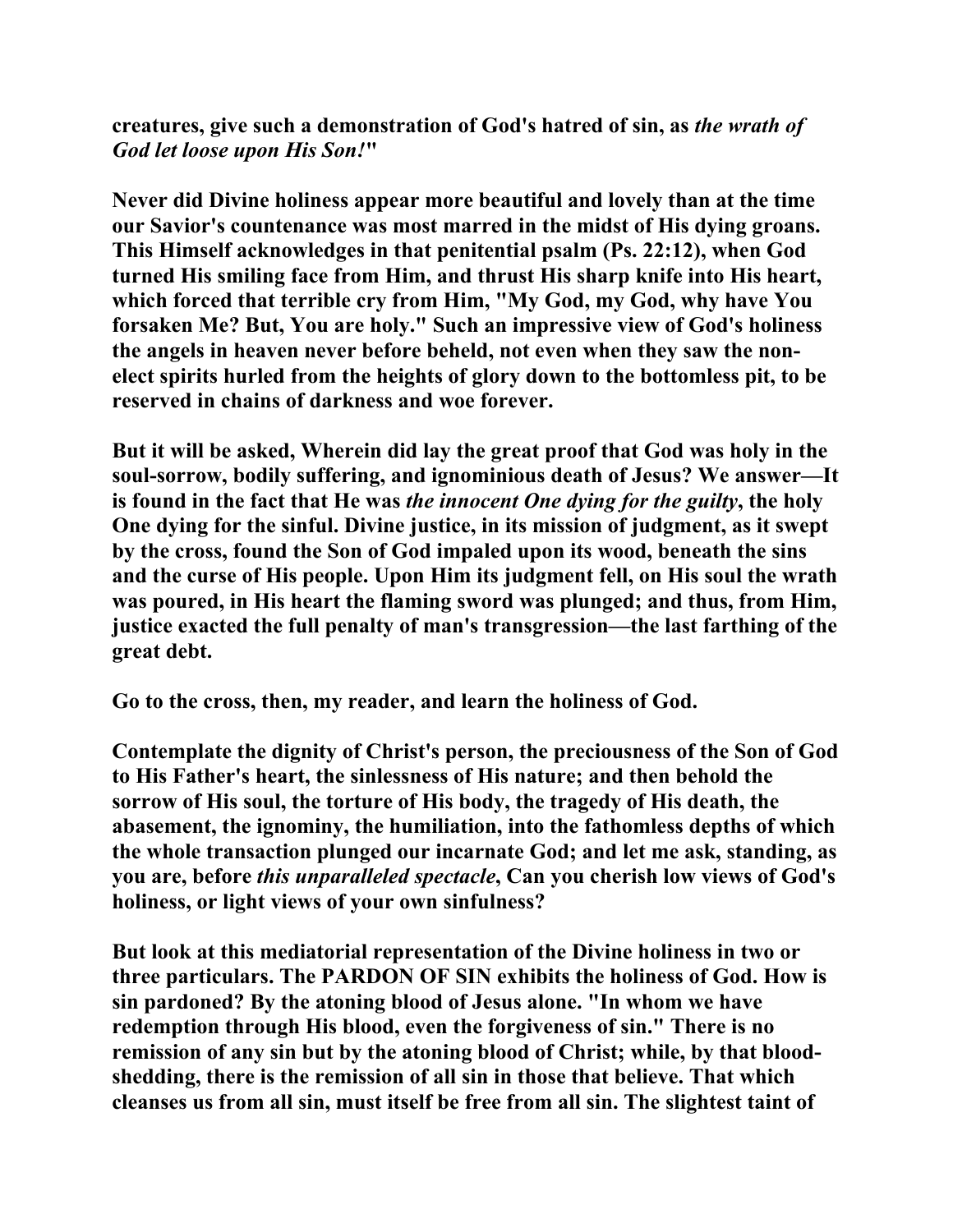**creatures, give such a demonstration of God's hatred of sin, as *the wrath of God let loose upon His Son!*"**

**Never did Divine holiness appear more beautiful and lovely than at the time our Savior's countenance was most marred in the midst of His dying groans. This Himself acknowledges in that penitential psalm (Ps. 22:12), when God turned His smiling face from Him, and thrust His sharp knife into His heart, which forced that terrible cry from Him, "My God, my God, why have You forsaken Me? But, You are holy." Such an impressive view of God's holiness the angels in heaven never before beheld, not even when they saw the non-elect spirits hurled from the heights of glory down to the bottomless pit, to be reserved in chains of darkness and woe forever.**

**But it will be asked, Wherein did lay the great proof that God was holy in the soul-sorrow, bodily suffering, and ignominious death of Jesus? We answer—It is found in the fact that He was *the innocent One dying for the guilty*, the holy One dying for the sinful. Divine justice, in its mission of judgment, as it swept by the cross, found the Son of God impaled upon its wood, beneath the sins and the curse of His people. Upon Him its judgment fell, on His soul the wrath was poured, in His heart the flaming sword was plunged; and thus, from Him, justice exacted the full penalty of man's transgression—the last farthing of the great debt.**

**Go to the cross, then, my reader, and learn the holiness of God.**

**Contemplate the dignity of Christ's person, the preciousness of the Son of God to His Father's heart, the sinlessness of His nature; and then behold the sorrow of His soul, the torture of His body, the tragedy of His death, the abasement, the ignominy, the humiliation, into the fathomless depths of which the whole transaction plunged our incarnate God; and let me ask, standing, as you are, before *this unparalleled spectacle*, Can you cherish low views of God's holiness, or light views of your own sinfulness?**

**But look at this mediatorial representation of the Divine holiness in two or three particulars. The PARDON OF SIN exhibits the holiness of God. How is sin pardoned? By the atoning blood of Jesus alone. "In whom we have redemption through His blood, even the forgiveness of sin." There is no remission of any sin but by the atoning blood of Christ; while, by that blood-shedding, there is the remission of all sin in those that believe. That which cleanses us from all sin, must itself be free from all sin. The slightest taint of**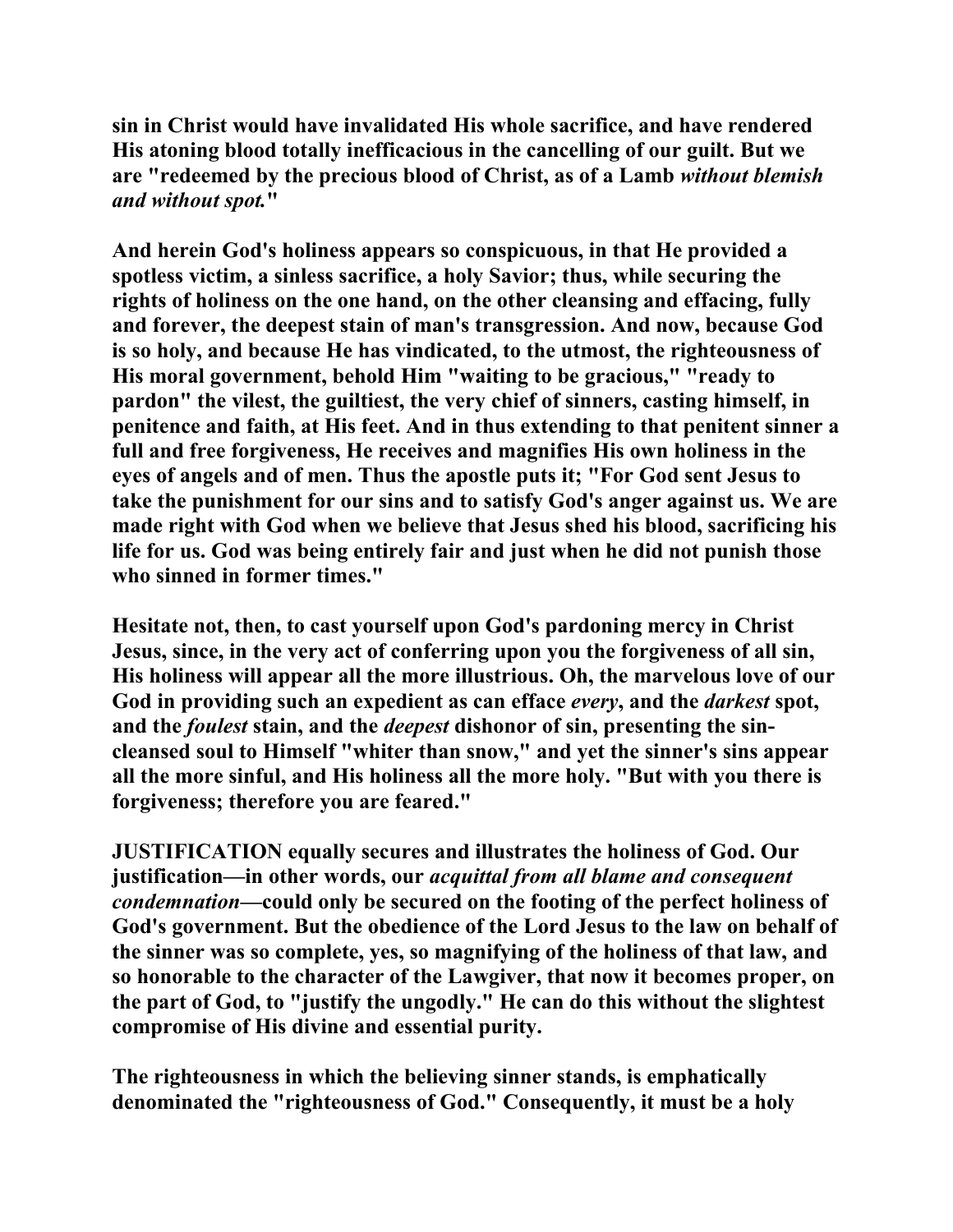**sin in Christ would have invalidated His whole sacrifice, and have rendered His atoning blood totally inefficacious in the cancelling of our guilt. But we are "redeemed by the precious blood of Christ, as of a Lamb *without blemish and without spot.*"**

**And herein God's holiness appears so conspicuous, in that He provided a spotless victim, a sinless sacrifice, a holy Savior; thus, while securing the rights of holiness on the one hand, on the other cleansing and effacing, fully and forever, the deepest stain of man's transgression. And now, because God is so holy, and because He has vindicated, to the utmost, the righteousness of His moral government, behold Him "waiting to be gracious," "ready to pardon" the vilest, the guiltiest, the very chief of sinners, casting himself, in penitence and faith, at His feet. And in thus extending to that penitent sinner a full and free forgiveness, He receives and magnifies His own holiness in the eyes of angels and of men. Thus the apostle puts it; "For God sent Jesus to take the punishment for our sins and to satisfy God's anger against us. We are made right with God when we believe that Jesus shed his blood, sacrificing his life for us. God was being entirely fair and just when he did not punish those who sinned in former times."**

**Hesitate not, then, to cast yourself upon God's pardoning mercy in Christ Jesus, since, in the very act of conferring upon you the forgiveness of all sin, His holiness will appear all the more illustrious. Oh, the marvelous love of our God in providing such an expedient as can efface *every*, and the *darkest* spot, and the *foulest* stain, and the *deepest* dishonor of sin, presenting the sin-cleansed soul to Himself "whiter than snow," and yet the sinner's sins appear all the more sinful, and His holiness all the more holy. "But with you there is forgiveness; therefore you are feared."**

**JUSTIFICATION equally secures and illustrates the holiness of God. Our justification—in other words, our *acquittal from all blame and consequent condemnation*—could only be secured on the footing of the perfect holiness of God's government. But the obedience of the Lord Jesus to the law on behalf of the sinner was so complete, yes, so magnifying of the holiness of that law, and so honorable to the character of the Lawgiver, that now it becomes proper, on the part of God, to "justify the ungodly." He can do this without the slightest compromise of His divine and essential purity.**

**The righteousness in which the believing sinner stands, is emphatically denominated the "righteousness of God." Consequently, it must be a holy**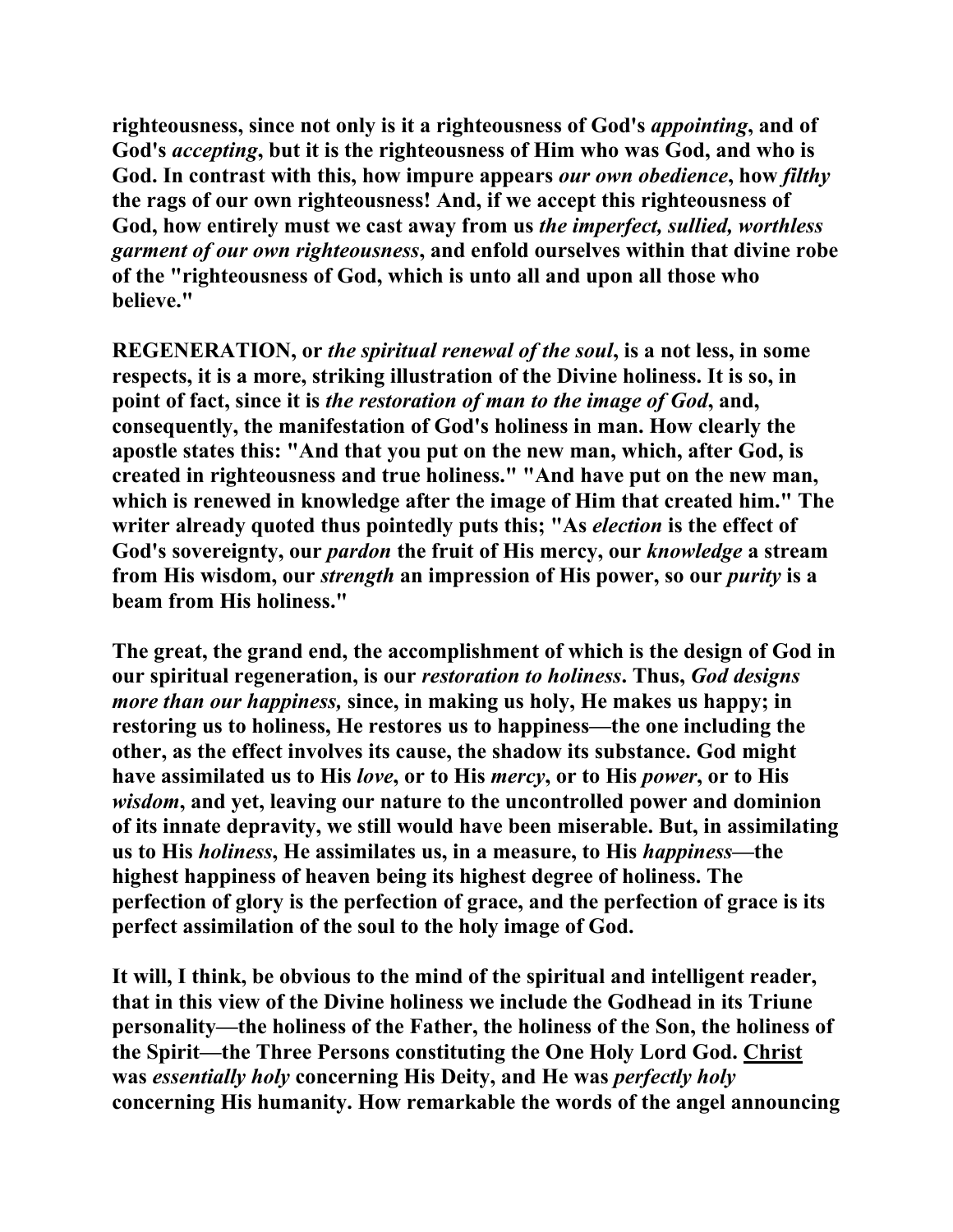**righteousness, since not only is it a righteousness of God's *appointing*, and of God's *accepting*, but it is the righteousness of Him who was God, and who is God. In contrast with this, how impure appears *our own obedience*, how *filthy* the rags of our own righteousness! And, if we accept this righteousness of God, how entirely must we cast away from us *the imperfect, sullied, worthless garment of our own righteousness*, and enfold ourselves within that divine robe of the "righteousness of God, which is unto all and upon all those who believe."**

**REGENERATION, or *the spiritual renewal of the soul*, is a not less, in some respects, it is a more, striking illustration of the Divine holiness. It is so, in point of fact, since it is *the restoration of man to the image of God*, and, consequently, the manifestation of God's holiness in man. How clearly the apostle states this: "And that you put on the new man, which, after God, is created in righteousness and true holiness." "And have put on the new man, which is renewed in knowledge after the image of Him that created him." The writer already quoted thus pointedly puts this; "As *election* is the effect of God's sovereignty, our *pardon* the fruit of His mercy, our *knowledge* a stream from His wisdom, our *strength* an impression of His power, so our *purity* is a beam from His holiness."**

**The great, the grand end, the accomplishment of which is the design of God in our spiritual regeneration, is our *restoration to holiness*. Thus, *God designs more than our happiness,* since, in making us holy, He makes us happy; in restoring us to holiness, He restores us to happiness—the one including the other, as the effect involves its cause, the shadow its substance. God might have assimilated us to His *love*, or to His *mercy*, or to His *power*, or to His *wisdom*, and yet, leaving our nature to the uncontrolled power and dominion of its innate depravity, we still would have been miserable. But, in assimilating us to His *holiness*, He assimilates us, in a measure, to His *happiness*—the highest happiness of heaven being its highest degree of holiness. The perfection of glory is the perfection of grace, and the perfection of grace is its perfect assimilation of the soul to the holy image of God.**

**It will, I think, be obvious to the mind of the spiritual and intelligent reader, that in this view of the Divine holiness we include the Godhead in its Triune personality—the holiness of the Father, the holiness of the Son, the holiness of the Spirit—the Three Persons constituting the One Holy Lord God. Christ was *essentially holy* concerning His Deity, and He was *perfectly holy* concerning His humanity. How remarkable the words of the angel announcing**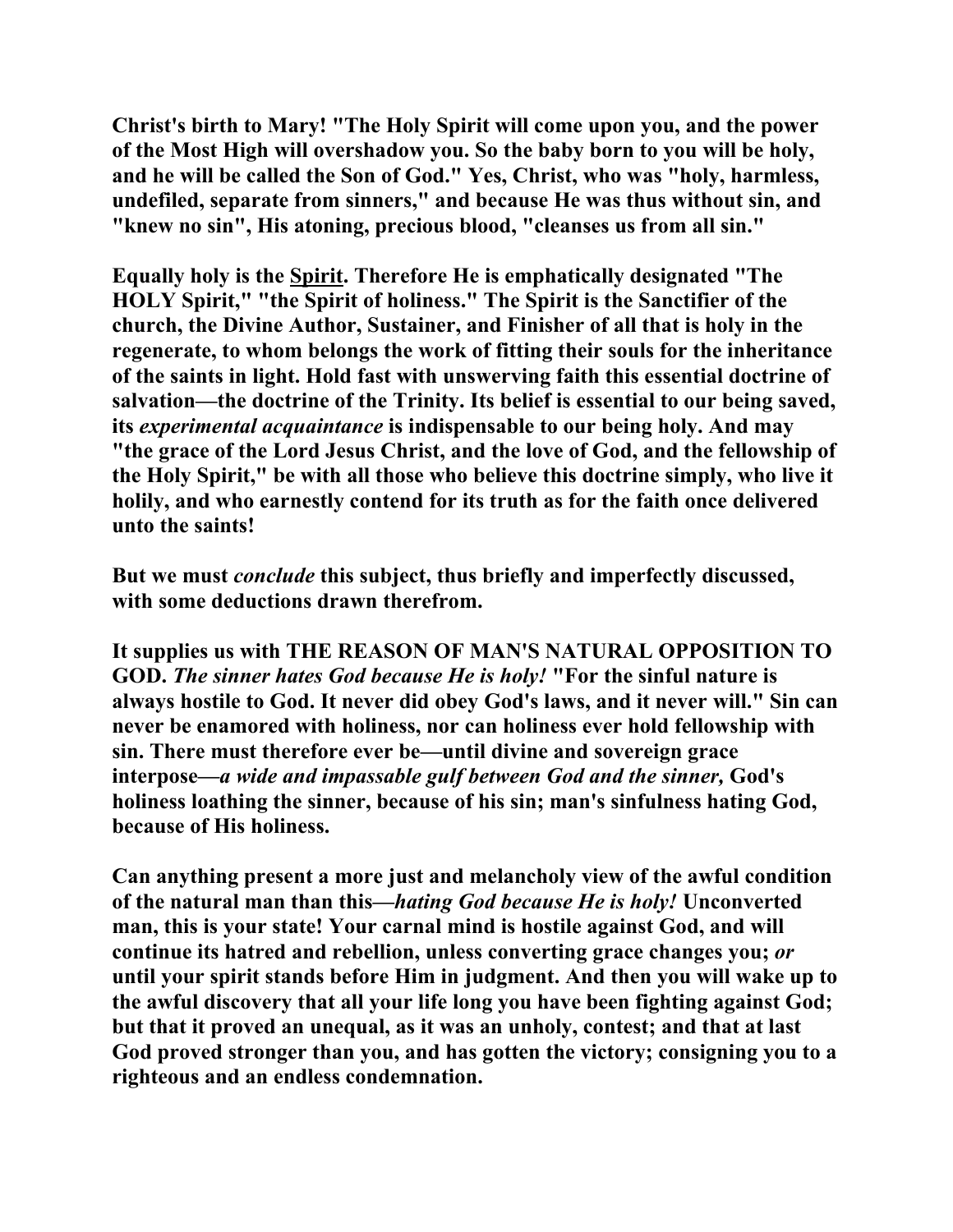**Christ's birth to Mary! "The Holy Spirit will come upon you, and the power of the Most High will overshadow you. So the baby born to you will be holy, and he will be called the Son of God." Yes, Christ, who was "holy, harmless, undefiled, separate from sinners," and because He was thus without sin, and "knew no sin", His atoning, precious blood, "cleanses us from all sin."**

**Equally holy is the <u>Spirit</u>. Therefore He is emphatically designated "The HOLY Spirit," "the Spirit of holiness." The Spirit is the Sanctifier of the church, the Divine Author, Sustainer, and Finisher of all that is holy in the regenerate, to whom belongs the work of fitting their souls for the inheritance of the saints in light. Hold fast with unswerving faith this essential doctrine of salvation—the doctrine of the Trinity. Its belief is essential to our being saved, its *experimental acquaintance* is indispensable to our being holy. And may "the grace of the Lord Jesus Christ, and the love of God, and the fellowship of the Holy Spirit," be with all those who believe this doctrine simply, who live it holily, and who earnestly contend for its truth as for the faith once delivered unto the saints!**

**But we must *conclude* this subject, thus briefly and imperfectly discussed, with some deductions drawn therefrom.**

**It supplies us with THE REASON OF MAN'S NATURAL OPPOSITION TO GOD. *The sinner hates God because He is holy!* "For the sinful nature is always hostile to God. It never did obey God's laws, and it never will." Sin can never be enamored with holiness, nor can holiness ever hold fellowship with sin. There must therefore ever be—until divine and sovereign grace interpose—*a wide and impassable gulf between God and the sinner,* God's holiness loathing the sinner, because of his sin; man's sinfulness hating God, because of His holiness.**

**Can anything present a more just and melancholy view of the awful condition of the natural man than this—*hating God because He is holy!* Unconverted man, this is your state! Your carnal mind is hostile against God, and will continue its hatred and rebellion, unless converting grace changes you; *or* until your spirit stands before Him in judgment. And then you will wake up to the awful discovery that all your life long you have been fighting against God; but that it proved an unequal, as it was an unholy, contest; and that at last God proved stronger than you, and has gotten the victory; consigning you to a righteous and an endless condemnation.**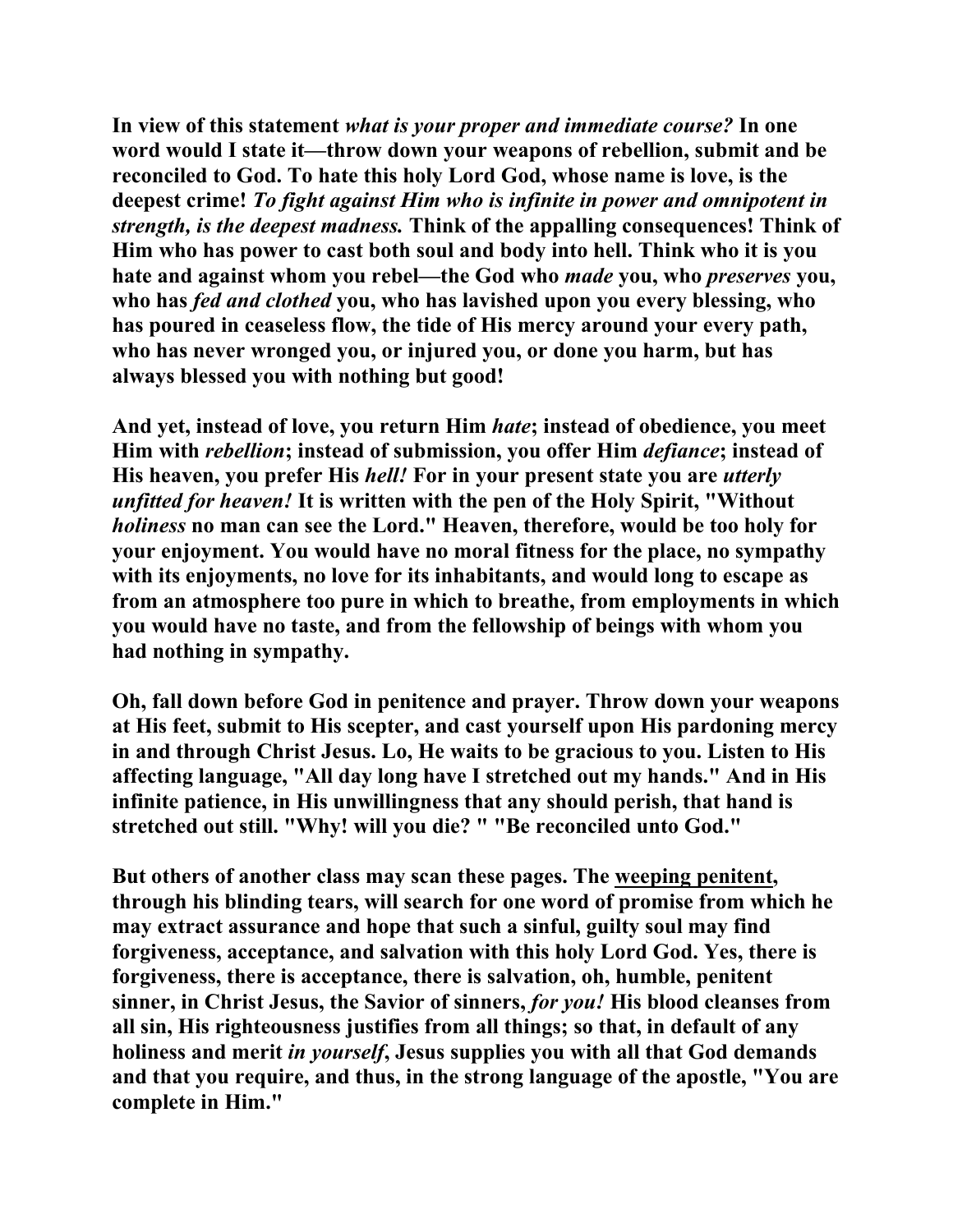In view of this statement *what is your proper and immediate course?* In one word would I state it—throw down your weapons of rebellion, submit and be reconciled to God. To hate this holy Lord God, whose name is love, is the deepest crime! *To fight against Him who is infinite in power and omnipotent in strength, is the deepest madness.* Think of the appalling consequences! Think of Him who has power to cast both soul and body into hell. Think who it is you hate and against whom you rebel—the God who *made* you, who *preserves* you, who has *fed and clothed* you, who has lavished upon you every blessing, who has poured in ceaseless flow, the tide of His mercy around your every path, who has never wronged you, or injured you, or done you harm, but has always blessed you with nothing but good!

And yet, instead of love, you return Him *hate*; instead of obedience, you meet Him with *rebellion*; instead of submission, you offer Him *defiance*; instead of His heaven, you prefer His *hell!* For in your present state you are *utterly unfitted for heaven!* It is written with the pen of the Holy Spirit, "Without *holiness* no man can see the Lord." Heaven, therefore, would be too holy for your enjoyment. You would have no moral fitness for the place, no sympathy with its enjoyments, no love for its inhabitants, and would long to escape as from an atmosphere too pure in which to breathe, from employments in which you would have no taste, and from the fellowship of beings with whom you had nothing in sympathy.

Oh, fall down before God in penitence and prayer. Throw down your weapons at His feet, submit to His scepter, and cast yourself upon His pardoning mercy in and through Christ Jesus. Lo, He waits to be gracious to you. Listen to His affecting language, "All day long have I stretched out my hands." And in His infinite patience, in His unwillingness that any should perish, that hand is stretched out still. "Why! will you die? " "Be reconciled unto God."

But others of another class may scan these pages. The weeping penitent, through his blinding tears, will search for one word of promise from which he may extract assurance and hope that such a sinful, guilty soul may find forgiveness, acceptance, and salvation with this holy Lord God. Yes, there is forgiveness, there is acceptance, there is salvation, oh, humble, penitent sinner, in Christ Jesus, the Savior of sinners, *for you!* His blood cleanses from all sin, His righteousness justifies from all things; so that, in default of any holiness and merit *in yourself*, Jesus supplies you with all that God demands and that you require, and thus, in the strong language of the apostle, "You are complete in Him."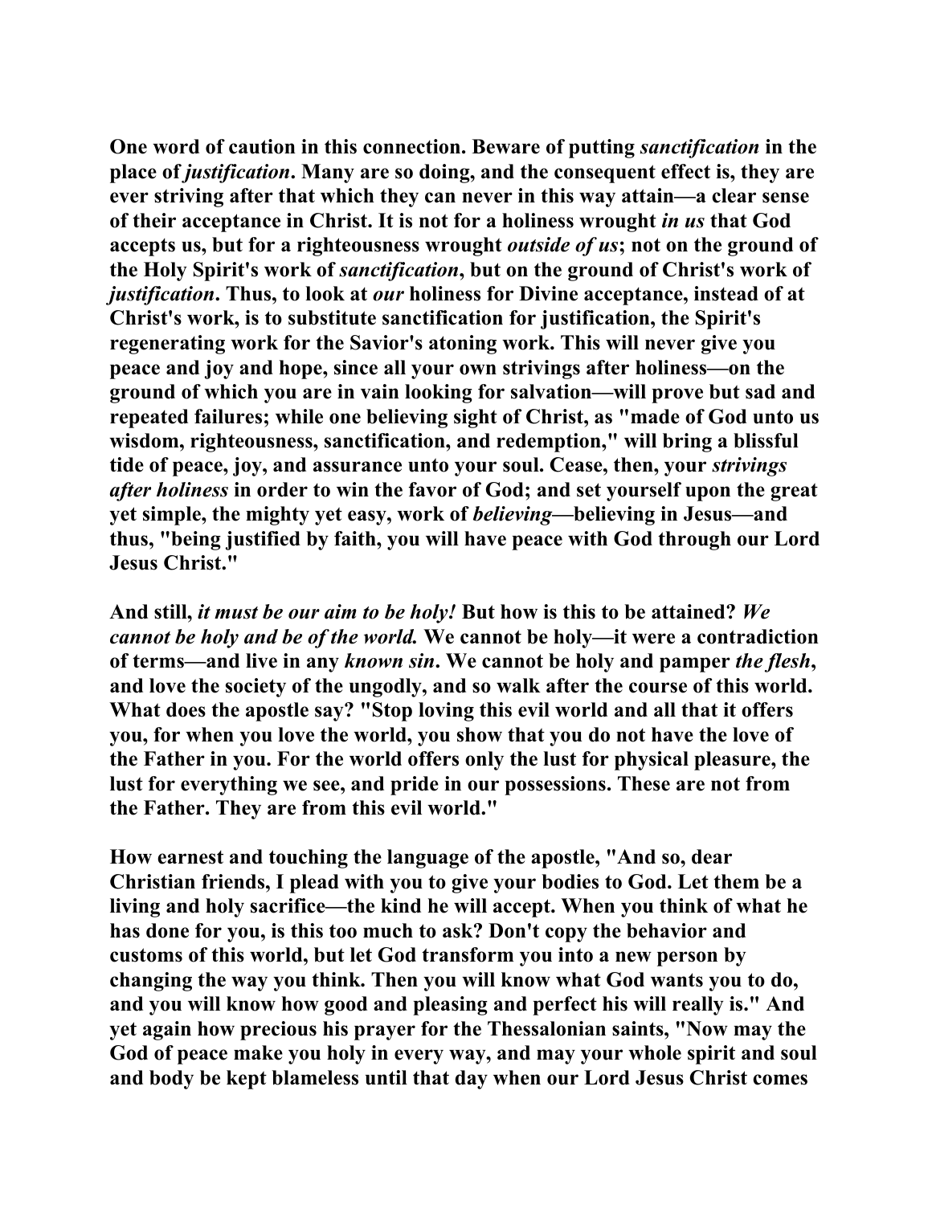One word of caution in this connection. Beware of putting *sanctification* in the place of *justification*. Many are so doing, and the consequent effect is, they are ever striving after that which they can never in this way attain—a clear sense of their acceptance in Christ. It is not for a holiness wrought *in us* that God accepts us, but for a righteousness wrought *outside of us*; not on the ground of the Holy Spirit's work of *sanctification*, but on the ground of Christ's work of *justification*. Thus, to look at *our* holiness for Divine acceptance, instead of at Christ's work, is to substitute sanctification for justification, the Spirit's regenerating work for the Savior's atoning work. This will never give you peace and joy and hope, since all your own strivings after holiness—on the ground of which you are in vain looking for salvation—will prove but sad and repeated failures; while one believing sight of Christ, as "made of God unto us wisdom, righteousness, sanctification, and redemption," will bring a blissful tide of peace, joy, and assurance unto your soul. Cease, then, your *strivings after holiness* in order to win the favor of God; and set yourself upon the great yet simple, the mighty yet easy, work of *believing*—believing in Jesus—and thus, "being justified by faith, you will have peace with God through our Lord Jesus Christ."

And still, *it must be our aim to be holy!* But how is this to be attained? *We cannot be holy and be of the world.* We cannot be holy—it were a contradiction of terms—and live in any *known sin*. We cannot be holy and pamper *the flesh*, and love the society of the ungodly, and so walk after the course of this world. What does the apostle say? "Stop loving this evil world and all that it offers you, for when you love the world, you show that you do not have the love of the Father in you. For the world offers only the lust for physical pleasure, the lust for everything we see, and pride in our possessions. These are not from the Father. They are from this evil world."

How earnest and touching the language of the apostle, "And so, dear Christian friends, I plead with you to give your bodies to God. Let them be a living and holy sacrifice—the kind he will accept. When you think of what he has done for you, is this too much to ask? Don't copy the behavior and customs of this world, but let God transform you into a new person by changing the way you think. Then you will know what God wants you to do, and you will know how good and pleasing and perfect his will really is." And yet again how precious his prayer for the Thessalonian saints, "Now may the God of peace make you holy in every way, and may your whole spirit and soul and body be kept blameless until that day when our Lord Jesus Christ comes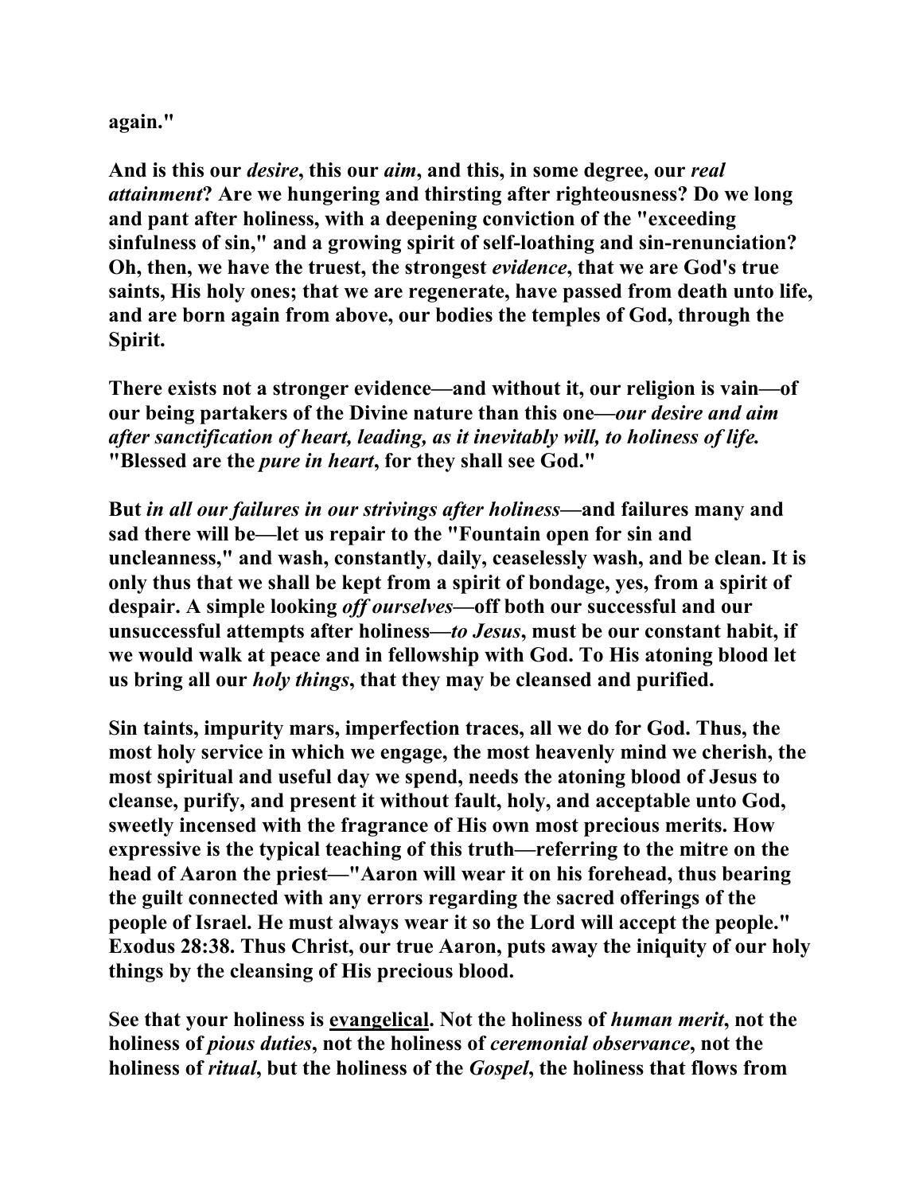**again."**

**And is this our *desire*, this our *aim*, and this, in some degree, our *real attainment*? Are we hungering and thirsting after righteousness? Do we long and pant after holiness, with a deepening conviction of the "exceeding sinfulness of sin," and a growing spirit of self-loathing and sin-renunciation? Oh, then, we have the truest, the strongest *evidence*, that we are God's true saints, His holy ones; that we are regenerate, have passed from death unto life, and are born again from above, our bodies the temples of God, through the Spirit.**

**There exists not a stronger evidence—and without it, our religion is vain—of our being partakers of the Divine nature than this one—*our desire and aim after sanctification of heart, leading, as it inevitably will, to holiness of life.* "Blessed are the *pure in heart*, for they shall see God."**

**But *in all our failures in our strivings after holiness*—and failures many and sad there will be—let us repair to the "Fountain open for sin and uncleanness," and wash, constantly, daily, ceaselessly wash, and be clean. It is only thus that we shall be kept from a spirit of bondage, yes, from a spirit of despair. A simple looking *off ourselves*—off both our successful and our unsuccessful attempts after holiness—*to Jesus*, must be our constant habit, if we would walk at peace and in fellowship with God. To His atoning blood let us bring all our *holy things*, that they may be cleansed and purified.**

**Sin taints, impurity mars, imperfection traces, all we do for God. Thus, the most holy service in which we engage, the most heavenly mind we cherish, the most spiritual and useful day we spend, needs the atoning blood of Jesus to cleanse, purify, and present it without fault, holy, and acceptable unto God, sweetly incensed with the fragrance of His own most precious merits. How expressive is the typical teaching of this truth—referring to the mitre on the head of Aaron the priest—"Aaron will wear it on his forehead, thus bearing the guilt connected with any errors regarding the sacred offerings of the people of Israel. He must always wear it so the Lord will accept the people." Exodus 28:38. Thus Christ, our true Aaron, puts away the iniquity of our holy things by the cleansing of His precious blood.**

**See that your holiness is <u>evangelical</u>. Not the holiness of *human merit*, not the holiness of *pious duties*, not the holiness of *ceremonial observance*, not the holiness of *ritual*, but the holiness of the *Gospel*, the holiness that flows from**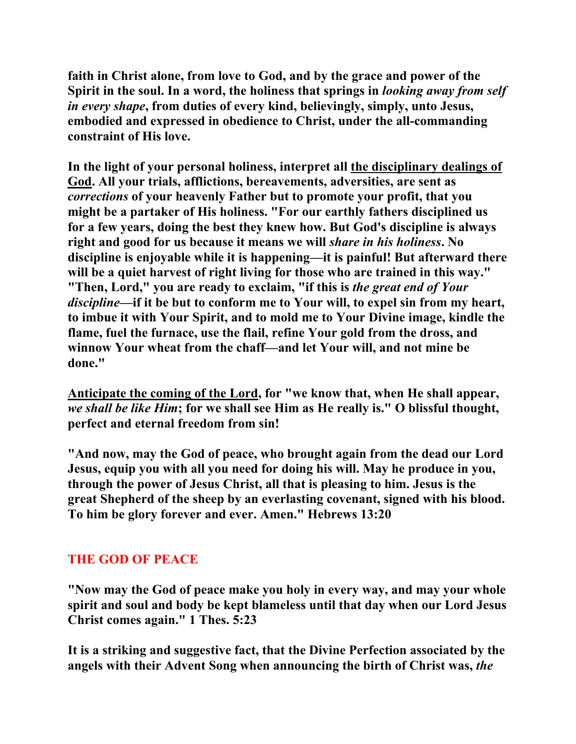**faith in Christ alone, from love to God, and by the grace and power of the Spirit in the soul. In a word, the holiness that springs in *looking away from self in every shape*, from duties of every kind, believingly, simply, unto Jesus, embodied and expressed in obedience to Christ, under the all-commanding constraint of His love.**

**In the light of your personal holiness, interpret all <u>the disciplinary dealings of God</u>. All your trials, afflictions, bereavements, adversities, are sent as *corrections* of your heavenly Father but to promote your profit, that you might be a partaker of His holiness. "For our earthly fathers disciplined us for a few years, doing the best they knew how. But God's discipline is always right and good for us because it means we will *share in his holiness*. No discipline is enjoyable while it is happening—it is painful! But afterward there will be a quiet harvest of right living for those who are trained in this way." "Then, Lord," you are ready to exclaim, "if this is *the great end of Your discipline*—if it be but to conform me to Your will, to expel sin from my heart, to imbue it with Your Spirit, and to mold me to Your Divine image, kindle the flame, fuel the furnace, use the flail, refine Your gold from the dross, and winnow Your wheat from the chaff—and let Your will, and not mine be done."**

**<u>Anticipate the coming of the Lord</u>, for "we know that, when He shall appear, *we shall be like Him*; for we shall see Him as He really is." O blissful thought, perfect and eternal freedom from sin!**

**"And now, may the God of peace, who brought again from the dead our Lord Jesus, equip you with all you need for doing his will. May he produce in you, through the power of Jesus Christ, all that is pleasing to him. Jesus is the great Shepherd of the sheep by an everlasting covenant, signed with his blood. To him be glory forever and ever. Amen." Hebrews 13:20**

## THE GOD OF PEACE

**"Now may the God of peace make you holy in every way, and may your whole spirit and soul and body be kept blameless until that day when our Lord Jesus Christ comes again." 1 Thes. 5:23**

**It is a striking and suggestive fact, that the Divine Perfection associated by the angels with their Advent Song when announcing the birth of Christ was, *the***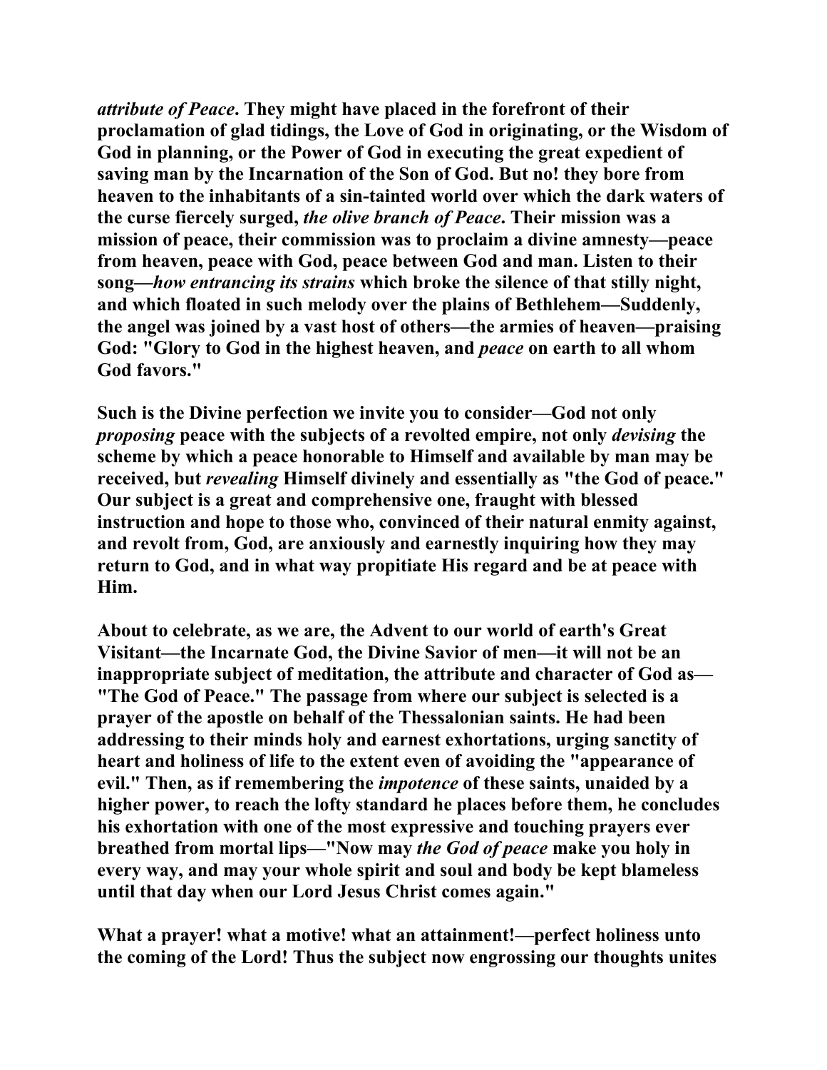***attribute of Peace*. They might have placed in the forefront of their proclamation of glad tidings, the Love of God in originating, or the Wisdom of God in planning, or the Power of God in executing the great expedient of saving man by the Incarnation of the Son of God. But no! they bore from heaven to the inhabitants of a sin-tainted world over which the dark waters of the curse fiercely surged, *the olive branch of Peace*. Their mission was a mission of peace, their commission was to proclaim a divine amnesty—peace from heaven, peace with God, peace between God and man. Listen to their song—*how entrancing its strains* which broke the silence of that stilly night, and which floated in such melody over the plains of Bethlehem—Suddenly, the angel was joined by a vast host of others—the armies of heaven—praising God: "Glory to God in the highest heaven, and *peace* on earth to all whom God favors."**

**Such is the Divine perfection we invite you to consider—God not only *proposing* peace with the subjects of a revolted empire, not only *devising* the scheme by which a peace honorable to Himself and available by man may be received, but *revealing* Himself divinely and essentially as "the God of peace." Our subject is a great and comprehensive one, fraught with blessed instruction and hope to those who, convinced of their natural enmity against, and revolt from, God, are anxiously and earnestly inquiring how they may return to God, and in what way propitiate His regard and be at peace with Him.**

**About to celebrate, as we are, the Advent to our world of earth's Great Visitant—the Incarnate God, the Divine Savior of men—it will not be an inappropriate subject of meditation, the attribute and character of God as—"The God of Peace." The passage from where our subject is selected is a prayer of the apostle on behalf of the Thessalonian saints. He had been addressing to their minds holy and earnest exhortations, urging sanctity of heart and holiness of life to the extent even of avoiding the "appearance of evil." Then, as if remembering the *impotence* of these saints, unaided by a higher power, to reach the lofty standard he places before them, he concludes his exhortation with one of the most expressive and touching prayers ever breathed from mortal lips—"Now may *the God of peace* make you holy in every way, and may your whole spirit and soul and body be kept blameless until that day when our Lord Jesus Christ comes again."**

**What a prayer! what a motive! what an attainment!—perfect holiness unto the coming of the Lord! Thus the subject now engrossing our thoughts unites**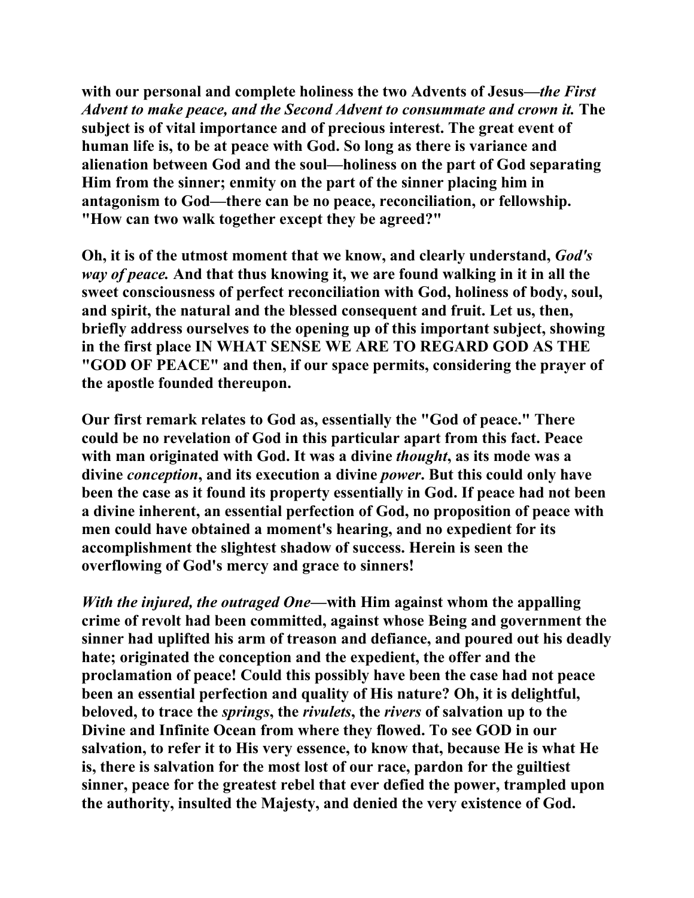**with our personal and complete holiness the two Advents of Jesus—*the First Advent to make peace, and the Second Advent to consummate and crown it.* The subject is of vital importance and of precious interest. The great event of human life is, to be at peace with God. So long as there is variance and alienation between God and the soul—holiness on the part of God separating Him from the sinner; enmity on the part of the sinner placing him in antagonism to God—there can be no peace, reconciliation, or fellowship. "How can two walk together except they be agreed?"**

**Oh, it is of the utmost moment that we know, and clearly understand, *God's way of peace.* And that thus knowing it, we are found walking in it in all the sweet consciousness of perfect reconciliation with God, holiness of body, soul, and spirit, the natural and the blessed consequent and fruit. Let us, then, briefly address ourselves to the opening up of this important subject, showing in the first place IN WHAT SENSE WE ARE TO REGARD GOD AS THE "GOD OF PEACE" and then, if our space permits, considering the prayer of the apostle founded thereupon.**

**Our first remark relates to God as, essentially the "God of peace." There could be no revelation of God in this particular apart from this fact. Peace with man originated with God. It was a divine *thought*, as its mode was a divine *conception*, and its execution a divine *power*. But this could only have been the case as it found its property essentially in God. If peace had not been a divine inherent, an essential perfection of God, no proposition of peace with men could have obtained a moment's hearing, and no expedient for its accomplishment the slightest shadow of success. Herein is seen the overflowing of God's mercy and grace to sinners!**

***With the injured, the outraged One*—with Him against whom the appalling crime of revolt had been committed, against whose Being and government the sinner had uplifted his arm of treason and defiance, and poured out his deadly hate; originated the conception and the expedient, the offer and the proclamation of peace! Could this possibly have been the case had not peace been an essential perfection and quality of His nature? Oh, it is delightful, beloved, to trace the *springs*, the *rivulets*, the *rivers* of salvation up to the Divine and Infinite Ocean from where they flowed. To see GOD in our salvation, to refer it to His very essence, to know that, because He is what He is, there is salvation for the most lost of our race, pardon for the guiltiest sinner, peace for the greatest rebel that ever defied the power, trampled upon the authority, insulted the Majesty, and denied the very existence of God.**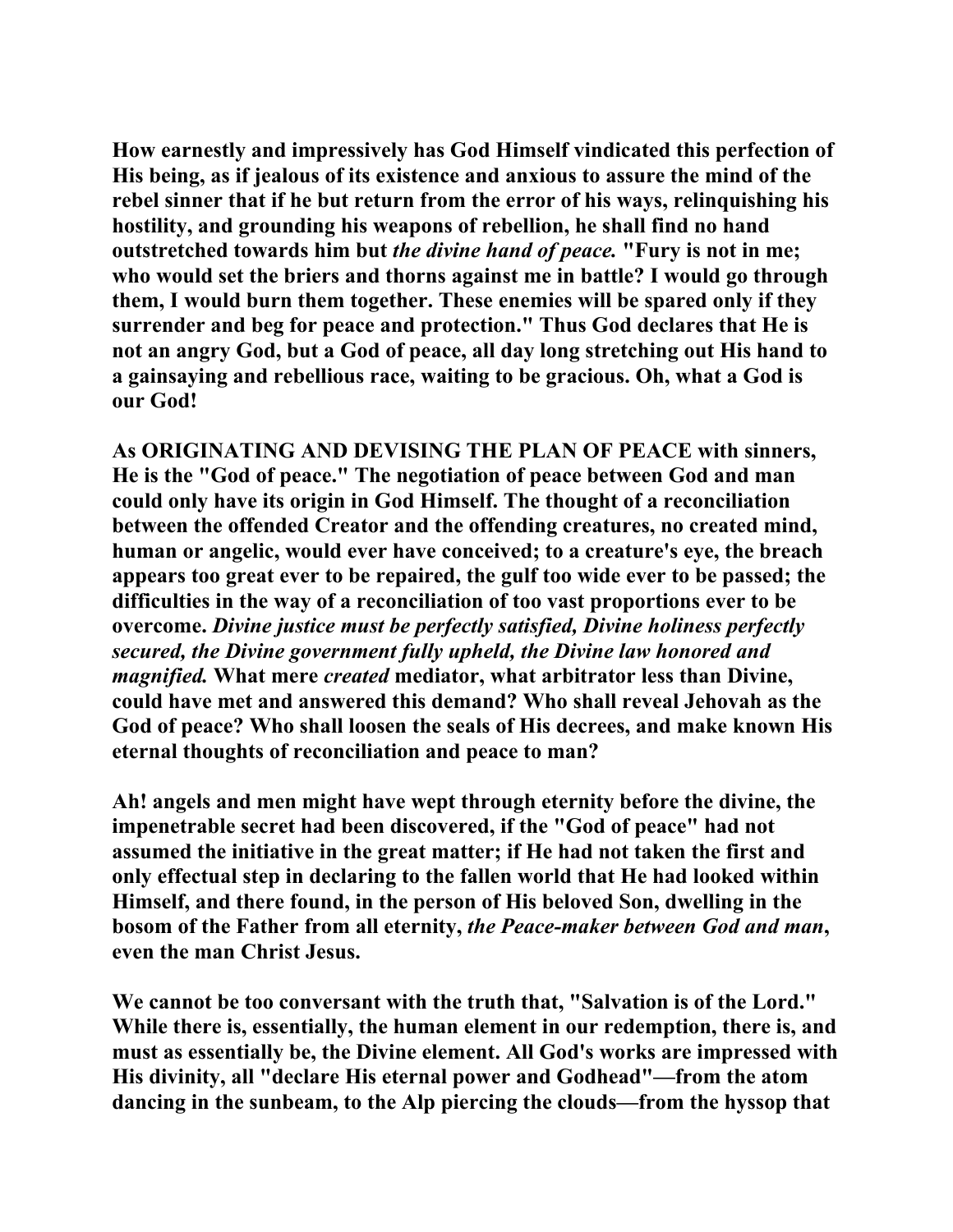How earnestly and impressively has God Himself vindicated this perfection of His being, as if jealous of its existence and anxious to assure the mind of the rebel sinner that if he but return from the error of his ways, relinquishing his hostility, and grounding his weapons of rebellion, he shall find no hand outstretched towards him but *the divine hand of peace.* "Fury is not in me; who would set the briers and thorns against me in battle? I would go through them, I would burn them together. These enemies will be spared only if they surrender and beg for peace and protection." Thus God declares that He is not an angry God, but a God of peace, all day long stretching out His hand to a gainsaying and rebellious race, waiting to be gracious. Oh, what a God is our God!

As ORIGINATING AND DEVISING THE PLAN OF PEACE with sinners, He is the "God of peace." The negotiation of peace between God and man could only have its origin in God Himself. The thought of a reconciliation between the offended Creator and the offending creatures, no created mind, human or angelic, would ever have conceived; to a creature's eye, the breach appears too great ever to be repaired, the gulf too wide ever to be passed; the difficulties in the way of a reconciliation of too vast proportions ever to be overcome. *Divine justice must be perfectly satisfied, Divine holiness perfectly secured, the Divine government fully upheld, the Divine law honored and magnified.* What mere *created* mediator, what arbitrator less than Divine, could have met and answered this demand? Who shall reveal Jehovah as the God of peace? Who shall loosen the seals of His decrees, and make known His eternal thoughts of reconciliation and peace to man?

Ah! angels and men might have wept through eternity before the divine, the impenetrable secret had been discovered, if the "God of peace" had not assumed the initiative in the great matter; if He had not taken the first and only effectual step in declaring to the fallen world that He had looked within Himself, and there found, in the person of His beloved Son, dwelling in the bosom of the Father from all eternity, *the Peace-maker between God and man*, even the man Christ Jesus.

We cannot be too conversant with the truth that, "Salvation is of the Lord." While there is, essentially, the human element in our redemption, there is, and must as essentially be, the Divine element. All God's works are impressed with His divinity, all "declare His eternal power and Godhead"—from the atom dancing in the sunbeam, to the Alp piercing the clouds—from the hyssop that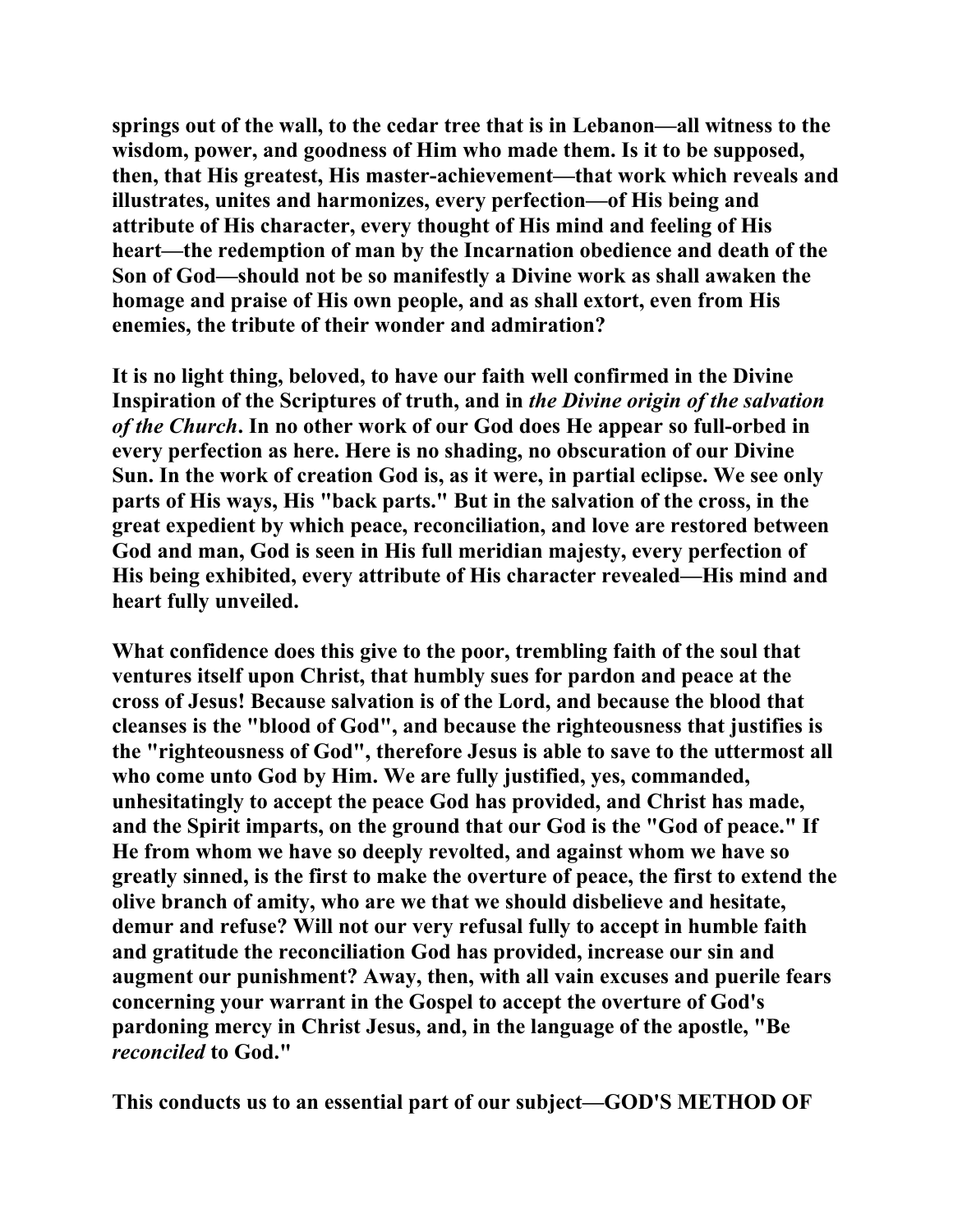springs out of the wall, to the cedar tree that is in Lebanon—all witness to the wisdom, power, and goodness of Him who made them. Is it to be supposed, then, that His greatest, His master-achievement—that work which reveals and illustrates, unites and harmonizes, every perfection—of His being and attribute of His character, every thought of His mind and feeling of His heart—the redemption of man by the Incarnation obedience and death of the Son of God—should not be so manifestly a Divine work as shall awaken the homage and praise of His own people, and as shall extort, even from His enemies, the tribute of their wonder and admiration?

It is no light thing, beloved, to have our faith well confirmed in the Divine Inspiration of the Scriptures of truth, and in *the Divine origin of the salvation of the Church*. In no other work of our God does He appear so full-orbed in every perfection as here. Here is no shading, no obscuration of our Divine Sun. In the work of creation God is, as it were, in partial eclipse. We see only parts of His ways, His "back parts." But in the salvation of the cross, in the great expedient by which peace, reconciliation, and love are restored between God and man, God is seen in His full meridian majesty, every perfection of His being exhibited, every attribute of His character revealed—His mind and heart fully unveiled.

What confidence does this give to the poor, trembling faith of the soul that ventures itself upon Christ, that humbly sues for pardon and peace at the cross of Jesus! Because salvation is of the Lord, and because the blood that cleanses is the "blood of God", and because the righteousness that justifies is the "righteousness of God", therefore Jesus is able to save to the uttermost all who come unto God by Him. We are fully justified, yes, commanded, unhesitatingly to accept the peace God has provided, and Christ has made, and the Spirit imparts, on the ground that our God is the "God of peace." If He from whom we have so deeply revolted, and against whom we have so greatly sinned, is the first to make the overture of peace, the first to extend the olive branch of amity, who are we that we should disbelieve and hesitate, demur and refuse? Will not our very refusal fully to accept in humble faith and gratitude the reconciliation God has provided, increase our sin and augment our punishment? Away, then, with all vain excuses and puerile fears concerning your warrant in the Gospel to accept the overture of God's pardoning mercy in Christ Jesus, and, in the language of the apostle, "Be *reconciled* to God."

This conducts us to an essential part of our subject—GOD'S METHOD OF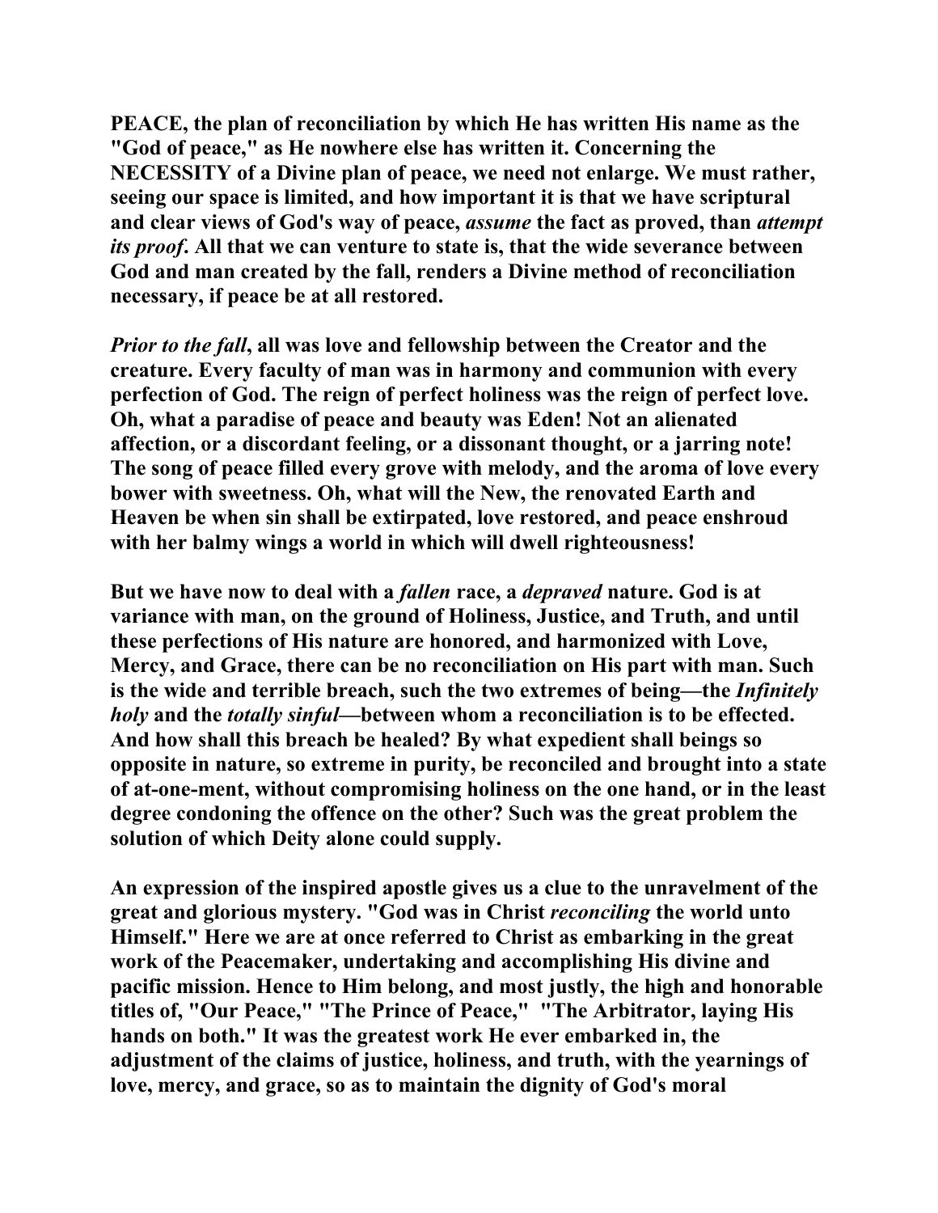PEACE, the plan of reconciliation by which He has written His name as the "God of peace," as He nowhere else has written it. Concerning the NECESSITY of a Divine plan of peace, we need not enlarge. We must rather, seeing our space is limited, and how important it is that we have scriptural and clear views of God's way of peace, *assume* the fact as proved, than *attempt its proof*. All that we can venture to state is, that the wide severance between God and man created by the fall, renders a Divine method of reconciliation necessary, if peace be at all restored.

*Prior to the fall*, all was love and fellowship between the Creator and the creature. Every faculty of man was in harmony and communion with every perfection of God. The reign of perfect holiness was the reign of perfect love. Oh, what a paradise of peace and beauty was Eden! Not an alienated affection, or a discordant feeling, or a dissonant thought, or a jarring note! The song of peace filled every grove with melody, and the aroma of love every bower with sweetness. Oh, what will the New, the renovated Earth and Heaven be when sin shall be extirpated, love restored, and peace enshroud with her balmy wings a world in which will dwell righteousness!

But we have now to deal with a *fallen* race, a *depraved* nature. God is at variance with man, on the ground of Holiness, Justice, and Truth, and until these perfections of His nature are honored, and harmonized with Love, Mercy, and Grace, there can be no reconciliation on His part with man. Such is the wide and terrible breach, such the two extremes of being—the *Infinitely holy* and the *totally sinful*—between whom a reconciliation is to be effected. And how shall this breach be healed? By what expedient shall beings so opposite in nature, so extreme in purity, be reconciled and brought into a state of at-one-ment, without compromising holiness on the one hand, or in the least degree condoning the offence on the other? Such was the great problem the solution of which Deity alone could supply.

An expression of the inspired apostle gives us a clue to the unravelment of the great and glorious mystery. "God was in Christ *reconciling* the world unto Himself." Here we are at once referred to Christ as embarking in the great work of the Peacemaker, undertaking and accomplishing His divine and pacific mission. Hence to Him belong, and most justly, the high and honorable titles of, "Our Peace," "The Prince of Peace," "The Arbitrator, laying His hands on both." It was the greatest work He ever embarked in, the adjustment of the claims of justice, holiness, and truth, with the yearnings of love, mercy, and grace, so as to maintain the dignity of God's moral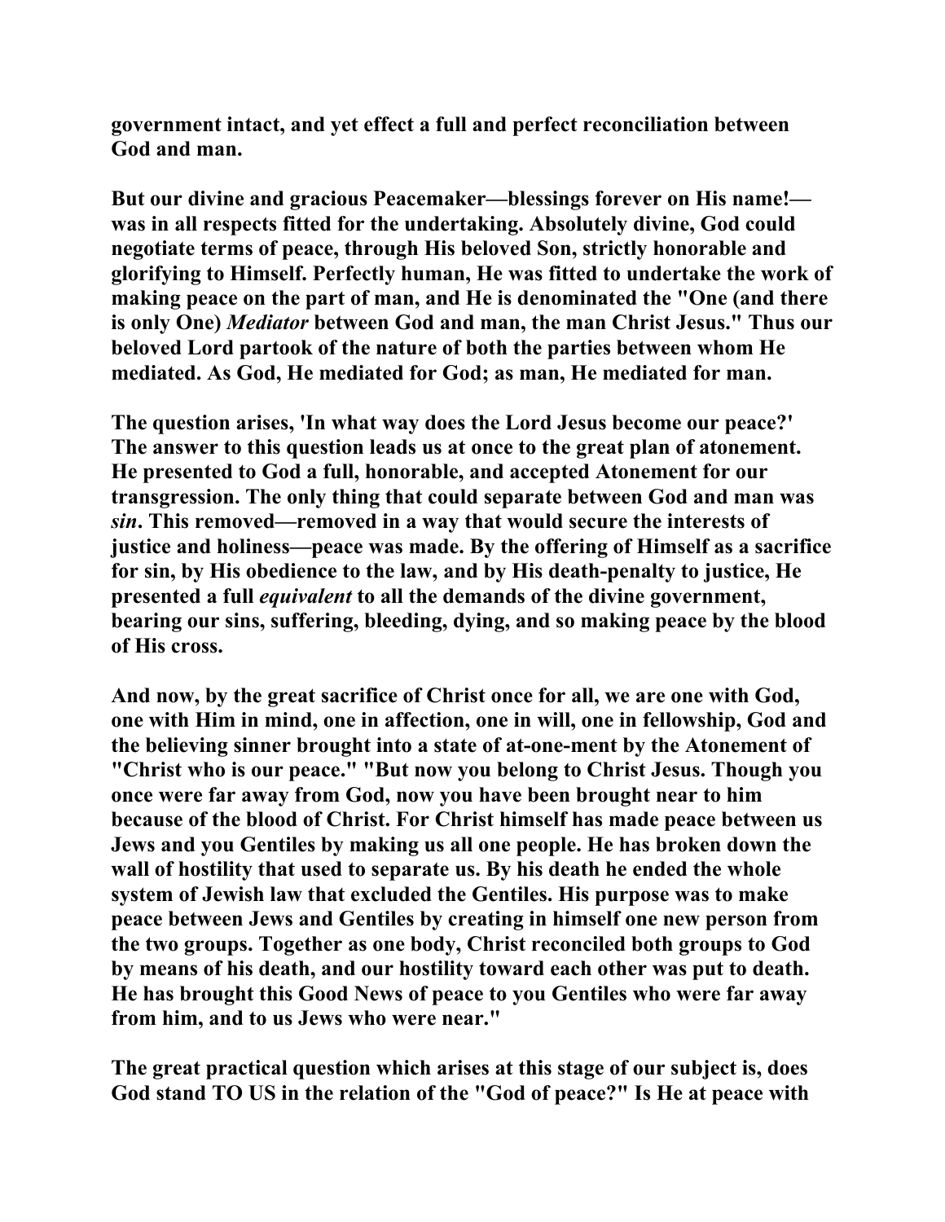**government intact, and yet effect a full and perfect reconciliation between God and man.**

**But our divine and gracious Peacemaker—blessings forever on His name!—was in all respects fitted for the undertaking. Absolutely divine, God could negotiate terms of peace, through His beloved Son, strictly honorable and glorifying to Himself. Perfectly human, He was fitted to undertake the work of making peace on the part of man, and He is denominated the "One (and there is only One) *Mediator* between God and man, the man Christ Jesus." Thus our beloved Lord partook of the nature of both the parties between whom He mediated. As God, He mediated for God; as man, He mediated for man.**

**The question arises, 'In what way does the Lord Jesus become our peace?' The answer to this question leads us at once to the great plan of atonement. He presented to God a full, honorable, and accepted Atonement for our transgression. The only thing that could separate between God and man was *sin*. This removed—removed in a way that would secure the interests of justice and holiness—peace was made. By the offering of Himself as a sacrifice for sin, by His obedience to the law, and by His death-penalty to justice, He presented a full *equivalent* to all the demands of the divine government, bearing our sins, suffering, bleeding, dying, and so making peace by the blood of His cross.**

**And now, by the great sacrifice of Christ once for all, we are one with God, one with Him in mind, one in affection, one in will, one in fellowship, God and the believing sinner brought into a state of at-one-ment by the Atonement of "Christ who is our peace." "But now you belong to Christ Jesus. Though you once were far away from God, now you have been brought near to him because of the blood of Christ. For Christ himself has made peace between us Jews and you Gentiles by making us all one people. He has broken down the wall of hostility that used to separate us. By his death he ended the whole system of Jewish law that excluded the Gentiles. His purpose was to make peace between Jews and Gentiles by creating in himself one new person from the two groups. Together as one body, Christ reconciled both groups to God by means of his death, and our hostility toward each other was put to death. He has brought this Good News of peace to you Gentiles who were far away from him, and to us Jews who were near."**

**The great practical question which arises at this stage of our subject is, does God stand TO US in the relation of the "God of peace?" Is He at peace with**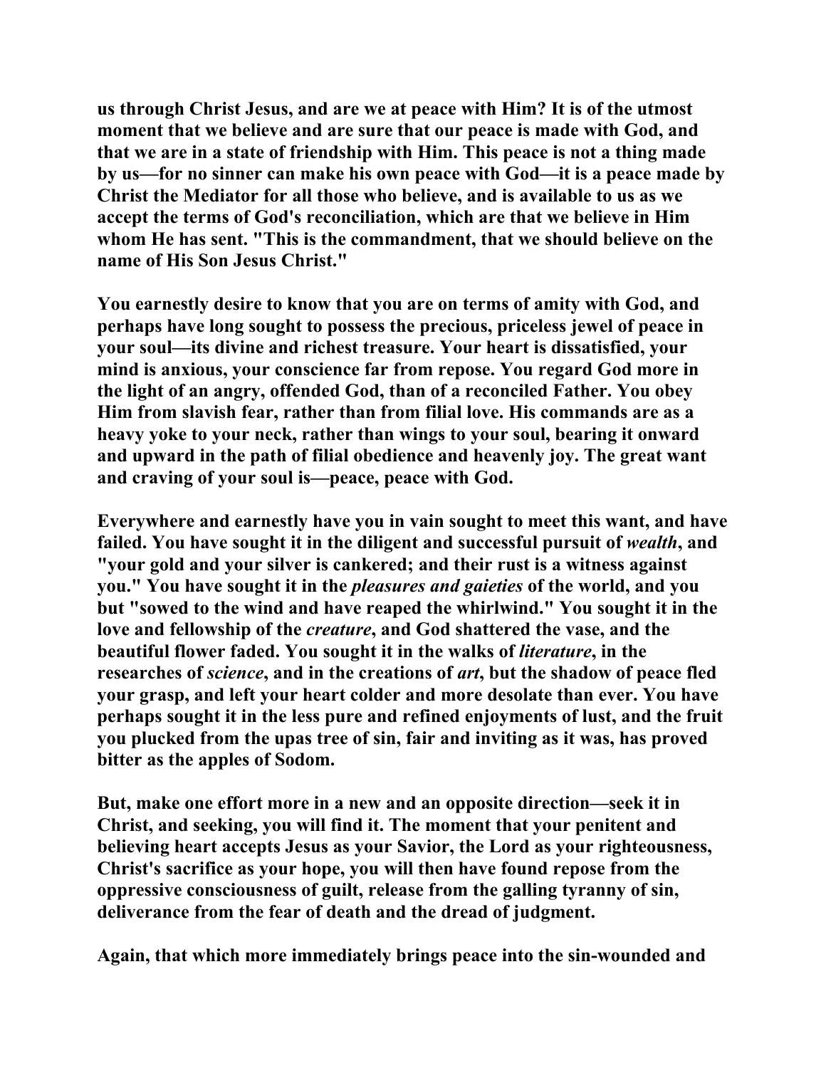us through Christ Jesus, and are we at peace with Him? It is of the utmost moment that we believe and are sure that our peace is made with God, and that we are in a state of friendship with Him. This peace is not a thing made by us—for no sinner can make his own peace with God—it is a peace made by Christ the Mediator for all those who believe, and is available to us as we accept the terms of God's reconciliation, which are that we believe in Him whom He has sent. "This is the commandment, that we should believe on the name of His Son Jesus Christ."

You earnestly desire to know that you are on terms of amity with God, and perhaps have long sought to possess the precious, priceless jewel of peace in your soul—its divine and richest treasure. Your heart is dissatisfied, your mind is anxious, your conscience far from repose. You regard God more in the light of an angry, offended God, than of a reconciled Father. You obey Him from slavish fear, rather than from filial love. His commands are as a heavy yoke to your neck, rather than wings to your soul, bearing it onward and upward in the path of filial obedience and heavenly joy. The great want and craving of your soul is—peace, peace with God.

Everywhere and earnestly have you in vain sought to meet this want, and have failed. You have sought it in the diligent and successful pursuit of *wealth*, and "your gold and your silver is cankered; and their rust is a witness against you." You have sought it in the *pleasures and gaieties* of the world, and you but "sowed to the wind and have reaped the whirlwind." You sought it in the love and fellowship of the *creature*, and God shattered the vase, and the beautiful flower faded. You sought it in the walks of *literature*, in the researches of *science*, and in the creations of *art*, but the shadow of peace fled your grasp, and left your heart colder and more desolate than ever. You have perhaps sought it in the less pure and refined enjoyments of lust, and the fruit you plucked from the upas tree of sin, fair and inviting as it was, has proved bitter as the apples of Sodom.

But, make one effort more in a new and an opposite direction—seek it in Christ, and seeking, you will find it. The moment that your penitent and believing heart accepts Jesus as your Savior, the Lord as your righteousness, Christ's sacrifice as your hope, you will then have found repose from the oppressive consciousness of guilt, release from the galling tyranny of sin, deliverance from the fear of death and the dread of judgment.

Again, that which more immediately brings peace into the sin-wounded and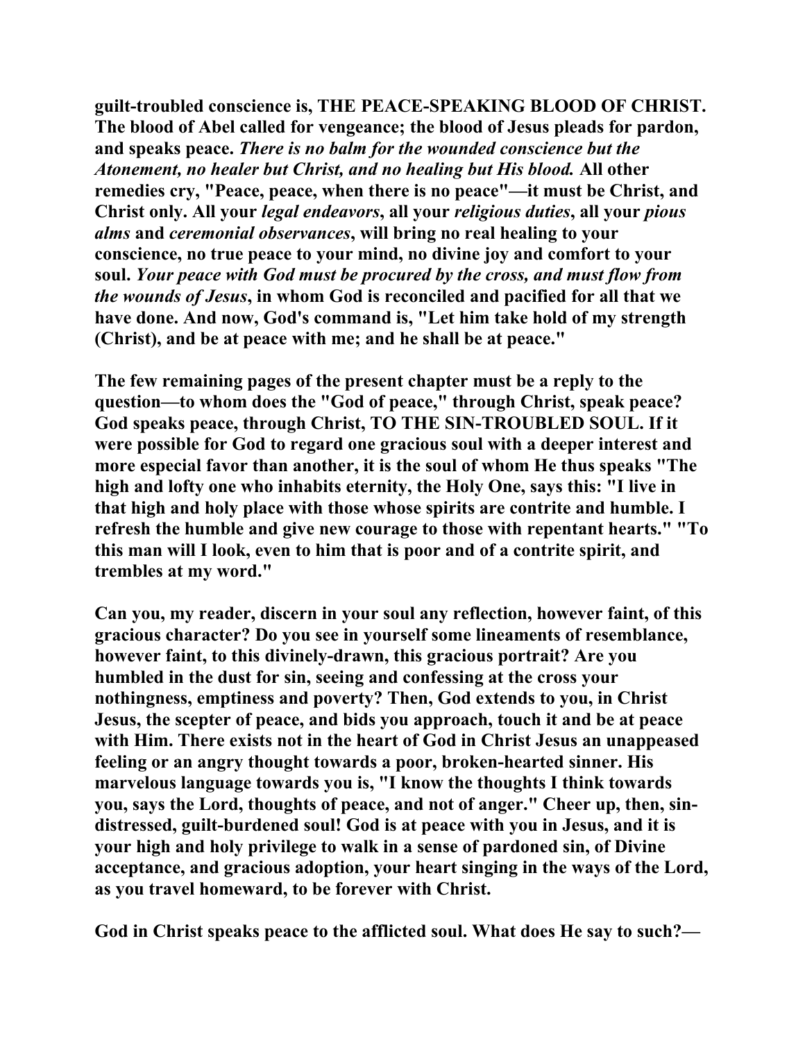guilt-troubled conscience is, THE PEACE-SPEAKING BLOOD OF CHRIST. The blood of Abel called for vengeance; the blood of Jesus pleads for pardon, and speaks peace. *There is no balm for the wounded conscience but the Atonement, no healer but Christ, and no healing but His blood.* All other remedies cry, "Peace, peace, when there is no peace"—it must be Christ, and Christ only. All your *legal endeavors*, all your *religious duties*, all your *pious alms* and *ceremonial observances*, will bring no real healing to your conscience, no true peace to your mind, no divine joy and comfort to your soul. *Your peace with God must be procured by the cross, and must flow from the wounds of Jesus*, in whom God is reconciled and pacified for all that we have done. And now, God's command is, "Let him take hold of my strength (Christ), and be at peace with me; and he shall be at peace."

The few remaining pages of the present chapter must be a reply to the question—to whom does the "God of peace," through Christ, speak peace? God speaks peace, through Christ, TO THE SIN-TROUBLED SOUL. If it were possible for God to regard one gracious soul with a deeper interest and more especial favor than another, it is the soul of whom He thus speaks "The high and lofty one who inhabits eternity, the Holy One, says this: "I live in that high and holy place with those whose spirits are contrite and humble. I refresh the humble and give new courage to those with repentant hearts." "To this man will I look, even to him that is poor and of a contrite spirit, and trembles at my word."

Can you, my reader, discern in your soul any reflection, however faint, of this gracious character? Do you see in yourself some lineaments of resemblance, however faint, to this divinely-drawn, this gracious portrait? Are you humbled in the dust for sin, seeing and confessing at the cross your nothingness, emptiness and poverty? Then, God extends to you, in Christ Jesus, the scepter of peace, and bids you approach, touch it and be at peace with Him. There exists not in the heart of God in Christ Jesus an unappeased feeling or an angry thought towards a poor, broken-hearted sinner. His marvelous language towards you is, "I know the thoughts I think towards you, says the Lord, thoughts of peace, and not of anger." Cheer up, then, sin-distressed, guilt-burdened soul! God is at peace with you in Jesus, and it is your high and holy privilege to walk in a sense of pardoned sin, of Divine acceptance, and gracious adoption, your heart singing in the ways of the Lord, as you travel homeward, to be forever with Christ.

God in Christ speaks peace to the afflicted soul. What does He say to such?—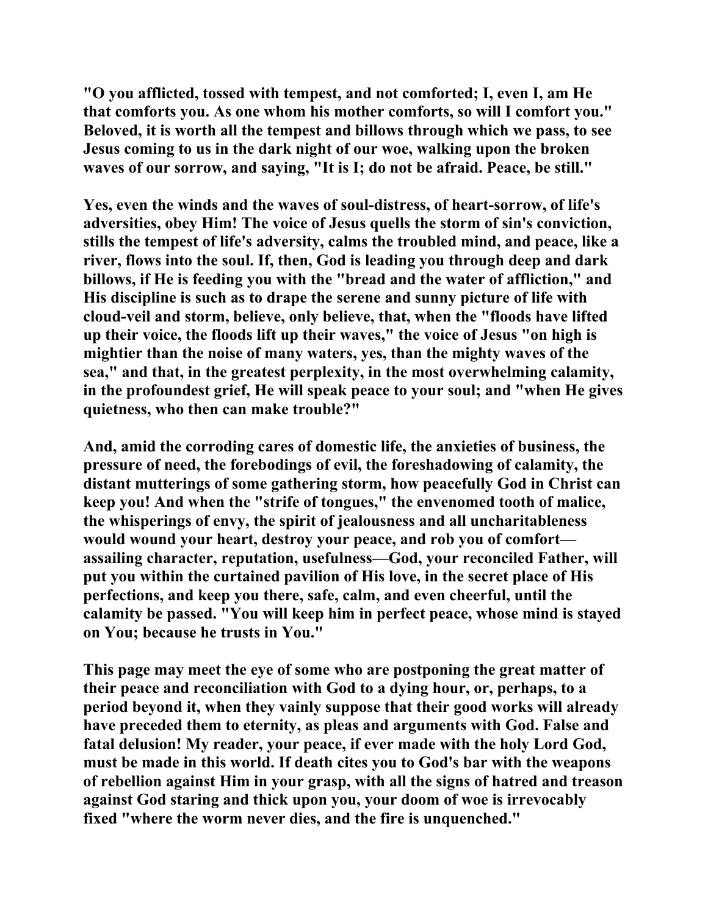"O you afflicted, tossed with tempest, and not comforted; I, even I, am He that comforts you. As one whom his mother comforts, so will I comfort you." Beloved, it is worth all the tempest and billows through which we pass, to see Jesus coming to us in the dark night of our woe, walking upon the broken waves of our sorrow, and saying, "It is I; do not be afraid. Peace, be still."

Yes, even the winds and the waves of soul-distress, of heart-sorrow, of life's adversities, obey Him! The voice of Jesus quells the storm of sin's conviction, stills the tempest of life's adversity, calms the troubled mind, and peace, like a river, flows into the soul. If, then, God is leading you through deep and dark billows, if He is feeding you with the "bread and the water of affliction," and His discipline is such as to drape the serene and sunny picture of life with cloud-veil and storm, believe, only believe, that, when the "floods have lifted up their voice, the floods lift up their waves," the voice of Jesus "on high is mightier than the noise of many waters, yes, than the mighty waves of the sea," and that, in the greatest perplexity, in the most overwhelming calamity, in the profoundest grief, He will speak peace to your soul; and "when He gives quietness, who then can make trouble?"

And, amid the corroding cares of domestic life, the anxieties of business, the pressure of need, the forebodings of evil, the foreshadowing of calamity, the distant mutterings of some gathering storm, how peacefully God in Christ can keep you! And when the "strife of tongues," the envenomed tooth of malice, the whisperings of envy, the spirit of jealousness and all uncharitableness would wound your heart, destroy your peace, and rob you of comfort—assailing character, reputation, usefulness—God, your reconciled Father, will put you within the curtained pavilion of His love, in the secret place of His perfections, and keep you there, safe, calm, and even cheerful, until the calamity be passed. "You will keep him in perfect peace, whose mind is stayed on You; because he trusts in You."

This page may meet the eye of some who are postponing the great matter of their peace and reconciliation with God to a dying hour, or, perhaps, to a period beyond it, when they vainly suppose that their good works will already have preceded them to eternity, as pleas and arguments with God. False and fatal delusion! My reader, your peace, if ever made with the holy Lord God, must be made in this world. If death cites you to God's bar with the weapons of rebellion against Him in your grasp, with all the signs of hatred and treason against God staring and thick upon you, your doom of woe is irrevocably fixed "where the worm never dies, and the fire is unquenched."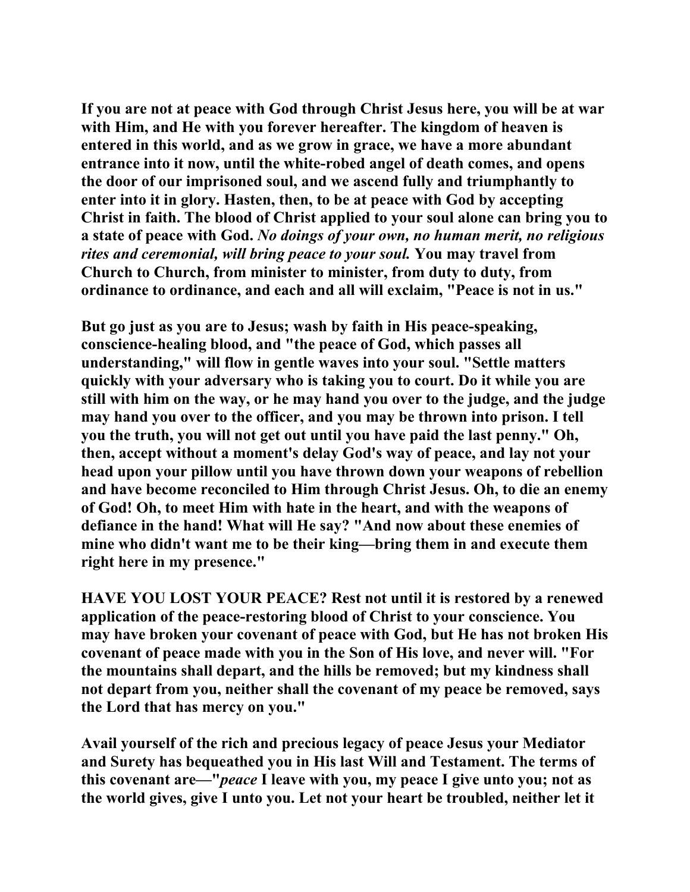**If you are not at peace with God through Christ Jesus here, you will be at war with Him, and He with you forever hereafter. The kingdom of heaven is entered in this world, and as we grow in grace, we have a more abundant entrance into it now, until the white-robed angel of death comes, and opens the door of our imprisoned soul, and we ascend fully and triumphantly to enter into it in glory. Hasten, then, to be at peace with God by accepting Christ in faith. The blood of Christ applied to your soul alone can bring you to a state of peace with God. *No doings of your own, no human merit, no religious rites and ceremonial, will bring peace to your soul.* You may travel from Church to Church, from minister to minister, from duty to duty, from ordinance to ordinance, and each and all will exclaim, "Peace is not in us."**

**But go just as you are to Jesus; wash by faith in His peace-speaking, conscience-healing blood, and "the peace of God, which passes all understanding," will flow in gentle waves into your soul. "Settle matters quickly with your adversary who is taking you to court. Do it while you are still with him on the way, or he may hand you over to the judge, and the judge may hand you over to the officer, and you may be thrown into prison. I tell you the truth, you will not get out until you have paid the last penny." Oh, then, accept without a moment's delay God's way of peace, and lay not your head upon your pillow until you have thrown down your weapons of rebellion and have become reconciled to Him through Christ Jesus. Oh, to die an enemy of God! Oh, to meet Him with hate in the heart, and with the weapons of defiance in the hand! What will He say? "And now about these enemies of mine who didn't want me to be their king—bring them in and execute them right here in my presence."**

**HAVE YOU LOST YOUR PEACE? Rest not until it is restored by a renewed application of the peace-restoring blood of Christ to your conscience. You may have broken your covenant of peace with God, but He has not broken His covenant of peace made with you in the Son of His love, and never will. "For the mountains shall depart, and the hills be removed; but my kindness shall not depart from you, neither shall the covenant of my peace be removed, says the Lord that has mercy on you."**

**Avail yourself of the rich and precious legacy of peace Jesus your Mediator and Surety has bequeathed you in His last Will and Testament. The terms of this covenant are—"*peace* I leave with you, my peace I give unto you; not as the world gives, give I unto you. Let not your heart be troubled, neither let it**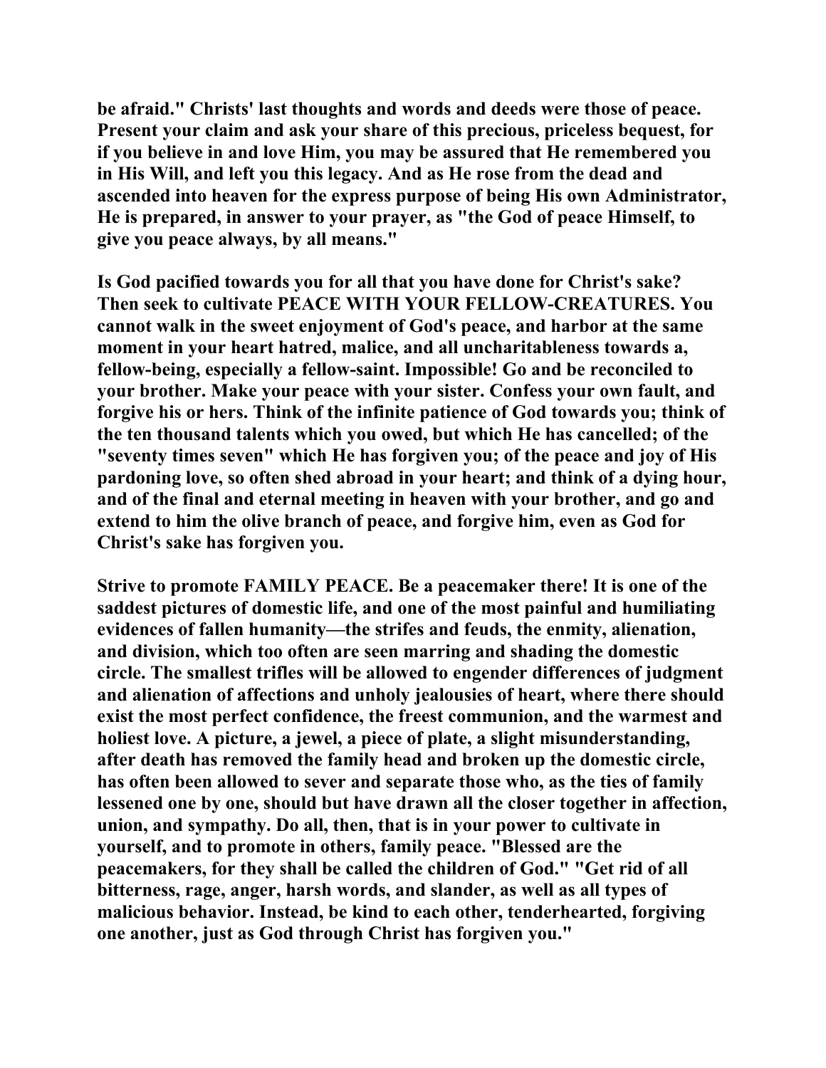be afraid." Christs' last thoughts and words and deeds were those of peace. Present your claim and ask your share of this precious, priceless bequest, for if you believe in and love Him, you may be assured that He remembered you in His Will, and left you this legacy. And as He rose from the dead and ascended into heaven for the express purpose of being His own Administrator, He is prepared, in answer to your prayer, as "the God of peace Himself, to give you peace always, by all means."

Is God pacified towards you for all that you have done for Christ's sake? Then seek to cultivate PEACE WITH YOUR FELLOW-CREATURES. You cannot walk in the sweet enjoyment of God's peace, and harbor at the same moment in your heart hatred, malice, and all uncharitableness towards a, fellow-being, especially a fellow-saint. Impossible! Go and be reconciled to your brother. Make your peace with your sister. Confess your own fault, and forgive his or hers. Think of the infinite patience of God towards you; think of the ten thousand talents which you owed, but which He has cancelled; of the "seventy times seven" which He has forgiven you; of the peace and joy of His pardoning love, so often shed abroad in your heart; and think of a dying hour, and of the final and eternal meeting in heaven with your brother, and go and extend to him the olive branch of peace, and forgive him, even as God for Christ's sake has forgiven you.

Strive to promote FAMILY PEACE. Be a peacemaker there! It is one of the saddest pictures of domestic life, and one of the most painful and humiliating evidences of fallen humanity—the strifes and feuds, the enmity, alienation, and division, which too often are seen marring and shading the domestic circle. The smallest trifles will be allowed to engender differences of judgment and alienation of affections and unholy jealousies of heart, where there should exist the most perfect confidence, the freest communion, and the warmest and holiest love. A picture, a jewel, a piece of plate, a slight misunderstanding, after death has removed the family head and broken up the domestic circle, has often been allowed to sever and separate those who, as the ties of family lessened one by one, should but have drawn all the closer together in affection, union, and sympathy. Do all, then, that is in your power to cultivate in yourself, and to promote in others, family peace. "Blessed are the peacemakers, for they shall be called the children of God." "Get rid of all bitterness, rage, anger, harsh words, and slander, as well as all types of malicious behavior. Instead, be kind to each other, tenderhearted, forgiving one another, just as God through Christ has forgiven you."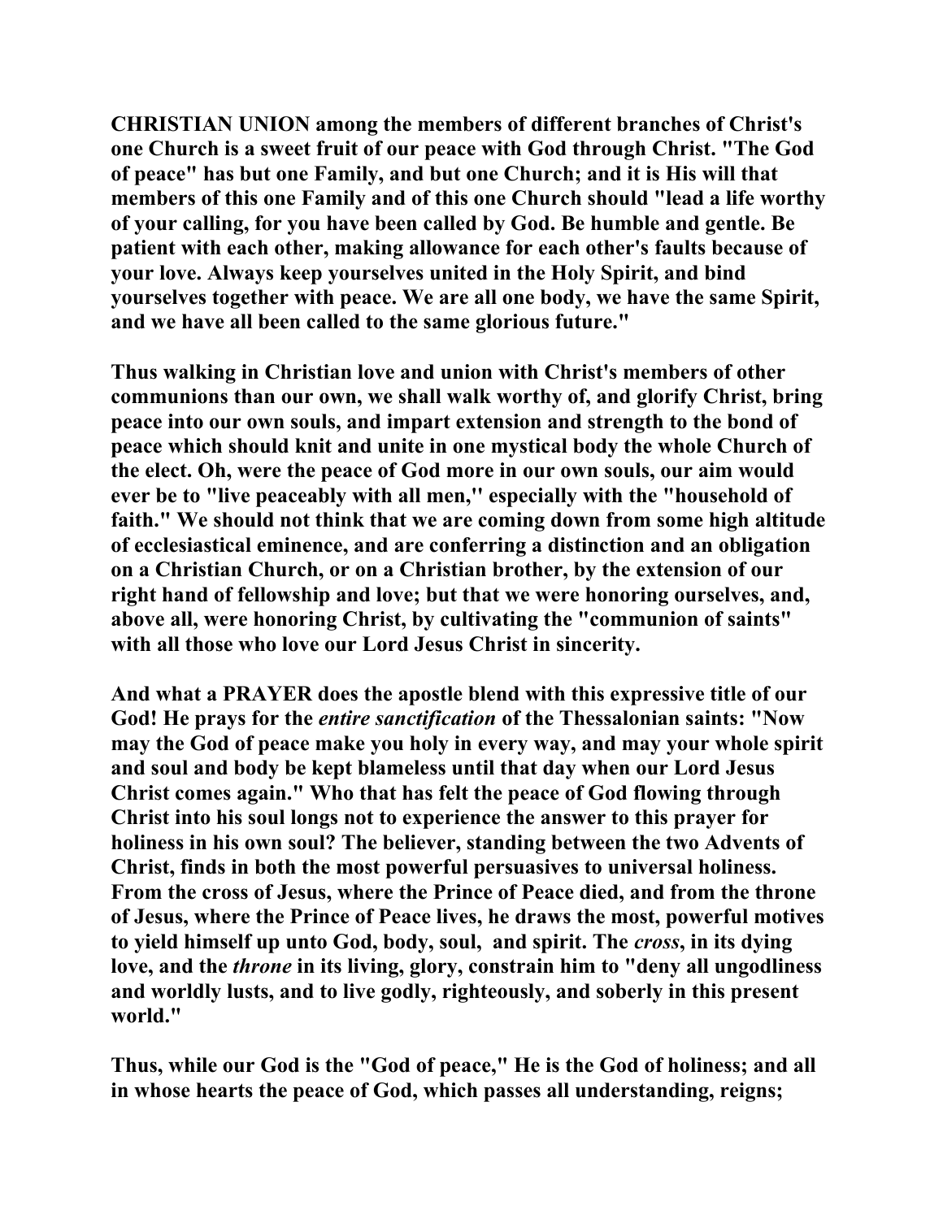**CHRISTIAN UNION among the members of different branches of Christ's one Church is a sweet fruit of our peace with God through Christ. "The God of peace" has but one Family, and but one Church; and it is His will that members of this one Family and of this one Church should "lead a life worthy of your calling, for you have been called by God. Be humble and gentle. Be patient with each other, making allowance for each other's faults because of your love. Always keep yourselves united in the Holy Spirit, and bind yourselves together with peace. We are all one body, we have the same Spirit, and we have all been called to the same glorious future."**

**Thus walking in Christian love and union with Christ's members of other communions than our own, we shall walk worthy of, and glorify Christ, bring peace into our own souls, and impart extension and strength to the bond of peace which should knit and unite in one mystical body the whole Church of the elect. Oh, were the peace of God more in our own souls, our aim would ever be to "live peaceably with all men," especially with the "household of faith." We should not think that we are coming down from some high altitude of ecclesiastical eminence, and are conferring a distinction and an obligation on a Christian Church, or on a Christian brother, by the extension of our right hand of fellowship and love; but that we were honoring ourselves, and, above all, were honoring Christ, by cultivating the "communion of saints" with all those who love our Lord Jesus Christ in sincerity.**

**And what a PRAYER does the apostle blend with this expressive title of our God! He prays for the *entire sanctification* of the Thessalonian saints: "Now may the God of peace make you holy in every way, and may your whole spirit and soul and body be kept blameless until that day when our Lord Jesus Christ comes again." Who that has felt the peace of God flowing through Christ into his soul longs not to experience the answer to this prayer for holiness in his own soul? The believer, standing between the two Advents of Christ, finds in both the most powerful persuasives to universal holiness. From the cross of Jesus, where the Prince of Peace died, and from the throne of Jesus, where the Prince of Peace lives, he draws the most, powerful motives to yield himself up unto God, body, soul, and spirit. The *cross*, in its dying love, and the *throne* in its living, glory, constrain him to "deny all ungodliness and worldly lusts, and to live godly, righteously, and soberly in this present world."**

**Thus, while our God is the "God of peace," He is the God of holiness; and all in whose hearts the peace of God, which passes all understanding, reigns;**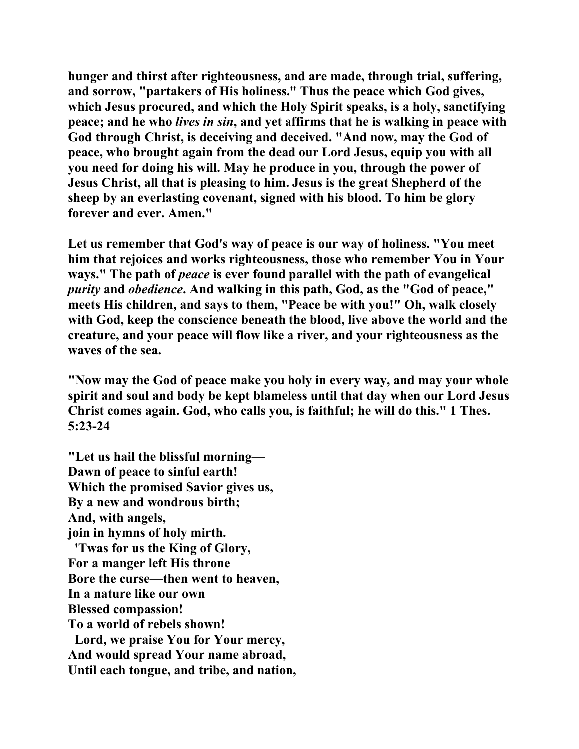**hunger and thirst after righteousness, and are made, through trial, suffering, and sorrow, "partakers of His holiness." Thus the peace which God gives, which Jesus procured, and which the Holy Spirit speaks, is a holy, sanctifying peace; and he who *lives in sin*, and yet affirms that he is walking in peace with God through Christ, is deceiving and deceived. "And now, may the God of peace, who brought again from the dead our Lord Jesus, equip you with all you need for doing his will. May he produce in you, through the power of Jesus Christ, all that is pleasing to him. Jesus is the great Shepherd of the sheep by an everlasting covenant, signed with his blood. To him be glory forever and ever. Amen."**

**Let us remember that God's way of peace is our way of holiness. "You meet him that rejoices and works righteousness, those who remember You in Your ways." The path of *peace* is ever found parallel with the path of evangelical *purity* and *obedience*. And walking in this path, God, as the "God of peace," meets His children, and says to them, "Peace be with you!" Oh, walk closely with God, keep the conscience beneath the blood, live above the world and the creature, and your peace will flow like a river, and your righteousness as the waves of the sea.**

**"Now may the God of peace make you holy in every way, and may your whole spirit and soul and body be kept blameless until that day when our Lord Jesus Christ comes again. God, who calls you, is faithful; he will do this." 1 Thes. 5:23-24**

**"Let us hail the blissful morning—**
**Dawn of peace to sinful earth!**
**Which the promised Savior gives us,**
**By a new and wondrous birth;**
**And, with angels,**
**join in hymns of holy mirth.**
**'Twas for us the King of Glory,**
**For a manger left His throne**
**Bore the curse—then went to heaven,**
**In a nature like our own**
**Blessed compassion!**
**To a world of rebels shown!**
**Lord, we praise You for Your mercy,**
**And would spread Your name abroad,**
**Until each tongue, and tribe, and nation,**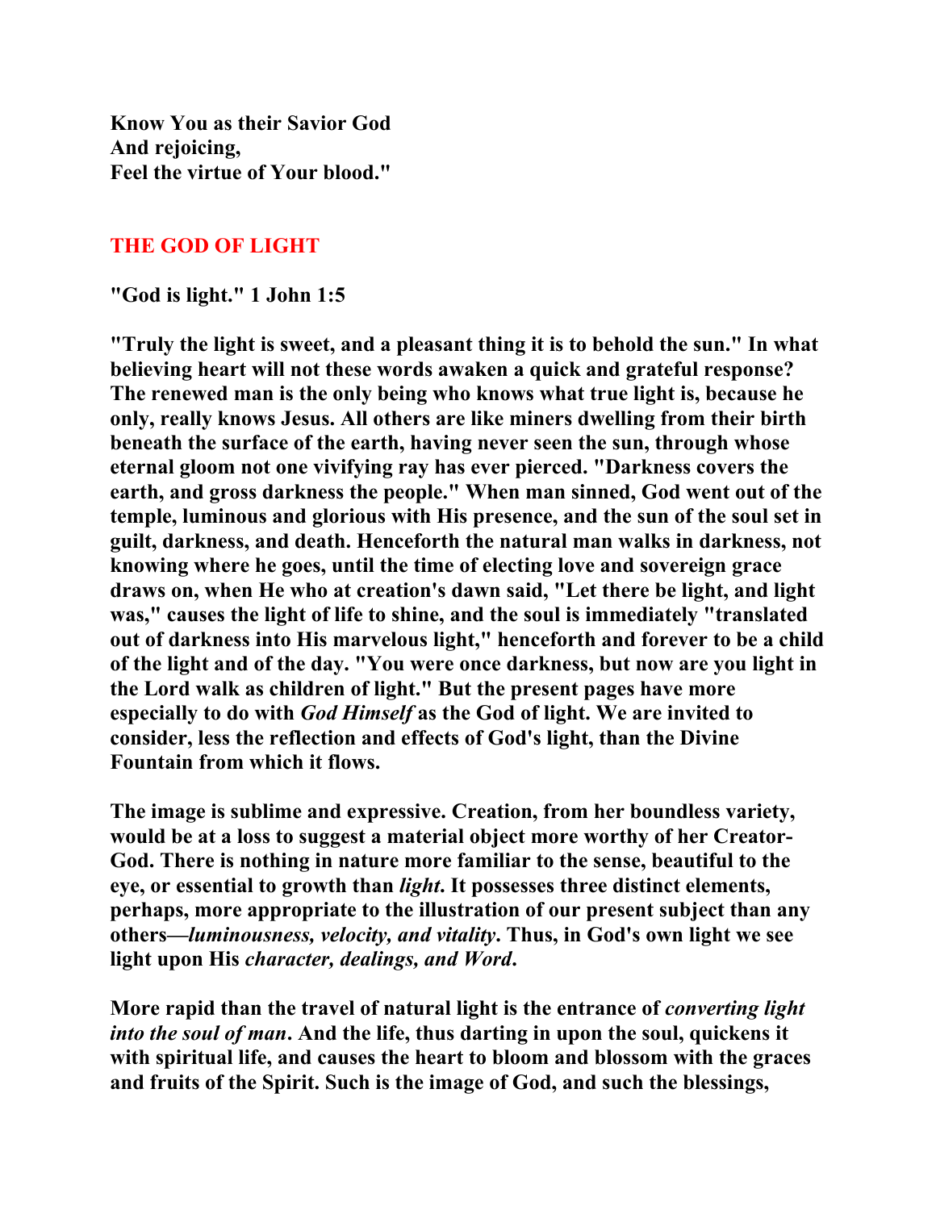**Know You as their Savior God**
**And rejoicing,**
**Feel the virtue of Your blood."**

## THE GOD OF LIGHT

**"God is light." 1 John 1:5**

**"Truly the light is sweet, and a pleasant thing it is to behold the sun." In what believing heart will not these words awaken a quick and grateful response? The renewed man is the only being who knows what true light is, because he only, really knows Jesus. All others are like miners dwelling from their birth beneath the surface of the earth, having never seen the sun, through whose eternal gloom not one vivifying ray has ever pierced. "Darkness covers the earth, and gross darkness the people." When man sinned, God went out of the temple, luminous and glorious with His presence, and the sun of the soul set in guilt, darkness, and death. Henceforth the natural man walks in darkness, not knowing where he goes, until the time of electing love and sovereign grace draws on, when He who at creation's dawn said, "Let there be light, and light was," causes the light of life to shine, and the soul is immediately "translated out of darkness into His marvelous light," henceforth and forever to be a child of the light and of the day. "You were once darkness, but now are you light in the Lord walk as children of light." But the present pages have more especially to do with *God Himself* as the God of light. We are invited to consider, less the reflection and effects of God's light, than the Divine Fountain from which it flows.**

**The image is sublime and expressive. Creation, from her boundless variety, would be at a loss to suggest a material object more worthy of her Creator-God. There is nothing in nature more familiar to the sense, beautiful to the eye, or essential to growth than *light*. It possesses three distinct elements, perhaps, more appropriate to the illustration of our present subject than any others—*luminousness, velocity, and vitality*. Thus, in God's own light we see light upon His *character, dealings, and Word*.**

**More rapid than the travel of natural light is the entrance of *converting light into the soul of man*. And the life, thus darting in upon the soul, quickens it with spiritual life, and causes the heart to bloom and blossom with the graces and fruits of the Spirit. Such is the image of God, and such the blessings,**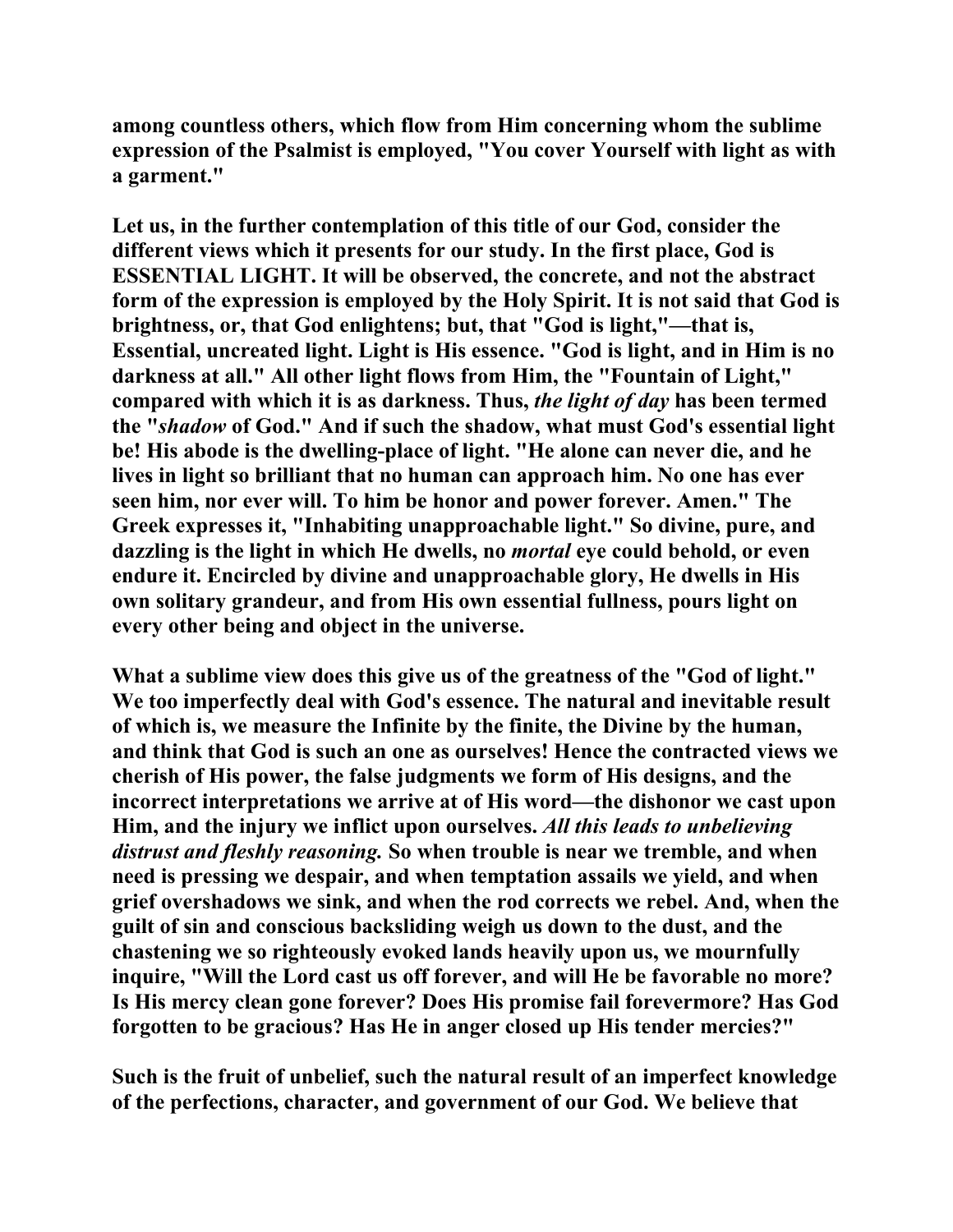**among countless others, which flow from Him concerning whom the sublime expression of the Psalmist is employed, "You cover Yourself with light as with a garment."**

**Let us, in the further contemplation of this title of our God, consider the different views which it presents for our study. In the first place, God is ESSENTIAL LIGHT. It will be observed, the concrete, and not the abstract form of the expression is employed by the Holy Spirit. It is not said that God is brightness, or, that God enlightens; but, that "God is light,"—that is, Essential, uncreated light. Light is His essence. "God is light, and in Him is no darkness at all." All other light flows from Him, the "Fountain of Light," compared with which it is as darkness. Thus, *the light of day* has been termed the "*shadow* of God." And if such the shadow, what must God's essential light be! His abode is the dwelling-place of light. "He alone can never die, and he lives in light so brilliant that no human can approach him. No one has ever seen him, nor ever will. To him be honor and power forever. Amen." The Greek expresses it, "Inhabiting unapproachable light." So divine, pure, and dazzling is the light in which He dwells, no *mortal* eye could behold, or even endure it. Encircled by divine and unapproachable glory, He dwells in His own solitary grandeur, and from His own essential fullness, pours light on every other being and object in the universe.**

**What a sublime view does this give us of the greatness of the "God of light." We too imperfectly deal with God's essence. The natural and inevitable result of which is, we measure the Infinite by the finite, the Divine by the human, and think that God is such an one as ourselves! Hence the contracted views we cherish of His power, the false judgments we form of His designs, and the incorrect interpretations we arrive at of His word—the dishonor we cast upon Him, and the injury we inflict upon ourselves. *All this leads to unbelieving distrust and fleshly reasoning.* So when trouble is near we tremble, and when need is pressing we despair, and when temptation assails we yield, and when grief overshadows we sink, and when the rod corrects we rebel. And, when the guilt of sin and conscious backsliding weigh us down to the dust, and the chastening we so righteously evoked lands heavily upon us, we mournfully inquire, "Will the Lord cast us off forever, and will He be favorable no more? Is His mercy clean gone forever? Does His promise fail forevermore? Has God forgotten to be gracious? Has He in anger closed up His tender mercies?"**

**Such is the fruit of unbelief, such the natural result of an imperfect knowledge of the perfections, character, and government of our God. We believe that**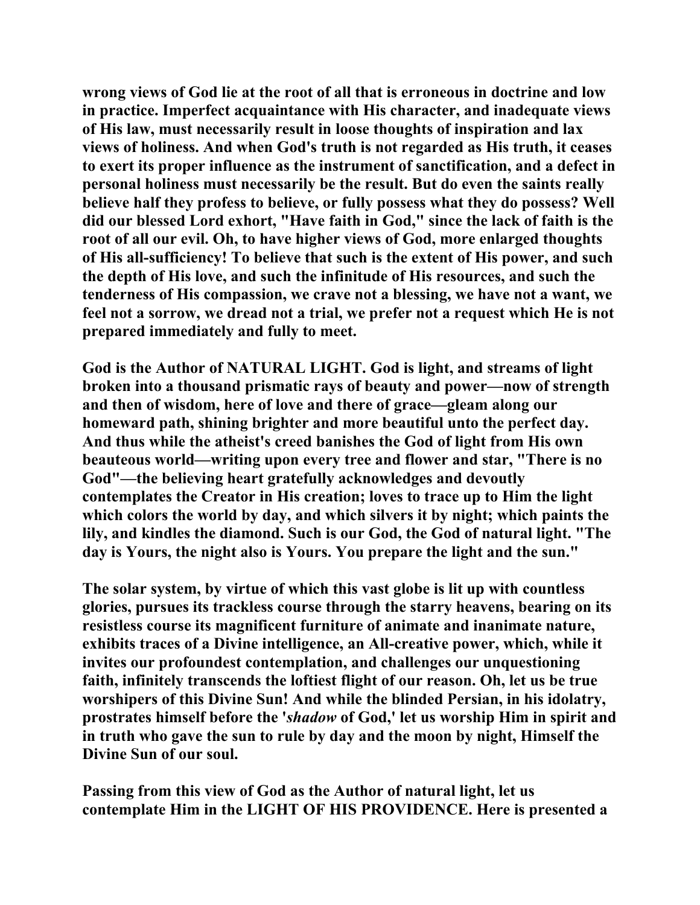**wrong views of God lie at the root of all that is erroneous in doctrine and low in practice. Imperfect acquaintance with His character, and inadequate views of His law, must necessarily result in loose thoughts of inspiration and lax views of holiness. And when God's truth is not regarded as His truth, it ceases to exert its proper influence as the instrument of sanctification, and a defect in personal holiness must necessarily be the result. But do even the saints really believe half they profess to believe, or fully possess what they do possess? Well did our blessed Lord exhort, "Have faith in God," since the lack of faith is the root of all our evil. Oh, to have higher views of God, more enlarged thoughts of His all-sufficiency! To believe that such is the extent of His power, and such the depth of His love, and such the infinitude of His resources, and such the tenderness of His compassion, we crave not a blessing, we have not a want, we feel not a sorrow, we dread not a trial, we prefer not a request which He is not prepared immediately and fully to meet.**

**God is the Author of NATURAL LIGHT. God is light, and streams of light broken into a thousand prismatic rays of beauty and power—now of strength and then of wisdom, here of love and there of grace—gleam along our homeward path, shining brighter and more beautiful unto the perfect day. And thus while the atheist's creed banishes the God of light from His own beauteous world—writing upon every tree and flower and star, "There is no God"—the believing heart gratefully acknowledges and devoutly contemplates the Creator in His creation; loves to trace up to Him the light which colors the world by day, and which silvers it by night; which paints the lily, and kindles the diamond. Such is our God, the God of natural light. "The day is Yours, the night also is Yours. You prepare the light and the sun."**

**The solar system, by virtue of which this vast globe is lit up with countless glories, pursues its trackless course through the starry heavens, bearing on its resistless course its magnificent furniture of animate and inanimate nature, exhibits traces of a Divine intelligence, an All-creative power, which, while it invites our profoundest contemplation, and challenges our unquestioning faith, infinitely transcends the loftiest flight of our reason. Oh, let us be true worshipers of this Divine Sun! And while the blinded Persian, in his idolatry, prostrates himself before the '*shadow* of God,' let us worship Him in spirit and in truth who gave the sun to rule by day and the moon by night, Himself the Divine Sun of our soul.**

**Passing from this view of God as the Author of natural light, let us contemplate Him in the LIGHT OF HIS PROVIDENCE. Here is presented a**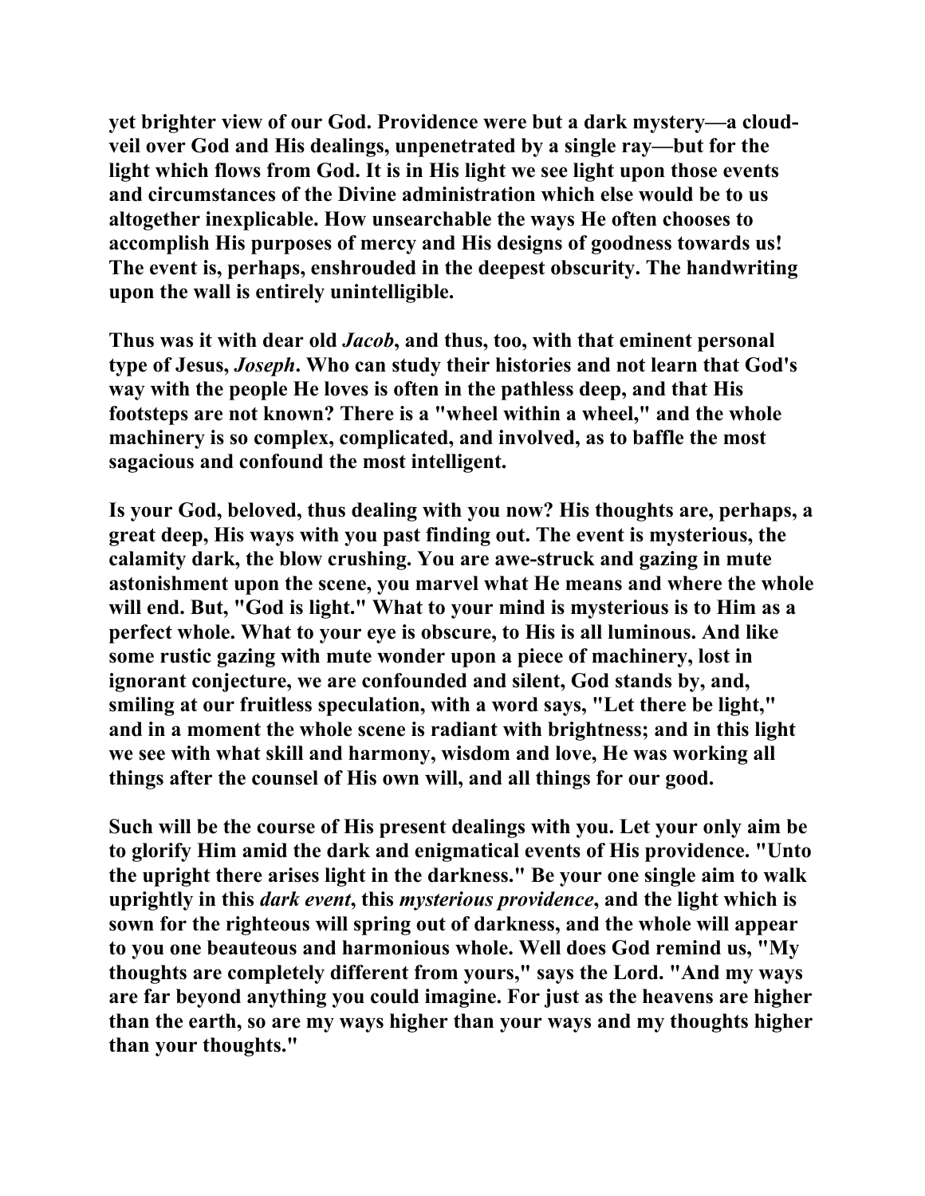yet brighter view of our God. Providence were but a dark mystery—a cloud-veil over God and His dealings, unpenetrated by a single ray—but for the light which flows from God. It is in His light we see light upon those events and circumstances of the Divine administration which else would be to us altogether inexplicable. How unsearchable the ways He often chooses to accomplish His purposes of mercy and His designs of goodness towards us! The event is, perhaps, enshrouded in the deepest obscurity. The handwriting upon the wall is entirely unintelligible.

Thus was it with dear old *Jacob*, and thus, too, with that eminent personal type of Jesus, *Joseph*. Who can study their histories and not learn that God's way with the people He loves is often in the pathless deep, and that His footsteps are not known? There is a "wheel within a wheel," and the whole machinery is so complex, complicated, and involved, as to baffle the most sagacious and confound the most intelligent.

Is your God, beloved, thus dealing with you now? His thoughts are, perhaps, a great deep, His ways with you past finding out. The event is mysterious, the calamity dark, the blow crushing. You are awe-struck and gazing in mute astonishment upon the scene, you marvel what He means and where the whole will end. But, "God is light." What to your mind is mysterious is to Him as a perfect whole. What to your eye is obscure, to His is all luminous. And like some rustic gazing with mute wonder upon a piece of machinery, lost in ignorant conjecture, we are confounded and silent, God stands by, and, smiling at our fruitless speculation, with a word says, "Let there be light," and in a moment the whole scene is radiant with brightness; and in this light we see with what skill and harmony, wisdom and love, He was working all things after the counsel of His own will, and all things for our good.

Such will be the course of His present dealings with you. Let your only aim be to glorify Him amid the dark and enigmatical events of His providence. "Unto the upright there arises light in the darkness." Be your one single aim to walk uprightly in this *dark event*, this *mysterious providence*, and the light which is sown for the righteous will spring out of darkness, and the whole will appear to you one beauteous and harmonious whole. Well does God remind us, "My thoughts are completely different from yours," says the Lord. "And my ways are far beyond anything you could imagine. For just as the heavens are higher than the earth, so are my ways higher than your ways and my thoughts higher than your thoughts."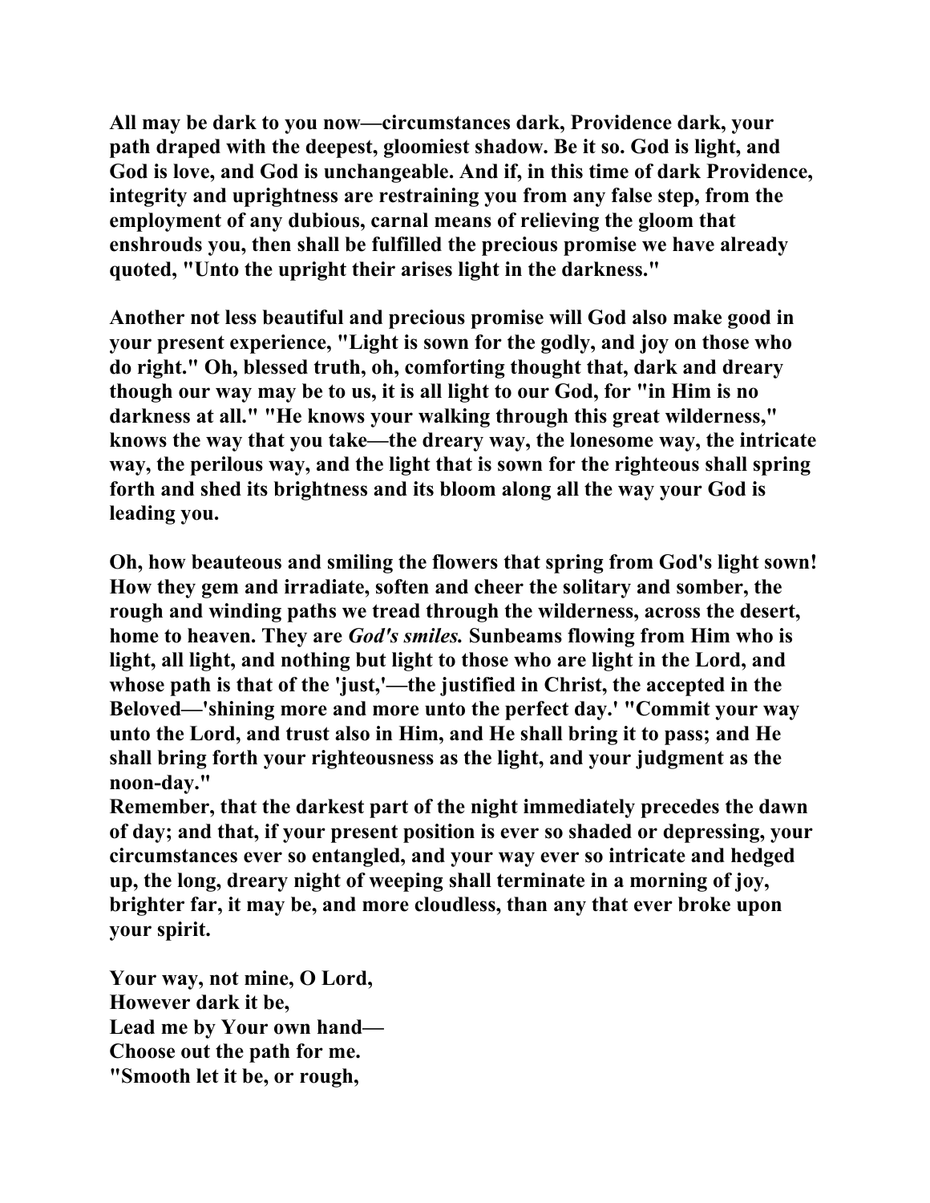**All may be dark to you now—circumstances dark, Providence dark, your path draped with the deepest, gloomiest shadow. Be it so. God is light, and God is love, and God is unchangeable. And if, in this time of dark Providence, integrity and uprightness are restraining you from any false step, from the employment of any dubious, carnal means of relieving the gloom that enshrouds you, then shall be fulfilled the precious promise we have already quoted, "Unto the upright their arises light in the darkness."**

**Another not less beautiful and precious promise will God also make good in your present experience, "Light is sown for the godly, and joy on those who do right." Oh, blessed truth, oh, comforting thought that, dark and dreary though our way may be to us, it is all light to our God, for "in Him is no darkness at all." "He knows your walking through this great wilderness," knows the way that you take—the dreary way, the lonesome way, the intricate way, the perilous way, and the light that is sown for the righteous shall spring forth and shed its brightness and its bloom along all the way your God is leading you.**

**Oh, how beauteous and smiling the flowers that spring from God's light sown! How they gem and irradiate, soften and cheer the solitary and somber, the rough and winding paths we tread through the wilderness, across the desert, home to heaven. They are *God's smiles.* Sunbeams flowing from Him who is light, all light, and nothing but light to those who are light in the Lord, and whose path is that of the 'just,'—the justified in Christ, the accepted in the Beloved—'shining more and more unto the perfect day.' "Commit your way unto the Lord, and trust also in Him, and He shall bring it to pass; and He shall bring forth your righteousness as the light, and your judgment as the noon-day."**

**Remember, that the darkest part of the night immediately precedes the dawn of day; and that, if your present position is ever so shaded or depressing, your circumstances ever so entangled, and your way ever so intricate and hedged up, the long, dreary night of weeping shall terminate in a morning of joy, brighter far, it may be, and more cloudless, than any that ever broke upon your spirit.**

**Your way, not mine, O Lord,**
**However dark it be,**
**Lead me by Your own hand—**
**Choose out the path for me.**
**"Smooth let it be, or rough,**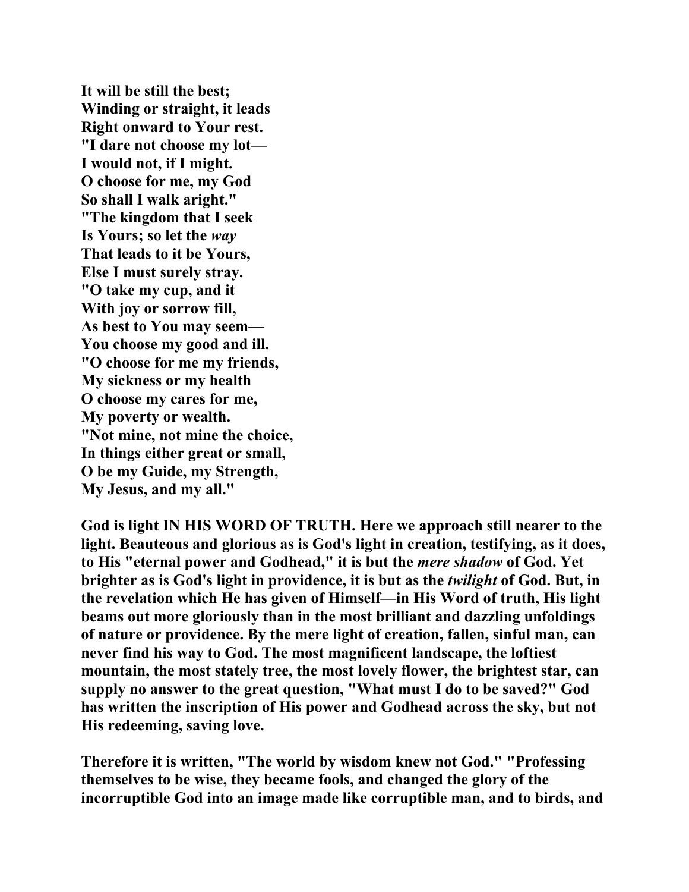**It will be still the best;**
**Winding or straight, it leads**
**Right onward to Your rest.**
**"I dare not choose my lot—**
**I would not, if I might.**
**O choose for me, my God**
**So shall I walk aright."**
**"The kingdom that I seek**
**Is Yours; so let the *way***
**That leads to it be Yours,**
**Else I must surely stray.**
**"O take my cup, and it**
**With joy or sorrow fill,**
**As best to You may seem—**
**You choose my good and ill.**
**"O choose for me my friends,**
**My sickness or my health**
**O choose my cares for me,**
**My poverty or wealth.**
**"Not mine, not mine the choice,**
**In things either great or small,**
**O be my Guide, my Strength,**
**My Jesus, and my all."**

**God is light IN HIS WORD OF TRUTH. Here we approach still nearer to the light. Beauteous and glorious as is God's light in creation, testifying, as it does, to His "eternal power and Godhead," it is but the *mere shadow* of God. Yet brighter as is God's light in providence, it is but as the *twilight* of God. But, in the revelation which He has given of Himself—in His Word of truth, His light beams out more gloriously than in the most brilliant and dazzling unfoldings of nature or providence. By the mere light of creation, fallen, sinful man, can never find his way to God. The most magnificent landscape, the loftiest mountain, the most stately tree, the most lovely flower, the brightest star, can supply no answer to the great question, "What must I do to be saved?" God has written the inscription of His power and Godhead across the sky, but not His redeeming, saving love.**

**Therefore it is written, "The world by wisdom knew not God." "Professing themselves to be wise, they became fools, and changed the glory of the incorruptible God into an image made like corruptible man, and to birds, and**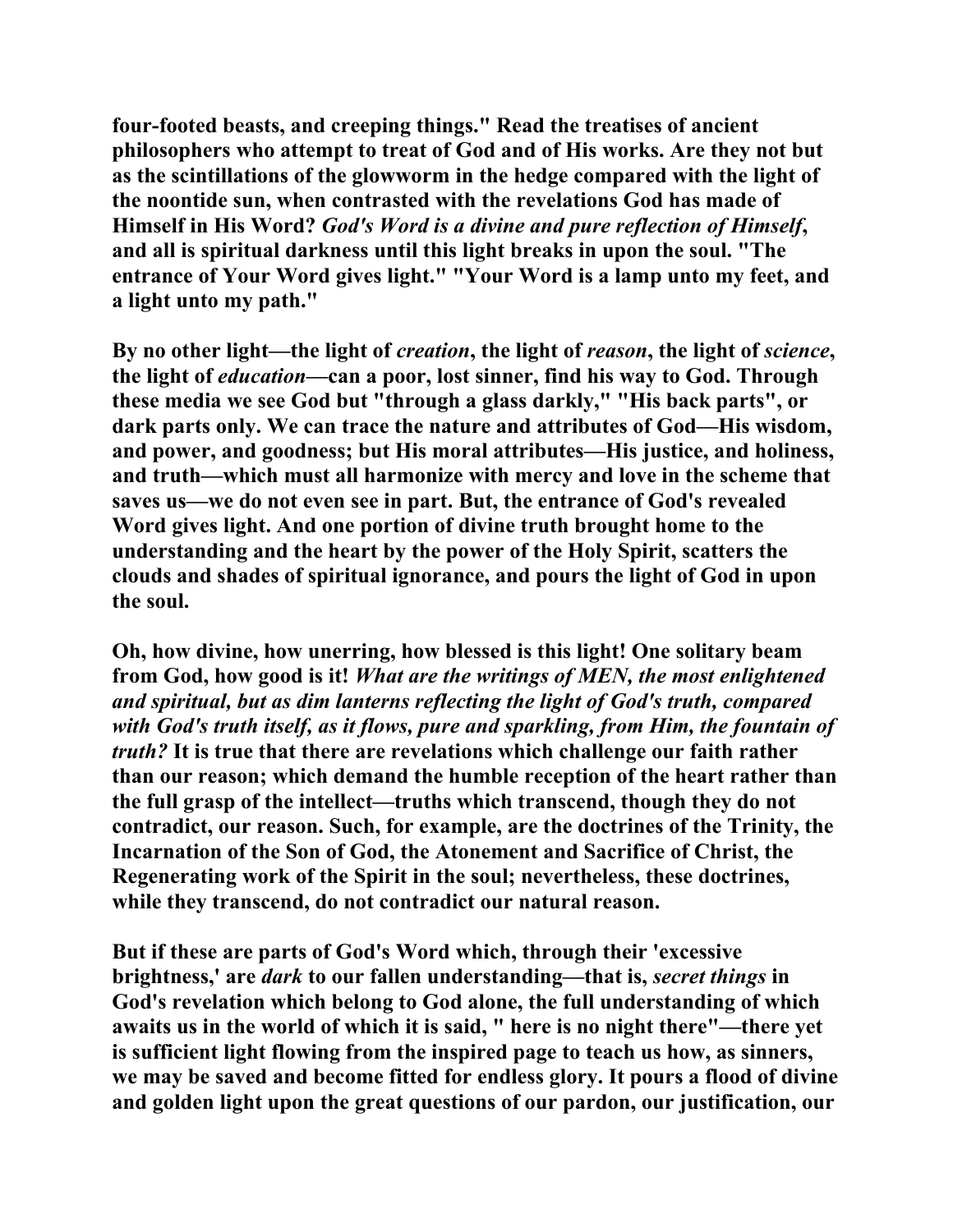**four-footed beasts, and creeping things." Read the treatises of ancient philosophers who attempt to treat of God and of His works. Are they not but as the scintillations of the glowworm in the hedge compared with the light of the noontide sun, when contrasted with the revelations God has made of Himself in His Word? *God's Word is a divine and pure reflection of Himself*, and all is spiritual darkness until this light breaks in upon the soul. "The entrance of Your Word gives light." "Your Word is a lamp unto my feet, and a light unto my path."**

**By no other light—the light of *creation*, the light of *reason*, the light of *science*, the light of *education*—can a poor, lost sinner, find his way to God. Through these media we see God but "through a glass darkly," "His back parts", or dark parts only. We can trace the nature and attributes of God—His wisdom, and power, and goodness; but His moral attributes—His justice, and holiness, and truth—which must all harmonize with mercy and love in the scheme that saves us—we do not even see in part. But, the entrance of God's revealed Word gives light. And one portion of divine truth brought home to the understanding and the heart by the power of the Holy Spirit, scatters the clouds and shades of spiritual ignorance, and pours the light of God in upon the soul.**

**Oh, how divine, how unerring, how blessed is this light! One solitary beam from God, how good is it! *What are the writings of MEN, the most enlightened and spiritual, but as dim lanterns reflecting the light of God's truth, compared with God's truth itself, as it flows, pure and sparkling, from Him, the fountain of truth?* It is true that there are revelations which challenge our faith rather than our reason; which demand the humble reception of the heart rather than the full grasp of the intellect—truths which transcend, though they do not contradict, our reason. Such, for example, are the doctrines of the Trinity, the Incarnation of the Son of God, the Atonement and Sacrifice of Christ, the Regenerating work of the Spirit in the soul; nevertheless, these doctrines, while they transcend, do not contradict our natural reason.**

**But if these are parts of God's Word which, through their 'excessive brightness,' are *dark* to our fallen understanding—that is, *secret things* in God's revelation which belong to God alone, the full understanding of which awaits us in the world of which it is said, " here is no night there"—there yet is sufficient light flowing from the inspired page to teach us how, as sinners, we may be saved and become fitted for endless glory. It pours a flood of divine and golden light upon the great questions of our pardon, our justification, our**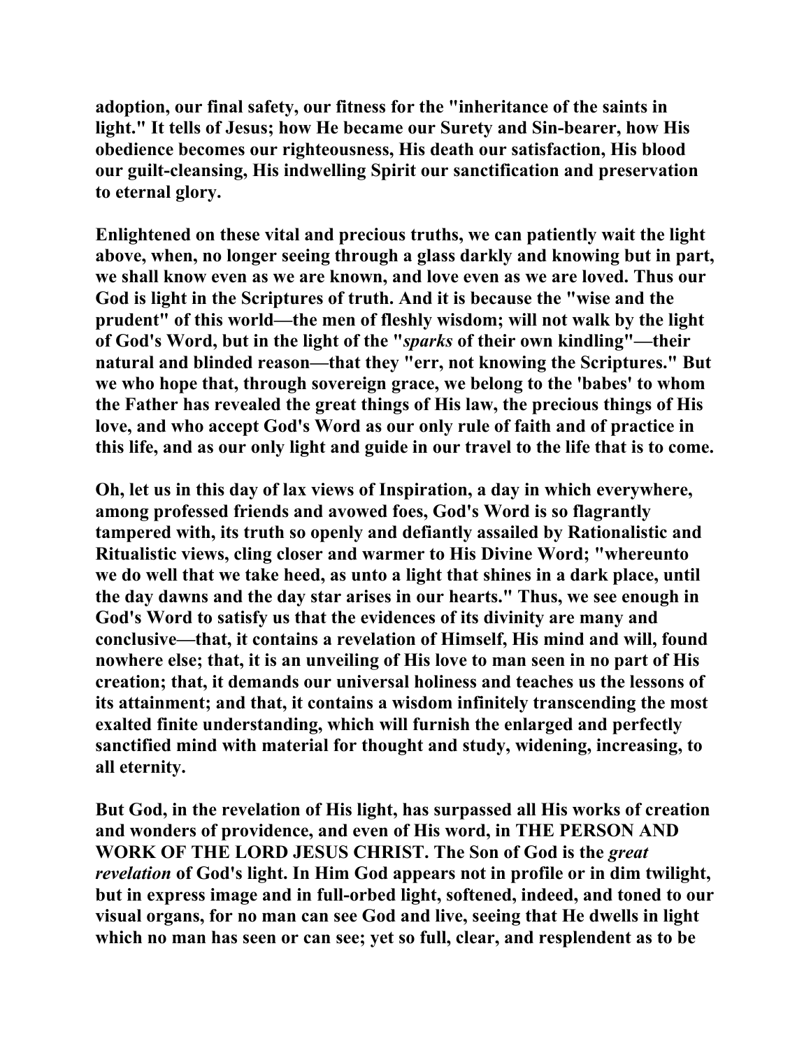adoption, our final safety, our fitness for the "inheritance of the saints in light." It tells of Jesus; how He became our Surety and Sin-bearer, how His obedience becomes our righteousness, His death our satisfaction, His blood our guilt-cleansing, His indwelling Spirit our sanctification and preservation to eternal glory.

Enlightened on these vital and precious truths, we can patiently wait the light above, when, no longer seeing through a glass darkly and knowing but in part, we shall know even as we are known, and love even as we are loved. Thus our God is light in the Scriptures of truth. And it is because the "wise and the prudent" of this world—the men of fleshly wisdom; will not walk by the light of God's Word, but in the light of the "*sparks* of their own kindling"—their natural and blinded reason—that they "err, not knowing the Scriptures." But we who hope that, through sovereign grace, we belong to the 'babes' to whom the Father has revealed the great things of His law, the precious things of His love, and who accept God's Word as our only rule of faith and of practice in this life, and as our only light and guide in our travel to the life that is to come.

Oh, let us in this day of lax views of Inspiration, a day in which everywhere, among professed friends and avowed foes, God's Word is so flagrantly tampered with, its truth so openly and defiantly assailed by Rationalistic and Ritualistic views, cling closer and warmer to His Divine Word; "whereunto we do well that we take heed, as unto a light that shines in a dark place, until the day dawns and the day star arises in our hearts." Thus, we see enough in God's Word to satisfy us that the evidences of its divinity are many and conclusive—that, it contains a revelation of Himself, His mind and will, found nowhere else; that, it is an unveiling of His love to man seen in no part of His creation; that, it demands our universal holiness and teaches us the lessons of its attainment; and that, it contains a wisdom infinitely transcending the most exalted finite understanding, which will furnish the enlarged and perfectly sanctified mind with material for thought and study, widening, increasing, to all eternity.

But God, in the revelation of His light, has surpassed all His works of creation and wonders of providence, and even of His word, in THE PERSON AND WORK OF THE LORD JESUS CHRIST. The Son of God is the *great revelation* of God's light. In Him God appears not in profile or in dim twilight, but in express image and in full-orbed light, softened, indeed, and toned to our visual organs, for no man can see God and live, seeing that He dwells in light which no man has seen or can see; yet so full, clear, and resplendent as to be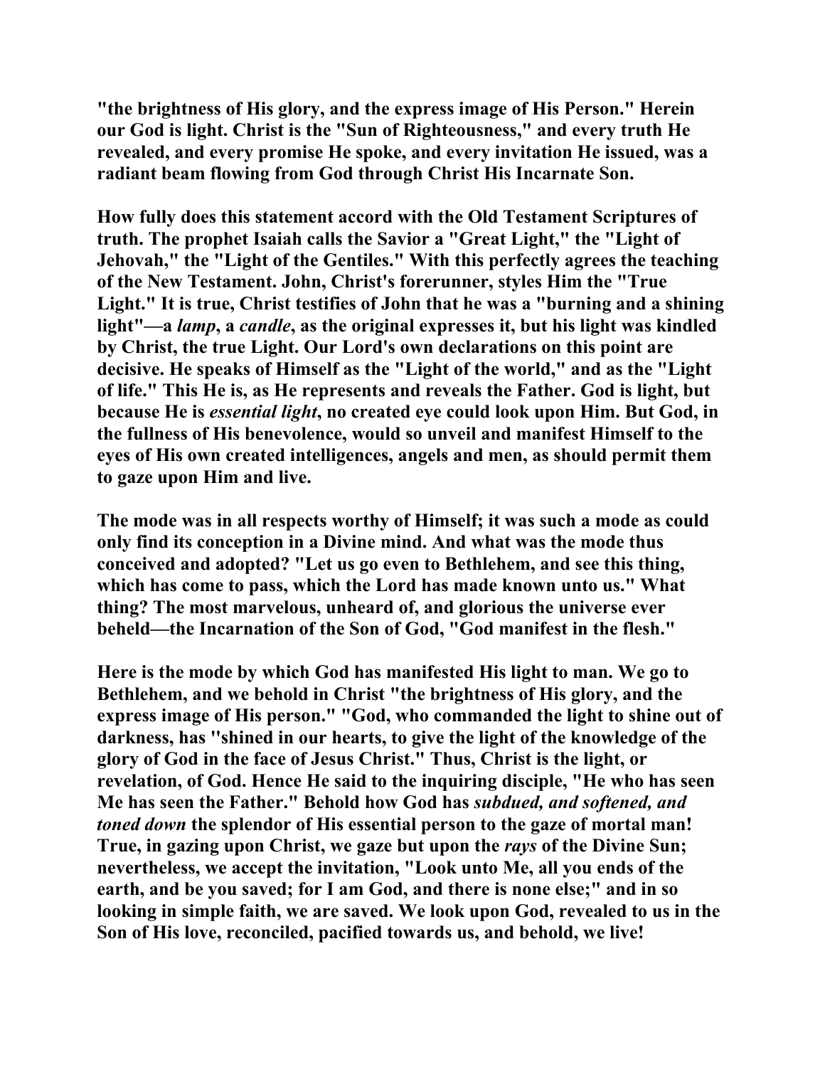"the brightness of His glory, and the express image of His Person." Herein our God is light. Christ is the "Sun of Righteousness," and every truth He revealed, and every promise He spoke, and every invitation He issued, was a radiant beam flowing from God through Christ His Incarnate Son.

How fully does this statement accord with the Old Testament Scriptures of truth. The prophet Isaiah calls the Savior a "Great Light," the "Light of Jehovah," the "Light of the Gentiles." With this perfectly agrees the teaching of the New Testament. John, Christ's forerunner, styles Him the "True Light." It is true, Christ testifies of John that he was a "burning and a shining light"—a *lamp*, a *candle*, as the original expresses it, but his light was kindled by Christ, the true Light. Our Lord's own declarations on this point are decisive. He speaks of Himself as the "Light of the world," and as the "Light of life." This He is, as He represents and reveals the Father. God is light, but because He is *essential light*, no created eye could look upon Him. But God, in the fullness of His benevolence, would so unveil and manifest Himself to the eyes of His own created intelligences, angels and men, as should permit them to gaze upon Him and live.

The mode was in all respects worthy of Himself; it was such a mode as could only find its conception in a Divine mind. And what was the mode thus conceived and adopted? "Let us go even to Bethlehem, and see this thing, which has come to pass, which the Lord has made known unto us." What thing? The most marvelous, unheard of, and glorious the universe ever beheld—the Incarnation of the Son of God, "God manifest in the flesh."

Here is the mode by which God has manifested His light to man. We go to Bethlehem, and we behold in Christ "the brightness of His glory, and the express image of His person." "God, who commanded the light to shine out of darkness, has "shined in our hearts, to give the light of the knowledge of the glory of God in the face of Jesus Christ." Thus, Christ is the light, or revelation, of God. Hence He said to the inquiring disciple, "He who has seen Me has seen the Father." Behold how God has *subdued, and softened, and toned down* the splendor of His essential person to the gaze of mortal man! True, in gazing upon Christ, we gaze but upon the *rays* of the Divine Sun; nevertheless, we accept the invitation, "Look unto Me, all you ends of the earth, and be you saved; for I am God, and there is none else;" and in so looking in simple faith, we are saved. We look upon God, revealed to us in the Son of His love, reconciled, pacified towards us, and behold, we live!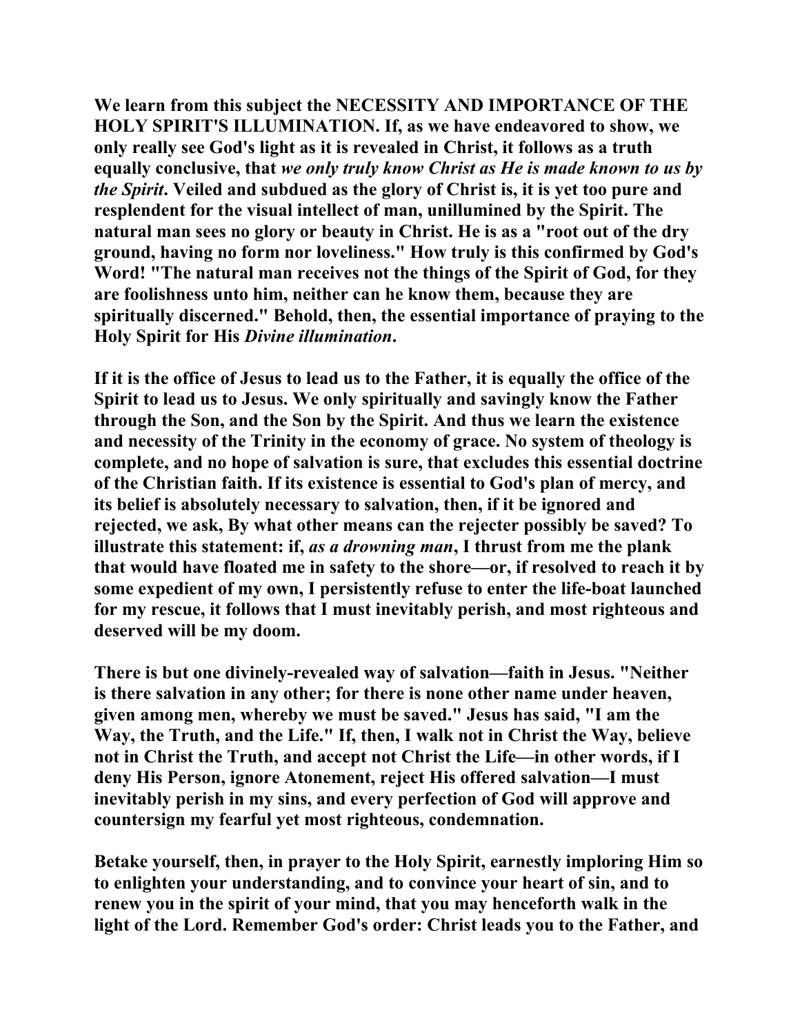**We learn from this subject the NECESSITY AND IMPORTANCE OF THE HOLY SPIRIT'S ILLUMINATION. If, as we have endeavored to show, we only really see God's light as it is revealed in Christ, it follows as a truth equally conclusive, that *we only truly know Christ as He is made known to us by the Spirit*. Veiled and subdued as the glory of Christ is, it is yet too pure and resplendent for the visual intellect of man, unillumined by the Spirit. The natural man sees no glory or beauty in Christ. He is as a "root out of the dry ground, having no form nor loveliness." How truly is this confirmed by God's Word! "The natural man receives not the things of the Spirit of God, for they are foolishness unto him, neither can he know them, because they are spiritually discerned." Behold, then, the essential importance of praying to the Holy Spirit for His *Divine illumination*.**

**If it is the office of Jesus to lead us to the Father, it is equally the office of the Spirit to lead us to Jesus. We only spiritually and savingly know the Father through the Son, and the Son by the Spirit. And thus we learn the existence and necessity of the Trinity in the economy of grace. No system of theology is complete, and no hope of salvation is sure, that excludes this essential doctrine of the Christian faith. If its existence is essential to God's plan of mercy, and its belief is absolutely necessary to salvation, then, if it be ignored and rejected, we ask, By what other means can the rejecter possibly be saved? To illustrate this statement: if, *as a drowning man*, I thrust from me the plank that would have floated me in safety to the shore—or, if resolved to reach it by some expedient of my own, I persistently refuse to enter the life-boat launched for my rescue, it follows that I must inevitably perish, and most righteous and deserved will be my doom.**

**There is but one divinely-revealed way of salvation—faith in Jesus. "Neither is there salvation in any other; for there is none other name under heaven, given among men, whereby we must be saved." Jesus has said, "I am the Way, the Truth, and the Life." If, then, I walk not in Christ the Way, believe not in Christ the Truth, and accept not Christ the Life—in other words, if I deny His Person, ignore Atonement, reject His offered salvation—I must inevitably perish in my sins, and every perfection of God will approve and countersign my fearful yet most righteous, condemnation.**

**Betake yourself, then, in prayer to the Holy Spirit, earnestly imploring Him so to enlighten your understanding, and to convince your heart of sin, and to renew you in the spirit of your mind, that you may henceforth walk in the light of the Lord. Remember God's order: Christ leads you to the Father, and**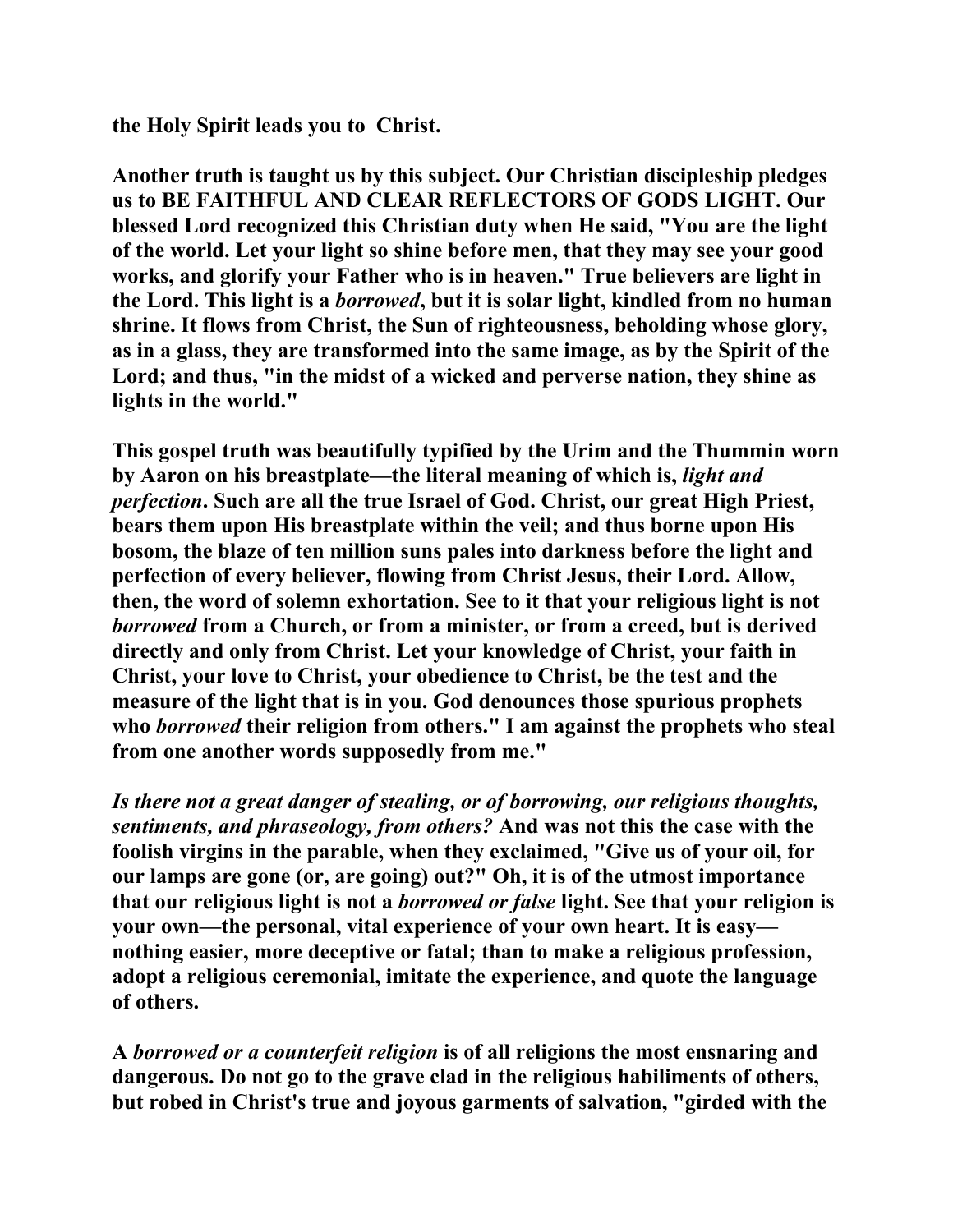**the Holy Spirit leads you to Christ.**

**Another truth is taught us by this subject. Our Christian discipleship pledges us to BE FAITHFUL AND CLEAR REFLECTORS OF GODS LIGHT. Our blessed Lord recognized this Christian duty when He said, "You are the light of the world. Let your light so shine before men, that they may see your good works, and glorify your Father who is in heaven." True believers are light in the Lord. This light is a *borrowed*, but it is solar light, kindled from no human shrine. It flows from Christ, the Sun of righteousness, beholding whose glory, as in a glass, they are transformed into the same image, as by the Spirit of the Lord; and thus, "in the midst of a wicked and perverse nation, they shine as lights in the world."**

**This gospel truth was beautifully typified by the Urim and the Thummin worn by Aaron on his breastplate—the literal meaning of which is, *light and perfection*. Such are all the true Israel of God. Christ, our great High Priest, bears them upon His breastplate within the veil; and thus borne upon His bosom, the blaze of ten million suns pales into darkness before the light and perfection of every believer, flowing from Christ Jesus, their Lord. Allow, then, the word of solemn exhortation. See to it that your religious light is not *borrowed* from a Church, or from a minister, or from a creed, but is derived directly and only from Christ. Let your knowledge of Christ, your faith in Christ, your love to Christ, your obedience to Christ, be the test and the measure of the light that is in you. God denounces those spurious prophets who *borrowed* their religion from others." I am against the prophets who steal from one another words supposedly from me."**

***Is there not a great danger of stealing, or of borrowing, our religious thoughts, sentiments, and phraseology, from others?* And was not this the case with the foolish virgins in the parable, when they exclaimed, "Give us of your oil, for our lamps are gone (or, are going) out?" Oh, it is of the utmost importance that our religious light is not a *borrowed or false* light. See that your religion is your own—the personal, vital experience of your own heart. It is easy—nothing easier, more deceptive or fatal; than to make a religious profession, adopt a religious ceremonial, imitate the experience, and quote the language of others.**

**A *borrowed or a counterfeit religion* is of all religions the most ensnaring and dangerous. Do not go to the grave clad in the religious habiliments of others, but robed in Christ's true and joyous garments of salvation, "girded with the**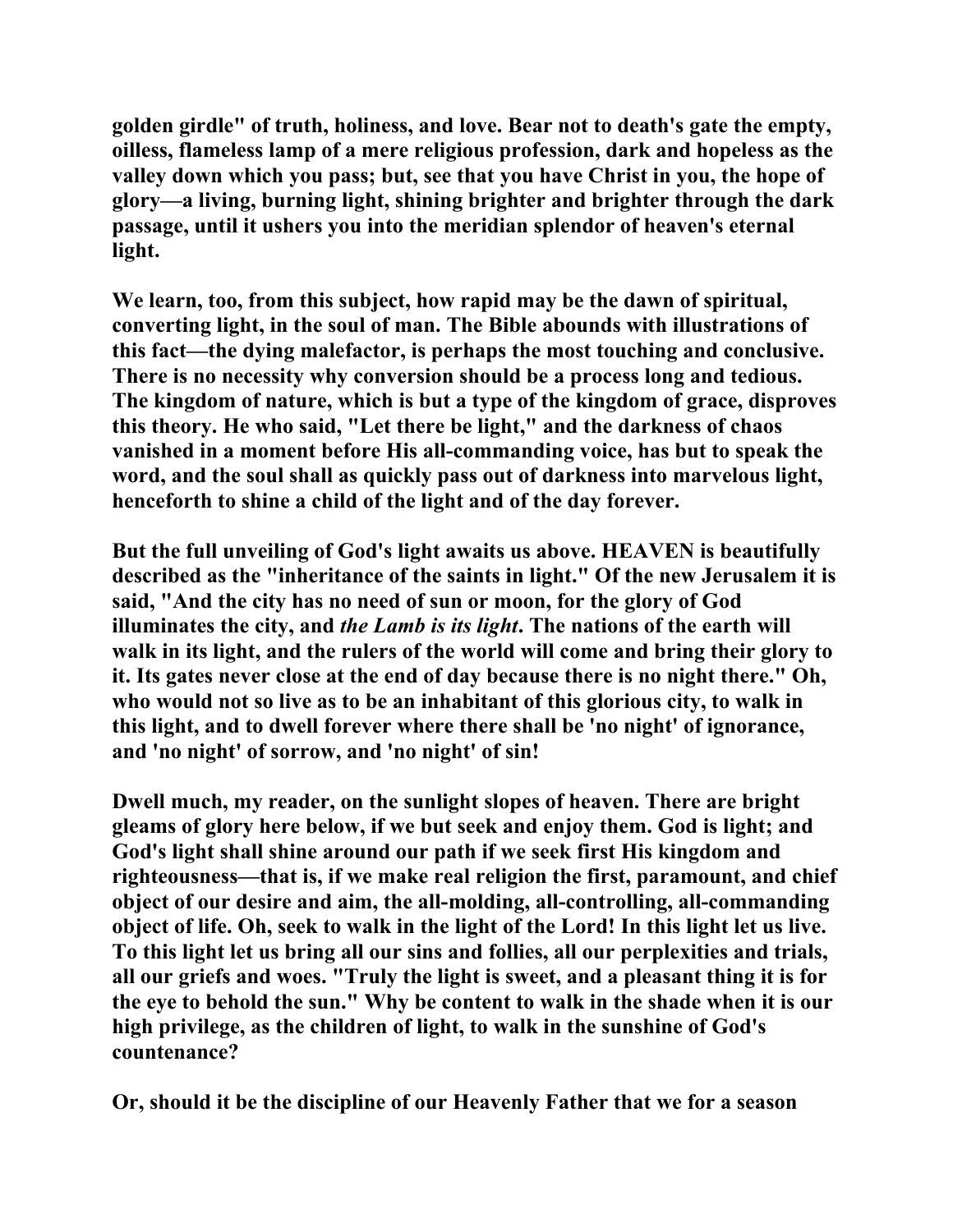golden girdle" of truth, holiness, and love. Bear not to death's gate the empty, oilless, flameless lamp of a mere religious profession, dark and hopeless as the valley down which you pass; but, see that you have Christ in you, the hope of glory—a living, burning light, shining brighter and brighter through the dark passage, until it ushers you into the meridian splendor of heaven's eternal light.

We learn, too, from this subject, how rapid may be the dawn of spiritual, converting light, in the soul of man. The Bible abounds with illustrations of this fact—the dying malefactor, is perhaps the most touching and conclusive. There is no necessity why conversion should be a process long and tedious. The kingdom of nature, which is but a type of the kingdom of grace, disproves this theory. He who said, "Let there be light," and the darkness of chaos vanished in a moment before His all-commanding voice, has but to speak the word, and the soul shall as quickly pass out of darkness into marvelous light, henceforth to shine a child of the light and of the day forever.

But the full unveiling of God's light awaits us above. HEAVEN is beautifully described as the "inheritance of the saints in light." Of the new Jerusalem it is said, "And the city has no need of sun or moon, for the glory of God illuminates the city, and *the Lamb is its light*. The nations of the earth will walk in its light, and the rulers of the world will come and bring their glory to it. Its gates never close at the end of day because there is no night there." Oh, who would not so live as to be an inhabitant of this glorious city, to walk in this light, and to dwell forever where there shall be 'no night' of ignorance, and 'no night' of sorrow, and 'no night' of sin!

Dwell much, my reader, on the sunlight slopes of heaven. There are bright gleams of glory here below, if we but seek and enjoy them. God is light; and God's light shall shine around our path if we seek first His kingdom and righteousness—that is, if we make real religion the first, paramount, and chief object of our desire and aim, the all-molding, all-controlling, all-commanding object of life. Oh, seek to walk in the light of the Lord! In this light let us live. To this light let us bring all our sins and follies, all our perplexities and trials, all our griefs and woes. "Truly the light is sweet, and a pleasant thing it is for the eye to behold the sun." Why be content to walk in the shade when it is our high privilege, as the children of light, to walk in the sunshine of God's countenance?

Or, should it be the discipline of our Heavenly Father that we for a season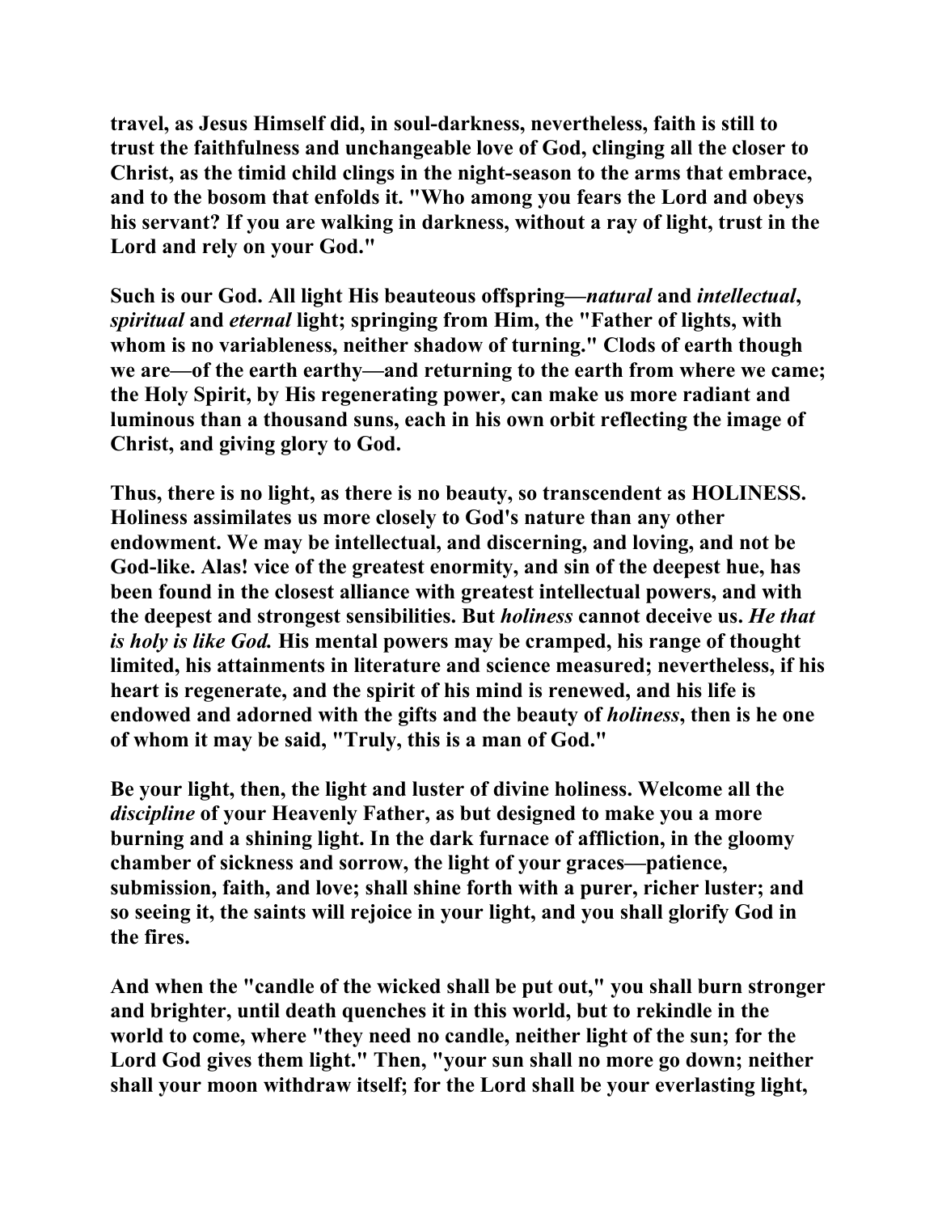travel, as Jesus Himself did, in soul-darkness, nevertheless, faith is still to trust the faithfulness and unchangeable love of God, clinging all the closer to Christ, as the timid child clings in the night-season to the arms that embrace, and to the bosom that enfolds it. "Who among you fears the Lord and obeys his servant? If you are walking in darkness, without a ray of light, trust in the Lord and rely on your God."

Such is our God. All light His beauteous offspring—*natural* and *intellectual*, *spiritual* and *eternal* light; springing from Him, the "Father of lights, with whom is no variableness, neither shadow of turning." Clods of earth though we are—of the earth earthy—and returning to the earth from where we came; the Holy Spirit, by His regenerating power, can make us more radiant and luminous than a thousand suns, each in his own orbit reflecting the image of Christ, and giving glory to God.

Thus, there is no light, as there is no beauty, so transcendent as HOLINESS. Holiness assimilates us more closely to God's nature than any other endowment. We may be intellectual, and discerning, and loving, and not be God-like. Alas! vice of the greatest enormity, and sin of the deepest hue, has been found in the closest alliance with greatest intellectual powers, and with the deepest and strongest sensibilities. But *holiness* cannot deceive us. *He that is holy is like God.* His mental powers may be cramped, his range of thought limited, his attainments in literature and science measured; nevertheless, if his heart is regenerate, and the spirit of his mind is renewed, and his life is endowed and adorned with the gifts and the beauty of *holiness*, then is he one of whom it may be said, "Truly, this is a man of God."

Be your light, then, the light and luster of divine holiness. Welcome all the *discipline* of your Heavenly Father, as but designed to make you a more burning and a shining light. In the dark furnace of affliction, in the gloomy chamber of sickness and sorrow, the light of your graces—patience, submission, faith, and love; shall shine forth with a purer, richer luster; and so seeing it, the saints will rejoice in your light, and you shall glorify God in the fires.

And when the "candle of the wicked shall be put out," you shall burn stronger and brighter, until death quenches it in this world, but to rekindle in the world to come, where "they need no candle, neither light of the sun; for the Lord God gives them light." Then, "your sun shall no more go down; neither shall your moon withdraw itself; for the Lord shall be your everlasting light,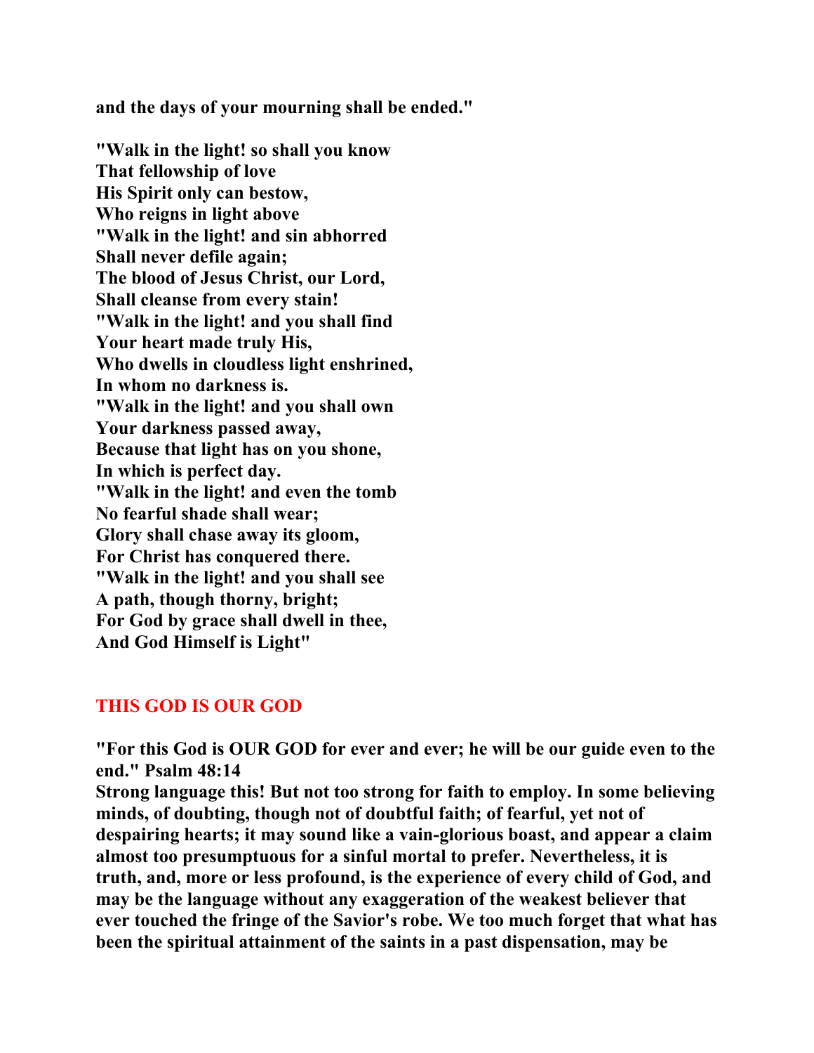**and the days of your mourning shall be ended."**

**"Walk in the light! so shall you know**
**That fellowship of love**
**His Spirit only can bestow,**
**Who reigns in light above**
**"Walk in the light! and sin abhorred**
**Shall never defile again;**
**The blood of Jesus Christ, our Lord,**
**Shall cleanse from every stain!**
**"Walk in the light! and you shall find**
**Your heart made truly His,**
**Who dwells in cloudless light enshrined,**
**In whom no darkness is.**
**"Walk in the light! and you shall own**
**Your darkness passed away,**
**Because that light has on you shone,**
**In which is perfect day.**
**"Walk in the light! and even the tomb**
**No fearful shade shall wear;**
**Glory shall chase away its gloom,**
**For Christ has conquered there.**
**"Walk in the light! and you shall see**
**A path, though thorny, bright;**
**For God by grace shall dwell in thee,**
**And God Himself is Light"**

## THIS GOD IS OUR GOD

**"For this God is OUR GOD for ever and ever; he will be our guide even to the end." Psalm 48:14**
**Strong language this! But not too strong for faith to employ. In some believing minds, of doubting, though not of doubtful faith; of fearful, yet not of despairing hearts; it may sound like a vain-glorious boast, and appear a claim almost too presumptuous for a sinful mortal to prefer. Nevertheless, it is truth, and, more or less profound, is the experience of every child of God, and may be the language without any exaggeration of the weakest believer that ever touched the fringe of the Savior's robe. We too much forget that what has been the spiritual attainment of the saints in a past dispensation, may be**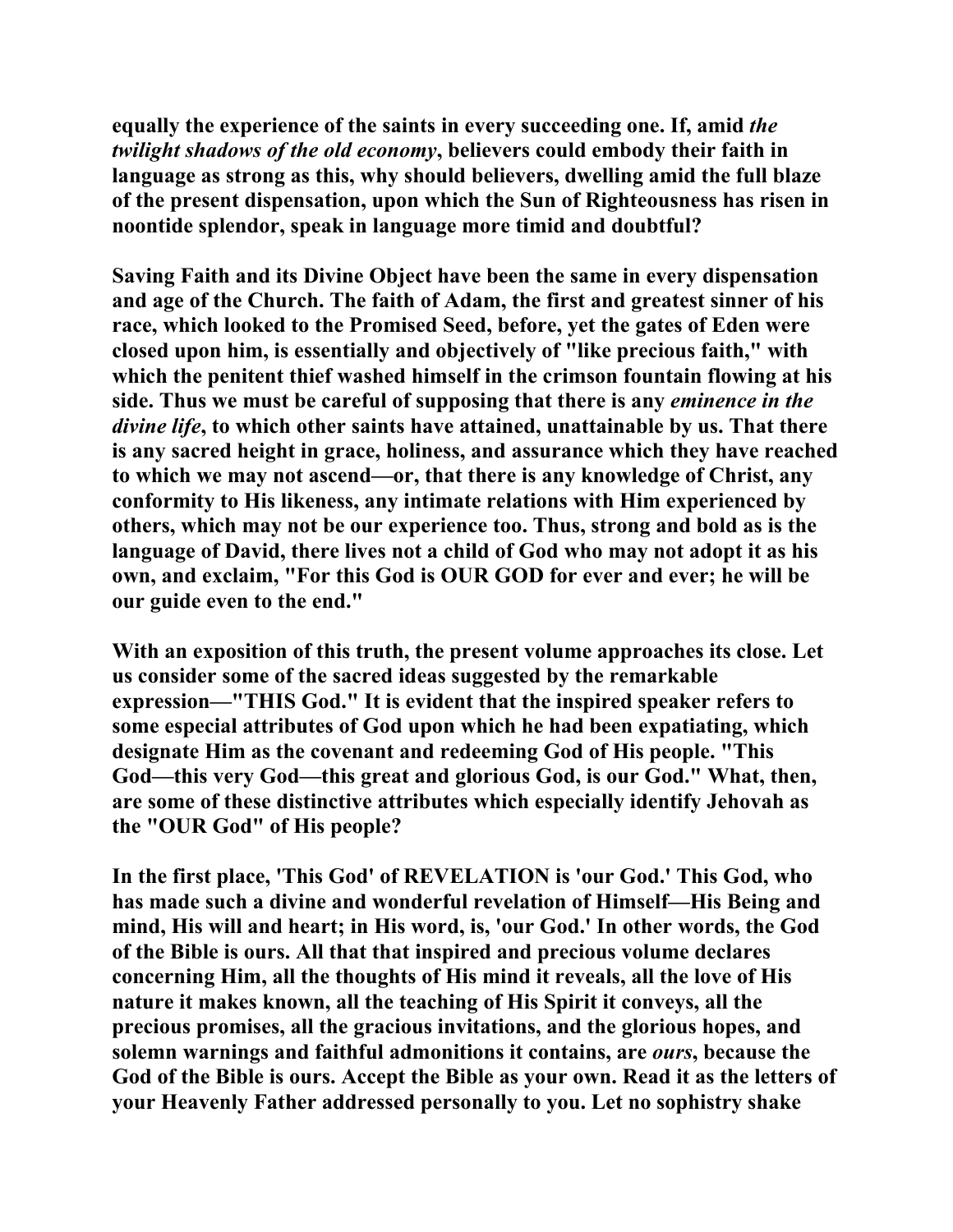equally the experience of the saints in every succeeding one. If, amid *the twilight shadows of the old economy*, believers could embody their faith in language as strong as this, why should believers, dwelling amid the full blaze of the present dispensation, upon which the Sun of Righteousness has risen in noontide splendor, speak in language more timid and doubtful?

Saving Faith and its Divine Object have been the same in every dispensation and age of the Church. The faith of Adam, the first and greatest sinner of his race, which looked to the Promised Seed, before, yet the gates of Eden were closed upon him, is essentially and objectively of "like precious faith," with which the penitent thief washed himself in the crimson fountain flowing at his side. Thus we must be careful of supposing that there is any *eminence in the divine life*, to which other saints have attained, unattainable by us. That there is any sacred height in grace, holiness, and assurance which they have reached to which we may not ascend—or, that there is any knowledge of Christ, any conformity to His likeness, any intimate relations with Him experienced by others, which may not be our experience too. Thus, strong and bold as is the language of David, there lives not a child of God who may not adopt it as his own, and exclaim, "For this God is OUR GOD for ever and ever; he will be our guide even to the end."

With an exposition of this truth, the present volume approaches its close. Let us consider some of the sacred ideas suggested by the remarkable expression—"THIS God." It is evident that the inspired speaker refers to some especial attributes of God upon which he had been expatiating, which designate Him as the covenant and redeeming God of His people. "This God—this very God—this great and glorious God, is our God." What, then, are some of these distinctive attributes which especially identify Jehovah as the "OUR God" of His people?

In the first place, 'This God' of REVELATION is 'our God.' This God, who has made such a divine and wonderful revelation of Himself—His Being and mind, His will and heart; in His word, is, 'our God.' In other words, the God of the Bible is ours. All that that inspired and precious volume declares concerning Him, all the thoughts of His mind it reveals, all the love of His nature it makes known, all the teaching of His Spirit it conveys, all the precious promises, all the gracious invitations, and the glorious hopes, and solemn warnings and faithful admonitions it contains, are *ours*, because the God of the Bible is ours. Accept the Bible as your own. Read it as the letters of your Heavenly Father addressed personally to you. Let no sophistry shake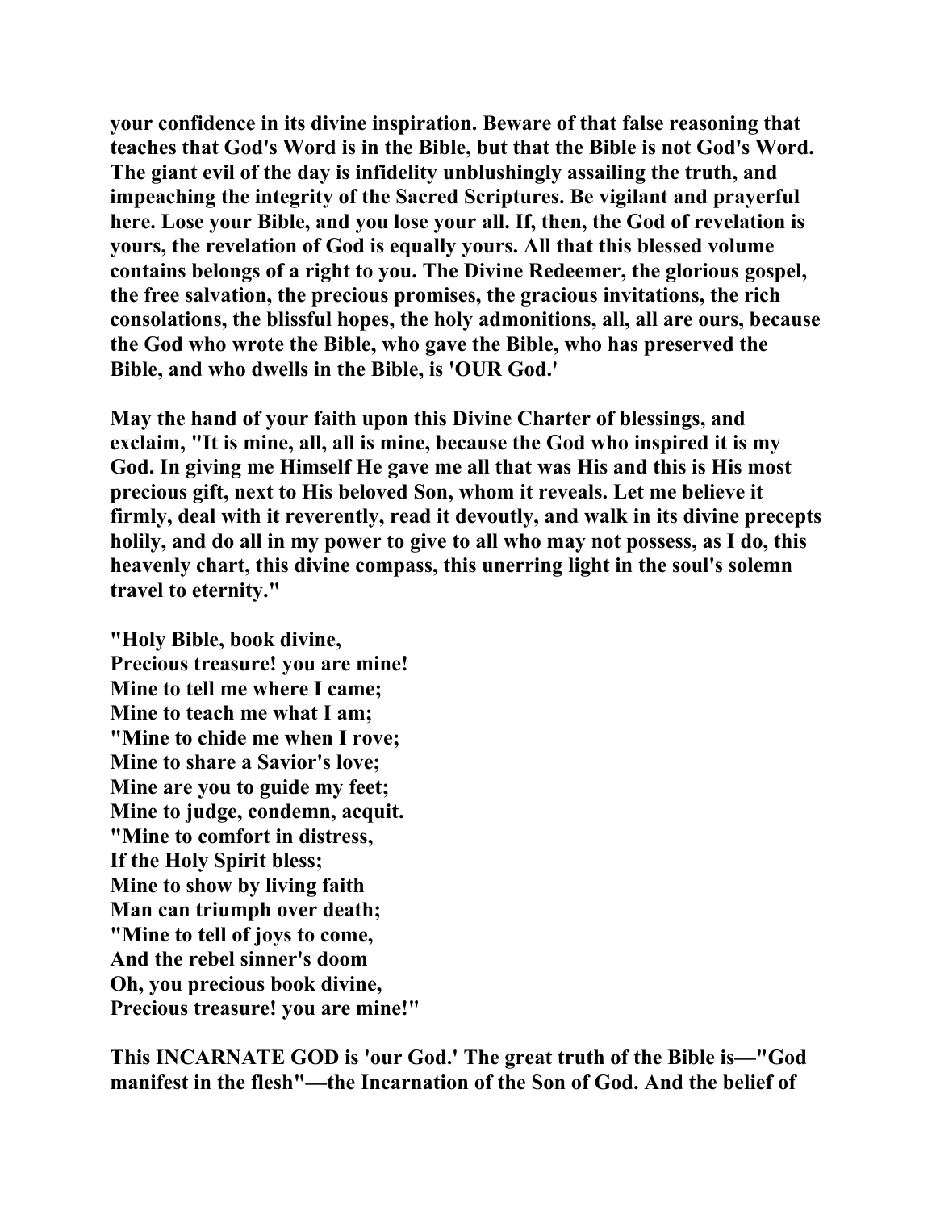your confidence in its divine inspiration. Beware of that false reasoning that teaches that God's Word is in the Bible, but that the Bible is not God's Word. The giant evil of the day is infidelity unblushingly assailing the truth, and impeaching the integrity of the Sacred Scriptures. Be vigilant and prayerful here. Lose your Bible, and you lose your all. If, then, the God of revelation is yours, the revelation of God is equally yours. All that this blessed volume contains belongs of a right to you. The Divine Redeemer, the glorious gospel, the free salvation, the precious promises, the gracious invitations, the rich consolations, the blissful hopes, the holy admonitions, all, all are ours, because the God who wrote the Bible, who gave the Bible, who has preserved the Bible, and who dwells in the Bible, is 'OUR God.'

May the hand of your faith upon this Divine Charter of blessings, and exclaim, "It is mine, all, all is mine, because the God who inspired it is my God. In giving me Himself He gave me all that was His and this is His most precious gift, next to His beloved Son, whom it reveals. Let me believe it firmly, deal with it reverently, read it devoutly, and walk in its divine precepts holily, and do all in my power to give to all who may not possess, as I do, this heavenly chart, this divine compass, this unerring light in the soul's solemn travel to eternity."

"Holy Bible, book divine,  
Precious treasure! you are mine!  
Mine to tell me where I came;  
Mine to teach me what I am;  
"Mine to chide me when I rove;  
Mine to share a Savior's love;  
Mine are you to guide my feet;  
Mine to judge, condemn, acquit.  
"Mine to comfort in distress,  
If the Holy Spirit bless;  
Mine to show by living faith  
Man can triumph over death;  
"Mine to tell of joys to come,  
And the rebel sinner's doom  
Oh, you precious book divine,  
Precious treasure! you are mine!"

This INCARNATE GOD is 'our God.' The great truth of the Bible is—"God manifest in the flesh"—the Incarnation of the Son of God. And the belief of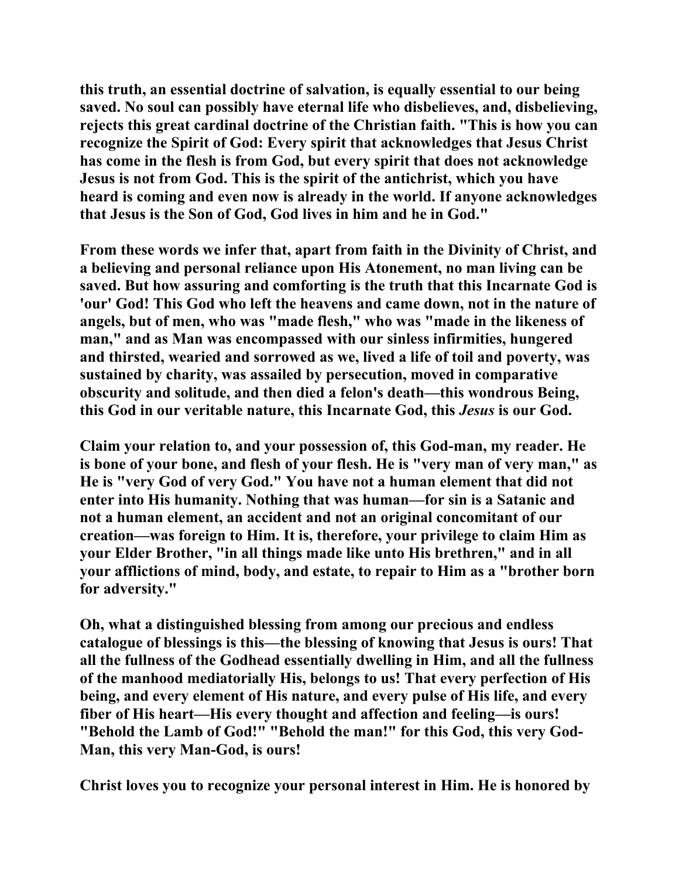this truth, an essential doctrine of salvation, is equally essential to our being saved. No soul can possibly have eternal life who disbelieves, and, disbelieving, rejects this great cardinal doctrine of the Christian faith. "This is how you can recognize the Spirit of God: Every spirit that acknowledges that Jesus Christ has come in the flesh is from God, but every spirit that does not acknowledge Jesus is not from God. This is the spirit of the antichrist, which you have heard is coming and even now is already in the world. If anyone acknowledges that Jesus is the Son of God, God lives in him and he in God."

From these words we infer that, apart from faith in the Divinity of Christ, and a believing and personal reliance upon His Atonement, no man living can be saved. But how assuring and comforting is the truth that this Incarnate God is 'our' God! This God who left the heavens and came down, not in the nature of angels, but of men, who was "made flesh," who was "made in the likeness of man," and as Man was encompassed with our sinless infirmities, hungered and thirsted, wearied and sorrowed as we, lived a life of toil and poverty, was sustained by charity, was assailed by persecution, moved in comparative obscurity and solitude, and then died a felon's death—this wondrous Being, this God in our veritable nature, this Incarnate God, this *Jesus* is our God.

Claim your relation to, and your possession of, this God-man, my reader. He is bone of your bone, and flesh of your flesh. He is "very man of very man," as He is "very God of very God." You have not a human element that did not enter into His humanity. Nothing that was human—for sin is a Satanic and not a human element, an accident and not an original concomitant of our creation—was foreign to Him. It is, therefore, your privilege to claim Him as your Elder Brother, "in all things made like unto His brethren," and in all your afflictions of mind, body, and estate, to repair to Him as a "brother born for adversity."

Oh, what a distinguished blessing from among our precious and endless catalogue of blessings is this—the blessing of knowing that Jesus is ours! That all the fullness of the Godhead essentially dwelling in Him, and all the fullness of the manhood mediatorially His, belongs to us! That every perfection of His being, and every element of His nature, and every pulse of His life, and every fiber of His heart—His every thought and affection and feeling—is ours! "Behold the Lamb of God!" "Behold the man!" for this God, this very God-Man, this very Man-God, is ours!

Christ loves you to recognize your personal interest in Him. He is honored by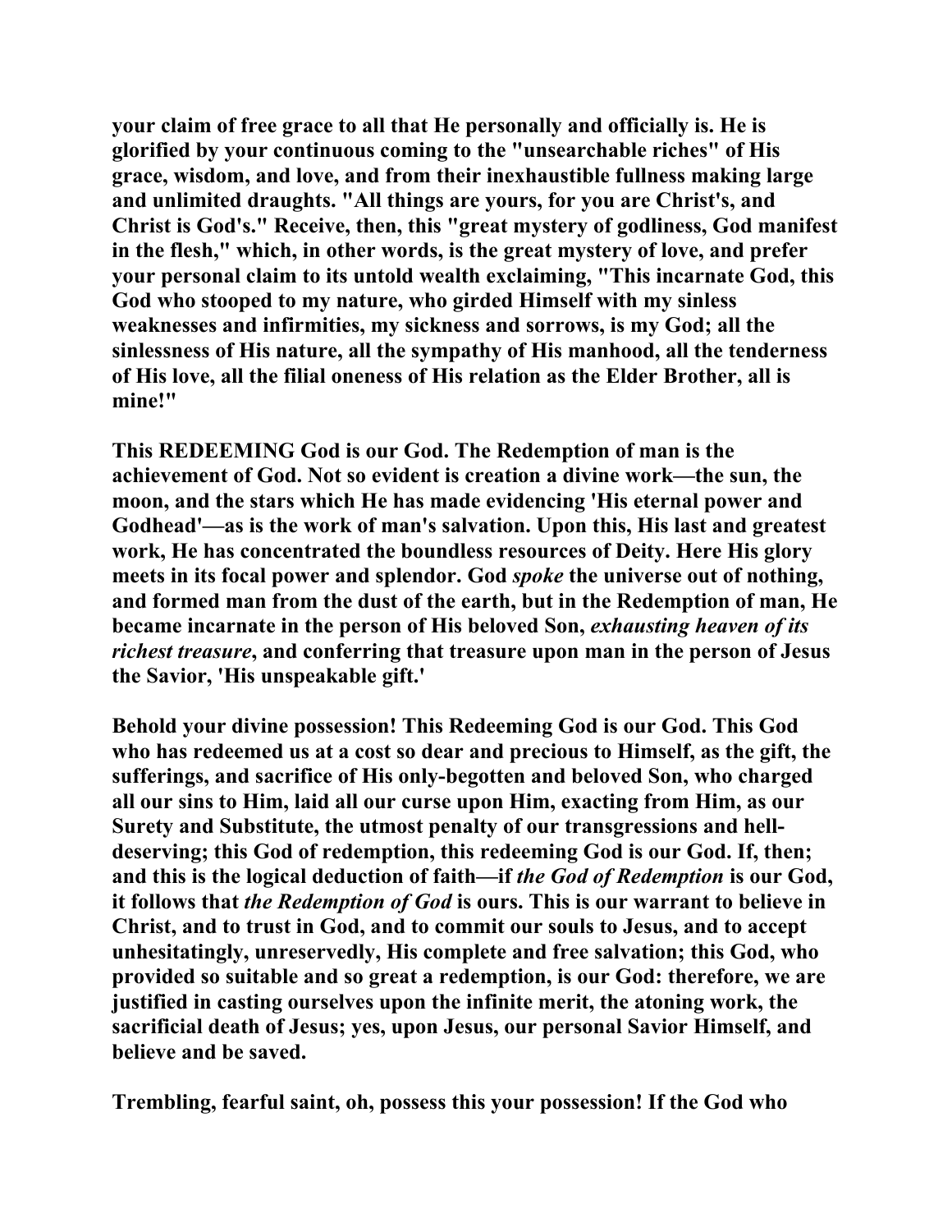your claim of free grace to all that He personally and officially is. He is glorified by your continuous coming to the "unsearchable riches" of His grace, wisdom, and love, and from their inexhaustible fullness making large and unlimited draughts. "All things are yours, for you are Christ's, and Christ is God's." Receive, then, this "great mystery of godliness, God manifest in the flesh," which, in other words, is the great mystery of love, and prefer your personal claim to its untold wealth exclaiming, "This incarnate God, this God who stooped to my nature, who girded Himself with my sinless weaknesses and infirmities, my sickness and sorrows, is my God; all the sinlessness of His nature, all the sympathy of His manhood, all the tenderness of His love, all the filial oneness of His relation as the Elder Brother, all is mine!"

This REDEEMING God is our God. The Redemption of man is the achievement of God. Not so evident is creation a divine work—the sun, the moon, and the stars which He has made evidencing 'His eternal power and Godhead'—as is the work of man's salvation. Upon this, His last and greatest work, He has concentrated the boundless resources of Deity. Here His glory meets in its focal power and splendor. God *spoke* the universe out of nothing, and formed man from the dust of the earth, but in the Redemption of man, He became incarnate in the person of His beloved Son, *exhausting heaven of its richest treasure*, and conferring that treasure upon man in the person of Jesus the Savior, 'His unspeakable gift.'

Behold your divine possession! This Redeeming God is our God. This God who has redeemed us at a cost so dear and precious to Himself, as the gift, the sufferings, and sacrifice of His only-begotten and beloved Son, who charged all our sins to Him, laid all our curse upon Him, exacting from Him, as our Surety and Substitute, the utmost penalty of our transgressions and hell-deserving; this God of redemption, this redeeming God is our God. If, then; and this is the logical deduction of faith—if *the God of Redemption* is our God, it follows that *the Redemption of God* is ours. This is our warrant to believe in Christ, and to trust in God, and to commit our souls to Jesus, and to accept unhesitatingly, unreservedly, His complete and free salvation; this God, who provided so suitable and so great a redemption, is our God: therefore, we are justified in casting ourselves upon the infinite merit, the atoning work, the sacrificial death of Jesus; yes, upon Jesus, our personal Savior Himself, and believe and be saved.

Trembling, fearful saint, oh, possess this your possession! If the God who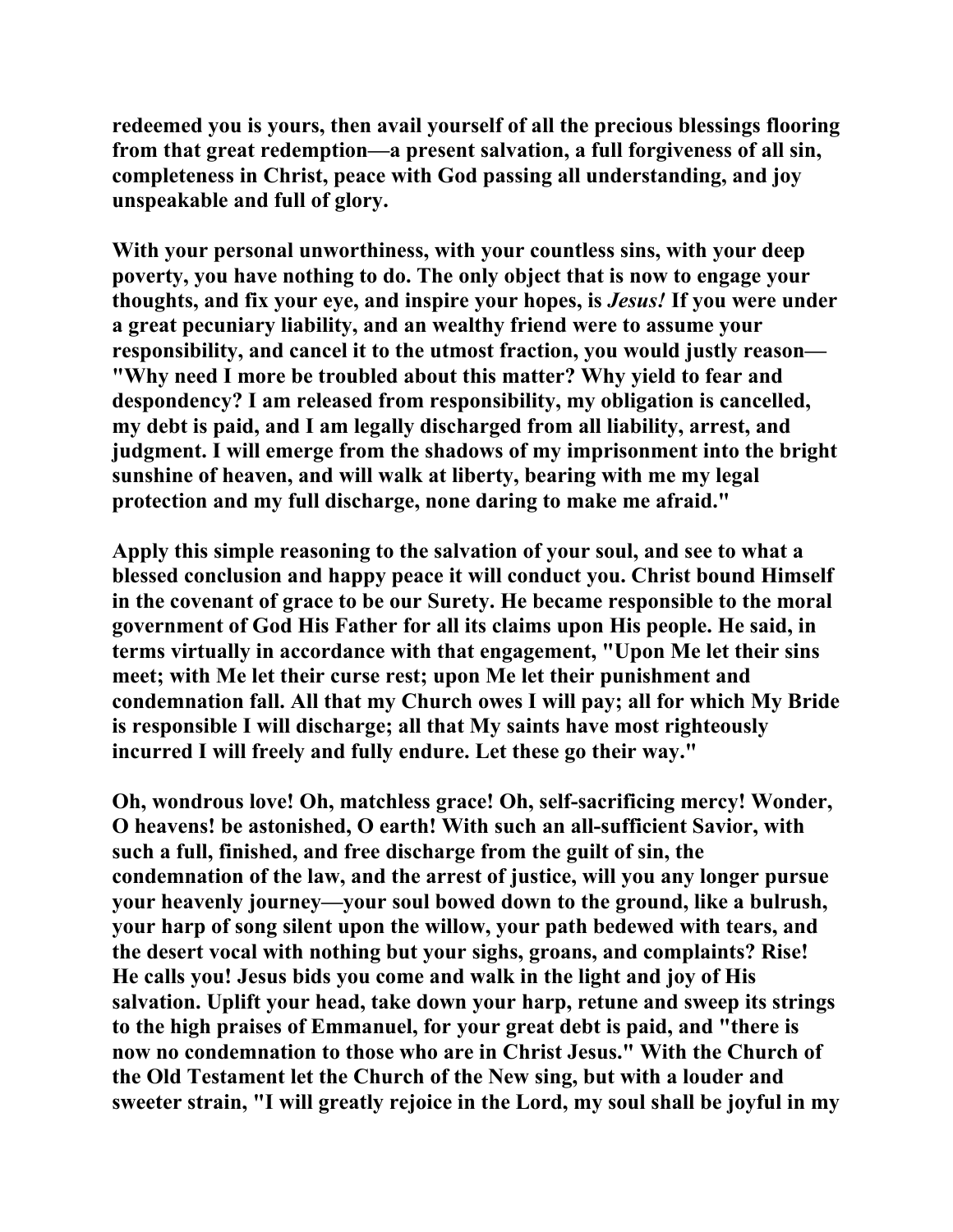**redeemed you is yours, then avail yourself of all the precious blessings flooring from that great redemption—a present salvation, a full forgiveness of all sin, completeness in Christ, peace with God passing all understanding, and joy unspeakable and full of glory.**

**With your personal unworthiness, with your countless sins, with your deep poverty, you have nothing to do. The only object that is now to engage your thoughts, and fix your eye, and inspire your hopes, is *Jesus!* If you were under a great pecuniary liability, and an wealthy friend were to assume your responsibility, and cancel it to the utmost fraction, you would justly reason—"Why need I more be troubled about this matter? Why yield to fear and despondency? I am released from responsibility, my obligation is cancelled, my debt is paid, and I am legally discharged from all liability, arrest, and judgment. I will emerge from the shadows of my imprisonment into the bright sunshine of heaven, and will walk at liberty, bearing with me my legal protection and my full discharge, none daring to make me afraid."**

**Apply this simple reasoning to the salvation of your soul, and see to what a blessed conclusion and happy peace it will conduct you. Christ bound Himself in the covenant of grace to be our Surety. He became responsible to the moral government of God His Father for all its claims upon His people. He said, in terms virtually in accordance with that engagement, "Upon Me let their sins meet; with Me let their curse rest; upon Me let their punishment and condemnation fall. All that my Church owes I will pay; all for which My Bride is responsible I will discharge; all that My saints have most righteously incurred I will freely and fully endure. Let these go their way."**

**Oh, wondrous love! Oh, matchless grace! Oh, self-sacrificing mercy! Wonder, O heavens! be astonished, O earth! With such an all-sufficient Savior, with such a full, finished, and free discharge from the guilt of sin, the condemnation of the law, and the arrest of justice, will you any longer pursue your heavenly journey—your soul bowed down to the ground, like a bulrush, your harp of song silent upon the willow, your path bedewed with tears, and the desert vocal with nothing but your sighs, groans, and complaints? Rise! He calls you! Jesus bids you come and walk in the light and joy of His salvation. Uplift your head, take down your harp, retune and sweep its strings to the high praises of Emmanuel, for your great debt is paid, and "there is now no condemnation to those who are in Christ Jesus." With the Church of the Old Testament let the Church of the New sing, but with a louder and sweeter strain, "I will greatly rejoice in the Lord, my soul shall be joyful in my**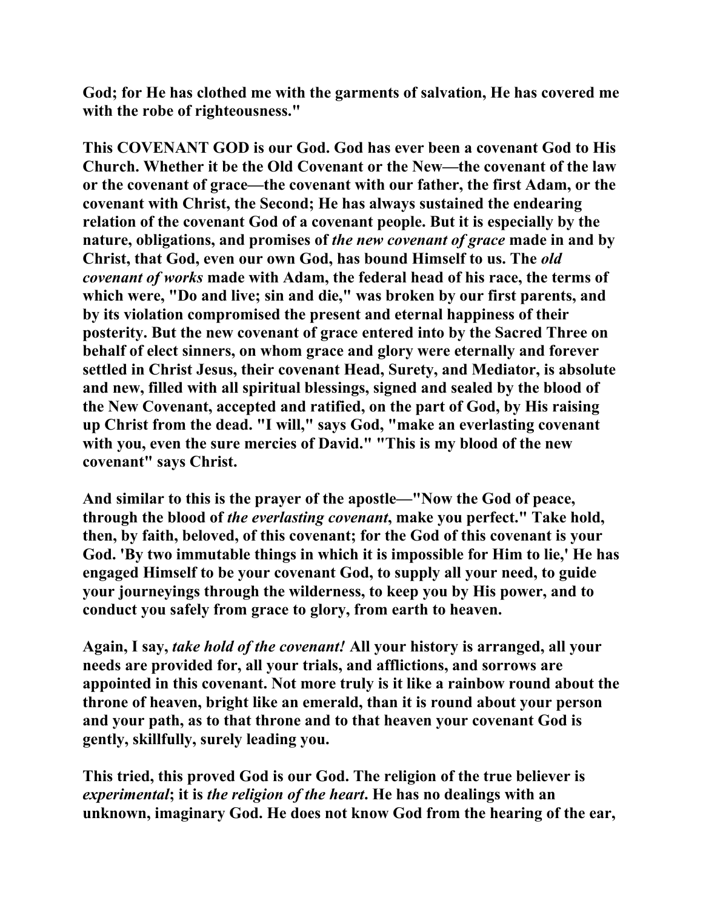**God; for He has clothed me with the garments of salvation, He has covered me with the robe of righteousness."**

**This COVENANT GOD is our God. God has ever been a covenant God to His Church. Whether it be the Old Covenant or the New—the covenant of the law or the covenant of grace—the covenant with our father, the first Adam, or the covenant with Christ, the Second; He has always sustained the endearing relation of the covenant God of a covenant people. But it is especially by the nature, obligations, and promises of *the new covenant of grace* made in and by Christ, that God, even our own God, has bound Himself to us. The *old covenant of works* made with Adam, the federal head of his race, the terms of which were, "Do and live; sin and die," was broken by our first parents, and by its violation compromised the present and eternal happiness of their posterity. But the new covenant of grace entered into by the Sacred Three on behalf of elect sinners, on whom grace and glory were eternally and forever settled in Christ Jesus, their covenant Head, Surety, and Mediator, is absolute and new, filled with all spiritual blessings, signed and sealed by the blood of the New Covenant, accepted and ratified, on the part of God, by His raising up Christ from the dead. "I will," says God, "make an everlasting covenant with you, even the sure mercies of David." "This is my blood of the new covenant" says Christ.**

**And similar to this is the prayer of the apostle—"Now the God of peace, through the blood of *the everlasting covenant*, make you perfect." Take hold, then, by faith, beloved, of this covenant; for the God of this covenant is your God. 'By two immutable things in which it is impossible for Him to lie,' He has engaged Himself to be your covenant God, to supply all your need, to guide your journeyings through the wilderness, to keep you by His power, and to conduct you safely from grace to glory, from earth to heaven.**

**Again, I say, *take hold of the covenant!* All your history is arranged, all your needs are provided for, all your trials, and afflictions, and sorrows are appointed in this covenant. Not more truly is it like a rainbow round about the throne of heaven, bright like an emerald, than it is round about your person and your path, as to that throne and to that heaven your covenant God is gently, skillfully, surely leading you.**

**This tried, this proved God is our God. The religion of the true believer is *experimental*; it is *the religion of the heart*. He has no dealings with an unknown, imaginary God. He does not know God from the hearing of the ear,**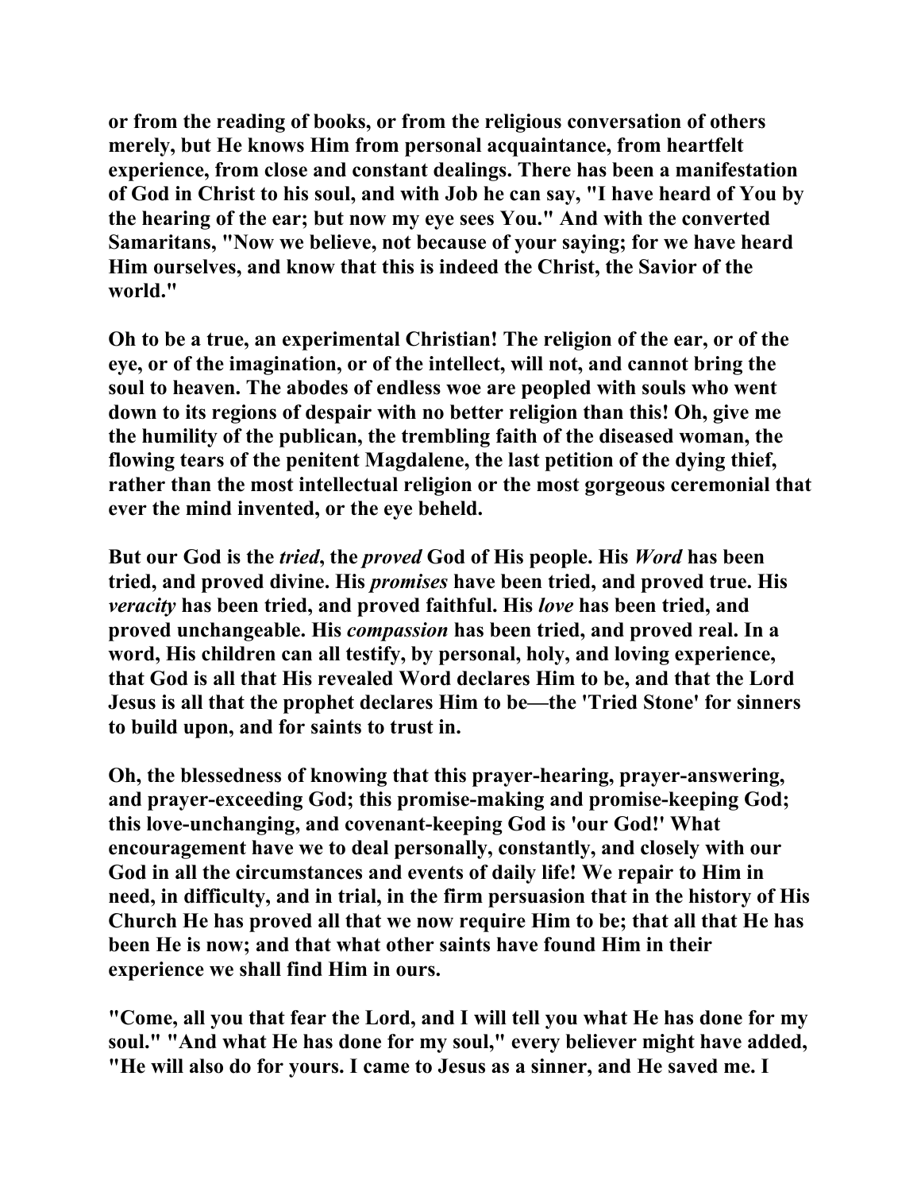**or from the reading of books, or from the religious conversation of others merely, but He knows Him from personal acquaintance, from heartfelt experience, from close and constant dealings. There has been a manifestation of God in Christ to his soul, and with Job he can say, "I have heard of You by the hearing of the ear; but now my eye sees You." And with the converted Samaritans, "Now we believe, not because of your saying; for we have heard Him ourselves, and know that this is indeed the Christ, the Savior of the world."**

**Oh to be a true, an experimental Christian! The religion of the ear, or of the eye, or of the imagination, or of the intellect, will not, and cannot bring the soul to heaven. The abodes of endless woe are peopled with souls who went down to its regions of despair with no better religion than this! Oh, give me the humility of the publican, the trembling faith of the diseased woman, the flowing tears of the penitent Magdalene, the last petition of the dying thief, rather than the most intellectual religion or the most gorgeous ceremonial that ever the mind invented, or the eye beheld.**

**But our God is the *tried*, the *proved* God of His people. His *Word* has been tried, and proved divine. His *promises* have been tried, and proved true. His *veracity* has been tried, and proved faithful. His *love* has been tried, and proved unchangeable. His *compassion* has been tried, and proved real. In a word, His children can all testify, by personal, holy, and loving experience, that God is all that His revealed Word declares Him to be, and that the Lord Jesus is all that the prophet declares Him to be—the 'Tried Stone' for sinners to build upon, and for saints to trust in.**

**Oh, the blessedness of knowing that this prayer-hearing, prayer-answering, and prayer-exceeding God; this promise-making and promise-keeping God; this love-unchanging, and covenant-keeping God is 'our God!' What encouragement have we to deal personally, constantly, and closely with our God in all the circumstances and events of daily life! We repair to Him in need, in difficulty, and in trial, in the firm persuasion that in the history of His Church He has proved all that we now require Him to be; that all that He has been He is now; and that what other saints have found Him in their experience we shall find Him in ours.**

**"Come, all you that fear the Lord, and I will tell you what He has done for my soul." "And what He has done for my soul," every believer might have added, "He will also do for yours. I came to Jesus as a sinner, and He saved me. I**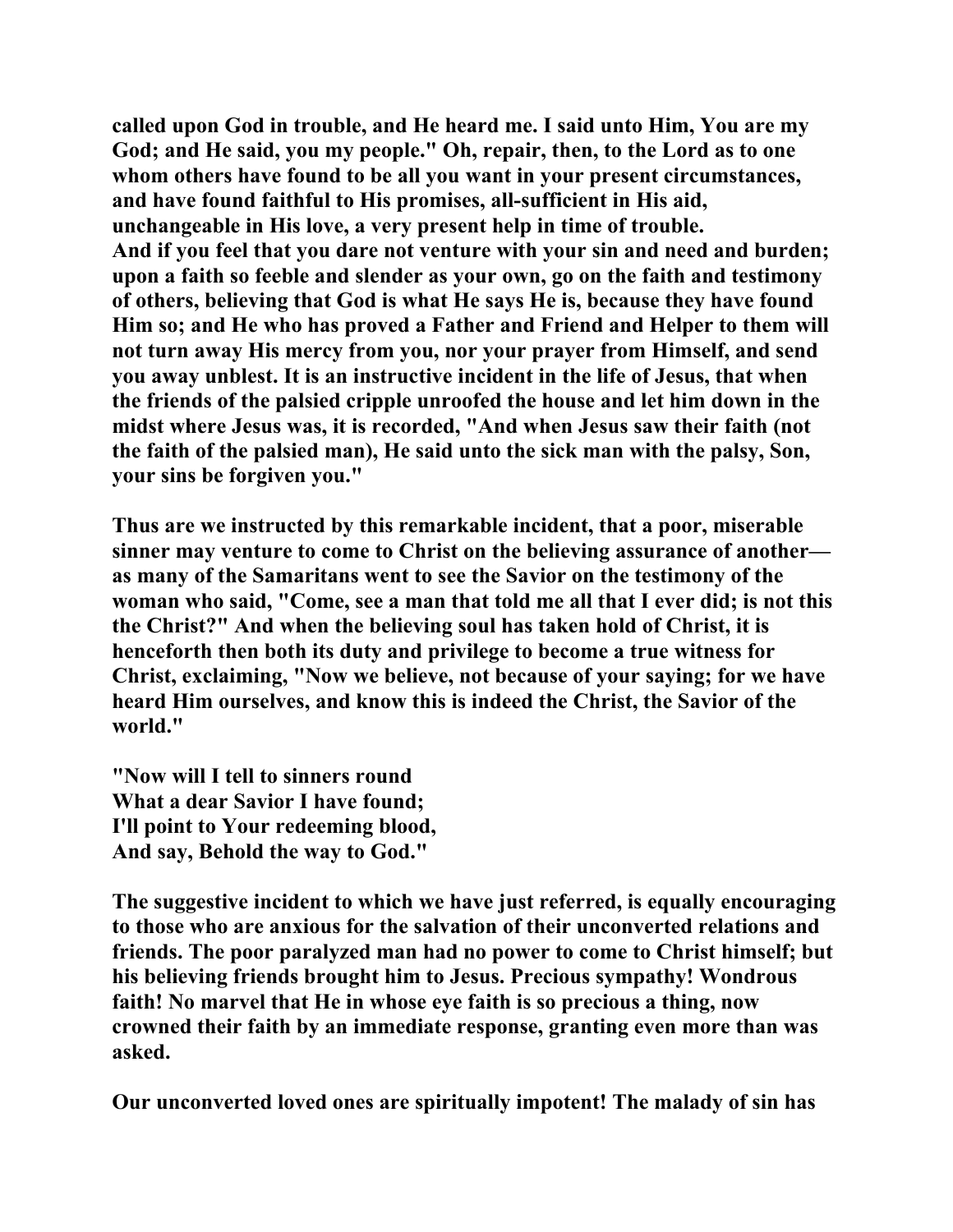**called upon God in trouble, and He heard me. I said unto Him, You are my God; and He said, you my people." Oh, repair, then, to the Lord as to one whom others have found to be all you want in your present circumstances, and have found faithful to His promises, all-sufficient in His aid, unchangeable in His love, a very present help in time of trouble.**
**And if you feel that you dare not venture with your sin and need and burden; upon a faith so feeble and slender as your own, go on the faith and testimony of others, believing that God is what He says He is, because they have found Him so; and He who has proved a Father and Friend and Helper to them will not turn away His mercy from you, nor your prayer from Himself, and send you away unblest. It is an instructive incident in the life of Jesus, that when the friends of the palsied cripple unroofed the house and let him down in the midst where Jesus was, it is recorded, "And when Jesus saw their faith (not the faith of the palsied man), He said unto the sick man with the palsy, Son, your sins be forgiven you."**

**Thus are we instructed by this remarkable incident, that a poor, miserable sinner may venture to come to Christ on the believing assurance of another—as many of the Samaritans went to see the Savior on the testimony of the woman who said, "Come, see a man that told me all that I ever did; is not this the Christ?" And when the believing soul has taken hold of Christ, it is henceforth then both its duty and privilege to become a true witness for Christ, exclaiming, "Now we believe, not because of your saying; for we have heard Him ourselves, and know this is indeed the Christ, the Savior of the world."**

**"Now will I tell to sinners round**
**What a dear Savior I have found;**
**I'll point to Your redeeming blood,**
**And say, Behold the way to God."**

**The suggestive incident to which we have just referred, is equally encouraging to those who are anxious for the salvation of their unconverted relations and friends. The poor paralyzed man had no power to come to Christ himself; but his believing friends brought him to Jesus. Precious sympathy! Wondrous faith! No marvel that He in whose eye faith is so precious a thing, now crowned their faith by an immediate response, granting even more than was asked.**

**Our unconverted loved ones are spiritually impotent! The malady of sin has**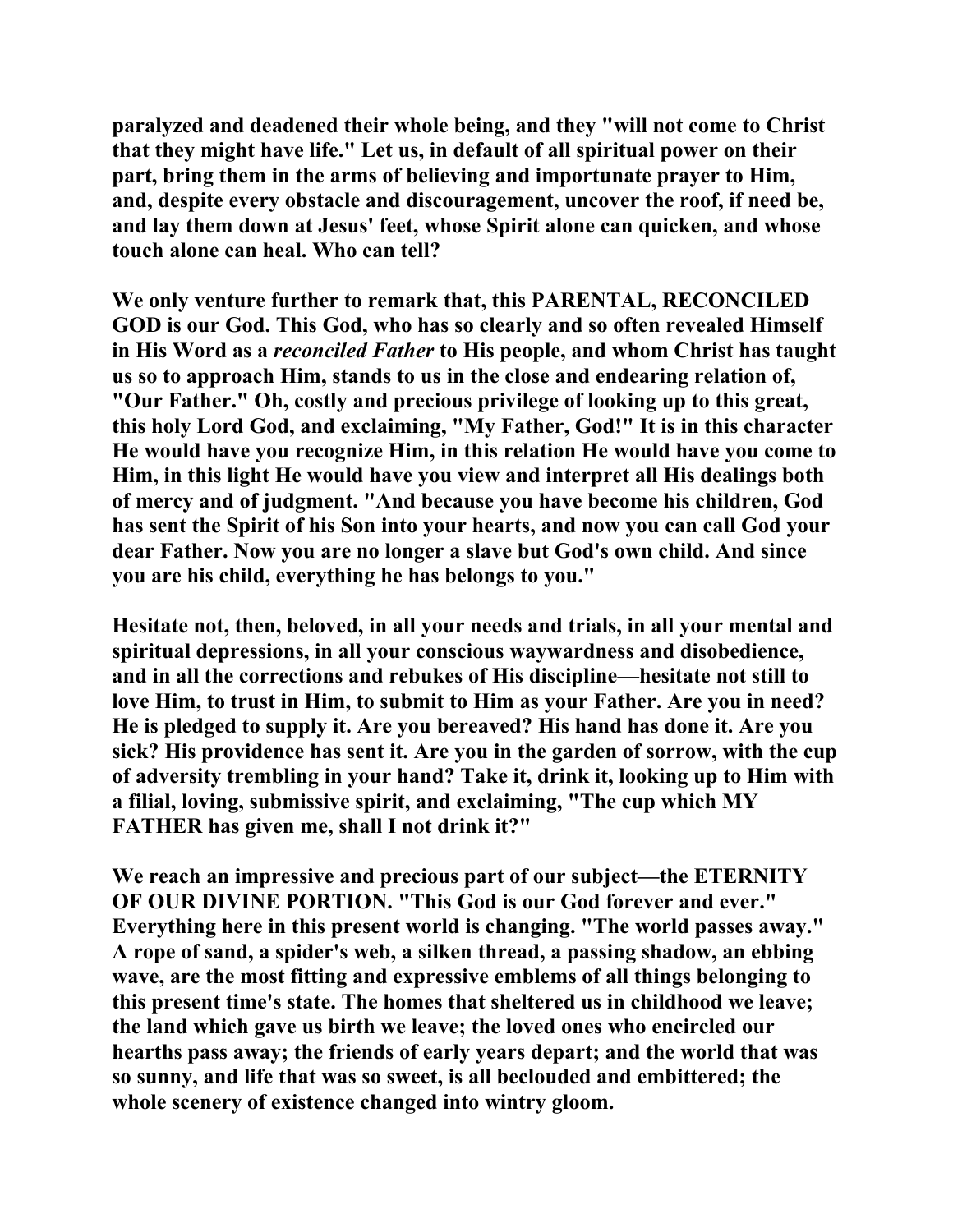paralyzed and deadened their whole being, and they "will not come to Christ that they might have life." Let us, in default of all spiritual power on their part, bring them in the arms of believing and importunate prayer to Him, and, despite every obstacle and discouragement, uncover the roof, if need be, and lay them down at Jesus' feet, whose Spirit alone can quicken, and whose touch alone can heal. Who can tell?

We only venture further to remark that, this PARENTAL, RECONCILED GOD is our God. This God, who has so clearly and so often revealed Himself in His Word as a *reconciled Father* to His people, and whom Christ has taught us so to approach Him, stands to us in the close and endearing relation of, "Our Father." Oh, costly and precious privilege of looking up to this great, this holy Lord God, and exclaiming, "My Father, God!" It is in this character He would have you recognize Him, in this relation He would have you come to Him, in this light He would have you view and interpret all His dealings both of mercy and of judgment. "And because you have become his children, God has sent the Spirit of his Son into your hearts, and now you can call God your dear Father. Now you are no longer a slave but God's own child. And since you are his child, everything he has belongs to you."

Hesitate not, then, beloved, in all your needs and trials, in all your mental and spiritual depressions, in all your conscious waywardness and disobedience, and in all the corrections and rebukes of His discipline—hesitate not still to love Him, to trust in Him, to submit to Him as your Father. Are you in need? He is pledged to supply it. Are you bereaved? His hand has done it. Are you sick? His providence has sent it. Are you in the garden of sorrow, with the cup of adversity trembling in your hand? Take it, drink it, looking up to Him with a filial, loving, submissive spirit, and exclaiming, "The cup which MY FATHER has given me, shall I not drink it?"

We reach an impressive and precious part of our subject—the ETERNITY OF OUR DIVINE PORTION. "This God is our God forever and ever." Everything here in this present world is changing. "The world passes away." A rope of sand, a spider's web, a silken thread, a passing shadow, an ebbing wave, are the most fitting and expressive emblems of all things belonging to this present time's state. The homes that sheltered us in childhood we leave; the land which gave us birth we leave; the loved ones who encircled our hearths pass away; the friends of early years depart; and the world that was so sunny, and life that was so sweet, is all beclouded and embittered; the whole scenery of existence changed into wintry gloom.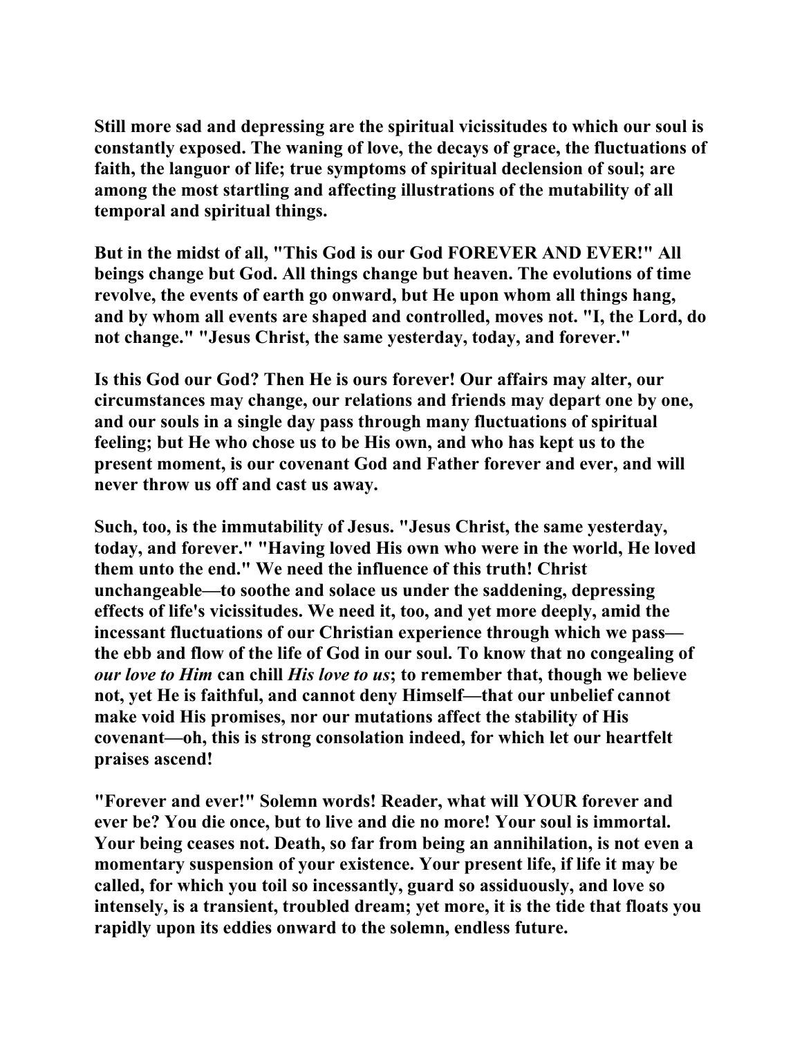**Still more sad and depressing are the spiritual vicissitudes to which our soul is constantly exposed. The waning of love, the decays of grace, the fluctuations of faith, the languor of life; true symptoms of spiritual declension of soul; are among the most startling and affecting illustrations of the mutability of all temporal and spiritual things.**

**But in the midst of all, "This God is our God FOREVER AND EVER!" All beings change but God. All things change but heaven. The evolutions of time revolve, the events of earth go onward, but He upon whom all things hang, and by whom all events are shaped and controlled, moves not. "I, the Lord, do not change." "Jesus Christ, the same yesterday, today, and forever."**

**Is this God our God? Then He is ours forever! Our affairs may alter, our circumstances may change, our relations and friends may depart one by one, and our souls in a single day pass through many fluctuations of spiritual feeling; but He who chose us to be His own, and who has kept us to the present moment, is our covenant God and Father forever and ever, and will never throw us off and cast us away.**

**Such, too, is the immutability of Jesus. "Jesus Christ, the same yesterday, today, and forever." "Having loved His own who were in the world, He loved them unto the end." We need the influence of this truth! Christ unchangeable—to soothe and solace us under the saddening, depressing effects of life's vicissitudes. We need it, too, and yet more deeply, amid the incessant fluctuations of our Christian experience through which we pass—the ebb and flow of the life of God in our soul. To know that no congealing of *our love to Him* can chill *His love to us*; to remember that, though we believe not, yet He is faithful, and cannot deny Himself—that our unbelief cannot make void His promises, nor our mutations affect the stability of His covenant—oh, this is strong consolation indeed, for which let our heartfelt praises ascend!**

**"Forever and ever!" Solemn words! Reader, what will YOUR forever and ever be? You die once, but to live and die no more! Your soul is immortal. Your being ceases not. Death, so far from being an annihilation, is not even a momentary suspension of your existence. Your present life, if life it may be called, for which you toil so incessantly, guard so assiduously, and love so intensely, is a transient, troubled dream; yet more, it is the tide that floats you rapidly upon its eddies onward to the solemn, endless future.**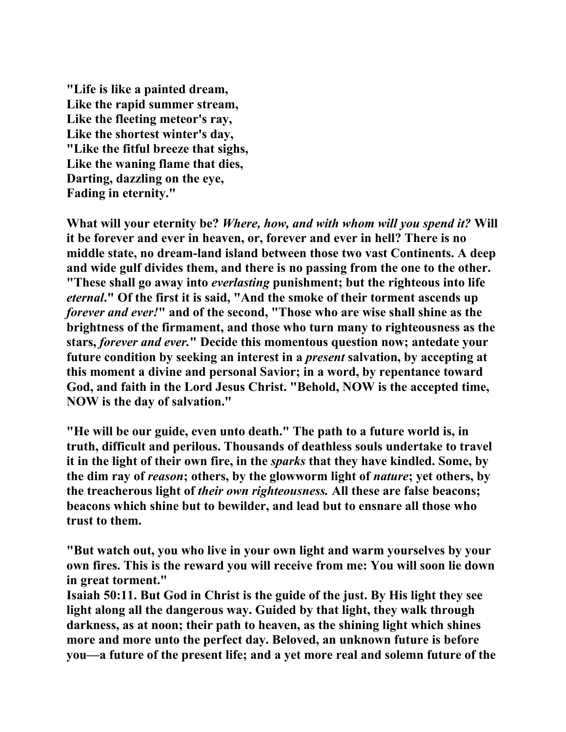**"Life is like a painted dream,**
**Like the rapid summer stream,**
**Like the fleeting meteor's ray,**
**Like the shortest winter's day,**
**"Like the fitful breeze that sighs,**
**Like the waning flame that dies,**
**Darting, dazzling on the eye,**
**Fading in eternity."**

**What will your eternity be?** ***Where, how, and with whom will you spend it?*** **Will it be forever and ever in heaven, or, forever and ever in hell? There is no middle state, no dream-land island between those two vast Continents. A deep and wide gulf divides them, and there is no passing from the one to the other. "These shall go away into** ***everlasting*** **punishment; but the righteous into life** ***eternal*****." Of the first it is said, "And the smoke of their torment ascends up** ***forever and ever!*****" and of the second, "Those who are wise shall shine as the brightness of the firmament, and those who turn many to righteousness as the stars,** ***forever and ever.*****" Decide this momentous question now; antedate your future condition by seeking an interest in a** ***present*** **salvation, by accepting at this moment a divine and personal Savior; in a word, by repentance toward God, and faith in the Lord Jesus Christ. "Behold, NOW is the accepted time, NOW is the day of salvation."**

**"He will be our guide, even unto death." The path to a future world is, in truth, difficult and perilous. Thousands of deathless souls undertake to travel it in the light of their own fire, in the** ***sparks*** **that they have kindled. Some, by the dim ray of** ***reason*****; others, by the glowworm light of** ***nature*****; yet others, by the treacherous light of** ***their own righteousness.*** **All these are false beacons; beacons which shine but to bewilder, and lead but to ensnare all those who trust to them.**

**"But watch out, you who live in your own light and warm yourselves by your own fires. This is the reward you will receive from me: You will soon lie down in great torment."**
**Isaiah 50:11. But God in Christ is the guide of the just. By His light they see light along all the dangerous way. Guided by that light, they walk through darkness, as at noon; their path to heaven, as the shining light which shines more and more unto the perfect day. Beloved, an unknown future is before you—a future of the present life; and a yet more real and solemn future of the**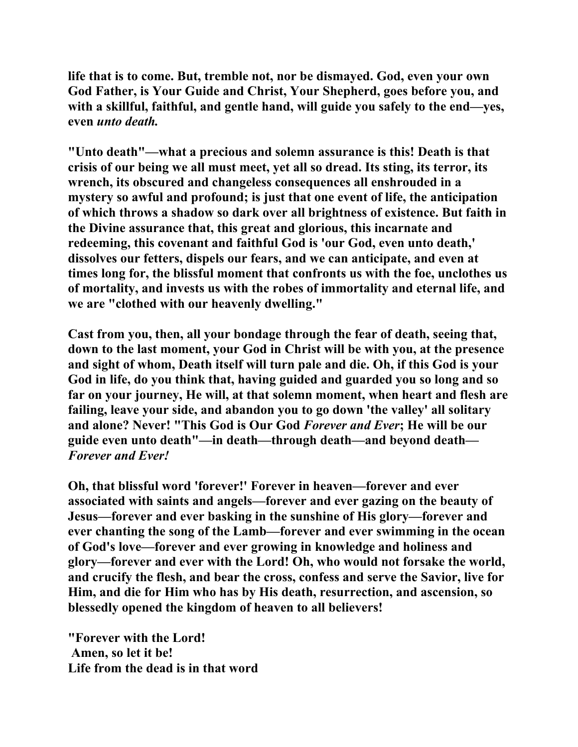**life that is to come. But, tremble not, nor be dismayed. God, even your own God Father, is Your Guide and Christ, Your Shepherd, goes before you, and with a skillful, faithful, and gentle hand, will guide you safely to the end—yes, even *unto death.***

**"Unto death"—what a precious and solemn assurance is this! Death is that crisis of our being we all must meet, yet all so dread. Its sting, its terror, its wrench, its obscured and changeless consequences all enshrouded in a mystery so awful and profound; is just that one event of life, the anticipation of which throws a shadow so dark over all brightness of existence. But faith in the Divine assurance that, this great and glorious, this incarnate and redeeming, this covenant and faithful God is 'our God, even unto death,' dissolves our fetters, dispels our fears, and we can anticipate, and even at times long for, the blissful moment that confronts us with the foe, unclothes us of mortality, and invests us with the robes of immortality and eternal life, and we are "clothed with our heavenly dwelling."**

**Cast from you, then, all your bondage through the fear of death, seeing that, down to the last moment, your God in Christ will be with you, at the presence and sight of whom, Death itself will turn pale and die. Oh, if this God is your God in life, do you think that, having guided and guarded you so long and so far on your journey, He will, at that solemn moment, when heart and flesh are failing, leave your side, and abandon you to go down 'the valley' all solitary and alone? Never! "This God is Our God *Forever and Ever*; He will be our guide even unto death"—in death—through death—and beyond death—*Forever and Ever!***

**Oh, that blissful word 'forever!' Forever in heaven—forever and ever associated with saints and angels—forever and ever gazing on the beauty of Jesus—forever and ever basking in the sunshine of His glory—forever and ever chanting the song of the Lamb—forever and ever swimming in the ocean of God's love—forever and ever growing in knowledge and holiness and glory—forever and ever with the Lord! Oh, who would not forsake the world, and crucify the flesh, and bear the cross, confess and serve the Savior, live for Him, and die for Him who has by His death, resurrection, and ascension, so blessedly opened the kingdom of heaven to all believers!**

**"Forever with the Lord!**
**Amen, so let it be!**
**Life from the dead is in that word**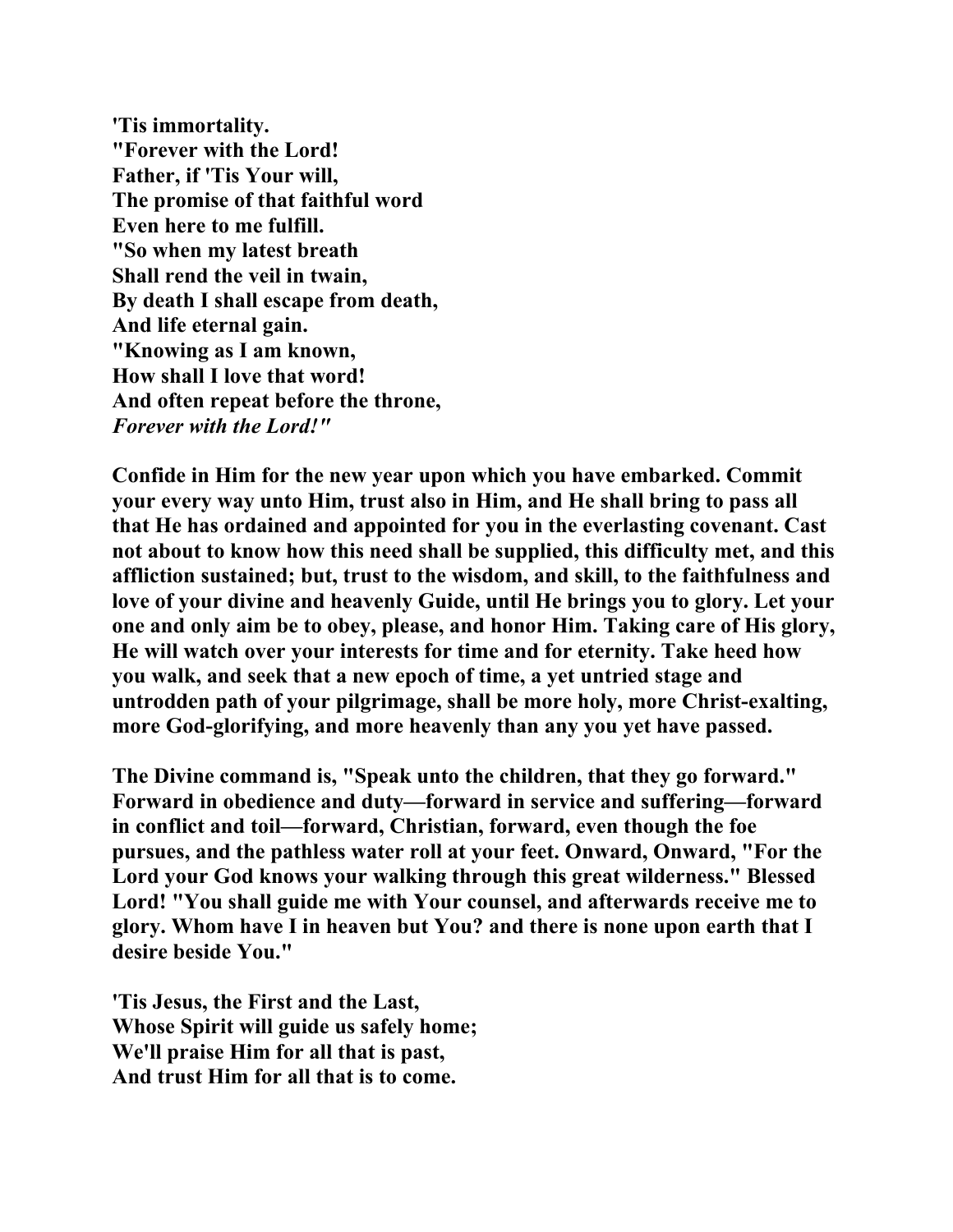**'Tis immortality.**
**"Forever with the Lord!**
**Father, if 'Tis Your will,**
**The promise of that faithful word**
**Even here to me fulfill.**
**"So when my latest breath**
**Shall rend the veil in twain,**
**By death I shall escape from death,**
**And life eternal gain.**
**"Knowing as I am known,**
**How shall I love that word!**
**And often repeat before the throne,**
***Forever with the Lord!"***

**Confide in Him for the new year upon which you have embarked. Commit your every way unto Him, trust also in Him, and He shall bring to pass all that He has ordained and appointed for you in the everlasting covenant. Cast not about to know how this need shall be supplied, this difficulty met, and this affliction sustained; but, trust to the wisdom, and skill, to the faithfulness and love of your divine and heavenly Guide, until He brings you to glory. Let your one and only aim be to obey, please, and honor Him. Taking care of His glory, He will watch over your interests for time and for eternity. Take heed how you walk, and seek that a new epoch of time, a yet untried stage and untrodden path of your pilgrimage, shall be more holy, more Christ-exalting, more God-glorifying, and more heavenly than any you yet have passed.**

**The Divine command is, "Speak unto the children, that they go forward." Forward in obedience and duty—forward in service and suffering—forward in conflict and toil—forward, Christian, forward, even though the foe pursues, and the pathless water roll at your feet. Onward, Onward, "For the Lord your God knows your walking through this great wilderness." Blessed Lord! "You shall guide me with Your counsel, and afterwards receive me to glory. Whom have I in heaven but You? and there is none upon earth that I desire beside You."**

**'Tis Jesus, the First and the Last,**
**Whose Spirit will guide us safely home;**
**We'll praise Him for all that is past,**
**And trust Him for all that is to come.**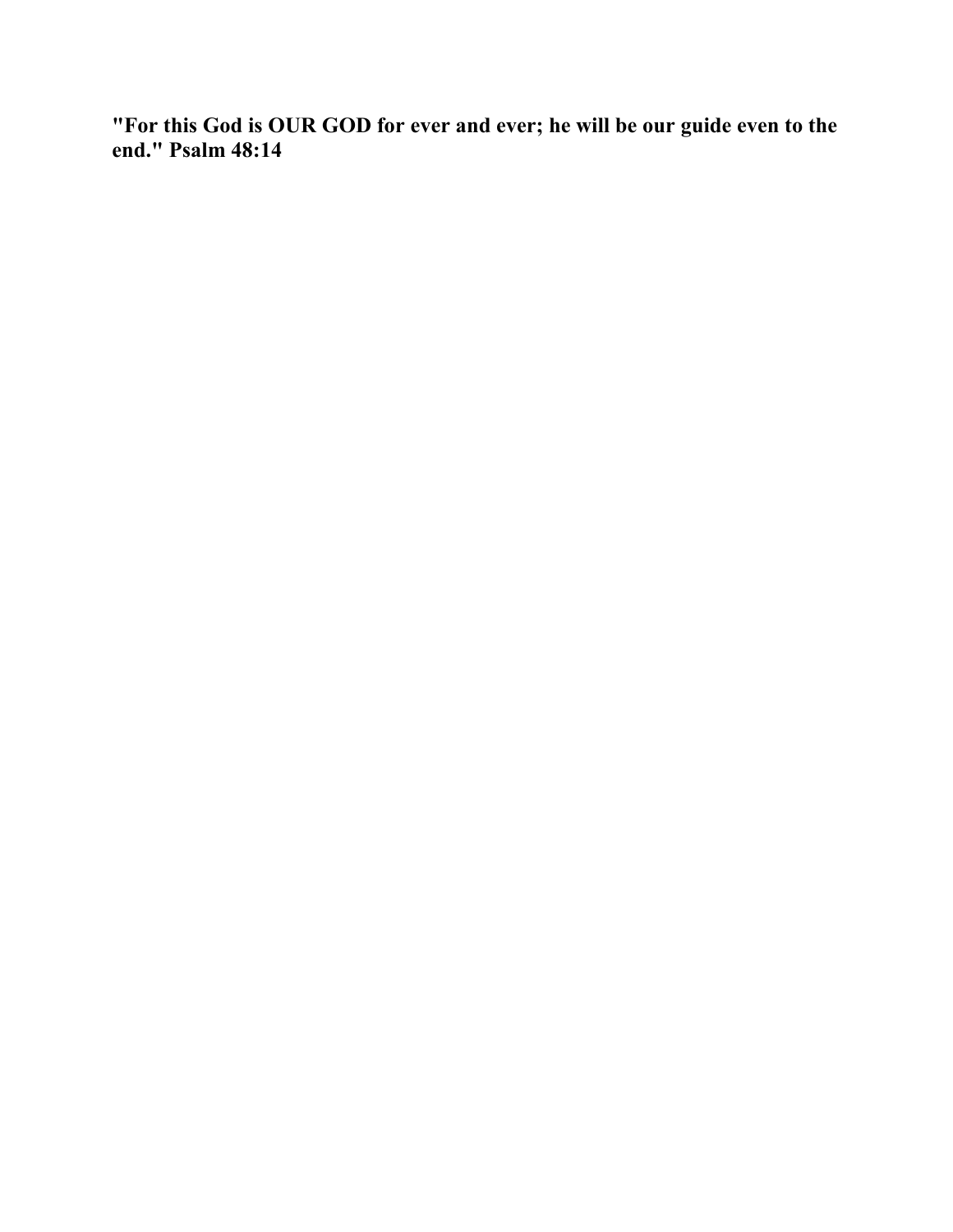**"For this God is OUR GOD for ever and ever; he will be our guide even to the end." Psalm 48:14**